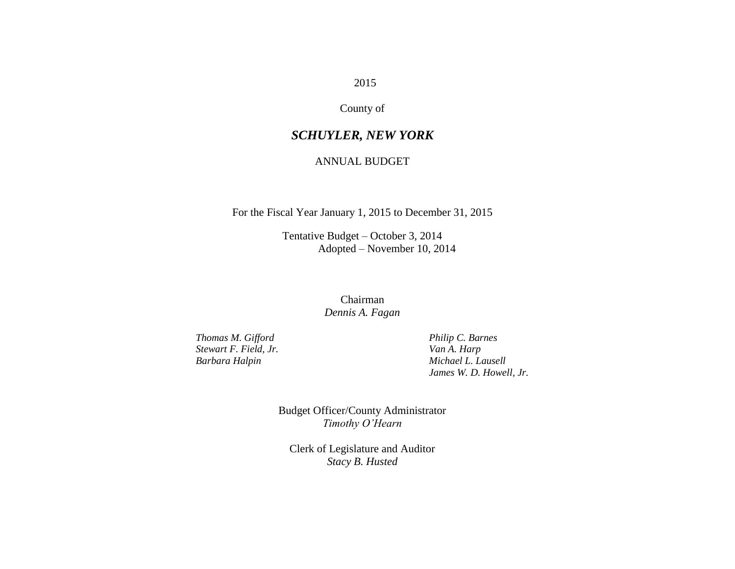2015

County of

# *SCHUYLER, NEW YORK*

ANNUAL BUDGET

For the Fiscal Year January 1, 2015 to December 31, 2015

Tentative Budget – October 3, 2014
Adopted – November 10, 2014

Chairman
*Dennis A. Fagan*

*Thomas M. Gifford*
*Stewart F. Field, Jr.*
*Barbara Halpin*

*Philip C. Barnes*
*Van A. Harp*
*Michael L. Lausell*
*James W. D. Howell, Jr.*

Budget Officer/County Administrator
*Timothy O'Hearn*

Clerk of Legislature and Auditor
*Stacy B. Husted*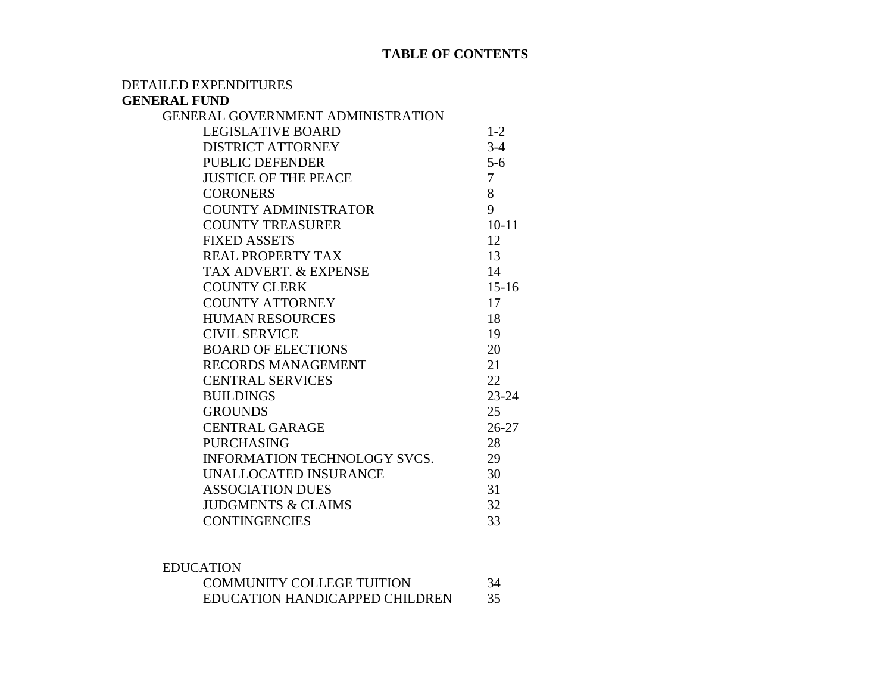# TABLE OF CONTENTS

DETAILED EXPENDITURES

**GENERAL FUND**

GENERAL GOVERNMENT ADMINISTRATION

| | |
|---|---|
| LEGISLATIVE BOARD | 1-2 |
| DISTRICT ATTORNEY | 3-4 |
| PUBLIC DEFENDER | 5-6 |
| JUSTICE OF THE PEACE | 7 |
| CORONERS | 8 |
| COUNTY ADMINISTRATOR | 9 |
| COUNTY TREASURER | 10-11 |
| FIXED ASSETS | 12 |
| REAL PROPERTY TAX | 13 |
| TAX ADVERT. & EXPENSE | 14 |
| COUNTY CLERK | 15-16 |
| COUNTY ATTORNEY | 17 |
| HUMAN RESOURCES | 18 |
| CIVIL SERVICE | 19 |
| BOARD OF ELECTIONS | 20 |
| RECORDS MANAGEMENT | 21 |
| CENTRAL SERVICES | 22 |
| BUILDINGS | 23-24 |
| GROUNDS | 25 |
| CENTRAL GARAGE | 26-27 |
| PURCHASING | 28 |
| INFORMATION TECHNOLOGY SVCS. | 29 |
| UNALLOCATED INSURANCE | 30 |
| ASSOCIATION DUES | 31 |
| JUDGMENTS & CLAIMS | 32 |
| CONTINGENCIES | 33 |

EDUCATION

| | |
|---|---|
| COMMUNITY COLLEGE TUITION | 34 |
| EDUCATION HANDICAPPED CHILDREN | 35 |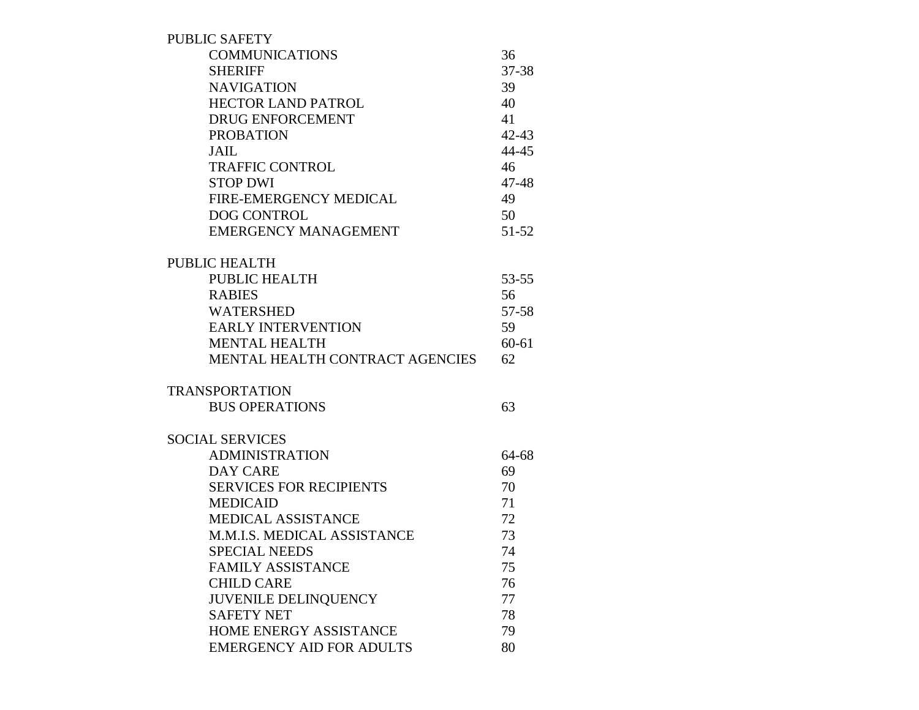PUBLIC SAFETY

| | |
|---|---|
| COMMUNICATIONS | 36 |
| SHERIFF | 37-38 |
| NAVIGATION | 39 |
| HECTOR LAND PATROL | 40 |
| DRUG ENFORCEMENT | 41 |
| PROBATION | 42-43 |
| JAIL | 44-45 |
| TRAFFIC CONTROL | 46 |
| STOP DWI | 47-48 |
| FIRE-EMERGENCY MEDICAL | 49 |
| DOG CONTROL | 50 |
| EMERGENCY MANAGEMENT | 51-52 |

PUBLIC HEALTH

| | |
|---|---|
| PUBLIC HEALTH | 53-55 |
| RABIES | 56 |
| WATERSHED | 57-58 |
| EARLY INTERVENTION | 59 |
| MENTAL HEALTH | 60-61 |
| MENTAL HEALTH CONTRACT AGENCIES | 62 |

TRANSPORTATION

| | |
|---|---|
| BUS OPERATIONS | 63 |

SOCIAL SERVICES

| | |
|---|---|
| ADMINISTRATION | 64-68 |
| DAY CARE | 69 |
| SERVICES FOR RECIPIENTS | 70 |
| MEDICAID | 71 |
| MEDICAL ASSISTANCE | 72 |
| M.M.I.S. MEDICAL ASSISTANCE | 73 |
| SPECIAL NEEDS | 74 |
| FAMILY ASSISTANCE | 75 |
| CHILD CARE | 76 |
| JUVENILE DELINQUENCY | 77 |
| SAFETY NET | 78 |
| HOME ENERGY ASSISTANCE | 79 |
| EMERGENCY AID FOR ADULTS | 80 |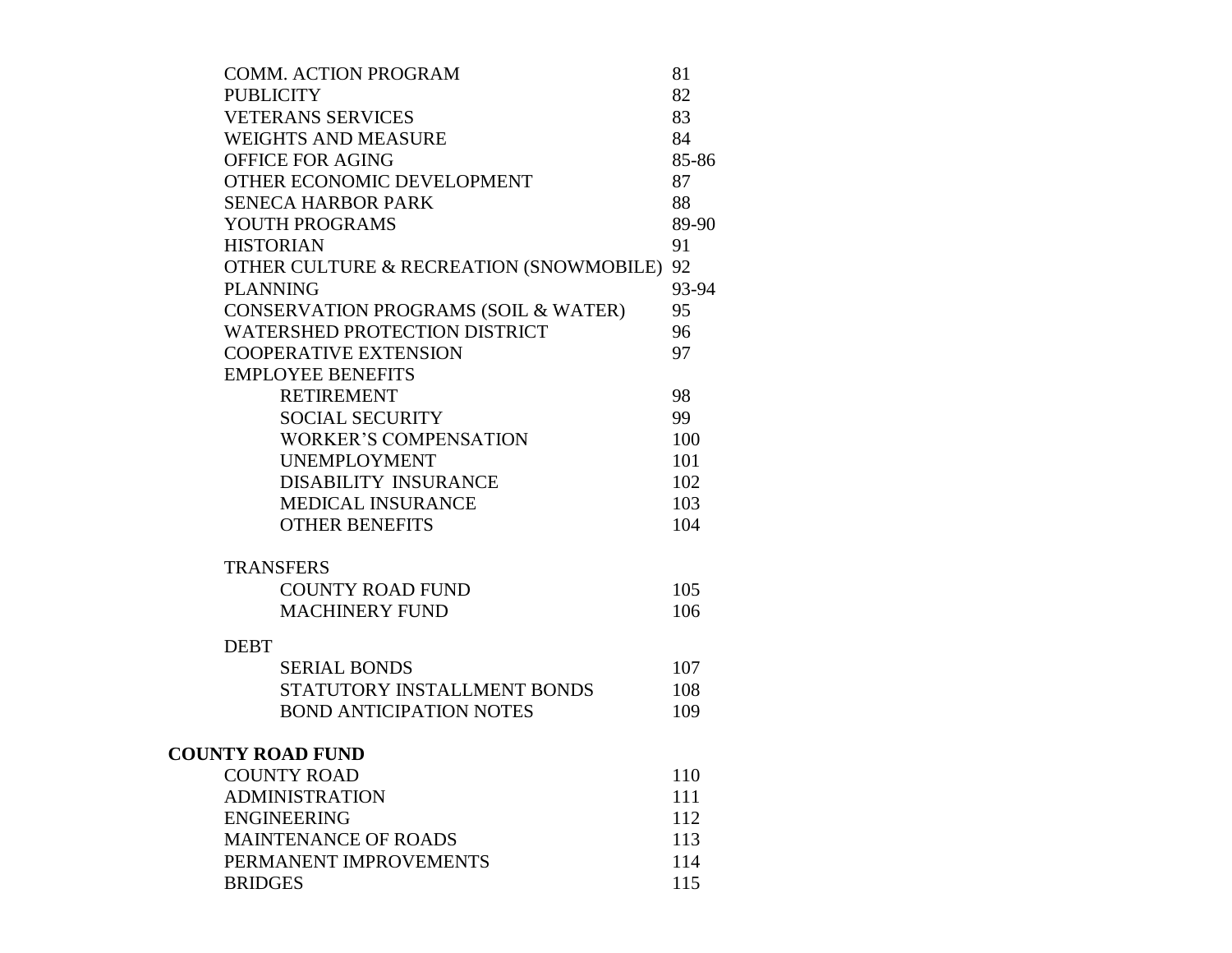| | |
|---|---|
| COMM. ACTION PROGRAM | 81 |
| PUBLICITY | 82 |
| VETERANS SERVICES | 83 |
| WEIGHTS AND MEASURE | 84 |
| OFFICE FOR AGING | 85-86 |
| OTHER ECONOMIC DEVELOPMENT | 87 |
| SENECA HARBOR PARK | 88 |
| YOUTH PROGRAMS | 89-90 |
| HISTORIAN | 91 |
| OTHER CULTURE & RECREATION (SNOWMOBILE) | 92 |
| PLANNING | 93-94 |
| CONSERVATION PROGRAMS (SOIL & WATER) | 95 |
| WATERSHED PROTECTION DISTRICT | 96 |
| COOPERATIVE EXTENSION | 97 |
| EMPLOYEE BENEFITS | |
| RETIREMENT | 98 |
| SOCIAL SECURITY | 99 |
| WORKER'S COMPENSATION | 100 |
| UNEMPLOYMENT | 101 |
| DISABILITY INSURANCE | 102 |
| MEDICAL INSURANCE | 103 |
| OTHER BENEFITS | 104 |
| TRANSFERS | |
| COUNTY ROAD FUND | 105 |
| MACHINERY FUND | 106 |
| DEBT | |
| SERIAL BONDS | 107 |
| STATUTORY INSTALLMENT BONDS | 108 |
| BOND ANTICIPATION NOTES | 109 |

**COUNTY ROAD FUND**

| | |
|---|---|
| COUNTY ROAD | 110 |
| ADMINISTRATION | 111 |
| ENGINEERING | 112 |
| MAINTENANCE OF ROADS | 113 |
| PERMANENT IMPROVEMENTS | 114 |
| BRIDGES | 115 |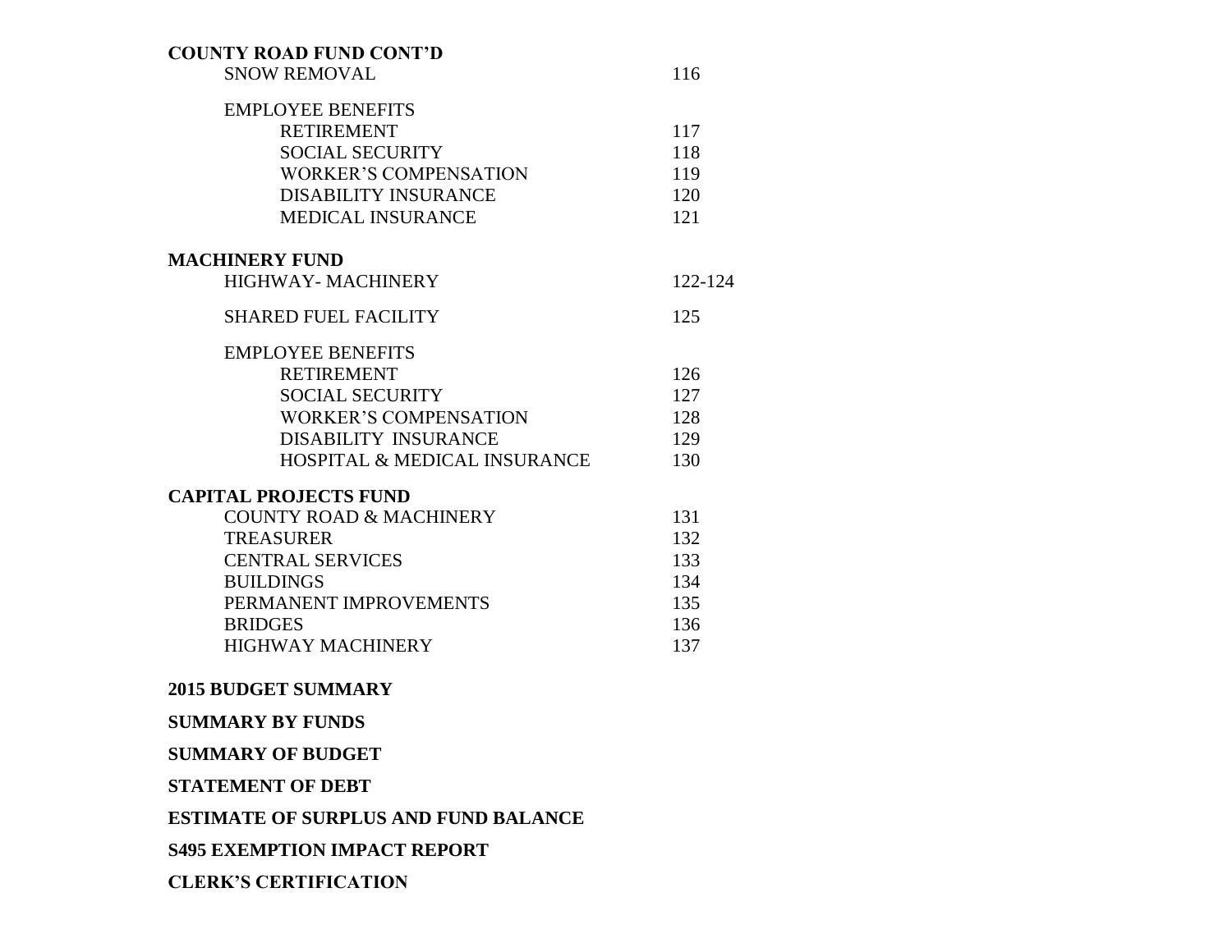**COUNTY ROAD FUND CONT'D**

| | |
|---|---|
| SNOW REMOVAL | 116 |
| EMPLOYEE BENEFITS | |
| RETIREMENT | 117 |
| SOCIAL SECURITY | 118 |
| WORKER'S COMPENSATION | 119 |
| DISABILITY INSURANCE | 120 |
| MEDICAL INSURANCE | 121 |

**MACHINERY FUND**

| | |
|---|---|
| HIGHWAY- MACHINERY | 122-124 |
| SHARED FUEL FACILITY | 125 |
| EMPLOYEE BENEFITS | |
| RETIREMENT | 126 |
| SOCIAL SECURITY | 127 |
| WORKER'S COMPENSATION | 128 |
| DISABILITY INSURANCE | 129 |
| HOSPITAL & MEDICAL INSURANCE | 130 |

**CAPITAL PROJECTS FUND**

| | |
|---|---|
| COUNTY ROAD & MACHINERY | 131 |
| TREASURER | 132 |
| CENTRAL SERVICES | 133 |
| BUILDINGS | 134 |
| PERMANENT IMPROVEMENTS | 135 |
| BRIDGES | 136 |
| HIGHWAY MACHINERY | 137 |

**2015 BUDGET SUMMARY**

**SUMMARY BY FUNDS**

**SUMMARY OF BUDGET**

**STATEMENT OF DEBT**

**ESTIMATE OF SURPLUS AND FUND BALANCE**

**S495 EXEMPTION IMPACT REPORT**

**CLERK'S CERTIFICATION**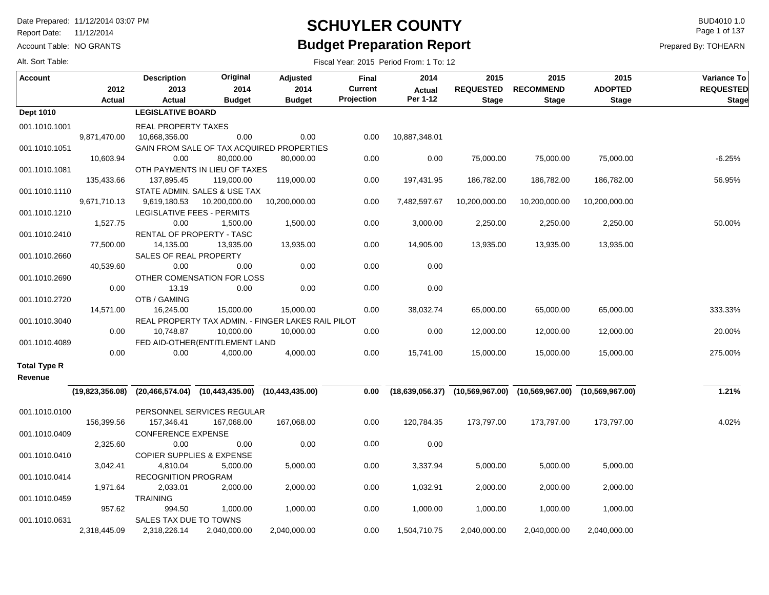# SCHUYLER COUNTY

## Budget Preparation Report

Date Prepared: 11/12/2014 03:07 PM
Report Date: 11/12/2014
Account Table: NO GRANTS
Alt. Sort Table:

BUD4010 1.0
Prepared By: TOHEARN

Fiscal Year: 2015 Period From: 1 To: 12

| Account | 2012 Actual | Description 2013 Actual | Original 2014 Budget | Adjusted 2014 Budget | Final Current Projection | 2014 Actual Per 1-12 | 2015 REQUESTED Stage | 2015 RECOMMEND Stage | 2015 ADOPTED Stage | Variance To REQUESTED Stage |
|---|---|---|---|---|---|---|---|---|---|---|
| **Dept 1010** | | **LEGISLATIVE BOARD** | | | | | | | | |
| 001.1010.1001 | | REAL PROPERTY TAXES | | | | | | | | |
| | 9,871,470.00 | 10,668,356.00 | 0.00 | 0.00 | 0.00 | 10,887,348.01 | | | | |
| 001.1010.1051 | | GAIN FROM SALE OF TAX ACQUIRED PROPERTIES | | | | | | | | |
| | 10,603.94 | 0.00 | 80,000.00 | 80,000.00 | 0.00 | 0.00 | 75,000.00 | 75,000.00 | 75,000.00 | -6.25% |
| 001.1010.1081 | | OTH PAYMENTS IN LIEU OF TAXES | | | | | | | | |
| | 135,433.66 | 137,895.45 | 119,000.00 | 119,000.00 | 0.00 | 197,431.95 | 186,782.00 | 186,782.00 | 186,782.00 | 56.95% |
| 001.1010.1110 | | STATE ADMIN. SALES & USE TAX | | | | | | | | |
| | 9,671,710.13 | 9,619,180.53 | 10,200,000.00 | 10,200,000.00 | 0.00 | 7,482,597.67 | 10,200,000.00 | 10,200,000.00 | 10,200,000.00 | |
| 001.1010.1210 | | LEGISLATIVE FEES - PERMITS | | | | | | | | |
| | 1,527.75 | 0.00 | 1,500.00 | 1,500.00 | 0.00 | 3,000.00 | 2,250.00 | 2,250.00 | 2,250.00 | 50.00% |
| 001.1010.2410 | | RENTAL OF PROPERTY - TASC | | | | | | | | |
| | 77,500.00 | 14,135.00 | 13,935.00 | 13,935.00 | 0.00 | 14,905.00 | 13,935.00 | 13,935.00 | 13,935.00 | |
| 001.1010.2660 | | SALES OF REAL PROPERTY | | | | | | | | |
| | 40,539.60 | 0.00 | 0.00 | 0.00 | 0.00 | 0.00 | | | | |
| 001.1010.2690 | | OTHER COMENSATION FOR LOSS | | | | | | | | |
| | 0.00 | 13.19 | 0.00 | 0.00 | 0.00 | 0.00 | | | | |
| 001.1010.2720 | | OTB / GAMING | | | | | | | | |
| | 14,571.00 | 16,245.00 | 15,000.00 | 15,000.00 | 0.00 | 38,032.74 | 65,000.00 | 65,000.00 | 65,000.00 | 333.33% |
| 001.1010.3040 | | REAL PROPERTY TAX ADMIN. - FINGER LAKES RAIL PILOT | | | | | | | | |
| | 0.00 | 10,748.87 | 10,000.00 | 10,000.00 | 0.00 | 0.00 | 12,000.00 | 12,000.00 | 12,000.00 | 20.00% |
| 001.1010.4089 | | FED AID-OTHER(ENTITLEMENT LAND | | | | | | | | |
| | 0.00 | 0.00 | 4,000.00 | 4,000.00 | 0.00 | 15,741.00 | 15,000.00 | 15,000.00 | 15,000.00 | 275.00% |
| **Total Type R Revenue** | | | | | | | | | | |
| | **(19,823,356.08)** | **(20,466,574.04)** | **(10,443,435.00)** | **(10,443,435.00)** | **0.00** | **(18,639,056.37)** | **(10,569,967.00)** | **(10,569,967.00)** | **(10,569,967.00)** | **1.21%** |
| 001.1010.0100 | | PERSONNEL SERVICES REGULAR | | | | | | | | |
| | 156,399.56 | 157,346.41 | 167,068.00 | 167,068.00 | 0.00 | 120,784.35 | 173,797.00 | 173,797.00 | 173,797.00 | 4.02% |
| 001.1010.0409 | | CONFERENCE EXPENSE | | | | | | | | |
| | 2,325.60 | 0.00 | 0.00 | 0.00 | 0.00 | 0.00 | | | | |
| 001.1010.0410 | | COPIER SUPPLIES & EXPENSE | | | | | | | | |
| | 3,042.41 | 4,810.04 | 5,000.00 | 5,000.00 | 0.00 | 3,337.94 | 5,000.00 | 5,000.00 | 5,000.00 | |
| 001.1010.0414 | | RECOGNITION PROGRAM | | | | | | | | |
| | 1,971.64 | 2,033.01 | 2,000.00 | 2,000.00 | 0.00 | 1,032.91 | 2,000.00 | 2,000.00 | 2,000.00 | |
| 001.1010.0459 | | TRAINING | | | | | | | | |
| | 957.62 | 994.50 | 1,000.00 | 1,000.00 | 0.00 | 1,000.00 | 1,000.00 | 1,000.00 | 1,000.00 | |
| 001.1010.0631 | | SALES TAX DUE TO TOWNS | | | | | | | | |
| | 2,318,445.09 | 2,318,226.14 | 2,040,000.00 | 2,040,000.00 | 0.00 | 1,504,710.75 | 2,040,000.00 | 2,040,000.00 | 2,040,000.00 | |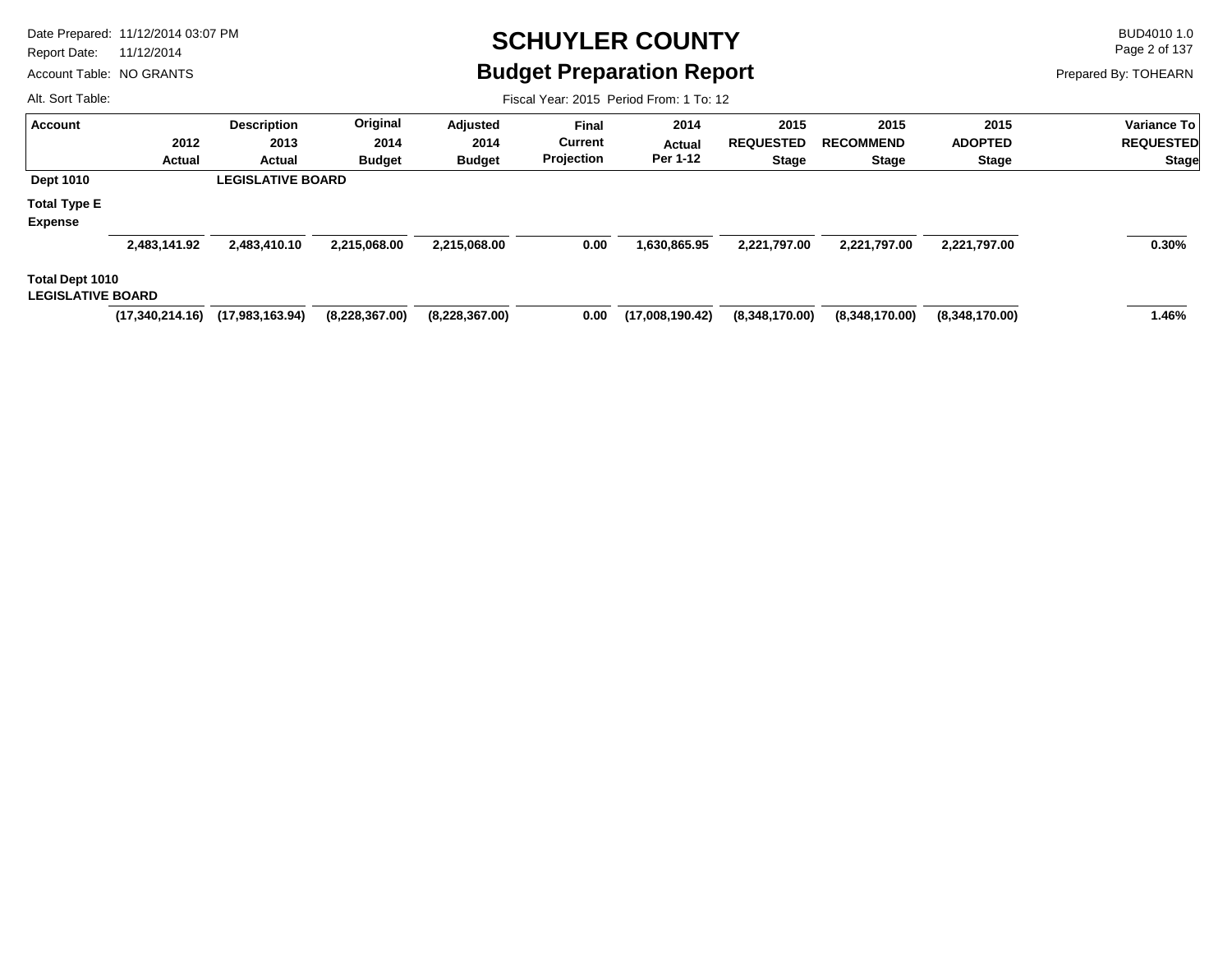# SCHUYLER COUNTY

## Budget Preparation Report

Date Prepared: 11/12/2014 03:07 PM
Report Date: 11/12/2014
Account Table: NO GRANTS
Alt. Sort Table:

BUD4010 1.0
Prepared By: TOHEARN

Fiscal Year: 2015 Period From: 1 To: 12

| Account | 2012 Actual | Description 2013 Actual | Original 2014 Budget | Adjusted 2014 Budget | Final Current Projection | 2014 Actual Per 1-12 | 2015 REQUESTED Stage | 2015 RECOMMEND Stage | 2015 ADOPTED Stage | Variance To REQUESTED Stage |
|---|---|---|---|---|---|---|---|---|---|---|
| **Dept 1010** | | **LEGISLATIVE BOARD** | | | | | | | | |
| **Total Type E Expense** | | | | | | | | | | |
| | **2,483,141.92** | **2,483,410.10** | **2,215,068.00** | **2,215,068.00** | **0.00** | **1,630,865.95** | **2,221,797.00** | **2,221,797.00** | **2,221,797.00** | **0.30%** |
| **Total Dept 1010 LEGISLATIVE BOARD** | | | | | | | | | | |
| | **(17,340,214.16)** | **(17,983,163.94)** | **(8,228,367.00)** | **(8,228,367.00)** | **0.00** | **(17,008,190.42)** | **(8,348,170.00)** | **(8,348,170.00)** | **(8,348,170.00)** | **1.46%** |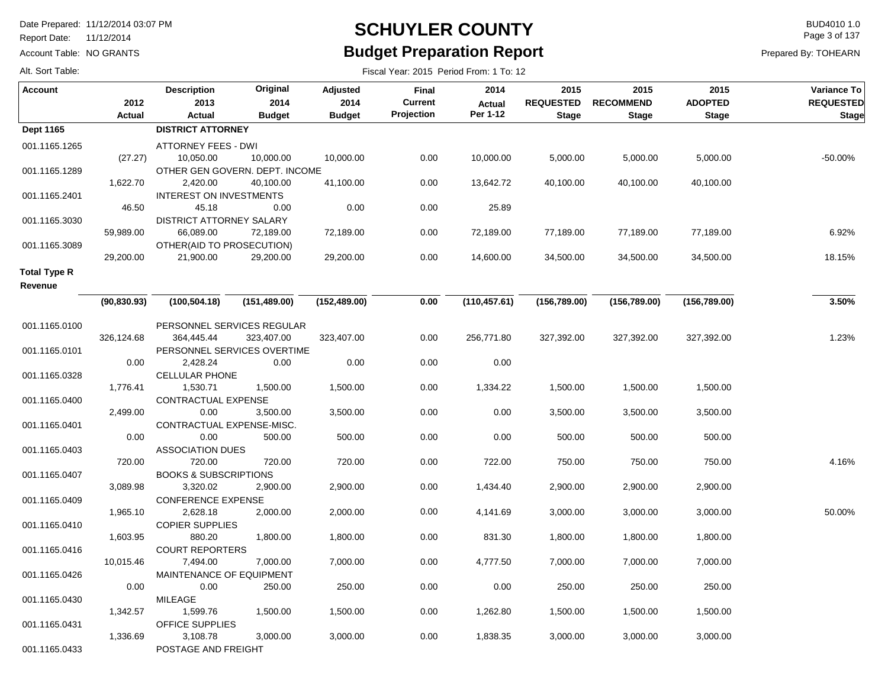# SCHUYLER COUNTY

## Budget Preparation Report

Date Prepared: 11/12/2014 03:07 PM
Report Date: 11/12/2014
Account Table: NO GRANTS
Alt. Sort Table:

BUD4010 1.0
Prepared By: TOHEARN

Fiscal Year: 2015 Period From: 1 To: 12

| Account | 2012 Actual | Description 2013 Actual | Original 2014 Budget | Adjusted 2014 Budget | Final Current Projection | 2014 Actual Per 1-12 | 2015 REQUESTED Stage | 2015 RECOMMEND Stage | 2015 ADOPTED Stage | Variance To REQUESTED Stage |
|---|---|---|---|---|---|---|---|---|---|---|
| **Dept 1165** | | **DISTRICT ATTORNEY** | | | | | | | | |
| 001.1165.1265 | | ATTORNEY FEES - DWI | | | | | | | | |
| | (27.27) | 10,050.00 | 10,000.00 | 10,000.00 | 0.00 | 10,000.00 | 5,000.00 | 5,000.00 | 5,000.00 | -50.00% |
| 001.1165.1289 | | OTHER GEN GOVERN. DEPT. INCOME | | | | | | | | |
| | 1,622.70 | 2,420.00 | 40,100.00 | 41,100.00 | 0.00 | 13,642.72 | 40,100.00 | 40,100.00 | 40,100.00 | |
| 001.1165.2401 | | INTEREST ON INVESTMENTS | | | | | | | | |
| | 46.50 | 45.18 | 0.00 | 0.00 | 0.00 | 25.89 | | | | |
| 001.1165.3030 | | DISTRICT ATTORNEY SALARY | | | | | | | | |
| | 59,989.00 | 66,089.00 | 72,189.00 | 72,189.00 | 0.00 | 72,189.00 | 77,189.00 | 77,189.00 | 77,189.00 | 6.92% |
| 001.1165.3089 | | OTHER(AID TO PROSECUTION) | | | | | | | | |
| | 29,200.00 | 21,900.00 | 29,200.00 | 29,200.00 | 0.00 | 14,600.00 | 34,500.00 | 34,500.00 | 34,500.00 | 18.15% |
| **Total Type R Revenue** | | | | | | | | | | |
| | **(90,830.93)** | **(100,504.18)** | **(151,489.00)** | **(152,489.00)** | **0.00** | **(110,457.61)** | **(156,789.00)** | **(156,789.00)** | **(156,789.00)** | **3.50%** |
| 001.1165.0100 | | PERSONNEL SERVICES REGULAR | | | | | | | | |
| | 326,124.68 | 364,445.44 | 323,407.00 | 323,407.00 | 0.00 | 256,771.80 | 327,392.00 | 327,392.00 | 327,392.00 | 1.23% |
| 001.1165.0101 | | PERSONNEL SERVICES OVERTIME | | | | | | | | |
| | 0.00 | 2,428.24 | 0.00 | 0.00 | 0.00 | 0.00 | | | | |
| 001.1165.0328 | | CELLULAR PHONE | | | | | | | | |
| | 1,776.41 | 1,530.71 | 1,500.00 | 1,500.00 | 0.00 | 1,334.22 | 1,500.00 | 1,500.00 | 1,500.00 | |
| 001.1165.0400 | | CONTRACTUAL EXPENSE | | | | | | | | |
| | 2,499.00 | 0.00 | 3,500.00 | 3,500.00 | 0.00 | 0.00 | 3,500.00 | 3,500.00 | 3,500.00 | |
| 001.1165.0401 | | CONTRACTUAL EXPENSE-MISC. | | | | | | | | |
| | 0.00 | 0.00 | 500.00 | 500.00 | 0.00 | 0.00 | 500.00 | 500.00 | 500.00 | |
| 001.1165.0403 | | ASSOCIATION DUES | | | | | | | | |
| | 720.00 | 720.00 | 720.00 | 720.00 | 0.00 | 722.00 | 750.00 | 750.00 | 750.00 | 4.16% |
| 001.1165.0407 | | BOOKS & SUBSCRIPTIONS | | | | | | | | |
| | 3,089.98 | 3,320.02 | 2,900.00 | 2,900.00 | 0.00 | 1,434.40 | 2,900.00 | 2,900.00 | 2,900.00 | |
| 001.1165.0409 | | CONFERENCE EXPENSE | | | | | | | | |
| | 1,965.10 | 2,628.18 | 2,000.00 | 2,000.00 | 0.00 | 4,141.69 | 3,000.00 | 3,000.00 | 3,000.00 | 50.00% |
| 001.1165.0410 | | COPIER SUPPLIES | | | | | | | | |
| | 1,603.95 | 880.20 | 1,800.00 | 1,800.00 | 0.00 | 831.30 | 1,800.00 | 1,800.00 | 1,800.00 | |
| 001.1165.0416 | | COURT REPORTERS | | | | | | | | |
| | 10,015.46 | 7,494.00 | 7,000.00 | 7,000.00 | 0.00 | 4,777.50 | 7,000.00 | 7,000.00 | 7,000.00 | |
| 001.1165.0426 | | MAINTENANCE OF EQUIPMENT | | | | | | | | |
| | 0.00 | 0.00 | 250.00 | 250.00 | 0.00 | 0.00 | 250.00 | 250.00 | 250.00 | |
| 001.1165.0430 | | MILEAGE | | | | | | | | |
| | 1,342.57 | 1,599.76 | 1,500.00 | 1,500.00 | 0.00 | 1,262.80 | 1,500.00 | 1,500.00 | 1,500.00 | |
| 001.1165.0431 | | OFFICE SUPPLIES | | | | | | | | |
| | 1,336.69 | 3,108.78 | 3,000.00 | 3,000.00 | 0.00 | 1,838.35 | 3,000.00 | 3,000.00 | 3,000.00 | |
| 001.1165.0433 | | POSTAGE AND FREIGHT | | | | | | | | |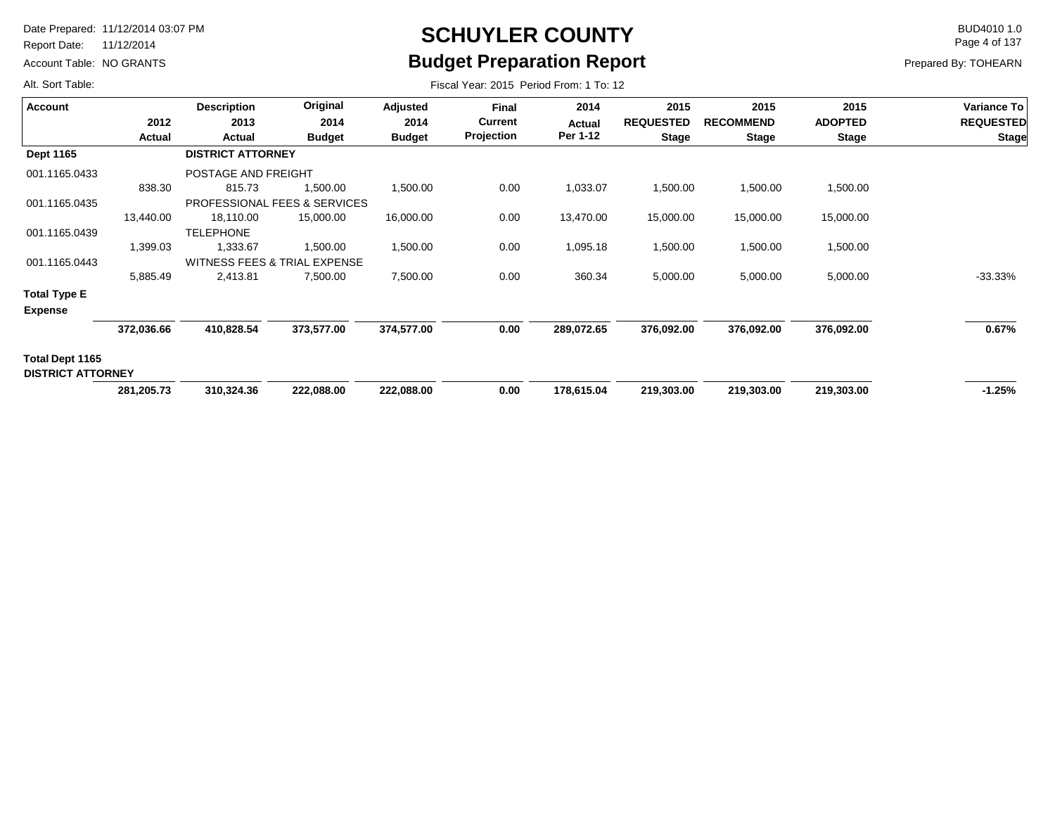# SCHUYLER COUNTY

## Budget Preparation Report

Date Prepared: 11/12/2014 03:07 PM
Report Date: 11/12/2014
Account Table: NO GRANTS
Alt. Sort Table:

BUD4010 1.0
Prepared By: TOHEARN

Fiscal Year: 2015 Period From: 1 To: 12

| Account | 2012 Actual | Description 2013 Actual | Original 2014 Budget | Adjusted 2014 Budget | Final Current Projection | 2014 Actual Per 1-12 | 2015 REQUESTED Stage | 2015 RECOMMEND Stage | 2015 ADOPTED Stage | Variance To REQUESTED Stage |
|---|---|---|---|---|---|---|---|---|---|---|
| **Dept 1165** | | **DISTRICT ATTORNEY** | | | | | | | | |
| 001.1165.0433 | | POSTAGE AND FREIGHT | | | | | | | | |
| | 838.30 | 815.73 | 1,500.00 | 1,500.00 | 0.00 | 1,033.07 | 1,500.00 | 1,500.00 | 1,500.00 | |
| 001.1165.0435 | | PROFESSIONAL FEES & SERVICES | | | | | | | | |
| | 13,440.00 | 18,110.00 | 15,000.00 | 16,000.00 | 0.00 | 13,470.00 | 15,000.00 | 15,000.00 | 15,000.00 | |
| 001.1165.0439 | | TELEPHONE | | | | | | | | |
| | 1,399.03 | 1,333.67 | 1,500.00 | 1,500.00 | 0.00 | 1,095.18 | 1,500.00 | 1,500.00 | 1,500.00 | |
| 001.1165.0443 | | WITNESS FEES & TRIAL EXPENSE | | | | | | | | |
| | 5,885.49 | 2,413.81 | 7,500.00 | 7,500.00 | 0.00 | 360.34 | 5,000.00 | 5,000.00 | 5,000.00 | -33.33% |
| **Total Type E Expense** | | | | | | | | | | |
| | **372,036.66** | **410,828.54** | **373,577.00** | **374,577.00** | **0.00** | **289,072.65** | **376,092.00** | **376,092.00** | **376,092.00** | **0.67%** |
| **Total Dept 1165 DISTRICT ATTORNEY** | | | | | | | | | | |
| | **281,205.73** | **310,324.36** | **222,088.00** | **222,088.00** | **0.00** | **178,615.04** | **219,303.00** | **219,303.00** | **219,303.00** | **-1.25%** |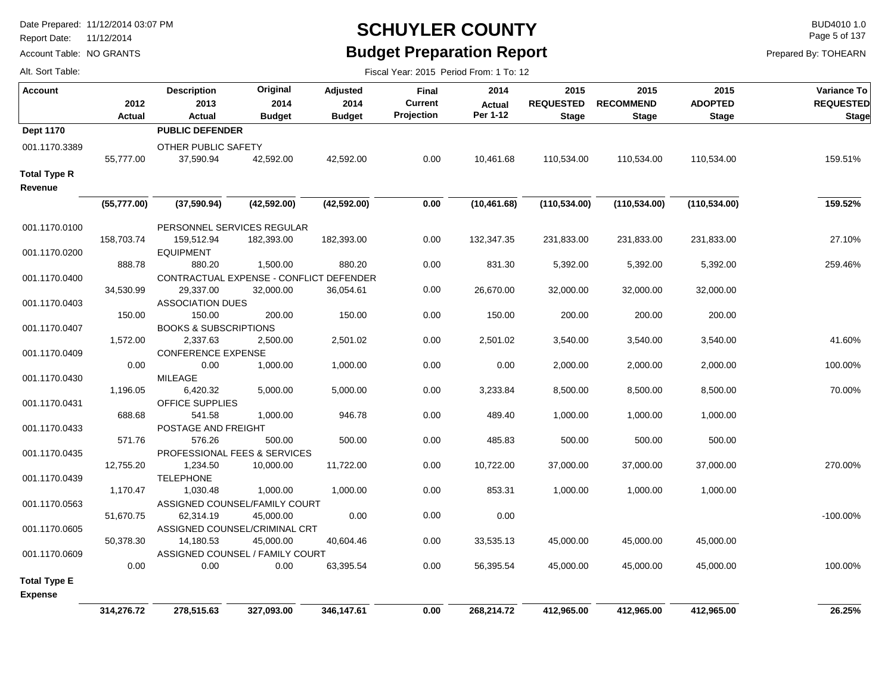# SCHUYLER COUNTY

## Budget Preparation Report

Date Prepared: 11/12/2014 03:07 PM
Report Date: 11/12/2014
Account Table: NO GRANTS
Alt. Sort Table:

BUD4010 1.0
Prepared By: TOHEARN

Fiscal Year: 2015 Period From: 1 To: 12

| Account | 2012 Actual | Description 2013 Actual | Original 2014 Budget | Adjusted 2014 Budget | Final Current Projection | 2014 Actual Per 1-12 | 2015 REQUESTED Stage | 2015 RECOMMEND Stage | 2015 ADOPTED Stage | Variance To REQUESTED Stage |
|---|---|---|---|---|---|---|---|---|---|---|
| **Dept 1170** | | **PUBLIC DEFENDER** | | | | | | | | |
| 001.1170.3389 | | OTHER PUBLIC SAFETY | | | | | | | | |
| | 55,777.00 | 37,590.94 | 42,592.00 | 42,592.00 | 0.00 | 10,461.68 | 110,534.00 | 110,534.00 | 110,534.00 | 159.51% |
| **Total Type R Revenue** | **(55,777.00)** | **(37,590.94)** | **(42,592.00)** | **(42,592.00)** | **0.00** | **(10,461.68)** | **(110,534.00)** | **(110,534.00)** | **(110,534.00)** | **159.52%** |
| 001.1170.0100 | | PERSONNEL SERVICES REGULAR | | | | | | | | |
| | 158,703.74 | 159,512.94 | 182,393.00 | 182,393.00 | 0.00 | 132,347.35 | 231,833.00 | 231,833.00 | 231,833.00 | 27.10% |
| 001.1170.0200 | | EQUIPMENT | | | | | | | | |
| | 888.78 | 880.20 | 1,500.00 | 880.20 | 0.00 | 831.30 | 5,392.00 | 5,392.00 | 5,392.00 | 259.46% |
| 001.1170.0400 | | CONTRACTUAL EXPENSE - CONFLICT DEFENDER | | | | | | | | |
| | 34,530.99 | 29,337.00 | 32,000.00 | 36,054.61 | 0.00 | 26,670.00 | 32,000.00 | 32,000.00 | 32,000.00 | |
| 001.1170.0403 | | ASSOCIATION DUES | | | | | | | | |
| | 150.00 | 150.00 | 200.00 | 150.00 | 0.00 | 150.00 | 200.00 | 200.00 | 200.00 | |
| 001.1170.0407 | | BOOKS & SUBSCRIPTIONS | | | | | | | | |
| | 1,572.00 | 2,337.63 | 2,500.00 | 2,501.02 | 0.00 | 2,501.02 | 3,540.00 | 3,540.00 | 3,540.00 | 41.60% |
| 001.1170.0409 | | CONFERENCE EXPENSE | | | | | | | | |
| | 0.00 | 0.00 | 1,000.00 | 1,000.00 | 0.00 | 0.00 | 2,000.00 | 2,000.00 | 2,000.00 | 100.00% |
| 001.1170.0430 | | MILEAGE | | | | | | | | |
| | 1,196.05 | 6,420.32 | 5,000.00 | 5,000.00 | 0.00 | 3,233.84 | 8,500.00 | 8,500.00 | 8,500.00 | 70.00% |
| 001.1170.0431 | | OFFICE SUPPLIES | | | | | | | | |
| | 688.68 | 541.58 | 1,000.00 | 946.78 | 0.00 | 489.40 | 1,000.00 | 1,000.00 | 1,000.00 | |
| 001.1170.0433 | | POSTAGE AND FREIGHT | | | | | | | | |
| | 571.76 | 576.26 | 500.00 | 500.00 | 0.00 | 485.83 | 500.00 | 500.00 | 500.00 | |
| 001.1170.0435 | | PROFESSIONAL FEES & SERVICES | | | | | | | | |
| | 12,755.20 | 1,234.50 | 10,000.00 | 11,722.00 | 0.00 | 10,722.00 | 37,000.00 | 37,000.00 | 37,000.00 | 270.00% |
| 001.1170.0439 | | TELEPHONE | | | | | | | | |
| | 1,170.47 | 1,030.48 | 1,000.00 | 1,000.00 | 0.00 | 853.31 | 1,000.00 | 1,000.00 | 1,000.00 | |
| 001.1170.0563 | | ASSIGNED COUNSEL/FAMILY COURT | | | | | | | | |
| | 51,670.75 | 62,314.19 | 45,000.00 | 0.00 | 0.00 | 0.00 | | | | -100.00% |
| 001.1170.0605 | | ASSIGNED COUNSEL/CRIMINAL CRT | | | | | | | | |
| | 50,378.30 | 14,180.53 | 45,000.00 | 40,604.46 | 0.00 | 33,535.13 | 45,000.00 | 45,000.00 | 45,000.00 | |
| 001.1170.0609 | | ASSIGNED COUNSEL / FAMILY COURT | | | | | | | | |
| | 0.00 | 0.00 | 0.00 | 63,395.54 | 0.00 | 56,395.54 | 45,000.00 | 45,000.00 | 45,000.00 | 100.00% |
| **Total Type E Expense** | **314,276.72** | **278,515.63** | **327,093.00** | **346,147.61** | **0.00** | **268,214.72** | **412,965.00** | **412,965.00** | **412,965.00** | **26.25%** |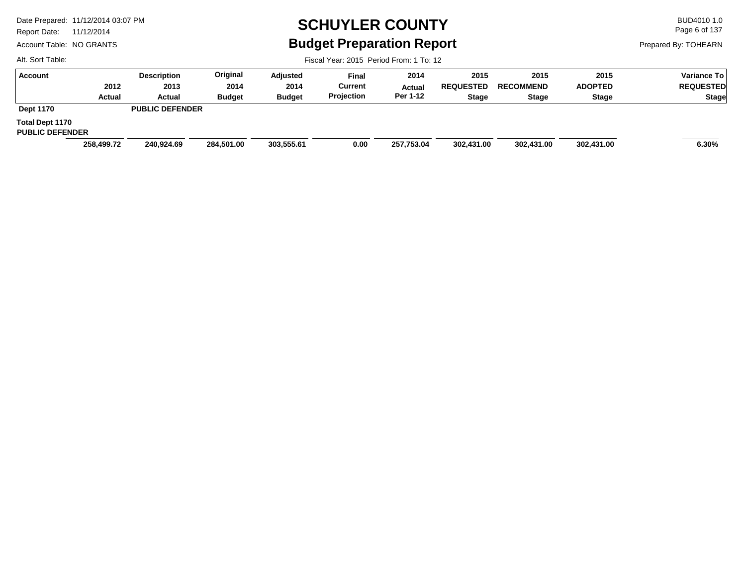# SCHUYLER COUNTY

## Budget Preparation Report

Date Prepared: 11/12/2014 03:07 PM
Report Date: 11/12/2014
Account Table: NO GRANTS
Alt. Sort Table:

BUD4010 1.0
Prepared By: TOHEARN

Fiscal Year: 2015 Period From: 1 To: 12

| Account 2012 Actual | Description 2013 Actual | Original 2014 Budget | Adjusted 2014 Budget | Final Current Projection | 2014 Actual Per 1-12 | 2015 REQUESTED Stage | 2015 RECOMMEND Stage | 2015 ADOPTED Stage | Variance To REQUESTED Stage |
|---|---|---|---|---|---|---|---|---|---|
| **Dept 1170** | **PUBLIC DEFENDER** | | | | | | | | |
| **Total Dept 1170 PUBLIC DEFENDER** | | | | | | | | | |
| **258,499.72** | **240,924.69** | **284,501.00** | **303,555.61** | **0.00** | **257,753.04** | **302,431.00** | **302,431.00** | **302,431.00** | **6.30%** |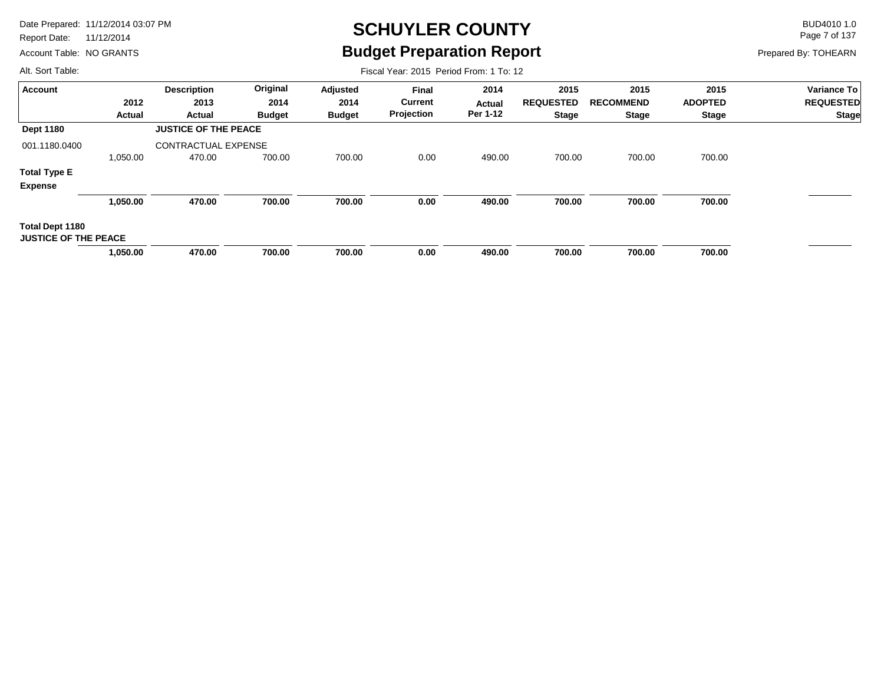# SCHUYLER COUNTY
## Budget Preparation Report

Date Prepared: 11/12/2014 03:07 PM
Report Date: 11/12/2014
Account Table: NO GRANTS
Alt. Sort Table:

BUD4010 1.0
Prepared By: TOHEARN

Fiscal Year: 2015 Period From: 1 To: 12

| Account | 2012 Actual | Description 2013 Actual | Original 2014 Budget | Adjusted 2014 Budget | Final Current Projection | 2014 Actual Per 1-12 | 2015 REQUESTED Stage | 2015 RECOMMEND Stage | 2015 ADOPTED Stage | Variance To REQUESTED Stage |
|---|---|---|---|---|---|---|---|---|---|---|
| **Dept 1180** | | **JUSTICE OF THE PEACE** | | | | | | | | |
| 001.1180.0400 | | CONTRACTUAL EXPENSE | | | | | | | | |
| | 1,050.00 | 470.00 | 700.00 | 700.00 | 0.00 | 490.00 | 700.00 | 700.00 | 700.00 | |
| **Total Type E Expense** | **1,050.00** | **470.00** | **700.00** | **700.00** | **0.00** | **490.00** | **700.00** | **700.00** | **700.00** | |
| **Total Dept 1180 JUSTICE OF THE PEACE** | **1,050.00** | **470.00** | **700.00** | **700.00** | **0.00** | **490.00** | **700.00** | **700.00** | **700.00** | |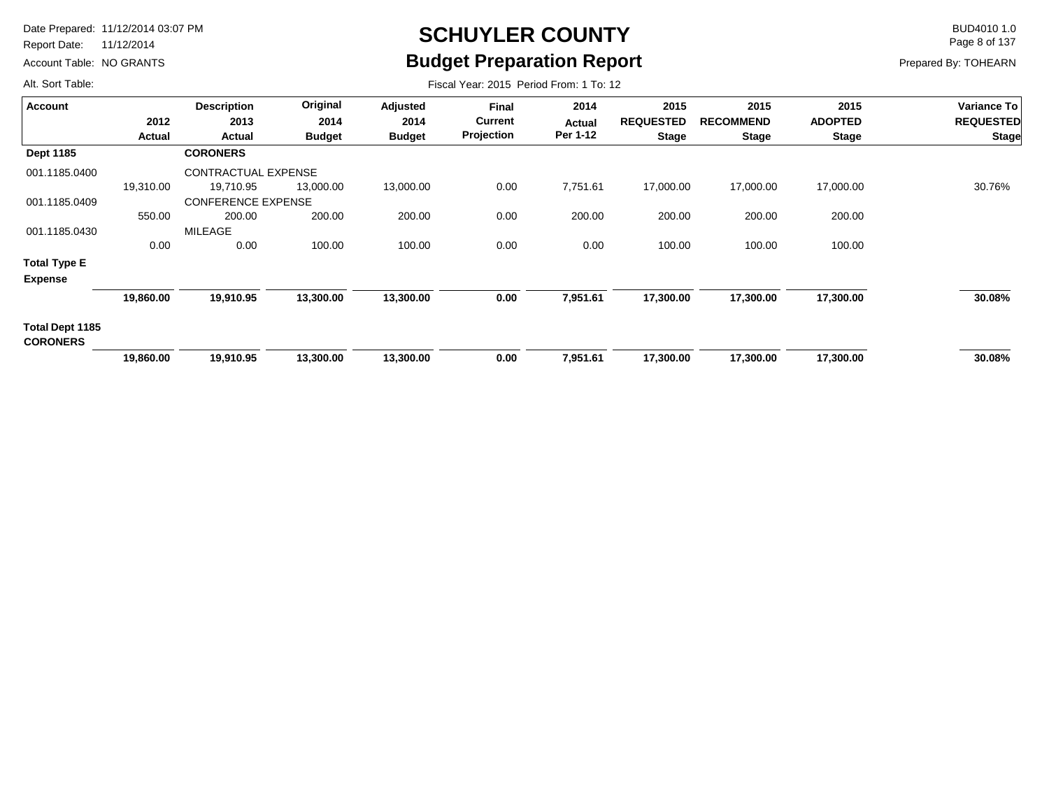# SCHUYLER COUNTY

## Budget Preparation Report

Date Prepared: 11/12/2014 03:07 PM
Report Date: 11/12/2014
Account Table: NO GRANTS
Alt. Sort Table:

BUD4010 1.0
Prepared By: TOHEARN

Fiscal Year: 2015 Period From: 1 To: 12

| Account | 2012 Actual | Description 2013 Actual | Original 2014 Budget | Adjusted 2014 Budget | Final Current Projection | 2014 Actual Per 1-12 | 2015 REQUESTED Stage | 2015 RECOMMEND Stage | 2015 ADOPTED Stage | Variance To REQUESTED Stage |
|---|---|---|---|---|---|---|---|---|---|---|
| **Dept 1185** | | **CORONERS** | | | | | | | | |
| 001.1185.0400 | | CONTRACTUAL EXPENSE | | | | | | | | |
| | 19,310.00 | 19,710.95 | 13,000.00 | 13,000.00 | 0.00 | 7,751.61 | 17,000.00 | 17,000.00 | 17,000.00 | 30.76% |
| 001.1185.0409 | | CONFERENCE EXPENSE | | | | | | | | |
| | 550.00 | 200.00 | 200.00 | 200.00 | 0.00 | 200.00 | 200.00 | 200.00 | 200.00 | |
| 001.1185.0430 | | MILEAGE | | | | | | | | |
| | 0.00 | 0.00 | 100.00 | 100.00 | 0.00 | 0.00 | 100.00 | 100.00 | 100.00 | |
| **Total Type E Expense** | | | | | | | | | | |
| | **19,860.00** | **19,910.95** | **13,300.00** | **13,300.00** | **0.00** | **7,951.61** | **17,300.00** | **17,300.00** | **17,300.00** | **30.08%** |
| **Total Dept 1185 CORONERS** | | | | | | | | | | |
| | **19,860.00** | **19,910.95** | **13,300.00** | **13,300.00** | **0.00** | **7,951.61** | **17,300.00** | **17,300.00** | **17,300.00** | **30.08%** |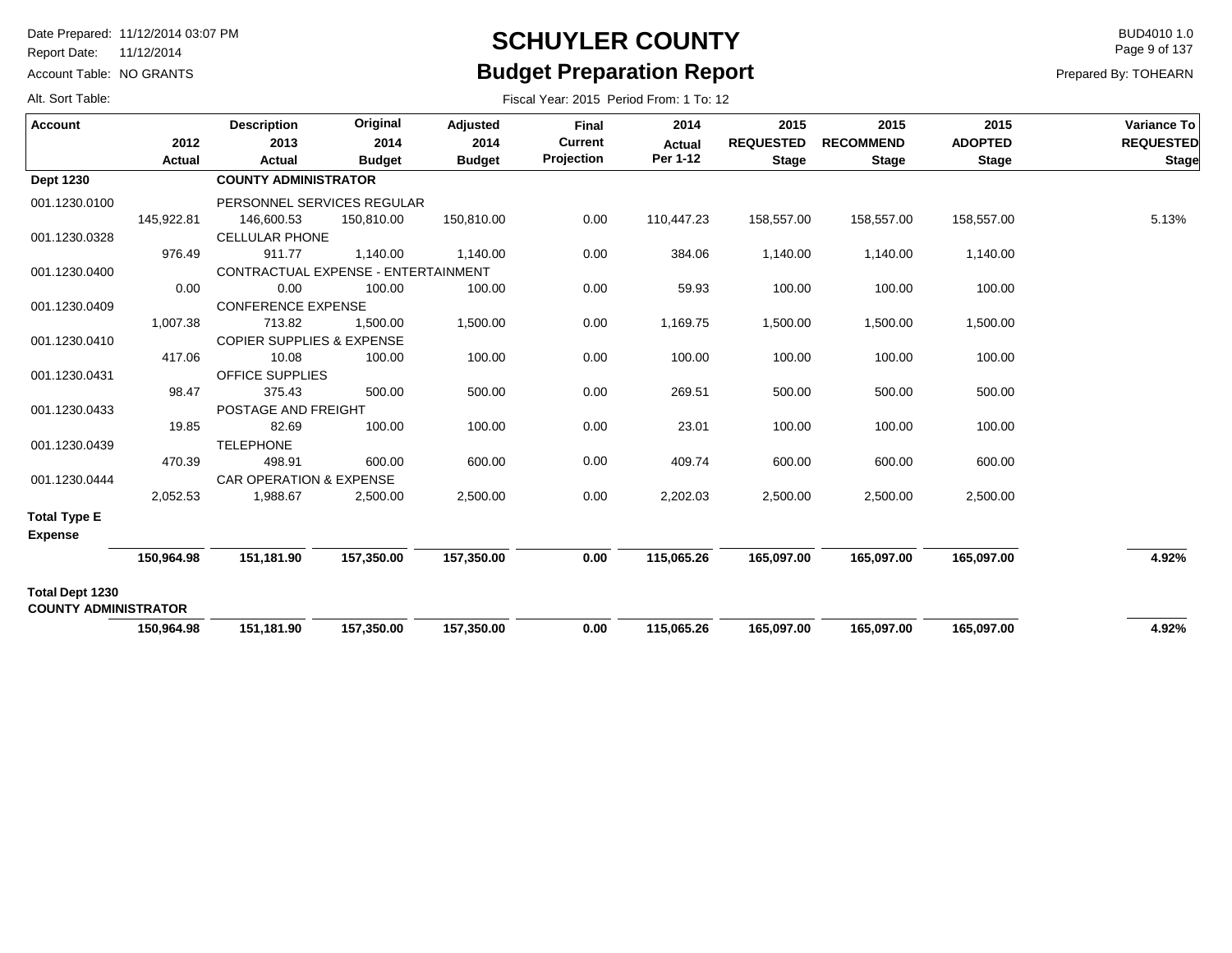# SCHUYLER COUNTY

## Budget Preparation Report

Date Prepared: 11/12/2014 03:07 PM
Report Date: 11/12/2014
Account Table: NO GRANTS
Alt. Sort Table:

BUD4010 1.0
Prepared By: TOHEARN

Fiscal Year: 2015 Period From: 1 To: 12

| Account | 2012 Actual | Description 2013 Actual | Original 2014 Budget | Adjusted 2014 Budget | Final Current Projection | 2014 Actual Per 1-12 | 2015 REQUESTED Stage | 2015 RECOMMEND Stage | 2015 ADOPTED Stage | Variance To REQUESTED Stage |
|---|---|---|---|---|---|---|---|---|---|---|
| **Dept 1230** | | **COUNTY ADMINISTRATOR** | | | | | | | | |
| 001.1230.0100 | | PERSONNEL SERVICES REGULAR | | | | | | | | |
| | 145,922.81 | 146,600.53 | 150,810.00 | 150,810.00 | 0.00 | 110,447.23 | 158,557.00 | 158,557.00 | 158,557.00 | 5.13% |
| 001.1230.0328 | | CELLULAR PHONE | | | | | | | | |
| | 976.49 | 911.77 | 1,140.00 | 1,140.00 | 0.00 | 384.06 | 1,140.00 | 1,140.00 | 1,140.00 | |
| 001.1230.0400 | | CONTRACTUAL EXPENSE - ENTERTAINMENT | | | | | | | | |
| | 0.00 | 0.00 | 100.00 | 100.00 | 0.00 | 59.93 | 100.00 | 100.00 | 100.00 | |
| 001.1230.0409 | | CONFERENCE EXPENSE | | | | | | | | |
| | 1,007.38 | 713.82 | 1,500.00 | 1,500.00 | 0.00 | 1,169.75 | 1,500.00 | 1,500.00 | 1,500.00 | |
| 001.1230.0410 | | COPIER SUPPLIES & EXPENSE | | | | | | | | |
| | 417.06 | 10.08 | 100.00 | 100.00 | 0.00 | 100.00 | 100.00 | 100.00 | 100.00 | |
| 001.1230.0431 | | OFFICE SUPPLIES | | | | | | | | |
| | 98.47 | 375.43 | 500.00 | 500.00 | 0.00 | 269.51 | 500.00 | 500.00 | 500.00 | |
| 001.1230.0433 | | POSTAGE AND FREIGHT | | | | | | | | |
| | 19.85 | 82.69 | 100.00 | 100.00 | 0.00 | 23.01 | 100.00 | 100.00 | 100.00 | |
| 001.1230.0439 | | TELEPHONE | | | | | | | | |
| | 470.39 | 498.91 | 600.00 | 600.00 | 0.00 | 409.74 | 600.00 | 600.00 | 600.00 | |
| 001.1230.0444 | | CAR OPERATION & EXPENSE | | | | | | | | |
| | 2,052.53 | 1,988.67 | 2,500.00 | 2,500.00 | 0.00 | 2,202.03 | 2,500.00 | 2,500.00 | 2,500.00 | |
| **Total Type E Expense** | | | | | | | | | | |
| | **150,964.98** | **151,181.90** | **157,350.00** | **157,350.00** | **0.00** | **115,065.26** | **165,097.00** | **165,097.00** | **165,097.00** | **4.92%** |
| **Total Dept 1230 COUNTY ADMINISTRATOR** | | | | | | | | | | |
| | **150,964.98** | **151,181.90** | **157,350.00** | **157,350.00** | **0.00** | **115,065.26** | **165,097.00** | **165,097.00** | **165,097.00** | **4.92%** |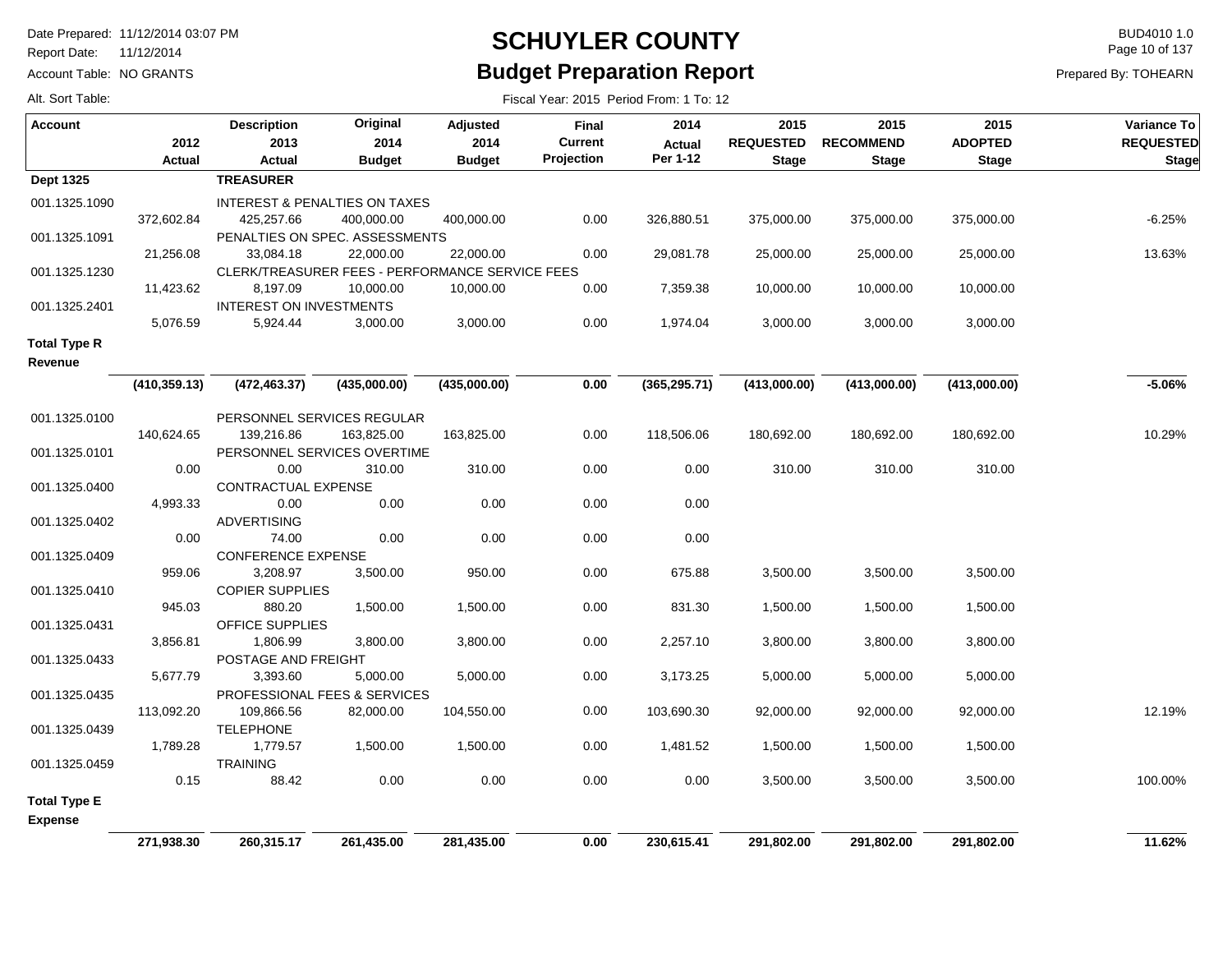# SCHUYLER COUNTY

## Budget Preparation Report

Date Prepared: 11/12/2014 03:07 PM
Report Date: 11/12/2014
Account Table: NO GRANTS
Alt. Sort Table:

BUD4010 1.0
Prepared By: TOHEARN

Fiscal Year: 2015 Period From: 1 To: 12

| Account | 2012 Actual | Description 2013 Actual | Original 2014 Budget | Adjusted 2014 Budget | Final Current Projection | 2014 Actual Per 1-12 | 2015 REQUESTED Stage | 2015 RECOMMEND Stage | 2015 ADOPTED Stage | Variance To REQUESTED Stage |
|---|---|---|---|---|---|---|---|---|---|---|
| **Dept 1325** | | **TREASURER** | | | | | | | | |
| 001.1325.1090 | | INTEREST & PENALTIES ON TAXES | | | | | | | | |
| | 372,602.84 | 425,257.66 | 400,000.00 | 400,000.00 | 0.00 | 326,880.51 | 375,000.00 | 375,000.00 | 375,000.00 | -6.25% |
| 001.1325.1091 | | PENALTIES ON SPEC. ASSESSMENTS | | | | | | | | |
| | 21,256.08 | 33,084.18 | 22,000.00 | 22,000.00 | 0.00 | 29,081.78 | 25,000.00 | 25,000.00 | 25,000.00 | 13.63% |
| 001.1325.1230 | | CLERK/TREASURER FEES - PERFORMANCE SERVICE FEES | | | | | | | | |
| | 11,423.62 | 8,197.09 | 10,000.00 | 10,000.00 | 0.00 | 7,359.38 | 10,000.00 | 10,000.00 | 10,000.00 | |
| 001.1325.2401 | | INTEREST ON INVESTMENTS | | | | | | | | |
| | 5,076.59 | 5,924.44 | 3,000.00 | 3,000.00 | 0.00 | 1,974.04 | 3,000.00 | 3,000.00 | 3,000.00 | |
| **Total Type R Revenue** | **(410,359.13)** | **(472,463.37)** | **(435,000.00)** | **(435,000.00)** | **0.00** | **(365,295.71)** | **(413,000.00)** | **(413,000.00)** | **(413,000.00)** | **-5.06%** |
| 001.1325.0100 | | PERSONNEL SERVICES REGULAR | | | | | | | | |
| | 140,624.65 | 139,216.86 | 163,825.00 | 163,825.00 | 0.00 | 118,506.06 | 180,692.00 | 180,692.00 | 180,692.00 | 10.29% |
| 001.1325.0101 | | PERSONNEL SERVICES OVERTIME | | | | | | | | |
| | 0.00 | 0.00 | 310.00 | 310.00 | 0.00 | 0.00 | 310.00 | 310.00 | 310.00 | |
| 001.1325.0400 | | CONTRACTUAL EXPENSE | | | | | | | | |
| | 4,993.33 | 0.00 | 0.00 | 0.00 | 0.00 | 0.00 | | | | |
| 001.1325.0402 | | ADVERTISING | | | | | | | | |
| | 0.00 | 74.00 | 0.00 | 0.00 | 0.00 | 0.00 | | | | |
| 001.1325.0409 | | CONFERENCE EXPENSE | | | | | | | | |
| | 959.06 | 3,208.97 | 3,500.00 | 950.00 | 0.00 | 675.88 | 3,500.00 | 3,500.00 | 3,500.00 | |
| 001.1325.0410 | | COPIER SUPPLIES | | | | | | | | |
| | 945.03 | 880.20 | 1,500.00 | 1,500.00 | 0.00 | 831.30 | 1,500.00 | 1,500.00 | 1,500.00 | |
| 001.1325.0431 | | OFFICE SUPPLIES | | | | | | | | |
| | 3,856.81 | 1,806.99 | 3,800.00 | 3,800.00 | 0.00 | 2,257.10 | 3,800.00 | 3,800.00 | 3,800.00 | |
| 001.1325.0433 | | POSTAGE AND FREIGHT | | | | | | | | |
| | 5,677.79 | 3,393.60 | 5,000.00 | 5,000.00 | 0.00 | 3,173.25 | 5,000.00 | 5,000.00 | 5,000.00 | |
| 001.1325.0435 | | PROFESSIONAL FEES & SERVICES | | | | | | | | |
| | 113,092.20 | 109,866.56 | 82,000.00 | 104,550.00 | 0.00 | 103,690.30 | 92,000.00 | 92,000.00 | 92,000.00 | 12.19% |
| 001.1325.0439 | | TELEPHONE | | | | | | | | |
| | 1,789.28 | 1,779.57 | 1,500.00 | 1,500.00 | 0.00 | 1,481.52 | 1,500.00 | 1,500.00 | 1,500.00 | |
| 001.1325.0459 | | TRAINING | | | | | | | | |
| | 0.15 | 88.42 | 0.00 | 0.00 | 0.00 | 0.00 | 3,500.00 | 3,500.00 | 3,500.00 | 100.00% |
| **Total Type E Expense** | **271,938.30** | **260,315.17** | **261,435.00** | **281,435.00** | **0.00** | **230,615.41** | **291,802.00** | **291,802.00** | **291,802.00** | **11.62%** |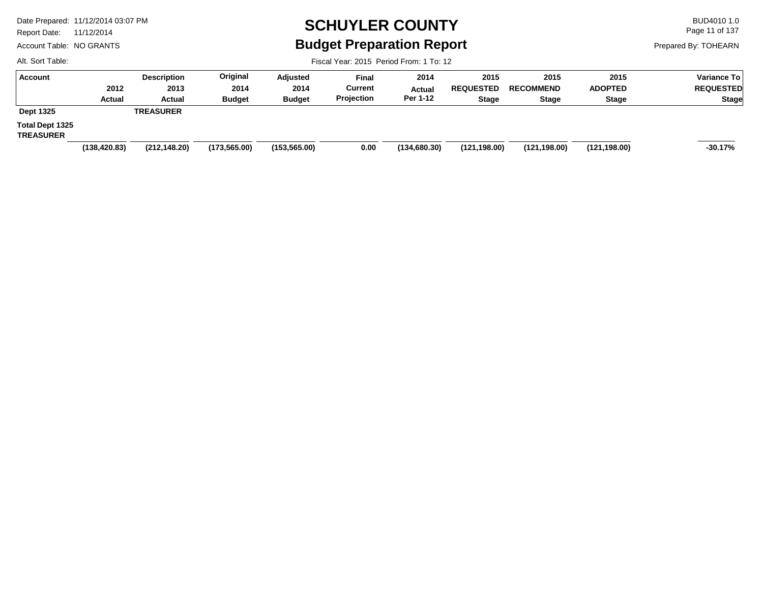# SCHUYLER COUNTY

## Budget Preparation Report

Date Prepared: 11/12/2014 03:07 PM
Report Date: 11/12/2014
Account Table: NO GRANTS
Alt. Sort Table:

BUD4010 1.0
Prepared By: TOHEARN

Fiscal Year: 2015 Period From: 1 To: 12

| Account | 2012 Actual | Description 2013 Actual | Original 2014 Budget | Adjusted 2014 Budget | Final Current Projection | 2014 Actual Per 1-12 | 2015 REQUESTED Stage | 2015 RECOMMEND Stage | 2015 ADOPTED Stage | Variance To REQUESTED Stage |
|---|---|---|---|---|---|---|---|---|---|---|
| **Dept 1325** | | **TREASURER** | | | | | | | | |
| **Total Dept 1325 TREASURER** | **(138,420.83)** | **(212,148.20)** | **(173,565.00)** | **(153,565.00)** | **0.00** | **(134,680.30)** | **(121,198.00)** | **(121,198.00)** | **(121,198.00)** | **-30.17%** |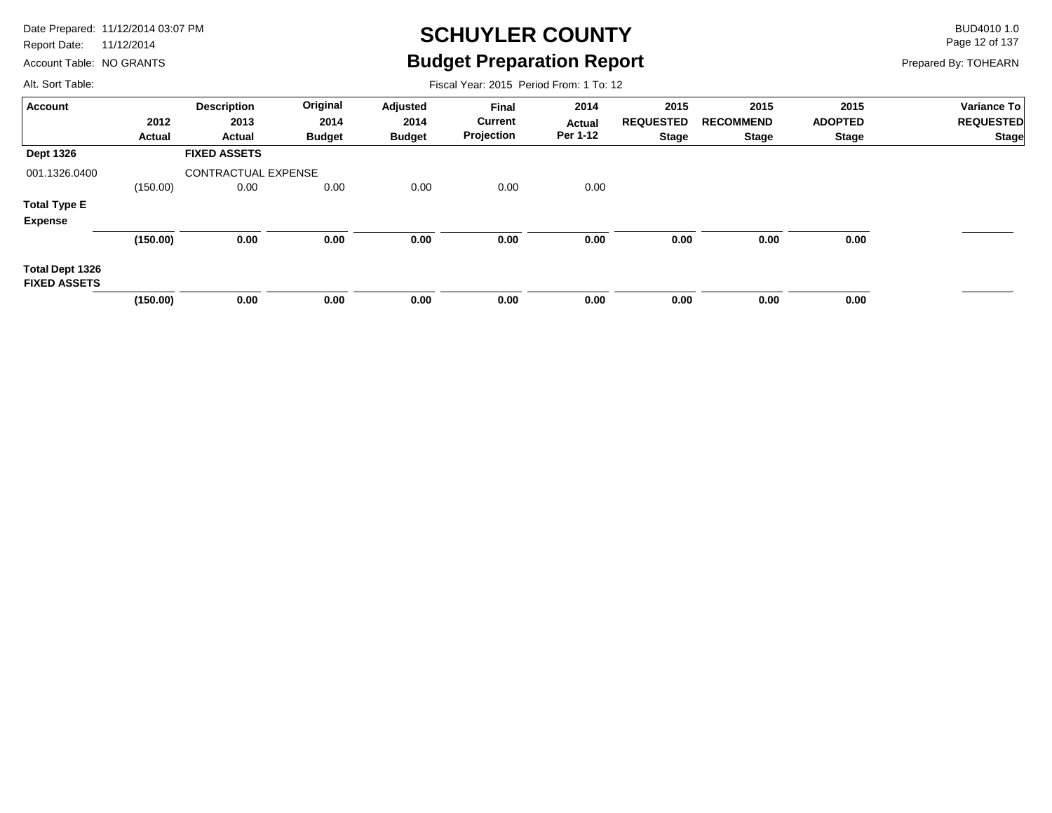# SCHUYLER COUNTY

## Budget Preparation Report

Date Prepared: 11/12/2014 03:07 PM
Report Date: 11/12/2014
Account Table: NO GRANTS
Alt. Sort Table:

BUD4010 1.0
Prepared By: TOHEARN

Fiscal Year: 2015 Period From: 1 To: 12

| Account | 2012 Actual | Description 2013 Actual | Original 2014 Budget | Adjusted 2014 Budget | Final Current Projection | 2014 Actual Per 1-12 | 2015 REQUESTED Stage | 2015 RECOMMEND Stage | 2015 ADOPTED Stage | Variance To REQUESTED Stage |
|---|---|---|---|---|---|---|---|---|---|---|
| **Dept 1326** | | **FIXED ASSETS** | | | | | | | | |
| 001.1326.0400 | | CONTRACTUAL EXPENSE | | | | | | | | |
| | (150.00) | 0.00 | 0.00 | 0.00 | 0.00 | 0.00 | | | | |
| **Total Type E Expense** | | | | | | | | | | |
| | **(150.00)** | **0.00** | **0.00** | **0.00** | **0.00** | **0.00** | **0.00** | **0.00** | **0.00** | |
| **Total Dept 1326 FIXED ASSETS** | | | | | | | | | | |
| | **(150.00)** | **0.00** | **0.00** | **0.00** | **0.00** | **0.00** | **0.00** | **0.00** | **0.00** | |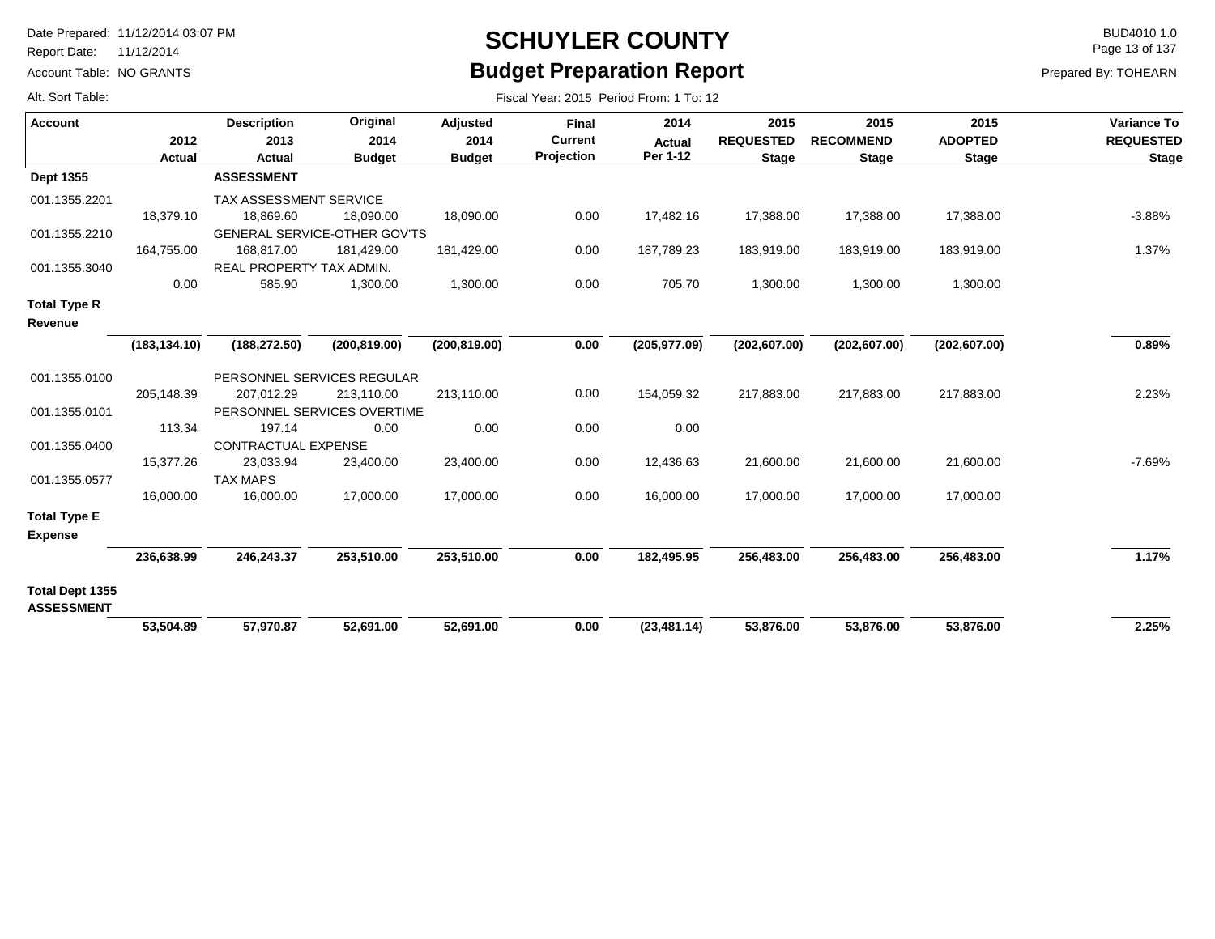# SCHUYLER COUNTY
## Budget Preparation Report

Date Prepared: 11/12/2014 03:07 PM
Report Date: 11/12/2014
Account Table: NO GRANTS
Alt. Sort Table:

BUD4010 1.0
Prepared By: TOHEARN

Fiscal Year: 2015 Period From: 1 To: 12

| Account | 2012 Actual | Description 2013 Actual | Original 2014 Budget | Adjusted 2014 Budget | Final Current Projection | 2014 Actual Per 1-12 | 2015 REQUESTED Stage | 2015 RECOMMEND Stage | 2015 ADOPTED Stage | Variance To REQUESTED Stage |
|---|---|---|---|---|---|---|---|---|---|---|
| **Dept 1355** | | **ASSESSMENT** | | | | | | | | |
| 001.1355.2201 | | TAX ASSESSMENT SERVICE | | | | | | | | |
| | 18,379.10 | 18,869.60 | 18,090.00 | 18,090.00 | 0.00 | 17,482.16 | 17,388.00 | 17,388.00 | 17,388.00 | -3.88% |
| 001.1355.2210 | | GENERAL SERVICE-OTHER GOV'TS | | | | | | | | |
| | 164,755.00 | 168,817.00 | 181,429.00 | 181,429.00 | 0.00 | 187,789.23 | 183,919.00 | 183,919.00 | 183,919.00 | 1.37% |
| 001.1355.3040 | | REAL PROPERTY TAX ADMIN. | | | | | | | | |
| | 0.00 | 585.90 | 1,300.00 | 1,300.00 | 0.00 | 705.70 | 1,300.00 | 1,300.00 | 1,300.00 | |
| **Total Type R Revenue** | | | | | | | | | | |
| | **(183,134.10)** | **(188,272.50)** | **(200,819.00)** | **(200,819.00)** | **0.00** | **(205,977.09)** | **(202,607.00)** | **(202,607.00)** | **(202,607.00)** | **0.89%** |
| 001.1355.0100 | | PERSONNEL SERVICES REGULAR | | | | | | | | |
| | 205,148.39 | 207,012.29 | 213,110.00 | 213,110.00 | 0.00 | 154,059.32 | 217,883.00 | 217,883.00 | 217,883.00 | 2.23% |
| 001.1355.0101 | | PERSONNEL SERVICES OVERTIME | | | | | | | | |
| | 113.34 | 197.14 | 0.00 | 0.00 | 0.00 | 0.00 | | | | |
| 001.1355.0400 | | CONTRACTUAL EXPENSE | | | | | | | | |
| | 15,377.26 | 23,033.94 | 23,400.00 | 23,400.00 | 0.00 | 12,436.63 | 21,600.00 | 21,600.00 | 21,600.00 | -7.69% |
| 001.1355.0577 | | TAX MAPS | | | | | | | | |
| | 16,000.00 | 16,000.00 | 17,000.00 | 17,000.00 | 0.00 | 16,000.00 | 17,000.00 | 17,000.00 | 17,000.00 | |
| **Total Type E Expense** | | | | | | | | | | |
| | **236,638.99** | **246,243.37** | **253,510.00** | **253,510.00** | **0.00** | **182,495.95** | **256,483.00** | **256,483.00** | **256,483.00** | **1.17%** |
| **Total Dept 1355 ASSESSMENT** | | | | | | | | | | |
| | **53,504.89** | **57,970.87** | **52,691.00** | **52,691.00** | **0.00** | **(23,481.14)** | **53,876.00** | **53,876.00** | **53,876.00** | **2.25%** |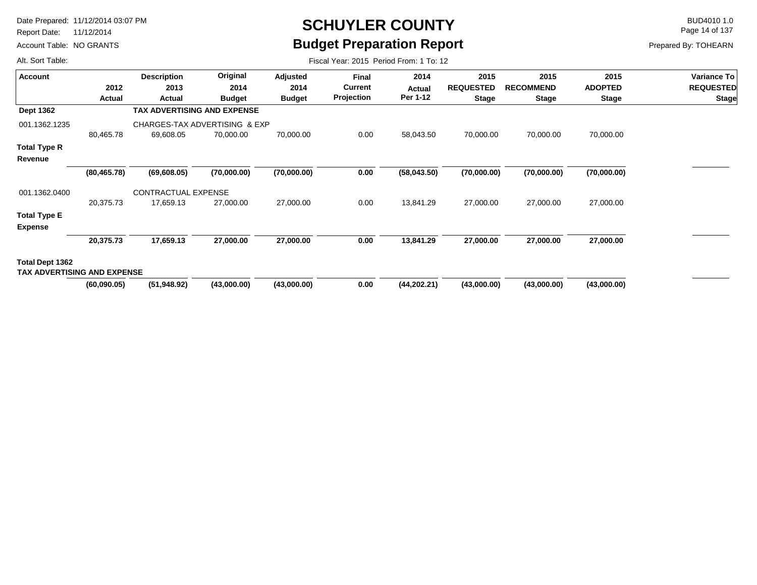# SCHUYLER COUNTY
## Budget Preparation Report

Date Prepared: 11/12/2014 03:07 PM
Report Date: 11/12/2014
Account Table: NO GRANTS
Alt. Sort Table:

BUD4010 1.0
Prepared By: TOHEARN

Fiscal Year: 2015 Period From: 1 To: 12

| Account | 2012 Actual | Description 2013 Actual | Original 2014 Budget | Adjusted 2014 Budget | Final Current Projection | 2014 Actual Per 1-12 | 2015 REQUESTED Stage | 2015 RECOMMEND Stage | 2015 ADOPTED Stage | Variance To REQUESTED Stage |
|---|---|---|---|---|---|---|---|---|---|---|
| **Dept 1362** | | **TAX ADVERTISING AND EXPENSE** | | | | | | | | |
| 001.1362.1235 | | CHARGES-TAX ADVERTISING & EXP | | | | | | | | |
| | 80,465.78 | 69,608.05 | 70,000.00 | 70,000.00 | 0.00 | 58,043.50 | 70,000.00 | 70,000.00 | 70,000.00 | |
| **Total Type R Revenue** | | | | | | | | | | |
| | **(80,465.78)** | **(69,608.05)** | **(70,000.00)** | **(70,000.00)** | **0.00** | **(58,043.50)** | **(70,000.00)** | **(70,000.00)** | **(70,000.00)** | |
| 001.1362.0400 | | CONTRACTUAL EXPENSE | | | | | | | | |
| | 20,375.73 | 17,659.13 | 27,000.00 | 27,000.00 | 0.00 | 13,841.29 | 27,000.00 | 27,000.00 | 27,000.00 | |
| **Total Type E Expense** | | | | | | | | | | |
| | **20,375.73** | **17,659.13** | **27,000.00** | **27,000.00** | **0.00** | **13,841.29** | **27,000.00** | **27,000.00** | **27,000.00** | |
| **Total Dept 1362 TAX ADVERTISING AND EXPENSE** | | | | | | | | | | |
| | **(60,090.05)** | **(51,948.92)** | **(43,000.00)** | **(43,000.00)** | **0.00** | **(44,202.21)** | **(43,000.00)** | **(43,000.00)** | **(43,000.00)** | |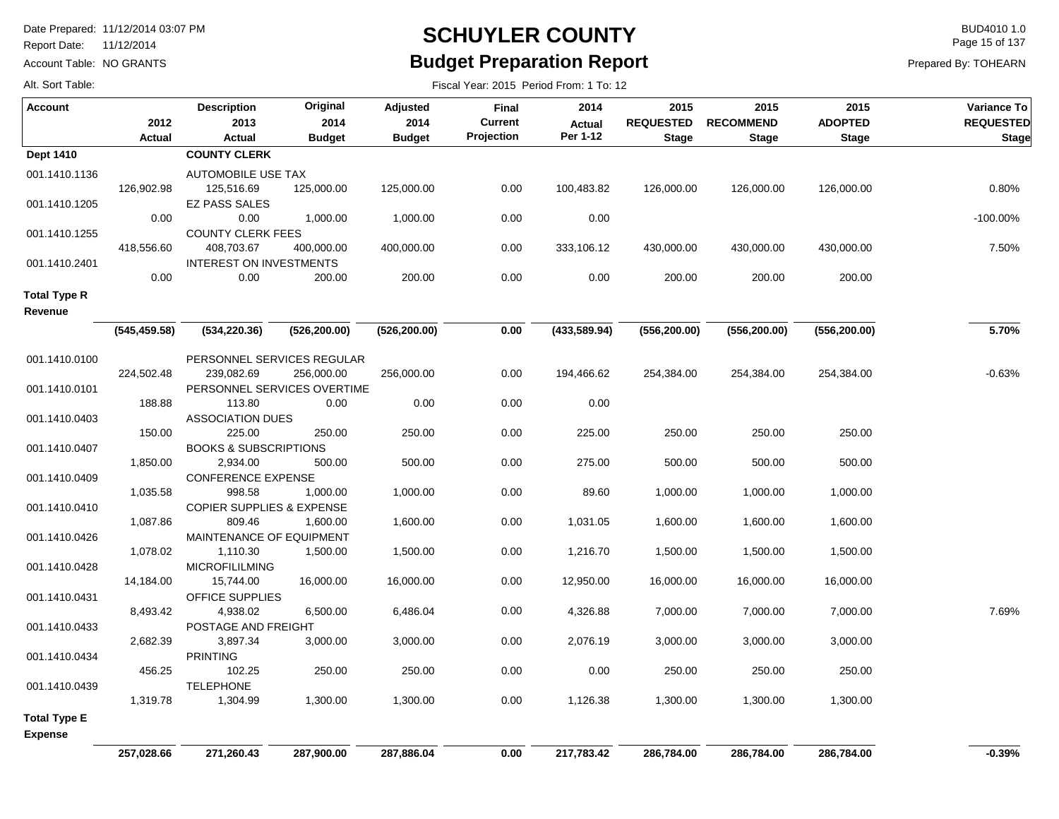# SCHUYLER COUNTY

## Budget Preparation Report

Date Prepared: 11/12/2014 03:07 PM
Report Date: 11/12/2014
Account Table: NO GRANTS
Alt. Sort Table:

BUD4010 1.0
Prepared By: TOHEARN

Fiscal Year: 2015 Period From: 1 To: 12

| Account | 2012 Actual | Description 2013 Actual | Original 2014 Budget | Adjusted 2014 Budget | Final Current Projection | 2014 Actual Per 1-12 | 2015 REQUESTED Stage | 2015 RECOMMEND Stage | 2015 ADOPTED Stage | Variance To REQUESTED Stage |
|---|---|---|---|---|---|---|---|---|---|---|
| **Dept 1410** | | **COUNTY CLERK** | | | | | | | | |
| 001.1410.1136 | | AUTOMOBILE USE TAX | | | | | | | | |
| | 126,902.98 | 125,516.69 | 125,000.00 | 125,000.00 | 0.00 | 100,483.82 | 126,000.00 | 126,000.00 | 126,000.00 | 0.80% |
| 001.1410.1205 | | EZ PASS SALES | | | | | | | | |
| | 0.00 | 0.00 | 1,000.00 | 1,000.00 | 0.00 | 0.00 | | | | -100.00% |
| 001.1410.1255 | | COUNTY CLERK FEES | | | | | | | | |
| | 418,556.60 | 408,703.67 | 400,000.00 | 400,000.00 | 0.00 | 333,106.12 | 430,000.00 | 430,000.00 | 430,000.00 | 7.50% |
| 001.1410.2401 | | INTEREST ON INVESTMENTS | | | | | | | | |
| | 0.00 | 0.00 | 200.00 | 200.00 | 0.00 | 0.00 | 200.00 | 200.00 | 200.00 | |
| **Total Type R Revenue** | **(545,459.58)** | **(534,220.36)** | **(526,200.00)** | **(526,200.00)** | **0.00** | **(433,589.94)** | **(556,200.00)** | **(556,200.00)** | **(556,200.00)** | **5.70%** |
| 001.1410.0100 | | PERSONNEL SERVICES REGULAR | | | | | | | | |
| | 224,502.48 | 239,082.69 | 256,000.00 | 256,000.00 | 0.00 | 194,466.62 | 254,384.00 | 254,384.00 | 254,384.00 | -0.63% |
| 001.1410.0101 | | PERSONNEL SERVICES OVERTIME | | | | | | | | |
| | 188.88 | 113.80 | 0.00 | 0.00 | 0.00 | 0.00 | | | | |
| 001.1410.0403 | | ASSOCIATION DUES | | | | | | | | |
| | 150.00 | 225.00 | 250.00 | 250.00 | 0.00 | 225.00 | 250.00 | 250.00 | 250.00 | |
| 001.1410.0407 | | BOOKS & SUBSCRIPTIONS | | | | | | | | |
| | 1,850.00 | 2,934.00 | 500.00 | 500.00 | 0.00 | 275.00 | 500.00 | 500.00 | 500.00 | |
| 001.1410.0409 | | CONFERENCE EXPENSE | | | | | | | | |
| | 1,035.58 | 998.58 | 1,000.00 | 1,000.00 | 0.00 | 89.60 | 1,000.00 | 1,000.00 | 1,000.00 | |
| 001.1410.0410 | | COPIER SUPPLIES & EXPENSE | | | | | | | | |
| | 1,087.86 | 809.46 | 1,600.00 | 1,600.00 | 0.00 | 1,031.05 | 1,600.00 | 1,600.00 | 1,600.00 | |
| 001.1410.0426 | | MAINTENANCE OF EQUIPMENT | | | | | | | | |
| | 1,078.02 | 1,110.30 | 1,500.00 | 1,500.00 | 0.00 | 1,216.70 | 1,500.00 | 1,500.00 | 1,500.00 | |
| 001.1410.0428 | | MICROFILILMING | | | | | | | | |
| | 14,184.00 | 15,744.00 | 16,000.00 | 16,000.00 | 0.00 | 12,950.00 | 16,000.00 | 16,000.00 | 16,000.00 | |
| 001.1410.0431 | | OFFICE SUPPLIES | | | | | | | | |
| | 8,493.42 | 4,938.02 | 6,500.00 | 6,486.04 | 0.00 | 4,326.88 | 7,000.00 | 7,000.00 | 7,000.00 | 7.69% |
| 001.1410.0433 | | POSTAGE AND FREIGHT | | | | | | | | |
| | 2,682.39 | 3,897.34 | 3,000.00 | 3,000.00 | 0.00 | 2,076.19 | 3,000.00 | 3,000.00 | 3,000.00 | |
| 001.1410.0434 | | PRINTING | | | | | | | | |
| | 456.25 | 102.25 | 250.00 | 250.00 | 0.00 | 0.00 | 250.00 | 250.00 | 250.00 | |
| 001.1410.0439 | | TELEPHONE | | | | | | | | |
| | 1,319.78 | 1,304.99 | 1,300.00 | 1,300.00 | 0.00 | 1,126.38 | 1,300.00 | 1,300.00 | 1,300.00 | |
| **Total Type E Expense** | **257,028.66** | **271,260.43** | **287,900.00** | **287,886.04** | **0.00** | **217,783.42** | **286,784.00** | **286,784.00** | **286,784.00** | **-0.39%** |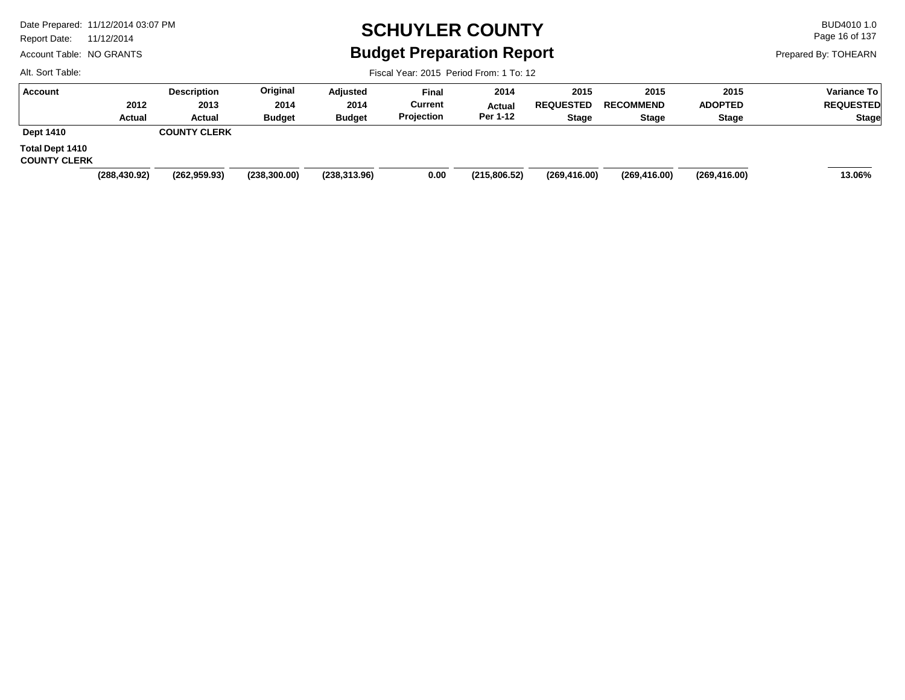# SCHUYLER COUNTY

## Budget Preparation Report

Date Prepared: 11/12/2014 03:07 PM
Report Date: 11/12/2014
Account Table: NO GRANTS
Alt. Sort Table:

BUD4010 1.0
Prepared By: TOHEARN

Fiscal Year: 2015 Period From: 1 To: 12

| Account | 2012 Actual | Description 2013 Actual | Original 2014 Budget | Adjusted 2014 Budget | Final Current Projection | 2014 Actual Per 1-12 | 2015 REQUESTED Stage | 2015 RECOMMEND Stage | 2015 ADOPTED Stage | Variance To REQUESTED Stage |
|---|---|---|---|---|---|---|---|---|---|---|
| **Dept 1410** | | **COUNTY CLERK** | | | | | | | | |
| **Total Dept 1410 COUNTY CLERK** | **(288,430.92)** | **(262,959.93)** | **(238,300.00)** | **(238,313.96)** | **0.00** | **(215,806.52)** | **(269,416.00)** | **(269,416.00)** | **(269,416.00)** | **13.06%** |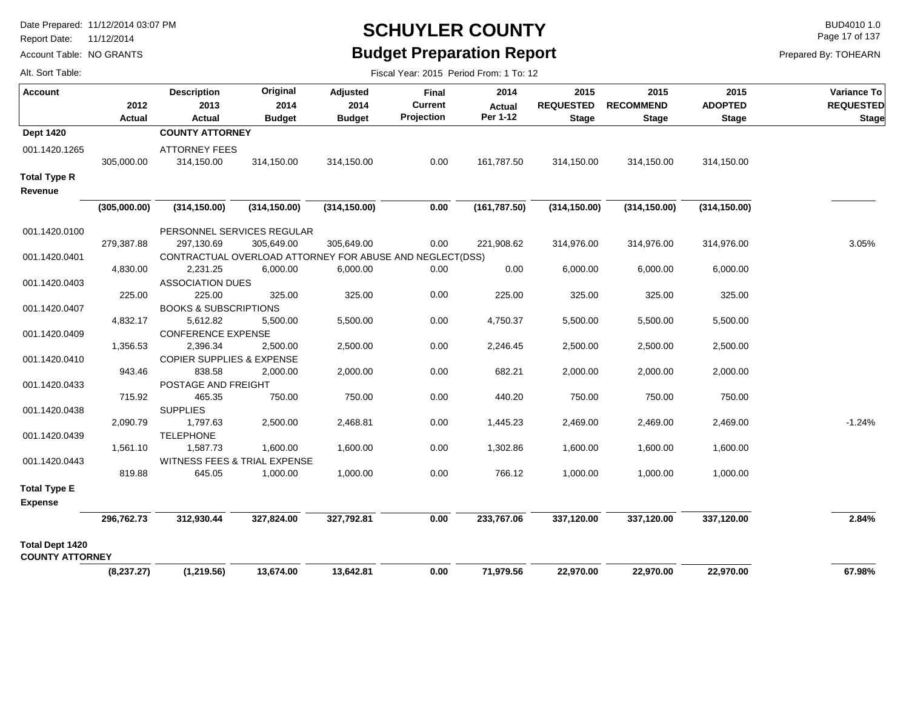# SCHUYLER COUNTY

## Budget Preparation Report

Date Prepared: 11/12/2014 03:07 PM
Report Date: 11/12/2014
Account Table: NO GRANTS
Alt. Sort Table:

BUD4010 1.0
Prepared By: TOHEARN

Fiscal Year: 2015 Period From: 1 To: 12

| Account | 2012 Actual | Description 2013 Actual | Original 2014 Budget | Adjusted 2014 Budget | Final Current Projection | 2014 Actual Per 1-12 | 2015 REQUESTED Stage | 2015 RECOMMEND Stage | 2015 ADOPTED Stage | Variance To REQUESTED Stage |
|---|---|---|---|---|---|---|---|---|---|---|
| **Dept 1420** | | **COUNTY ATTORNEY** | | | | | | | | |
| 001.1420.1265 | | ATTORNEY FEES | | | | | | | | |
| | 305,000.00 | 314,150.00 | 314,150.00 | 314,150.00 | 0.00 | 161,787.50 | 314,150.00 | 314,150.00 | 314,150.00 | |
| **Total Type R Revenue** | **(305,000.00)** | **(314,150.00)** | **(314,150.00)** | **(314,150.00)** | **0.00** | **(161,787.50)** | **(314,150.00)** | **(314,150.00)** | **(314,150.00)** | |
| 001.1420.0100 | | PERSONNEL SERVICES REGULAR | | | | | | | | |
| | 279,387.88 | 297,130.69 | 305,649.00 | 305,649.00 | 0.00 | 221,908.62 | 314,976.00 | 314,976.00 | 314,976.00 | 3.05% |
| 001.1420.0401 | | CONTRACTUAL OVERLOAD ATTORNEY FOR ABUSE AND NEGLECT(DSS) | | | | | | | | |
| | 4,830.00 | 2,231.25 | 6,000.00 | 6,000.00 | 0.00 | 0.00 | 6,000.00 | 6,000.00 | 6,000.00 | |
| 001.1420.0403 | | ASSOCIATION DUES | | | | | | | | |
| | 225.00 | 225.00 | 325.00 | 325.00 | 0.00 | 225.00 | 325.00 | 325.00 | 325.00 | |
| 001.1420.0407 | | BOOKS & SUBSCRIPTIONS | | | | | | | | |
| | 4,832.17 | 5,612.82 | 5,500.00 | 5,500.00 | 0.00 | 4,750.37 | 5,500.00 | 5,500.00 | 5,500.00 | |
| 001.1420.0409 | | CONFERENCE EXPENSE | | | | | | | | |
| | 1,356.53 | 2,396.34 | 2,500.00 | 2,500.00 | 0.00 | 2,246.45 | 2,500.00 | 2,500.00 | 2,500.00 | |
| 001.1420.0410 | | COPIER SUPPLIES & EXPENSE | | | | | | | | |
| | 943.46 | 838.58 | 2,000.00 | 2,000.00 | 0.00 | 682.21 | 2,000.00 | 2,000.00 | 2,000.00 | |
| 001.1420.0433 | | POSTAGE AND FREIGHT | | | | | | | | |
| | 715.92 | 465.35 | 750.00 | 750.00 | 0.00 | 440.20 | 750.00 | 750.00 | 750.00 | |
| 001.1420.0438 | | SUPPLIES | | | | | | | | |
| | 2,090.79 | 1,797.63 | 2,500.00 | 2,468.81 | 0.00 | 1,445.23 | 2,469.00 | 2,469.00 | 2,469.00 | -1.24% |
| 001.1420.0439 | | TELEPHONE | | | | | | | | |
| | 1,561.10 | 1,587.73 | 1,600.00 | 1,600.00 | 0.00 | 1,302.86 | 1,600.00 | 1,600.00 | 1,600.00 | |
| 001.1420.0443 | | WITNESS FEES & TRIAL EXPENSE | | | | | | | | |
| | 819.88 | 645.05 | 1,000.00 | 1,000.00 | 0.00 | 766.12 | 1,000.00 | 1,000.00 | 1,000.00 | |
| **Total Type E Expense** | **296,762.73** | **312,930.44** | **327,824.00** | **327,792.81** | **0.00** | **233,767.06** | **337,120.00** | **337,120.00** | **337,120.00** | **2.84%** |
| **Total Dept 1420 COUNTY ATTORNEY** | **(8,237.27)** | **(1,219.56)** | **13,674.00** | **13,642.81** | **0.00** | **71,979.56** | **22,970.00** | **22,970.00** | **22,970.00** | **67.98%** |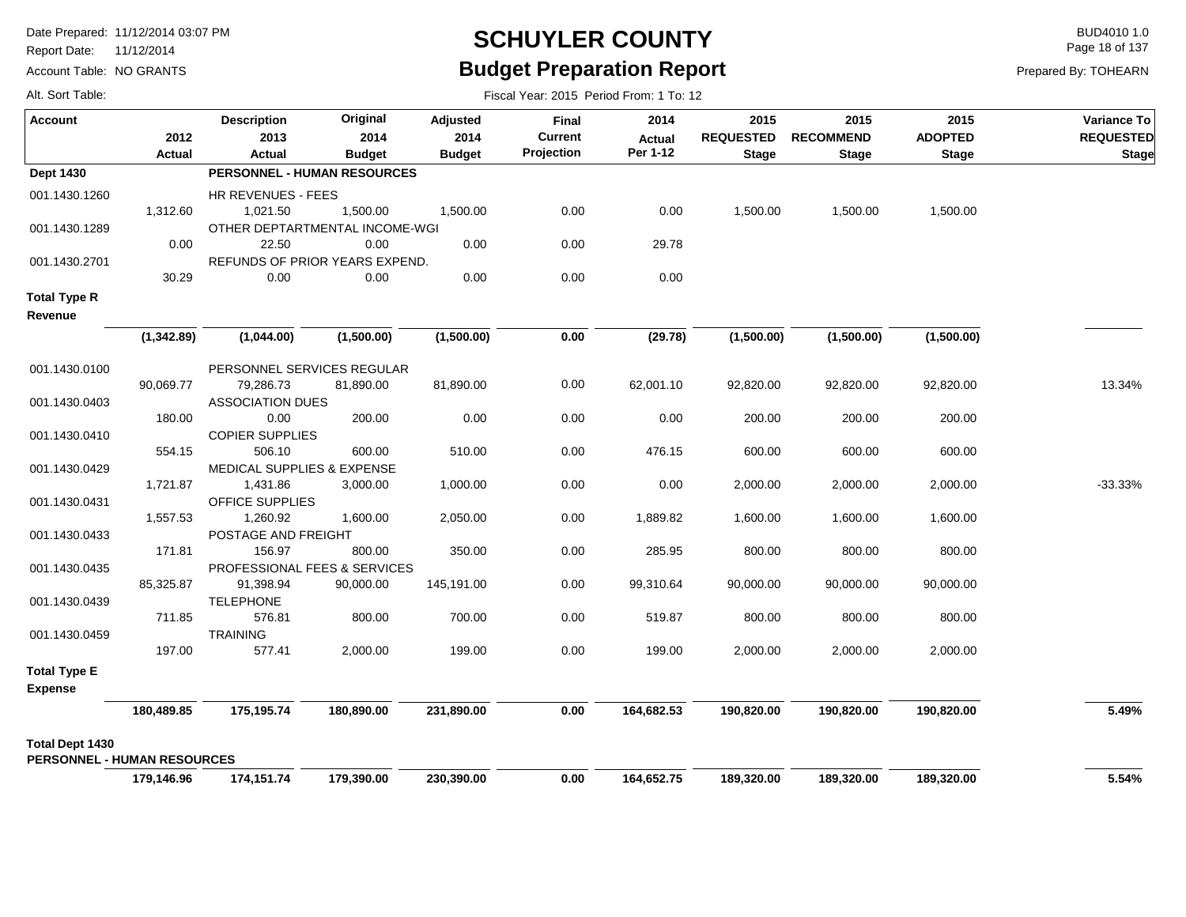# SCHUYLER COUNTY

## Budget Preparation Report

Date Prepared: 11/12/2014 03:07 PM
Report Date: 11/12/2014
Account Table: NO GRANTS
Alt. Sort Table:

BUD4010 1.0
Prepared By: TOHEARN

Fiscal Year: 2015 Period From: 1 To: 12

| Account | 2012 Actual | Description 2013 Actual | Original 2014 Budget | Adjusted 2014 Budget | Final Current Projection | 2014 Actual Per 1-12 | 2015 REQUESTED Stage | 2015 RECOMMEND Stage | 2015 ADOPTED Stage | Variance To REQUESTED Stage |
|---|---|---|---|---|---|---|---|---|---|---|
| **Dept 1430** | | **PERSONNEL - HUMAN RESOURCES** | | | | | | | | |
| 001.1430.1260 | | HR REVENUES - FEES | | | | | | | | |
| | 1,312.60 | 1,021.50 | 1,500.00 | 1,500.00 | 0.00 | 0.00 | 1,500.00 | 1,500.00 | 1,500.00 | |
| 001.1430.1289 | | OTHER DEPTARTMENTAL INCOME-WGI | | | | | | | | |
| | 0.00 | 22.50 | 0.00 | 0.00 | 0.00 | 29.78 | | | | |
| 001.1430.2701 | | REFUNDS OF PRIOR YEARS EXPEND. | | | | | | | | |
| | 30.29 | 0.00 | 0.00 | 0.00 | 0.00 | 0.00 | | | | |
| **Total Type R Revenue** | | | | | | | | | | |
| | **(1,342.89)** | **(1,044.00)** | **(1,500.00)** | **(1,500.00)** | **0.00** | **(29.78)** | **(1,500.00)** | **(1,500.00)** | **(1,500.00)** | |
| 001.1430.0100 | | PERSONNEL SERVICES REGULAR | | | | | | | | |
| | 90,069.77 | 79,286.73 | 81,890.00 | 81,890.00 | 0.00 | 62,001.10 | 92,820.00 | 92,820.00 | 92,820.00 | 13.34% |
| 001.1430.0403 | | ASSOCIATION DUES | | | | | | | | |
| | 180.00 | 0.00 | 200.00 | 0.00 | 0.00 | 0.00 | 200.00 | 200.00 | 200.00 | |
| 001.1430.0410 | | COPIER SUPPLIES | | | | | | | | |
| | 554.15 | 506.10 | 600.00 | 510.00 | 0.00 | 476.15 | 600.00 | 600.00 | 600.00 | |
| 001.1430.0429 | | MEDICAL SUPPLIES & EXPENSE | | | | | | | | |
| | 1,721.87 | 1,431.86 | 3,000.00 | 1,000.00 | 0.00 | 0.00 | 2,000.00 | 2,000.00 | 2,000.00 | -33.33% |
| 001.1430.0431 | | OFFICE SUPPLIES | | | | | | | | |
| | 1,557.53 | 1,260.92 | 1,600.00 | 2,050.00 | 0.00 | 1,889.82 | 1,600.00 | 1,600.00 | 1,600.00 | |
| 001.1430.0433 | | POSTAGE AND FREIGHT | | | | | | | | |
| | 171.81 | 156.97 | 800.00 | 350.00 | 0.00 | 285.95 | 800.00 | 800.00 | 800.00 | |
| 001.1430.0435 | | PROFESSIONAL FEES & SERVICES | | | | | | | | |
| | 85,325.87 | 91,398.94 | 90,000.00 | 145,191.00 | 0.00 | 99,310.64 | 90,000.00 | 90,000.00 | 90,000.00 | |
| 001.1430.0439 | | TELEPHONE | | | | | | | | |
| | 711.85 | 576.81 | 800.00 | 700.00 | 0.00 | 519.87 | 800.00 | 800.00 | 800.00 | |
| 001.1430.0459 | | TRAINING | | | | | | | | |
| | 197.00 | 577.41 | 2,000.00 | 199.00 | 0.00 | 199.00 | 2,000.00 | 2,000.00 | 2,000.00 | |
| **Total Type E Expense** | | | | | | | | | | |
| | **180,489.85** | **175,195.74** | **180,890.00** | **231,890.00** | **0.00** | **164,682.53** | **190,820.00** | **190,820.00** | **190,820.00** | **5.49%** |
| **Total Dept 1430 PERSONNEL - HUMAN RESOURCES** | | | | | | | | | | |
| | **179,146.96** | **174,151.74** | **179,390.00** | **230,390.00** | **0.00** | **164,652.75** | **189,320.00** | **189,320.00** | **189,320.00** | **5.54%** |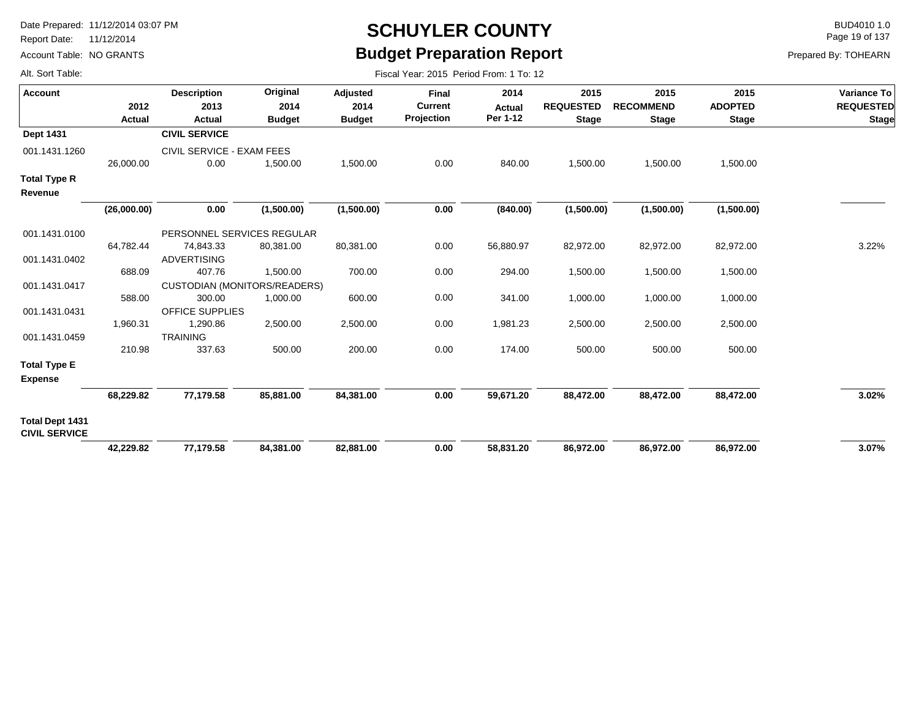# SCHUYLER COUNTY

## Budget Preparation Report

Date Prepared: 11/12/2014 03:07 PM
Report Date: 11/12/2014
Account Table: NO GRANTS
Alt. Sort Table:

BUD4010 1.0
Prepared By: TOHEARN

Fiscal Year: 2015 Period From: 1 To: 12

| Account | 2012 Actual | Description 2013 Actual | Original 2014 Budget | Adjusted 2014 Budget | Final Current Projection | 2014 Actual Per 1-12 | 2015 REQUESTED Stage | 2015 RECOMMEND Stage | 2015 ADOPTED Stage | Variance To REQUESTED Stage |
|---|---|---|---|---|---|---|---|---|---|---|
| **Dept 1431** | | **CIVIL SERVICE** | | | | | | | | |
| 001.1431.1260 | | CIVIL SERVICE - EXAM FEES | | | | | | | | |
| | 26,000.00 | 0.00 | 1,500.00 | 1,500.00 | 0.00 | 840.00 | 1,500.00 | 1,500.00 | 1,500.00 | |
| **Total Type R Revenue** | | | | | | | | | | |
| | **(26,000.00)** | **0.00** | **(1,500.00)** | **(1,500.00)** | **0.00** | **(840.00)** | **(1,500.00)** | **(1,500.00)** | **(1,500.00)** | |
| 001.1431.0100 | | PERSONNEL SERVICES REGULAR | | | | | | | | |
| | 64,782.44 | 74,843.33 | 80,381.00 | 80,381.00 | 0.00 | 56,880.97 | 82,972.00 | 82,972.00 | 82,972.00 | 3.22% |
| 001.1431.0402 | | ADVERTISING | | | | | | | | |
| | 688.09 | 407.76 | 1,500.00 | 700.00 | 0.00 | 294.00 | 1,500.00 | 1,500.00 | 1,500.00 | |
| 001.1431.0417 | | CUSTODIAN (MONITORS/READERS) | | | | | | | | |
| | 588.00 | 300.00 | 1,000.00 | 600.00 | 0.00 | 341.00 | 1,000.00 | 1,000.00 | 1,000.00 | |
| 001.1431.0431 | | OFFICE SUPPLIES | | | | | | | | |
| | 1,960.31 | 1,290.86 | 2,500.00 | 2,500.00 | 0.00 | 1,981.23 | 2,500.00 | 2,500.00 | 2,500.00 | |
| 001.1431.0459 | | TRAINING | | | | | | | | |
| | 210.98 | 337.63 | 500.00 | 200.00 | 0.00 | 174.00 | 500.00 | 500.00 | 500.00 | |
| **Total Type E Expense** | | | | | | | | | | |
| | **68,229.82** | **77,179.58** | **85,881.00** | **84,381.00** | **0.00** | **59,671.20** | **88,472.00** | **88,472.00** | **88,472.00** | **3.02%** |
| **Total Dept 1431 CIVIL SERVICE** | | | | | | | | | | |
| | **42,229.82** | **77,179.58** | **84,381.00** | **82,881.00** | **0.00** | **58,831.20** | **86,972.00** | **86,972.00** | **86,972.00** | **3.07%** |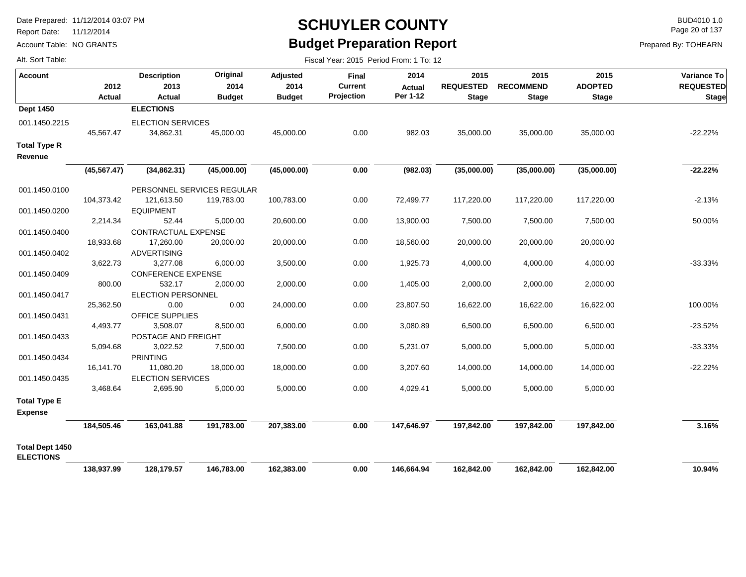# SCHUYLER COUNTY

## Budget Preparation Report

Date Prepared: 11/12/2014 03:07 PM
Report Date: 11/12/2014
Account Table: NO GRANTS
Alt. Sort Table:

BUD4010 1.0
Prepared By: TOHEARN

Fiscal Year: 2015 Period From: 1 To: 12

| Account | 2012 Actual | Description 2013 Actual | Original 2014 Budget | Adjusted 2014 Budget | Final Current Projection | 2014 Actual Per 1-12 | 2015 REQUESTED Stage | 2015 RECOMMEND Stage | 2015 ADOPTED Stage | Variance To REQUESTED Stage |
|---|---|---|---|---|---|---|---|---|---|---|
| **Dept 1450** | | **ELECTIONS** | | | | | | | | |
| 001.1450.2215 | | ELECTION SERVICES | | | | | | | | |
| | 45,567.47 | 34,862.31 | 45,000.00 | 45,000.00 | 0.00 | 982.03 | 35,000.00 | 35,000.00 | 35,000.00 | -22.22% |
| **Total Type R Revenue** | | | | | | | | | | |
| | **(45,567.47)** | **(34,862.31)** | **(45,000.00)** | **(45,000.00)** | **0.00** | **(982.03)** | **(35,000.00)** | **(35,000.00)** | **(35,000.00)** | **-22.22%** |
| 001.1450.0100 | | PERSONNEL SERVICES REGULAR | | | | | | | | |
| | 104,373.42 | 121,613.50 | 119,783.00 | 100,783.00 | 0.00 | 72,499.77 | 117,220.00 | 117,220.00 | 117,220.00 | -2.13% |
| 001.1450.0200 | | EQUIPMENT | | | | | | | | |
| | 2,214.34 | 52.44 | 5,000.00 | 20,600.00 | 0.00 | 13,900.00 | 7,500.00 | 7,500.00 | 7,500.00 | 50.00% |
| 001.1450.0400 | | CONTRACTUAL EXPENSE | | | | | | | | |
| | 18,933.68 | 17,260.00 | 20,000.00 | 20,000.00 | 0.00 | 18,560.00 | 20,000.00 | 20,000.00 | 20,000.00 | |
| 001.1450.0402 | | ADVERTISING | | | | | | | | |
| | 3,622.73 | 3,277.08 | 6,000.00 | 3,500.00 | 0.00 | 1,925.73 | 4,000.00 | 4,000.00 | 4,000.00 | -33.33% |
| 001.1450.0409 | | CONFERENCE EXPENSE | | | | | | | | |
| | 800.00 | 532.17 | 2,000.00 | 2,000.00 | 0.00 | 1,405.00 | 2,000.00 | 2,000.00 | 2,000.00 | |
| 001.1450.0417 | | ELECTION PERSONNEL | | | | | | | | |
| | 25,362.50 | 0.00 | 0.00 | 24,000.00 | 0.00 | 23,807.50 | 16,622.00 | 16,622.00 | 16,622.00 | 100.00% |
| 001.1450.0431 | | OFFICE SUPPLIES | | | | | | | | |
| | 4,493.77 | 3,508.07 | 8,500.00 | 6,000.00 | 0.00 | 3,080.89 | 6,500.00 | 6,500.00 | 6,500.00 | -23.52% |
| 001.1450.0433 | | POSTAGE AND FREIGHT | | | | | | | | |
| | 5,094.68 | 3,022.52 | 7,500.00 | 7,500.00 | 0.00 | 5,231.07 | 5,000.00 | 5,000.00 | 5,000.00 | -33.33% |
| 001.1450.0434 | | PRINTING | | | | | | | | |
| | 16,141.70 | 11,080.20 | 18,000.00 | 18,000.00 | 0.00 | 3,207.60 | 14,000.00 | 14,000.00 | 14,000.00 | -22.22% |
| 001.1450.0435 | | ELECTION SERVICES | | | | | | | | |
| | 3,468.64 | 2,695.90 | 5,000.00 | 5,000.00 | 0.00 | 4,029.41 | 5,000.00 | 5,000.00 | 5,000.00 | |
| **Total Type E Expense** | | | | | | | | | | |
| | **184,505.46** | **163,041.88** | **191,783.00** | **207,383.00** | **0.00** | **147,646.97** | **197,842.00** | **197,842.00** | **197,842.00** | **3.16%** |
| **Total Dept 1450 ELECTIONS** | | | | | | | | | | |
| | **138,937.99** | **128,179.57** | **146,783.00** | **162,383.00** | **0.00** | **146,664.94** | **162,842.00** | **162,842.00** | **162,842.00** | **10.94%** |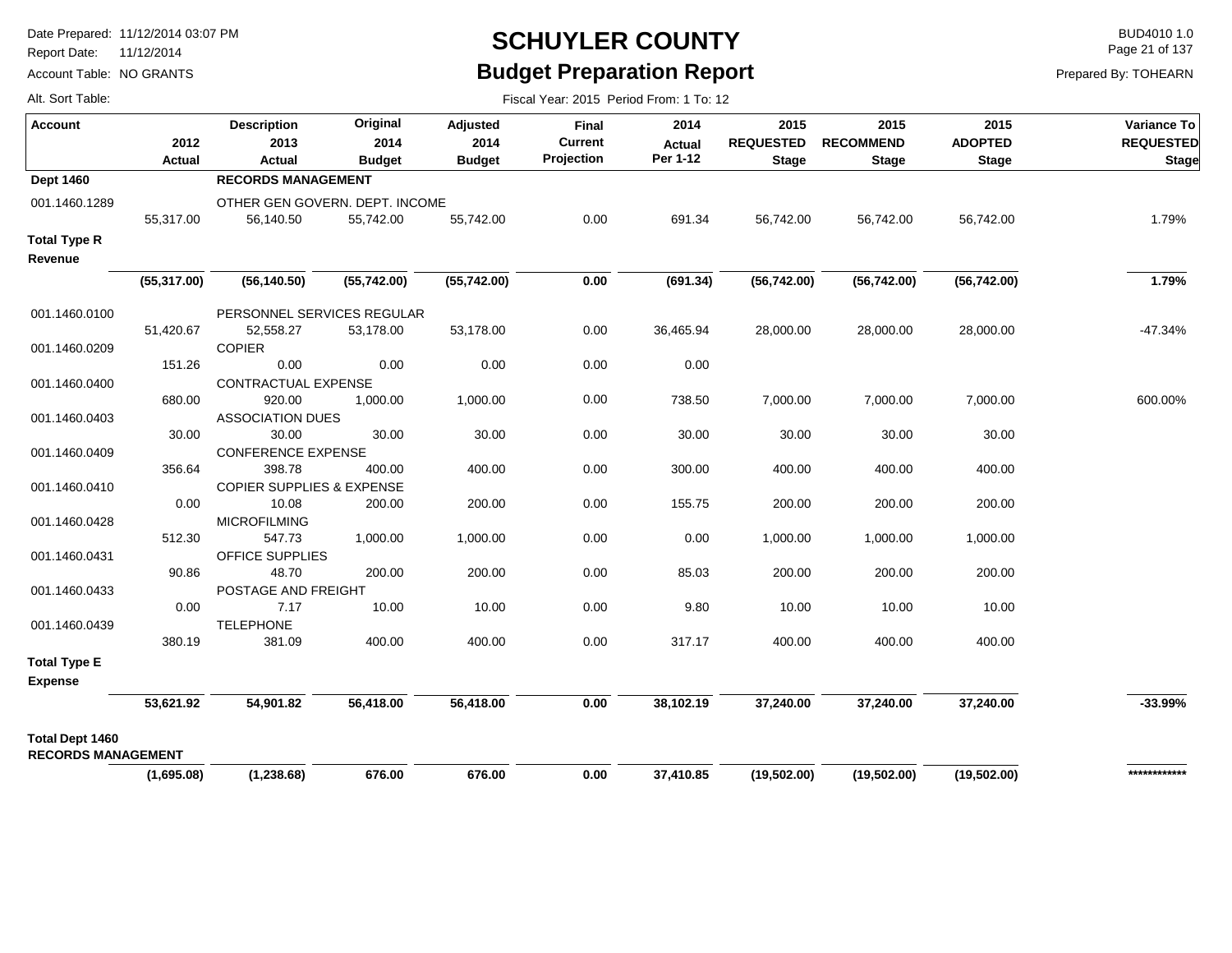# SCHUYLER COUNTY

## Budget Preparation Report

Date Prepared: 11/12/2014 03:07 PM
Report Date: 11/12/2014
Account Table: NO GRANTS
Alt. Sort Table:

BUD4010 1.0
Prepared By: TOHEARN

Fiscal Year: 2015 Period From: 1 To: 12

| Account | 2012 Actual | Description 2013 Actual | Original 2014 Budget | Adjusted 2014 Budget | Final Current Projection | 2014 Actual Per 1-12 | 2015 REQUESTED Stage | 2015 RECOMMEND Stage | 2015 ADOPTED Stage | Variance To REQUESTED Stage |
|---|---|---|---|---|---|---|---|---|---|---|
| **Dept 1460** | | **RECORDS MANAGEMENT** | | | | | | | | |
| 001.1460.1289 | | OTHER GEN GOVERN. DEPT. INCOME | | | | | | | | |
| | 55,317.00 | 56,140.50 | 55,742.00 | 55,742.00 | 0.00 | 691.34 | 56,742.00 | 56,742.00 | 56,742.00 | 1.79% |
| **Total Type R Revenue** | | | | | | | | | | |
| | **(55,317.00)** | **(56,140.50)** | **(55,742.00)** | **(55,742.00)** | **0.00** | **(691.34)** | **(56,742.00)** | **(56,742.00)** | **(56,742.00)** | **1.79%** |
| 001.1460.0100 | | PERSONNEL SERVICES REGULAR | | | | | | | | |
| | 51,420.67 | 52,558.27 | 53,178.00 | 53,178.00 | 0.00 | 36,465.94 | 28,000.00 | 28,000.00 | 28,000.00 | -47.34% |
| 001.1460.0209 | | COPIER | | | | | | | | |
| | 151.26 | 0.00 | 0.00 | 0.00 | 0.00 | 0.00 | | | | |
| 001.1460.0400 | | CONTRACTUAL EXPENSE | | | | | | | | |
| | 680.00 | 920.00 | 1,000.00 | 1,000.00 | 0.00 | 738.50 | 7,000.00 | 7,000.00 | 7,000.00 | 600.00% |
| 001.1460.0403 | | ASSOCIATION DUES | | | | | | | | |
| | 30.00 | 30.00 | 30.00 | 30.00 | 0.00 | 30.00 | 30.00 | 30.00 | 30.00 | |
| 001.1460.0409 | | CONFERENCE EXPENSE | | | | | | | | |
| | 356.64 | 398.78 | 400.00 | 400.00 | 0.00 | 300.00 | 400.00 | 400.00 | 400.00 | |
| 001.1460.0410 | | COPIER SUPPLIES & EXPENSE | | | | | | | | |
| | 0.00 | 10.08 | 200.00 | 200.00 | 0.00 | 155.75 | 200.00 | 200.00 | 200.00 | |
| 001.1460.0428 | | MICROFILMING | | | | | | | | |
| | 512.30 | 547.73 | 1,000.00 | 1,000.00 | 0.00 | 0.00 | 1,000.00 | 1,000.00 | 1,000.00 | |
| 001.1460.0431 | | OFFICE SUPPLIES | | | | | | | | |
| | 90.86 | 48.70 | 200.00 | 200.00 | 0.00 | 85.03 | 200.00 | 200.00 | 200.00 | |
| 001.1460.0433 | | POSTAGE AND FREIGHT | | | | | | | | |
| | 0.00 | 7.17 | 10.00 | 10.00 | 0.00 | 9.80 | 10.00 | 10.00 | 10.00 | |
| 001.1460.0439 | | TELEPHONE | | | | | | | | |
| | 380.19 | 381.09 | 400.00 | 400.00 | 0.00 | 317.17 | 400.00 | 400.00 | 400.00 | |
| **Total Type E Expense** | | | | | | | | | | |
| | **53,621.92** | **54,901.82** | **56,418.00** | **56,418.00** | **0.00** | **38,102.19** | **37,240.00** | **37,240.00** | **37,240.00** | **-33.99%** |
| **Total Dept 1460 RECORDS MANAGEMENT** | | | | | | | | | | |
| | **(1,695.08)** | **(1,238.68)** | **676.00** | **676.00** | **0.00** | **37,410.85** | **(19,502.00)** | **(19,502.00)** | **(19,502.00)** | ************ |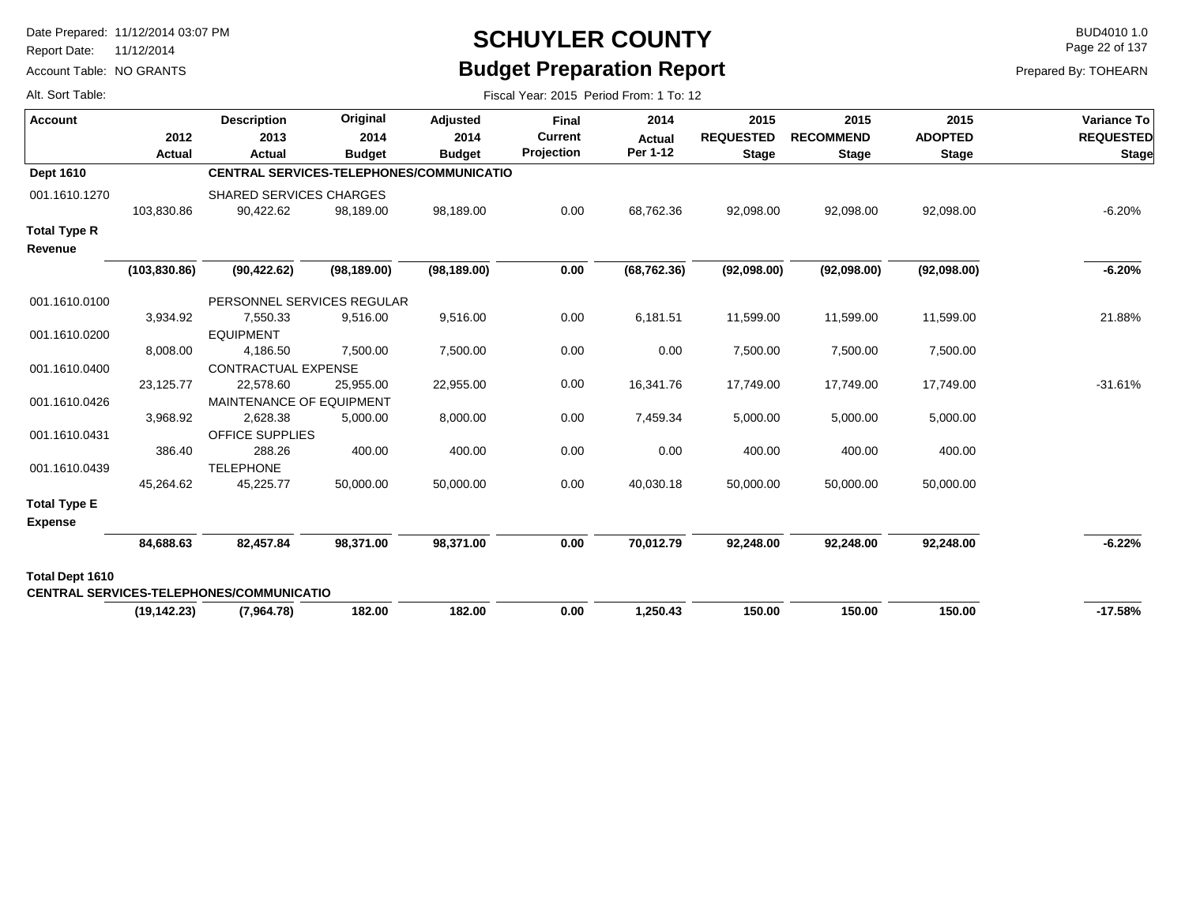# SCHUYLER COUNTY

## Budget Preparation Report

Date Prepared: 11/12/2014 03:07 PM
Report Date: 11/12/2014
Account Table: NO GRANTS
Alt. Sort Table:

BUD4010 1.0
Prepared By: TOHEARN

Fiscal Year: 2015 Period From: 1 To: 12

| Account | 2012 Actual | Description 2013 Actual | Original 2014 Budget | Adjusted 2014 Budget | Final Current Projection | 2014 Actual Per 1-12 | 2015 REQUESTED Stage | 2015 RECOMMEND Stage | 2015 ADOPTED Stage | Variance To REQUESTED Stage |
|---|---|---|---|---|---|---|---|---|---|---|
| **Dept 1610** | | **CENTRAL SERVICES-TELEPHONES/COMMUNICATIO** | | | | | | | | |
| 001.1610.1270 | | SHARED SERVICES CHARGES | | | | | | | | |
| | 103,830.86 | 90,422.62 | 98,189.00 | 98,189.00 | 0.00 | 68,762.36 | 92,098.00 | 92,098.00 | 92,098.00 | -6.20% |
| **Total Type R Revenue** | | | | | | | | | | |
| | **(103,830.86)** | **(90,422.62)** | **(98,189.00)** | **(98,189.00)** | **0.00** | **(68,762.36)** | **(92,098.00)** | **(92,098.00)** | **(92,098.00)** | **-6.20%** |
| 001.1610.0100 | | PERSONNEL SERVICES REGULAR | | | | | | | | |
| | 3,934.92 | 7,550.33 | 9,516.00 | 9,516.00 | 0.00 | 6,181.51 | 11,599.00 | 11,599.00 | 11,599.00 | 21.88% |
| 001.1610.0200 | | EQUIPMENT | | | | | | | | |
| | 8,008.00 | 4,186.50 | 7,500.00 | 7,500.00 | 0.00 | 0.00 | 7,500.00 | 7,500.00 | 7,500.00 | |
| 001.1610.0400 | | CONTRACTUAL EXPENSE | | | | | | | | |
| | 23,125.77 | 22,578.60 | 25,955.00 | 22,955.00 | 0.00 | 16,341.76 | 17,749.00 | 17,749.00 | 17,749.00 | -31.61% |
| 001.1610.0426 | | MAINTENANCE OF EQUIPMENT | | | | | | | | |
| | 3,968.92 | 2,628.38 | 5,000.00 | 8,000.00 | 0.00 | 7,459.34 | 5,000.00 | 5,000.00 | 5,000.00 | |
| 001.1610.0431 | | OFFICE SUPPLIES | | | | | | | | |
| | 386.40 | 288.26 | 400.00 | 400.00 | 0.00 | 0.00 | 400.00 | 400.00 | 400.00 | |
| 001.1610.0439 | | TELEPHONE | | | | | | | | |
| | 45,264.62 | 45,225.77 | 50,000.00 | 50,000.00 | 0.00 | 40,030.18 | 50,000.00 | 50,000.00 | 50,000.00 | |
| **Total Type E Expense** | | | | | | | | | | |
| | **84,688.63** | **82,457.84** | **98,371.00** | **98,371.00** | **0.00** | **70,012.79** | **92,248.00** | **92,248.00** | **92,248.00** | **-6.22%** |
| **Total Dept 1610 CENTRAL SERVICES-TELEPHONES/COMMUNICATIO** | | | | | | | | | | |
| | **(19,142.23)** | **(7,964.78)** | **182.00** | **182.00** | **0.00** | **1,250.43** | **150.00** | **150.00** | **150.00** | **-17.58%** |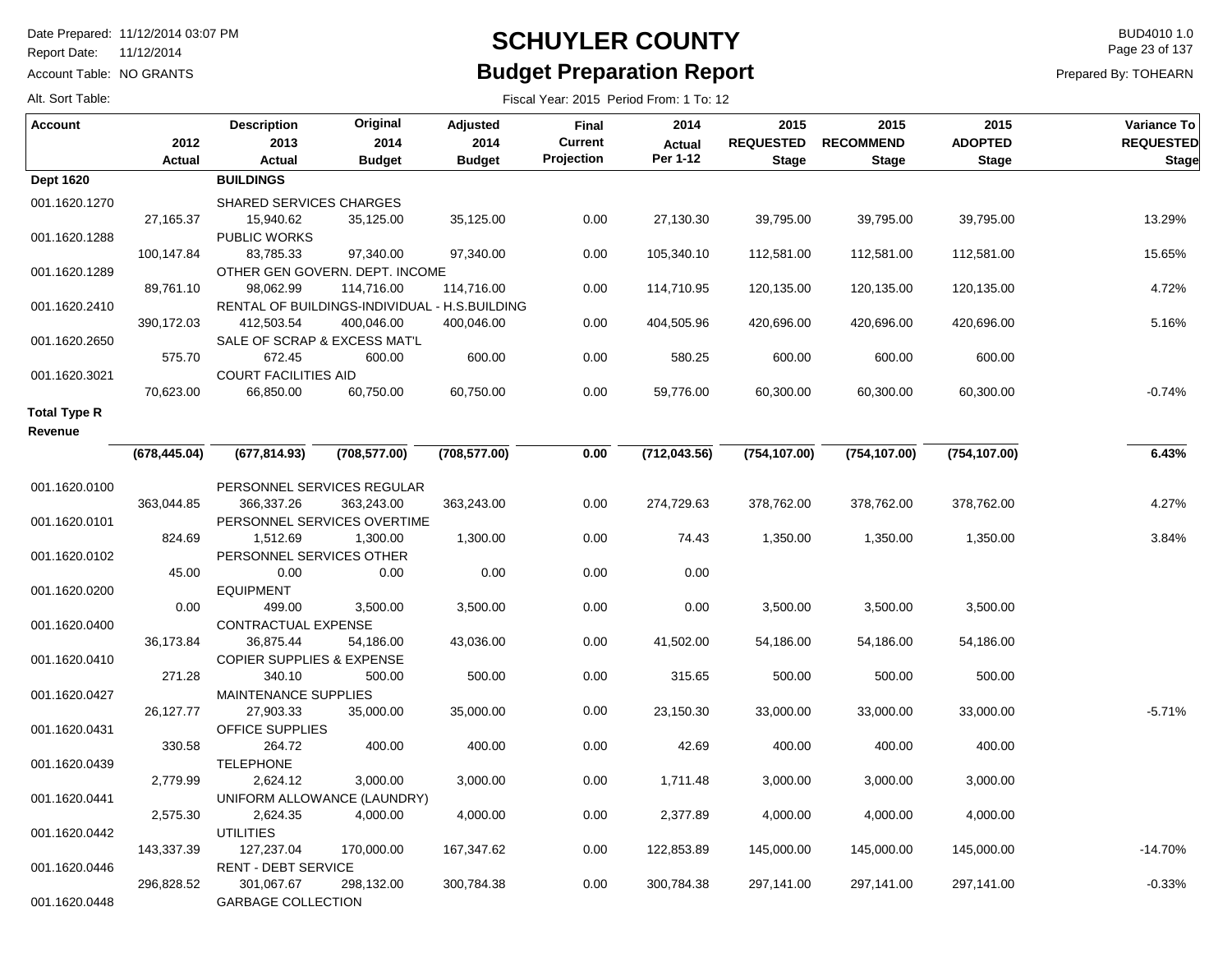# SCHUYLER COUNTY

## Budget Preparation Report

Date Prepared: 11/12/2014 03:07 PM
Report Date: 11/12/2014
Account Table: NO GRANTS
Alt. Sort Table:

BUD4010 1.0
Prepared By: TOHEARN

Fiscal Year: 2015 Period From: 1 To: 12

| Account | 2012 Actual | Description 2013 Actual | Original 2014 Budget | Adjusted 2014 Budget | Final Current Projection | 2014 Actual Per 1-12 | 2015 REQUESTED Stage | 2015 RECOMMEND Stage | 2015 ADOPTED Stage | Variance To REQUESTED Stage |
|---|---|---|---|---|---|---|---|---|---|---|
| **Dept 1620** | | **BUILDINGS** | | | | | | | | |
| 001.1620.1270 | | SHARED SERVICES CHARGES | | | | | | | | |
| | 27,165.37 | 15,940.62 | 35,125.00 | 35,125.00 | 0.00 | 27,130.30 | 39,795.00 | 39,795.00 | 39,795.00 | 13.29% |
| 001.1620.1288 | | PUBLIC WORKS | | | | | | | | |
| | 100,147.84 | 83,785.33 | 97,340.00 | 97,340.00 | 0.00 | 105,340.10 | 112,581.00 | 112,581.00 | 112,581.00 | 15.65% |
| 001.1620.1289 | | OTHER GEN GOVERN. DEPT. INCOME | | | | | | | | |
| | 89,761.10 | 98,062.99 | 114,716.00 | 114,716.00 | 0.00 | 114,710.95 | 120,135.00 | 120,135.00 | 120,135.00 | 4.72% |
| 001.1620.2410 | | RENTAL OF BUILDINGS-INDIVIDUAL - H.S.BUILDING | | | | | | | | |
| | 390,172.03 | 412,503.54 | 400,046.00 | 400,046.00 | 0.00 | 404,505.96 | 420,696.00 | 420,696.00 | 420,696.00 | 5.16% |
| 001.1620.2650 | | SALE OF SCRAP & EXCESS MAT'L | | | | | | | | |
| | 575.70 | 672.45 | 600.00 | 600.00 | 0.00 | 580.25 | 600.00 | 600.00 | 600.00 | |
| 001.1620.3021 | | COURT FACILITIES AID | | | | | | | | |
| | 70,623.00 | 66,850.00 | 60,750.00 | 60,750.00 | 0.00 | 59,776.00 | 60,300.00 | 60,300.00 | 60,300.00 | -0.74% |
| **Total Type R Revenue** | | | | | | | | | | |
| | **(678,445.04)** | **(677,814.93)** | **(708,577.00)** | **(708,577.00)** | **0.00** | **(712,043.56)** | **(754,107.00)** | **(754,107.00)** | **(754,107.00)** | **6.43%** |
| 001.1620.0100 | | PERSONNEL SERVICES REGULAR | | | | | | | | |
| | 363,044.85 | 366,337.26 | 363,243.00 | 363,243.00 | 0.00 | 274,729.63 | 378,762.00 | 378,762.00 | 378,762.00 | 4.27% |
| 001.1620.0101 | | PERSONNEL SERVICES OVERTIME | | | | | | | | |
| | 824.69 | 1,512.69 | 1,300.00 | 1,300.00 | 0.00 | 74.43 | 1,350.00 | 1,350.00 | 1,350.00 | 3.84% |
| 001.1620.0102 | | PERSONNEL SERVICES OTHER | | | | | | | | |
| | 45.00 | 0.00 | 0.00 | 0.00 | 0.00 | 0.00 | | | | |
| 001.1620.0200 | | EQUIPMENT | | | | | | | | |
| | 0.00 | 499.00 | 3,500.00 | 3,500.00 | 0.00 | 0.00 | 3,500.00 | 3,500.00 | 3,500.00 | |
| 001.1620.0400 | | CONTRACTUAL EXPENSE | | | | | | | | |
| | 36,173.84 | 36,875.44 | 54,186.00 | 43,036.00 | 0.00 | 41,502.00 | 54,186.00 | 54,186.00 | 54,186.00 | |
| 001.1620.0410 | | COPIER SUPPLIES & EXPENSE | | | | | | | | |
| | 271.28 | 340.10 | 500.00 | 500.00 | 0.00 | 315.65 | 500.00 | 500.00 | 500.00 | |
| 001.1620.0427 | | MAINTENANCE SUPPLIES | | | | | | | | |
| | 26,127.77 | 27,903.33 | 35,000.00 | 35,000.00 | 0.00 | 23,150.30 | 33,000.00 | 33,000.00 | 33,000.00 | -5.71% |
| 001.1620.0431 | | OFFICE SUPPLIES | | | | | | | | |
| | 330.58 | 264.72 | 400.00 | 400.00 | 0.00 | 42.69 | 400.00 | 400.00 | 400.00 | |
| 001.1620.0439 | | TELEPHONE | | | | | | | | |
| | 2,779.99 | 2,624.12 | 3,000.00 | 3,000.00 | 0.00 | 1,711.48 | 3,000.00 | 3,000.00 | 3,000.00 | |
| 001.1620.0441 | | UNIFORM ALLOWANCE (LAUNDRY) | | | | | | | | |
| | 2,575.30 | 2,624.35 | 4,000.00 | 4,000.00 | 0.00 | 2,377.89 | 4,000.00 | 4,000.00 | 4,000.00 | |
| 001.1620.0442 | | UTILITIES | | | | | | | | |
| | 143,337.39 | 127,237.04 | 170,000.00 | 167,347.62 | 0.00 | 122,853.89 | 145,000.00 | 145,000.00 | 145,000.00 | -14.70% |
| 001.1620.0446 | | RENT - DEBT SERVICE | | | | | | | | |
| | 296,828.52 | 301,067.67 | 298,132.00 | 300,784.38 | 0.00 | 300,784.38 | 297,141.00 | 297,141.00 | 297,141.00 | -0.33% |
| 001.1620.0448 | | GARBAGE COLLECTION | | | | | | | | |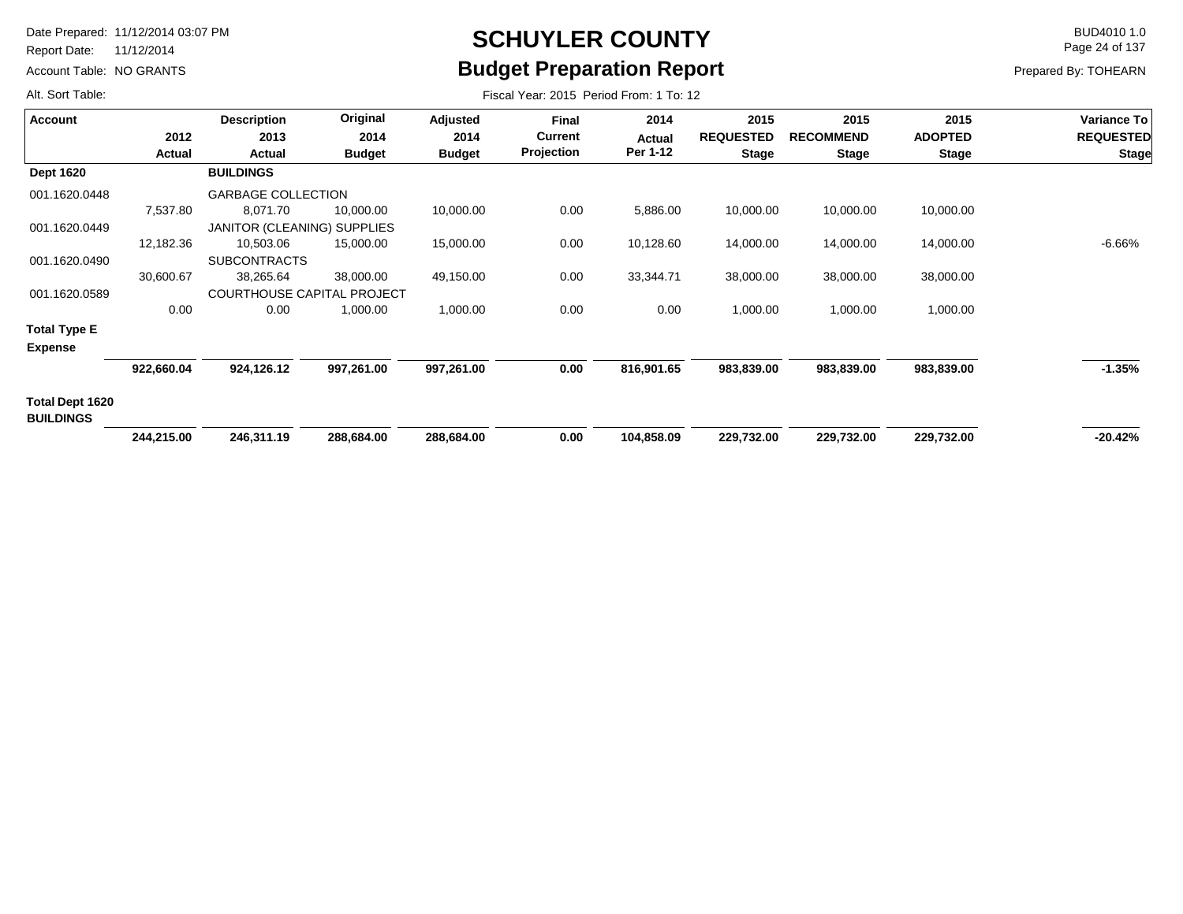# SCHUYLER COUNTY

## Budget Preparation Report

Date Prepared: 11/12/2014 03:07 PM
Report Date: 11/12/2014
Account Table: NO GRANTS
Alt. Sort Table:

BUD4010 1.0
Prepared By: TOHEARN

Fiscal Year: 2015 Period From: 1 To: 12

| Account | 2012 Actual | Description 2013 Actual | Original 2014 Budget | Adjusted 2014 Budget | Final Current Projection | 2014 Actual Per 1-12 | 2015 REQUESTED Stage | 2015 RECOMMEND Stage | 2015 ADOPTED Stage | Variance To REQUESTED Stage |
|---|---|---|---|---|---|---|---|---|---|---|
| **Dept 1620** | | **BUILDINGS** | | | | | | | | |
| 001.1620.0448 | | GARBAGE COLLECTION | | | | | | | | |
| | 7,537.80 | 8,071.70 | 10,000.00 | 10,000.00 | 0.00 | 5,886.00 | 10,000.00 | 10,000.00 | 10,000.00 | |
| 001.1620.0449 | | JANITOR (CLEANING) SUPPLIES | | | | | | | | |
| | 12,182.36 | 10,503.06 | 15,000.00 | 15,000.00 | 0.00 | 10,128.60 | 14,000.00 | 14,000.00 | 14,000.00 | -6.66% |
| 001.1620.0490 | | SUBCONTRACTS | | | | | | | | |
| | 30,600.67 | 38,265.64 | 38,000.00 | 49,150.00 | 0.00 | 33,344.71 | 38,000.00 | 38,000.00 | 38,000.00 | |
| 001.1620.0589 | | COURTHOUSE CAPITAL PROJECT | | | | | | | | |
| | 0.00 | 0.00 | 1,000.00 | 1,000.00 | 0.00 | 0.00 | 1,000.00 | 1,000.00 | 1,000.00 | |
| **Total Type E Expense** | | | | | | | | | | |
| | **922,660.04** | **924,126.12** | **997,261.00** | **997,261.00** | **0.00** | **816,901.65** | **983,839.00** | **983,839.00** | **983,839.00** | **-1.35%** |
| **Total Dept 1620 BUILDINGS** | | | | | | | | | | |
| | **244,215.00** | **246,311.19** | **288,684.00** | **288,684.00** | **0.00** | **104,858.09** | **229,732.00** | **229,732.00** | **229,732.00** | **-20.42%** |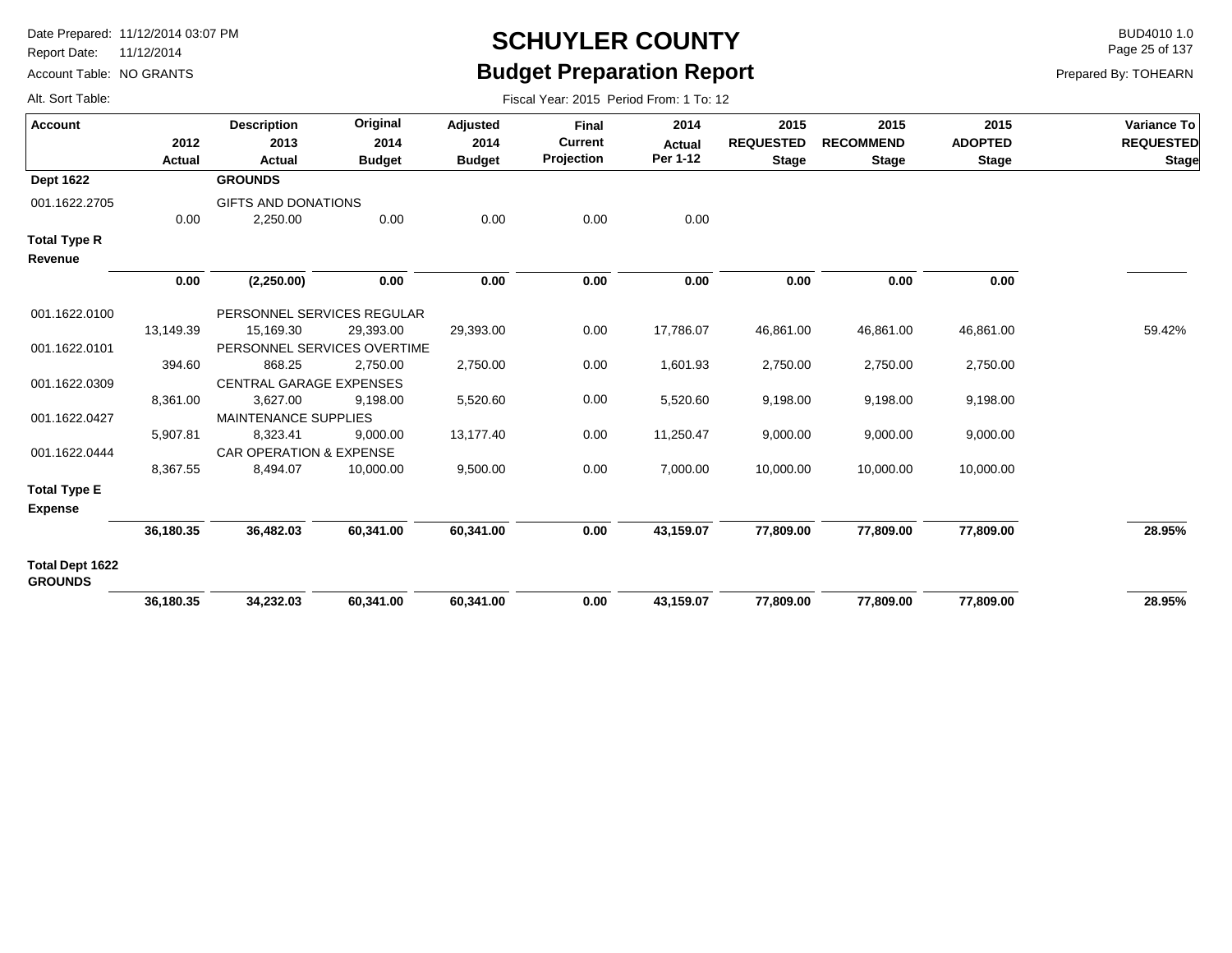# SCHUYLER COUNTY

## Budget Preparation Report

Date Prepared: 11/12/2014 03:07 PM
Report Date: 11/12/2014
Account Table: NO GRANTS
Alt. Sort Table:

BUD4010 1.0
Prepared By: TOHEARN

Fiscal Year: 2015 Period From: 1 To: 12

| Account | 2012 Actual | Description 2013 Actual | Original 2014 Budget | Adjusted 2014 Budget | Final Current Projection | 2014 Actual Per 1-12 | 2015 REQUESTED Stage | 2015 RECOMMEND Stage | 2015 ADOPTED Stage | Variance To REQUESTED Stage |
|---|---|---|---|---|---|---|---|---|---|---|
| **Dept 1622** | | **GROUNDS** | | | | | | | | |
| 001.1622.2705 | | GIFTS AND DONATIONS | | | | | | | | |
| | 0.00 | 2,250.00 | 0.00 | 0.00 | 0.00 | 0.00 | | | | |
| **Total Type R Revenue** | | | | | | | | | | |
| | **0.00** | **(2,250.00)** | **0.00** | **0.00** | **0.00** | **0.00** | **0.00** | **0.00** | **0.00** | |
| 001.1622.0100 | | PERSONNEL SERVICES REGULAR | | | | | | | | |
| | 13,149.39 | 15,169.30 | 29,393.00 | 29,393.00 | 0.00 | 17,786.07 | 46,861.00 | 46,861.00 | 46,861.00 | 59.42% |
| 001.1622.0101 | | PERSONNEL SERVICES OVERTIME | | | | | | | | |
| | 394.60 | 868.25 | 2,750.00 | 2,750.00 | 0.00 | 1,601.93 | 2,750.00 | 2,750.00 | 2,750.00 | |
| 001.1622.0309 | | CENTRAL GARAGE EXPENSES | | | | | | | | |
| | 8,361.00 | 3,627.00 | 9,198.00 | 5,520.60 | 0.00 | 5,520.60 | 9,198.00 | 9,198.00 | 9,198.00 | |
| 001.1622.0427 | | MAINTENANCE SUPPLIES | | | | | | | | |
| | 5,907.81 | 8,323.41 | 9,000.00 | 13,177.40 | 0.00 | 11,250.47 | 9,000.00 | 9,000.00 | 9,000.00 | |
| 001.1622.0444 | | CAR OPERATION & EXPENSE | | | | | | | | |
| | 8,367.55 | 8,494.07 | 10,000.00 | 9,500.00 | 0.00 | 7,000.00 | 10,000.00 | 10,000.00 | 10,000.00 | |
| **Total Type E Expense** | | | | | | | | | | |
| | **36,180.35** | **36,482.03** | **60,341.00** | **60,341.00** | **0.00** | **43,159.07** | **77,809.00** | **77,809.00** | **77,809.00** | **28.95%** |
| **Total Dept 1622 GROUNDS** | | | | | | | | | | |
| | **36,180.35** | **34,232.03** | **60,341.00** | **60,341.00** | **0.00** | **43,159.07** | **77,809.00** | **77,809.00** | **77,809.00** | **28.95%** |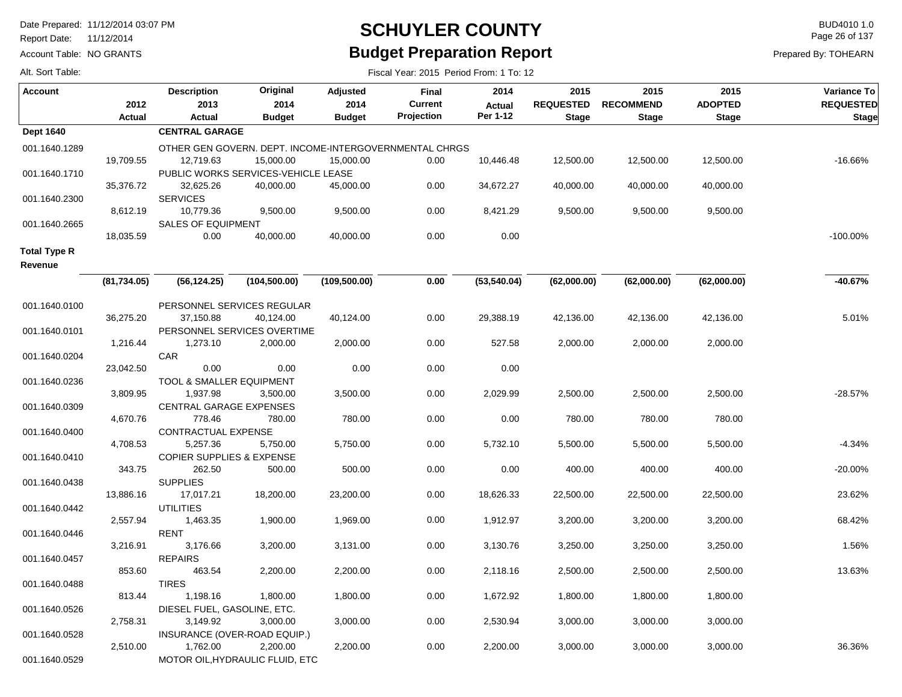# SCHUYLER COUNTY

## Budget Preparation Report

Date Prepared: 11/12/2014 03:07 PM
Report Date: 11/12/2014
Account Table: NO GRANTS
Alt. Sort Table:

BUD4010 1.0
Prepared By: TOHEARN

Fiscal Year: 2015 Period From: 1 To: 12

| Account | 2012 Actual | Description 2013 Actual | Original 2014 Budget | Adjusted 2014 Budget | Final Current Projection | 2014 Actual Per 1-12 | 2015 REQUESTED Stage | 2015 RECOMMEND Stage | 2015 ADOPTED Stage | Variance To REQUESTED Stage |
|---|---|---|---|---|---|---|---|---|---|---|
| **Dept 1640** | | **CENTRAL GARAGE** | | | | | | | | |
| 001.1640.1289 | | OTHER GEN GOVERN. DEPT. INCOME-INTERGOVERNMENTAL CHRGS | | | | | | | | |
| | 19,709.55 | 12,719.63 | 15,000.00 | 15,000.00 | 0.00 | 10,446.48 | 12,500.00 | 12,500.00 | 12,500.00 | -16.66% |
| 001.1640.1710 | | PUBLIC WORKS SERVICES-VEHICLE LEASE | | | | | | | | |
| | 35,376.72 | 32,625.26 | 40,000.00 | 45,000.00 | 0.00 | 34,672.27 | 40,000.00 | 40,000.00 | 40,000.00 | |
| 001.1640.2300 | | SERVICES | | | | | | | | |
| | 8,612.19 | 10,779.36 | 9,500.00 | 9,500.00 | 0.00 | 8,421.29 | 9,500.00 | 9,500.00 | 9,500.00 | |
| 001.1640.2665 | | SALES OF EQUIPMENT | | | | | | | | |
| | 18,035.59 | 0.00 | 40,000.00 | 40,000.00 | 0.00 | 0.00 | | | | -100.00% |
| **Total Type R Revenue** | | | | | | | | | | |
| | **(81,734.05)** | **(56,124.25)** | **(104,500.00)** | **(109,500.00)** | **0.00** | **(53,540.04)** | **(62,000.00)** | **(62,000.00)** | **(62,000.00)** | **-40.67%** |
| 001.1640.0100 | | PERSONNEL SERVICES REGULAR | | | | | | | | |
| | 36,275.20 | 37,150.88 | 40,124.00 | 40,124.00 | 0.00 | 29,388.19 | 42,136.00 | 42,136.00 | 42,136.00 | 5.01% |
| 001.1640.0101 | | PERSONNEL SERVICES OVERTIME | | | | | | | | |
| | 1,216.44 | 1,273.10 | 2,000.00 | 2,000.00 | 0.00 | 527.58 | 2,000.00 | 2,000.00 | 2,000.00 | |
| 001.1640.0204 | | CAR | | | | | | | | |
| | 23,042.50 | 0.00 | 0.00 | 0.00 | 0.00 | 0.00 | | | | |
| 001.1640.0236 | | TOOL & SMALLER EQUIPMENT | | | | | | | | |
| | 3,809.95 | 1,937.98 | 3,500.00 | 3,500.00 | 0.00 | 2,029.99 | 2,500.00 | 2,500.00 | 2,500.00 | -28.57% |
| 001.1640.0309 | | CENTRAL GARAGE EXPENSES | | | | | | | | |
| | 4,670.76 | 778.46 | 780.00 | 780.00 | 0.00 | 0.00 | 780.00 | 780.00 | 780.00 | |
| 001.1640.0400 | | CONTRACTUAL EXPENSE | | | | | | | | |
| | 4,708.53 | 5,257.36 | 5,750.00 | 5,750.00 | 0.00 | 5,732.10 | 5,500.00 | 5,500.00 | 5,500.00 | -4.34% |
| 001.1640.0410 | | COPIER SUPPLIES & EXPENSE | | | | | | | | |
| | 343.75 | 262.50 | 500.00 | 500.00 | 0.00 | 0.00 | 400.00 | 400.00 | 400.00 | -20.00% |
| 001.1640.0438 | | SUPPLIES | | | | | | | | |
| | 13,886.16 | 17,017.21 | 18,200.00 | 23,200.00 | 0.00 | 18,626.33 | 22,500.00 | 22,500.00 | 22,500.00 | 23.62% |
| 001.1640.0442 | | UTILITIES | | | | | | | | |
| | 2,557.94 | 1,463.35 | 1,900.00 | 1,969.00 | 0.00 | 1,912.97 | 3,200.00 | 3,200.00 | 3,200.00 | 68.42% |
| 001.1640.0446 | | RENT | | | | | | | | |
| | 3,216.91 | 3,176.66 | 3,200.00 | 3,131.00 | 0.00 | 3,130.76 | 3,250.00 | 3,250.00 | 3,250.00 | 1.56% |
| 001.1640.0457 | | REPAIRS | | | | | | | | |
| | 853.60 | 463.54 | 2,200.00 | 2,200.00 | 0.00 | 2,118.16 | 2,500.00 | 2,500.00 | 2,500.00 | 13.63% |
| 001.1640.0488 | | TIRES | | | | | | | | |
| | 813.44 | 1,198.16 | 1,800.00 | 1,800.00 | 0.00 | 1,672.92 | 1,800.00 | 1,800.00 | 1,800.00 | |
| 001.1640.0526 | | DIESEL FUEL, GASOLINE, ETC. | | | | | | | | |
| | 2,758.31 | 3,149.92 | 3,000.00 | 3,000.00 | 0.00 | 2,530.94 | 3,000.00 | 3,000.00 | 3,000.00 | |
| 001.1640.0528 | | INSURANCE (OVER-ROAD EQUIP.) | | | | | | | | |
| | 2,510.00 | 1,762.00 | 2,200.00 | 2,200.00 | 0.00 | 2,200.00 | 3,000.00 | 3,000.00 | 3,000.00 | 36.36% |
| 001.1640.0529 | | MOTOR OIL,HYDRAULIC FLUID, ETC | | | | | | | | |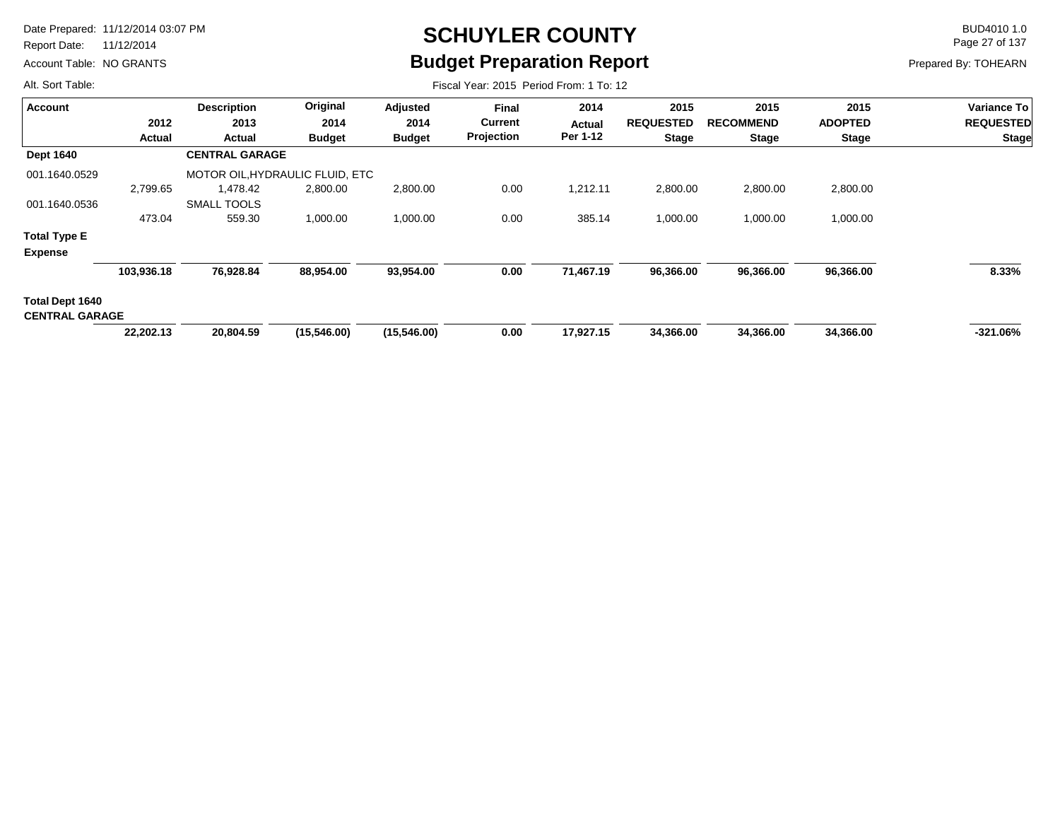# SCHUYLER COUNTY

## Budget Preparation Report

Date Prepared: 11/12/2014 03:07 PM
Report Date: 11/12/2014
Account Table: NO GRANTS
Alt. Sort Table:

BUD4010 1.0
Prepared By: TOHEARN

Fiscal Year: 2015 Period From: 1 To: 12

| Account | 2012 Actual | Description 2013 Actual | Original 2014 Budget | Adjusted 2014 Budget | Final Current Projection | 2014 Actual Per 1-12 | 2015 REQUESTED Stage | 2015 RECOMMEND Stage | 2015 ADOPTED Stage | Variance To REQUESTED Stage |
|---|---|---|---|---|---|---|---|---|---|---|
| **Dept 1640** | | **CENTRAL GARAGE** | | | | | | | | |
| 001.1640.0529 | | MOTOR OIL,HYDRAULIC FLUID, ETC | | | | | | | | |
| | 2,799.65 | 1,478.42 | 2,800.00 | 2,800.00 | 0.00 | 1,212.11 | 2,800.00 | 2,800.00 | 2,800.00 | |
| 001.1640.0536 | | SMALL TOOLS | | | | | | | | |
| | 473.04 | 559.30 | 1,000.00 | 1,000.00 | 0.00 | 385.14 | 1,000.00 | 1,000.00 | 1,000.00 | |
| **Total Type E Expense** | | | | | | | | | | |
| | **103,936.18** | **76,928.84** | **88,954.00** | **93,954.00** | **0.00** | **71,467.19** | **96,366.00** | **96,366.00** | **96,366.00** | **8.33%** |
| **Total Dept 1640 CENTRAL GARAGE** | | | | | | | | | | |
| | **22,202.13** | **20,804.59** | **(15,546.00)** | **(15,546.00)** | **0.00** | **17,927.15** | **34,366.00** | **34,366.00** | **34,366.00** | **-321.06%** |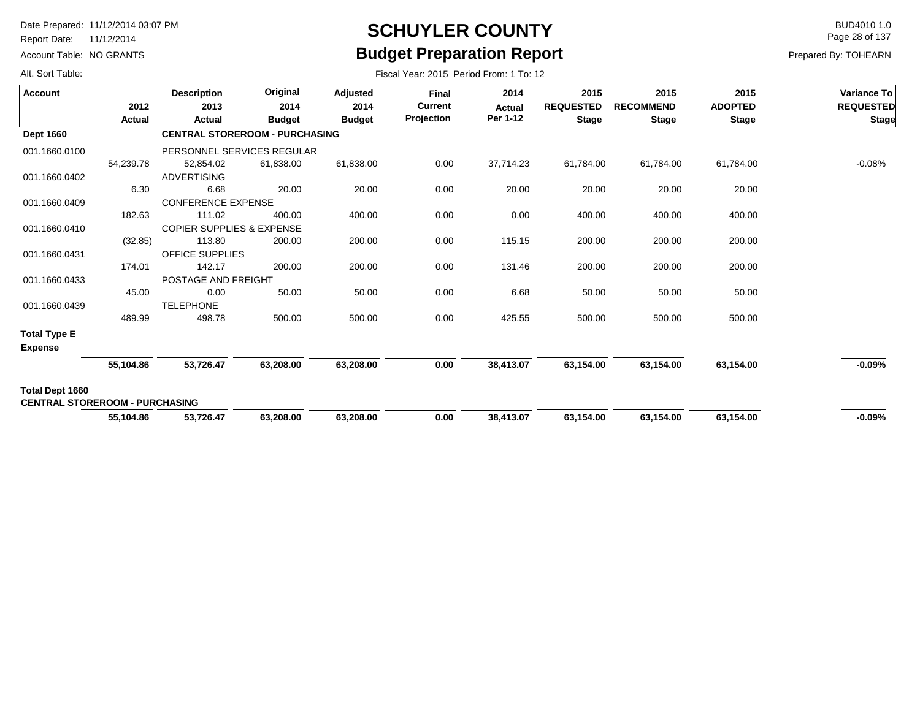# SCHUYLER COUNTY

## Budget Preparation Report

Date Prepared: 11/12/2014 03:07 PM
Report Date: 11/12/2014
Account Table: NO GRANTS
Alt. Sort Table:

BUD4010 1.0
Prepared By: TOHEARN

Fiscal Year: 2015 Period From: 1 To: 12

| Account | 2012 Actual | Description 2013 Actual | Original 2014 Budget | Adjusted 2014 Budget | Final Current Projection | 2014 Actual Per 1-12 | 2015 REQUESTED Stage | 2015 RECOMMEND Stage | 2015 ADOPTED Stage | Variance To REQUESTED Stage |
|---|---|---|---|---|---|---|---|---|---|---|
| **Dept 1660** | | **CENTRAL STOREROOM - PURCHASING** | | | | | | | | |
| 001.1660.0100 | | PERSONNEL SERVICES REGULAR | | | | | | | | |
| | 54,239.78 | 52,854.02 | 61,838.00 | 61,838.00 | 0.00 | 37,714.23 | 61,784.00 | 61,784.00 | 61,784.00 | -0.08% |
| 001.1660.0402 | | ADVERTISING | | | | | | | | |
| | 6.30 | 6.68 | 20.00 | 20.00 | 0.00 | 20.00 | 20.00 | 20.00 | 20.00 | |
| 001.1660.0409 | | CONFERENCE EXPENSE | | | | | | | | |
| | 182.63 | 111.02 | 400.00 | 400.00 | 0.00 | 0.00 | 400.00 | 400.00 | 400.00 | |
| 001.1660.0410 | | COPIER SUPPLIES & EXPENSE | | | | | | | | |
| | (32.85) | 113.80 | 200.00 | 200.00 | 0.00 | 115.15 | 200.00 | 200.00 | 200.00 | |
| 001.1660.0431 | | OFFICE SUPPLIES | | | | | | | | |
| | 174.01 | 142.17 | 200.00 | 200.00 | 0.00 | 131.46 | 200.00 | 200.00 | 200.00 | |
| 001.1660.0433 | | POSTAGE AND FREIGHT | | | | | | | | |
| | 45.00 | 0.00 | 50.00 | 50.00 | 0.00 | 6.68 | 50.00 | 50.00 | 50.00 | |
| 001.1660.0439 | | TELEPHONE | | | | | | | | |
| | 489.99 | 498.78 | 500.00 | 500.00 | 0.00 | 425.55 | 500.00 | 500.00 | 500.00 | |
| **Total Type E Expense** | **55,104.86** | **53,726.47** | **63,208.00** | **63,208.00** | **0.00** | **38,413.07** | **63,154.00** | **63,154.00** | **63,154.00** | **-0.09%** |
| **Total Dept 1660 CENTRAL STOREROOM - PURCHASING** | **55,104.86** | **53,726.47** | **63,208.00** | **63,208.00** | **0.00** | **38,413.07** | **63,154.00** | **63,154.00** | **63,154.00** | **-0.09%** |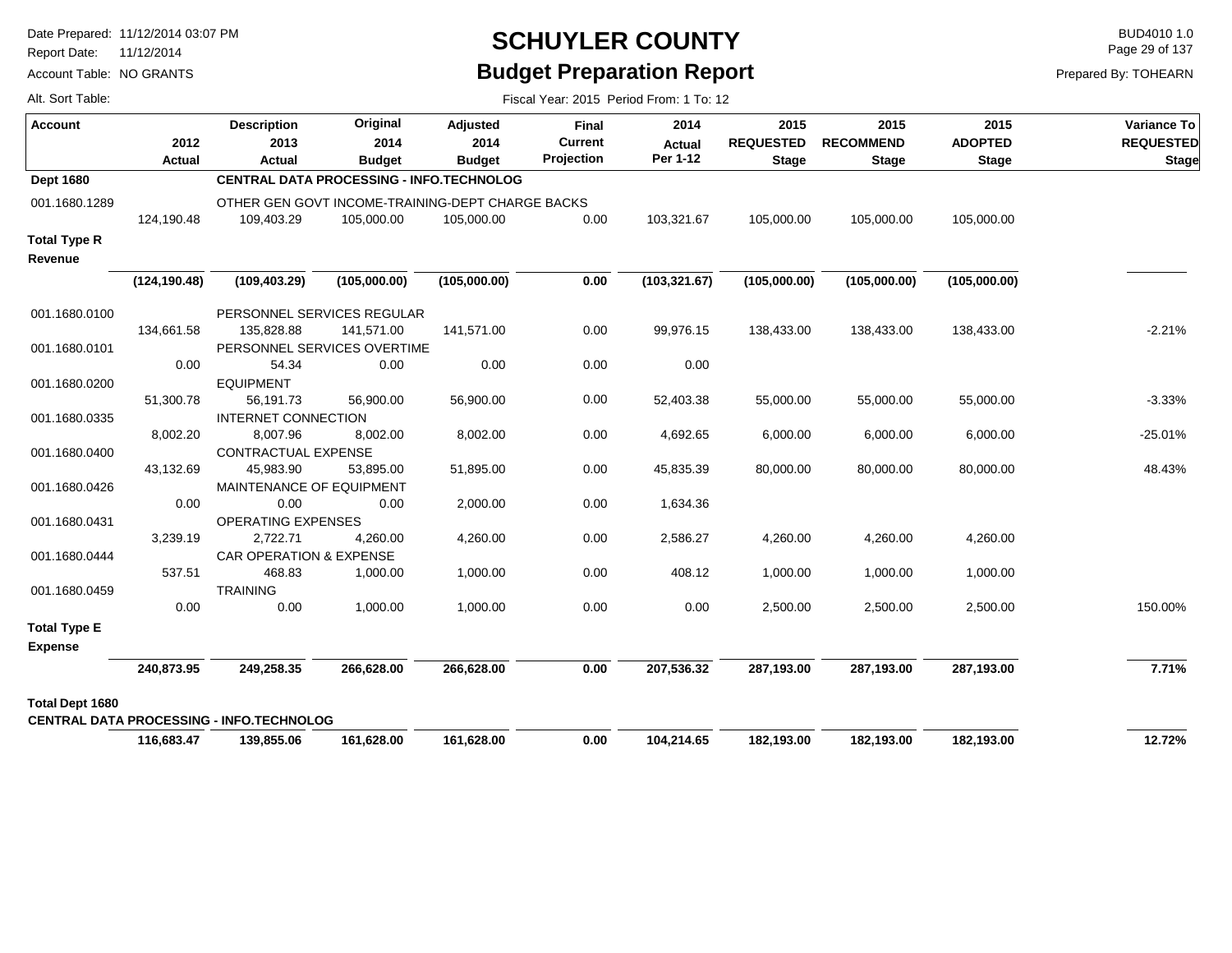# SCHUYLER COUNTY

## Budget Preparation Report

Date Prepared: 11/12/2014 03:07 PM
Report Date: 11/12/2014
Account Table: NO GRANTS
Alt. Sort Table:

BUD4010 1.0
Prepared By: TOHEARN

Fiscal Year: 2015 Period From: 1 To: 12

| Account | 2012 Actual | Description 2013 Actual | Original 2014 Budget | Adjusted 2014 Budget | Final Current Projection | 2014 Actual Per 1-12 | 2015 REQUESTED Stage | 2015 RECOMMEND Stage | 2015 ADOPTED Stage | Variance To REQUESTED Stage |
|---|---|---|---|---|---|---|---|---|---|---|
| **Dept 1680** | | **CENTRAL DATA PROCESSING - INFO.TECHNOLOG** | | | | | | | | |
| 001.1680.1289 | | OTHER GEN GOVT INCOME-TRAINING-DEPT CHARGE BACKS | | | | | | | | |
| | 124,190.48 | 109,403.29 | 105,000.00 | 105,000.00 | 0.00 | 103,321.67 | 105,000.00 | 105,000.00 | 105,000.00 | |
| **Total Type R Revenue** | **(124,190.48)** | **(109,403.29)** | **(105,000.00)** | **(105,000.00)** | **0.00** | **(103,321.67)** | **(105,000.00)** | **(105,000.00)** | **(105,000.00)** | |
| 001.1680.0100 | | PERSONNEL SERVICES REGULAR | | | | | | | | |
| | 134,661.58 | 135,828.88 | 141,571.00 | 141,571.00 | 0.00 | 99,976.15 | 138,433.00 | 138,433.00 | 138,433.00 | -2.21% |
| 001.1680.0101 | | PERSONNEL SERVICES OVERTIME | | | | | | | | |
| | 0.00 | 54.34 | 0.00 | 0.00 | 0.00 | 0.00 | | | | |
| 001.1680.0200 | | EQUIPMENT | | | | | | | | |
| | 51,300.78 | 56,191.73 | 56,900.00 | 56,900.00 | 0.00 | 52,403.38 | 55,000.00 | 55,000.00 | 55,000.00 | -3.33% |
| 001.1680.0335 | | INTERNET CONNECTION | | | | | | | | |
| | 8,002.20 | 8,007.96 | 8,002.00 | 8,002.00 | 0.00 | 4,692.65 | 6,000.00 | 6,000.00 | 6,000.00 | -25.01% |
| 001.1680.0400 | | CONTRACTUAL EXPENSE | | | | | | | | |
| | 43,132.69 | 45,983.90 | 53,895.00 | 51,895.00 | 0.00 | 45,835.39 | 80,000.00 | 80,000.00 | 80,000.00 | 48.43% |
| 001.1680.0426 | | MAINTENANCE OF EQUIPMENT | | | | | | | | |
| | 0.00 | 0.00 | 0.00 | 2,000.00 | 0.00 | 1,634.36 | | | | |
| 001.1680.0431 | | OPERATING EXPENSES | | | | | | | | |
| | 3,239.19 | 2,722.71 | 4,260.00 | 4,260.00 | 0.00 | 2,586.27 | 4,260.00 | 4,260.00 | 4,260.00 | |
| 001.1680.0444 | | CAR OPERATION & EXPENSE | | | | | | | | |
| | 537.51 | 468.83 | 1,000.00 | 1,000.00 | 0.00 | 408.12 | 1,000.00 | 1,000.00 | 1,000.00 | |
| 001.1680.0459 | | TRAINING | | | | | | | | |
| | 0.00 | 0.00 | 1,000.00 | 1,000.00 | 0.00 | 0.00 | 2,500.00 | 2,500.00 | 2,500.00 | 150.00% |
| **Total Type E Expense** | **240,873.95** | **249,258.35** | **266,628.00** | **266,628.00** | **0.00** | **207,536.32** | **287,193.00** | **287,193.00** | **287,193.00** | **7.71%** |
| **Total Dept 1680 CENTRAL DATA PROCESSING - INFO.TECHNOLOG** | **116,683.47** | **139,855.06** | **161,628.00** | **161,628.00** | **0.00** | **104,214.65** | **182,193.00** | **182,193.00** | **182,193.00** | **12.72%** |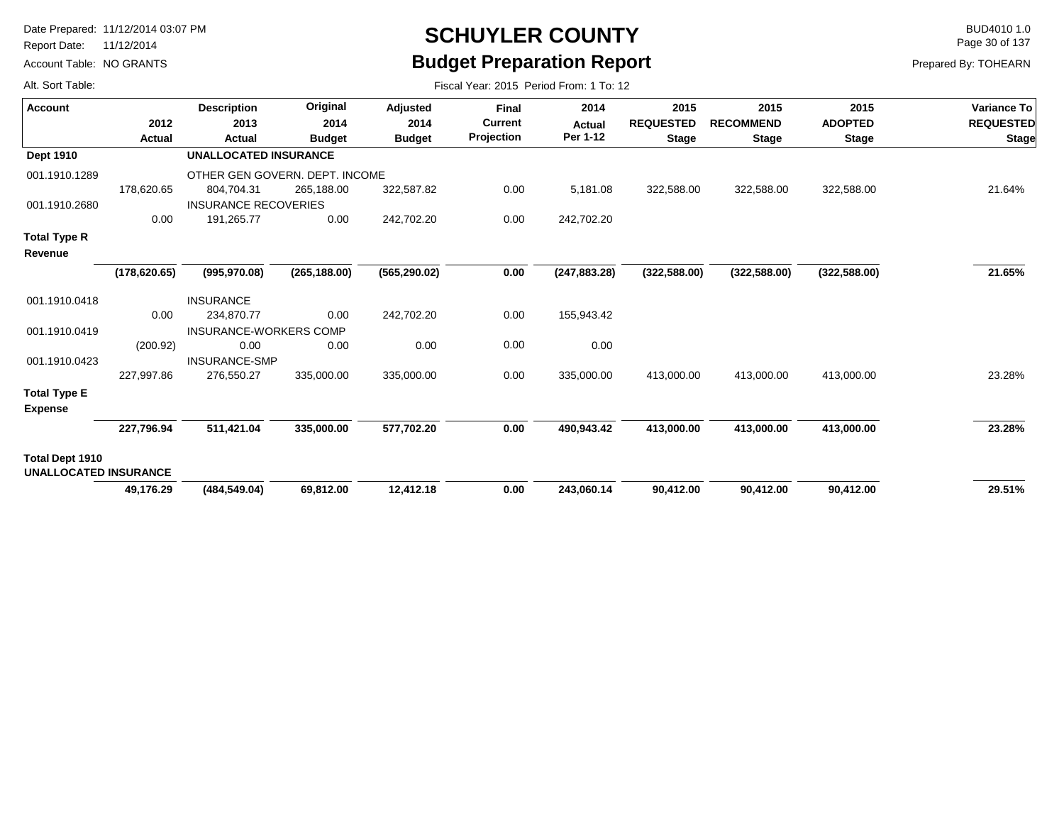# SCHUYLER COUNTY

## Budget Preparation Report

Date Prepared: 11/12/2014 03:07 PM
Report Date: 11/12/2014
Account Table: NO GRANTS
Alt. Sort Table:

BUD4010 1.0
Prepared By: TOHEARN

Fiscal Year: 2015 Period From: 1 To: 12

| Account | 2012 Actual | Description 2013 Actual | Original 2014 Budget | Adjusted 2014 Budget | Final Current Projection | 2014 Actual Per 1-12 | 2015 REQUESTED Stage | 2015 RECOMMEND Stage | 2015 ADOPTED Stage | Variance To REQUESTED Stage |
|---|---|---|---|---|---|---|---|---|---|---|
| **Dept 1910** | | **UNALLOCATED INSURANCE** | | | | | | | | |
| 001.1910.1289 | | OTHER GEN GOVERN. DEPT. INCOME | | | | | | | | |
| | 178,620.65 | 804,704.31 | 265,188.00 | 322,587.82 | 0.00 | 5,181.08 | 322,588.00 | 322,588.00 | 322,588.00 | 21.64% |
| 001.1910.2680 | | INSURANCE RECOVERIES | | | | | | | | |
| | 0.00 | 191,265.77 | 0.00 | 242,702.20 | 0.00 | 242,702.20 | | | | |
| **Total Type R Revenue** | **(178,620.65)** | **(995,970.08)** | **(265,188.00)** | **(565,290.02)** | **0.00** | **(247,883.28)** | **(322,588.00)** | **(322,588.00)** | **(322,588.00)** | **21.65%** |
| 001.1910.0418 | | INSURANCE | | | | | | | | |
| | 0.00 | 234,870.77 | 0.00 | 242,702.20 | 0.00 | 155,943.42 | | | | |
| 001.1910.0419 | | INSURANCE-WORKERS COMP | | | | | | | | |
| | (200.92) | 0.00 | 0.00 | 0.00 | 0.00 | 0.00 | | | | |
| 001.1910.0423 | | INSURANCE-SMP | | | | | | | | |
| | 227,997.86 | 276,550.27 | 335,000.00 | 335,000.00 | 0.00 | 335,000.00 | 413,000.00 | 413,000.00 | 413,000.00 | 23.28% |
| **Total Type E Expense** | **227,796.94** | **511,421.04** | **335,000.00** | **577,702.20** | **0.00** | **490,943.42** | **413,000.00** | **413,000.00** | **413,000.00** | **23.28%** |
| **Total Dept 1910 UNALLOCATED INSURANCE** | **49,176.29** | **(484,549.04)** | **69,812.00** | **12,412.18** | **0.00** | **243,060.14** | **90,412.00** | **90,412.00** | **90,412.00** | **29.51%** |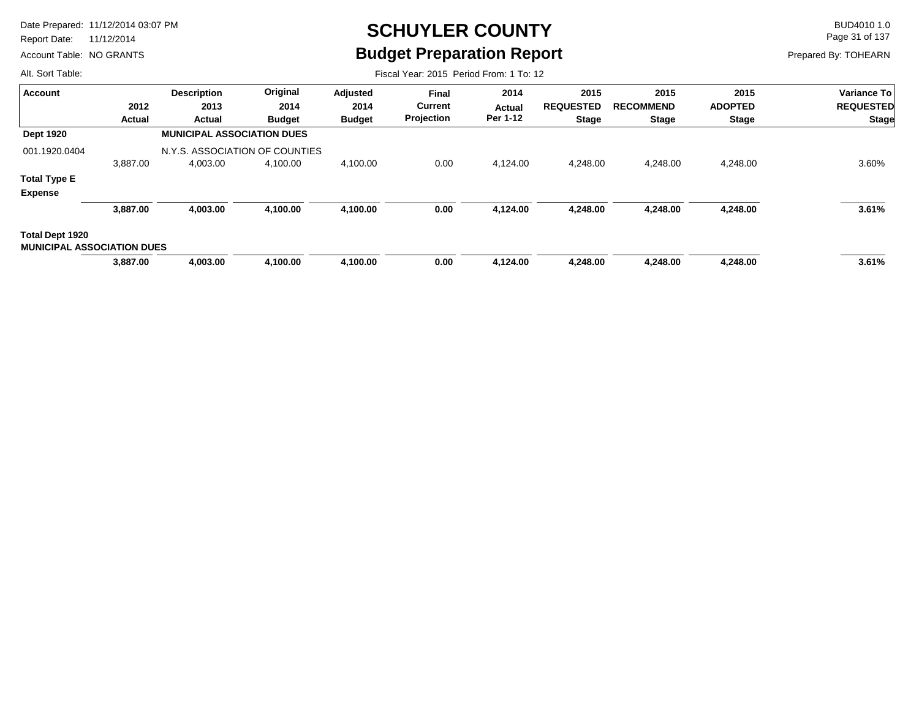# SCHUYLER COUNTY

## Budget Preparation Report

Date Prepared: 11/12/2014 03:07 PM
Report Date: 11/12/2014
Account Table: NO GRANTS
Alt. Sort Table:

BUD4010 1.0
Prepared By: TOHEARN

Fiscal Year: 2015 Period From: 1 To: 12

| Account | 2012 Actual | Description 2013 Actual | Original 2014 Budget | Adjusted 2014 Budget | Final Current Projection | 2014 Actual Per 1-12 | 2015 REQUESTED Stage | 2015 RECOMMEND Stage | 2015 ADOPTED Stage | Variance To REQUESTED Stage |
|---|---|---|---|---|---|---|---|---|---|---|
| **Dept 1920** | | **MUNICIPAL ASSOCIATION DUES** | | | | | | | | |
| 001.1920.0404 | | N.Y.S. ASSOCIATION OF COUNTIES | | | | | | | | |
| | 3,887.00 | 4,003.00 | 4,100.00 | 4,100.00 | 0.00 | 4,124.00 | 4,248.00 | 4,248.00 | 4,248.00 | 3.60% |
| **Total Type E Expense** | | | | | | | | | | |
| | **3,887.00** | **4,003.00** | **4,100.00** | **4,100.00** | **0.00** | **4,124.00** | **4,248.00** | **4,248.00** | **4,248.00** | **3.61%** |
| **Total Dept 1920 MUNICIPAL ASSOCIATION DUES** | | | | | | | | | | |
| | **3,887.00** | **4,003.00** | **4,100.00** | **4,100.00** | **0.00** | **4,124.00** | **4,248.00** | **4,248.00** | **4,248.00** | **3.61%** |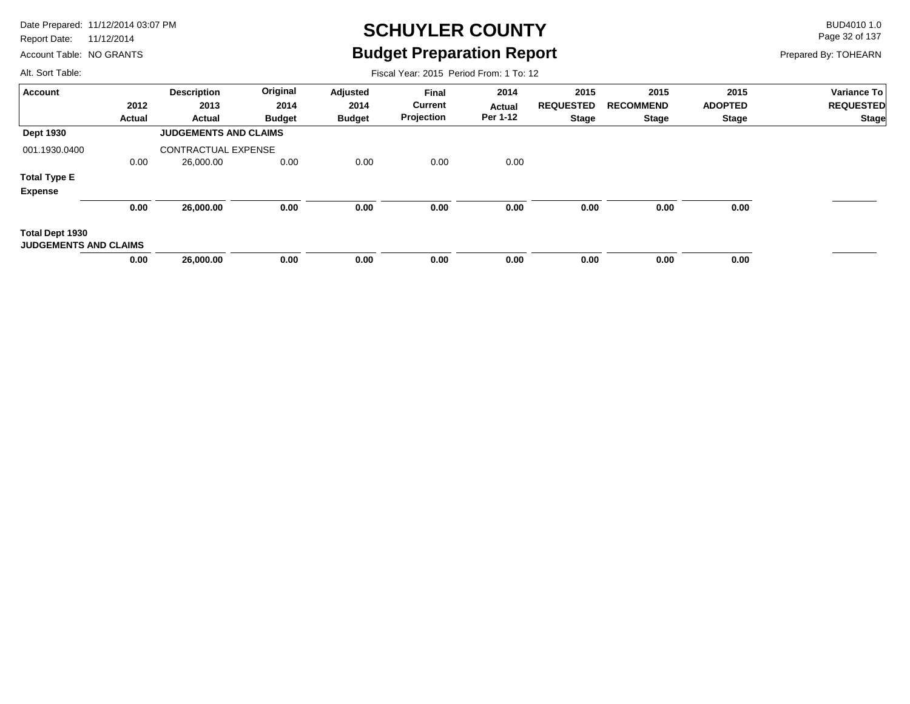# SCHUYLER COUNTY
## Budget Preparation Report

Date Prepared: 11/12/2014 03:07 PM
Report Date: 11/12/2014
Account Table: NO GRANTS
Alt. Sort Table:

BUD4010 1.0
Prepared By: TOHEARN

Fiscal Year: 2015 Period From: 1 To: 12

| Account | 2012 Actual | Description 2013 Actual | Original 2014 Budget | Adjusted 2014 Budget | Final Current Projection | 2014 Actual Per 1-12 | 2015 REQUESTED Stage | 2015 RECOMMEND Stage | 2015 ADOPTED Stage | Variance To REQUESTED Stage |
|---|---|---|---|---|---|---|---|---|---|---|
| **Dept 1930** | | **JUDGEMENTS AND CLAIMS** | | | | | | | | |
| 001.1930.0400 | | CONTRACTUAL EXPENSE | | | | | | | | |
| | 0.00 | 26,000.00 | 0.00 | 0.00 | 0.00 | 0.00 | | | | |
| **Total Type E Expense** | **0.00** | **26,000.00** | **0.00** | **0.00** | **0.00** | **0.00** | **0.00** | **0.00** | **0.00** | |
| **Total Dept 1930 JUDGEMENTS AND CLAIMS** | **0.00** | **26,000.00** | **0.00** | **0.00** | **0.00** | **0.00** | **0.00** | **0.00** | **0.00** | |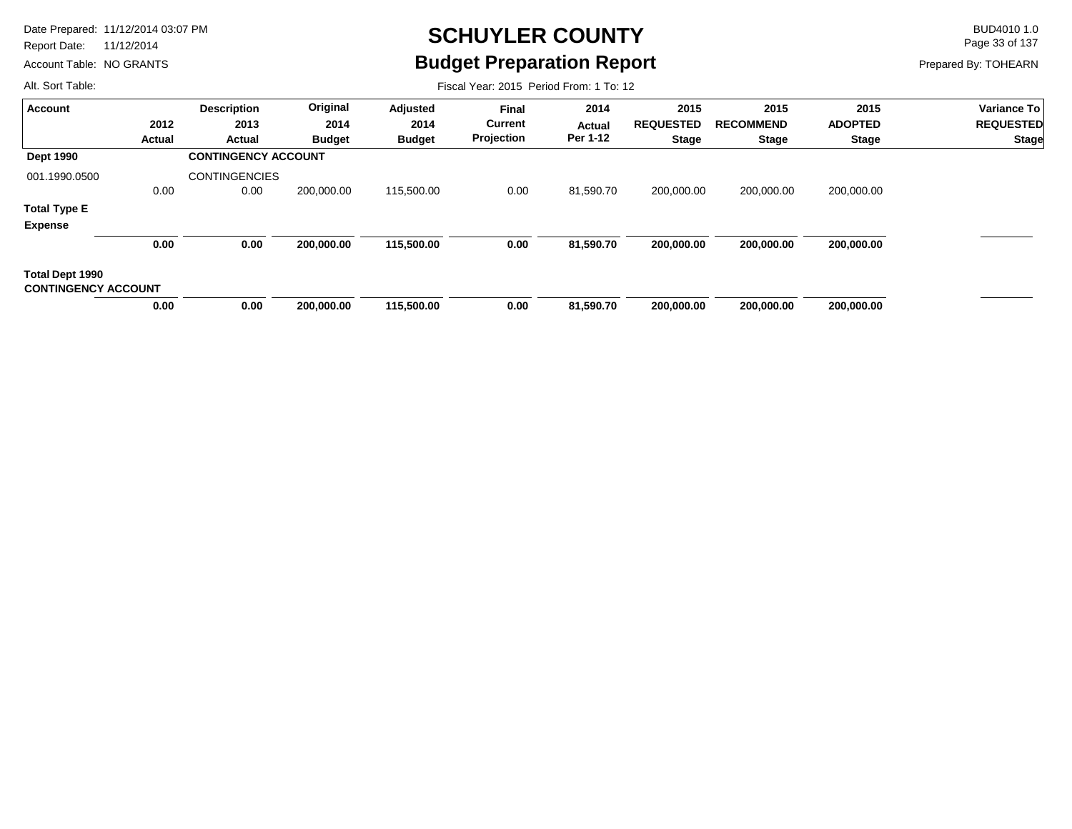# SCHUYLER COUNTY

## Budget Preparation Report

Date Prepared: 11/12/2014 03:07 PM
Report Date: 11/12/2014
Account Table: NO GRANTS
Alt. Sort Table:

BUD4010 1.0
Prepared By: TOHEARN

Fiscal Year: 2015 Period From: 1 To: 12

| Account | 2012 Actual | Description 2013 Actual | Original 2014 Budget | Adjusted 2014 Budget | Final Current Projection | 2014 Actual Per 1-12 | 2015 REQUESTED Stage | 2015 RECOMMEND Stage | 2015 ADOPTED Stage | Variance To REQUESTED Stage |
|---|---|---|---|---|---|---|---|---|---|---|
| **Dept 1990** | | **CONTINGENCY ACCOUNT** | | | | | | | | |
| 001.1990.0500 | 0.00 | CONTINGENCIES 0.00 | 200,000.00 | 115,500.00 | 0.00 | 81,590.70 | 200,000.00 | 200,000.00 | 200,000.00 | |
| **Total Type E Expense** | **0.00** | **0.00** | **200,000.00** | **115,500.00** | **0.00** | **81,590.70** | **200,000.00** | **200,000.00** | **200,000.00** | |
| **Total Dept 1990 CONTINGENCY ACCOUNT** | **0.00** | **0.00** | **200,000.00** | **115,500.00** | **0.00** | **81,590.70** | **200,000.00** | **200,000.00** | **200,000.00** | |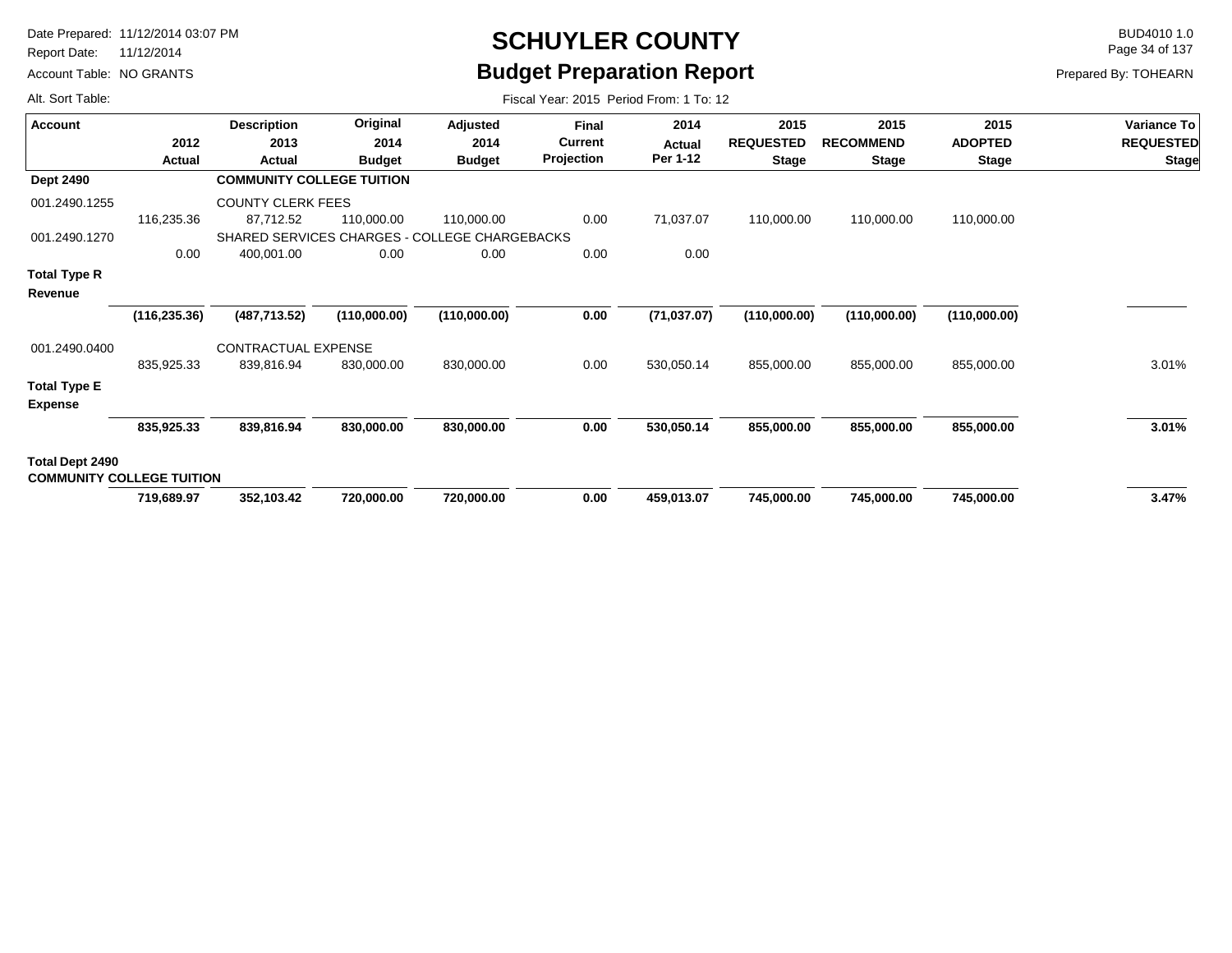# SCHUYLER COUNTY

## Budget Preparation Report

Date Prepared: 11/12/2014 03:07 PM
Report Date: 11/12/2014
Account Table: NO GRANTS
Alt. Sort Table:

BUD4010 1.0
Prepared By: TOHEARN

Fiscal Year: 2015 Period From: 1 To: 12

| Account | 2012 Actual | Description 2013 Actual | Original 2014 Budget | Adjusted 2014 Budget | Final Current Projection | 2014 Actual Per 1-12 | 2015 REQUESTED Stage | 2015 RECOMMEND Stage | 2015 ADOPTED Stage | Variance To REQUESTED Stage |
|---|---|---|---|---|---|---|---|---|---|---|
| **Dept 2490** | | **COMMUNITY COLLEGE TUITION** | | | | | | | | |
| 001.2490.1255 | | COUNTY CLERK FEES | | | | | | | | |
| | 116,235.36 | 87,712.52 | 110,000.00 | 110,000.00 | 0.00 | 71,037.07 | 110,000.00 | 110,000.00 | 110,000.00 | |
| 001.2490.1270 | | SHARED SERVICES CHARGES - COLLEGE CHARGEBACKS | | | | | | | | |
| | 0.00 | 400,001.00 | 0.00 | 0.00 | 0.00 | 0.00 | | | | |
| **Total Type R Revenue** | | | | | | | | | | |
| | **(116,235.36)** | **(487,713.52)** | **(110,000.00)** | **(110,000.00)** | **0.00** | **(71,037.07)** | **(110,000.00)** | **(110,000.00)** | **(110,000.00)** | |
| 001.2490.0400 | | CONTRACTUAL EXPENSE | | | | | | | | |
| | 835,925.33 | 839,816.94 | 830,000.00 | 830,000.00 | 0.00 | 530,050.14 | 855,000.00 | 855,000.00 | 855,000.00 | 3.01% |
| **Total Type E Expense** | | | | | | | | | | |
| | **835,925.33** | **839,816.94** | **830,000.00** | **830,000.00** | **0.00** | **530,050.14** | **855,000.00** | **855,000.00** | **855,000.00** | **3.01%** |
| **Total Dept 2490 COMMUNITY COLLEGE TUITION** | | | | | | | | | | |
| | **719,689.97** | **352,103.42** | **720,000.00** | **720,000.00** | **0.00** | **459,013.07** | **745,000.00** | **745,000.00** | **745,000.00** | **3.47%** |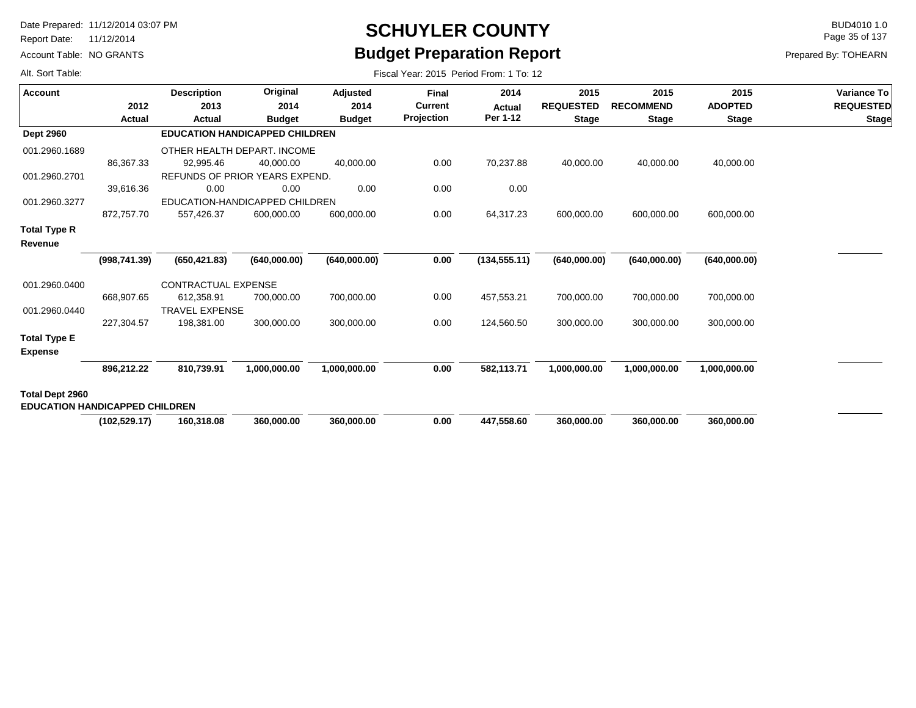# SCHUYLER COUNTY

## Budget Preparation Report

Date Prepared: 11/12/2014 03:07 PM
Report Date: 11/12/2014
Account Table: NO GRANTS
Alt. Sort Table:

BUD4010 1.0
Prepared By: TOHEARN

Fiscal Year: 2015 Period From: 1 To: 12

| Account | 2012 Actual | Description 2013 Actual | Original 2014 Budget | Adjusted 2014 Budget | Final Current Projection | 2014 Actual Per 1-12 | 2015 REQUESTED Stage | 2015 RECOMMEND Stage | 2015 ADOPTED Stage | Variance To REQUESTED Stage |
|---|---|---|---|---|---|---|---|---|---|---|
| **Dept 2960** | | **EDUCATION HANDICAPPED CHILDREN** | | | | | | | | |
| 001.2960.1689 | | OTHER HEALTH DEPART. INCOME | | | | | | | | |
| | 86,367.33 | 92,995.46 | 40,000.00 | 40,000.00 | 0.00 | 70,237.88 | 40,000.00 | 40,000.00 | 40,000.00 | |
| 001.2960.2701 | | REFUNDS OF PRIOR YEARS EXPEND. | | | | | | | | |
| | 39,616.36 | 0.00 | 0.00 | 0.00 | 0.00 | 0.00 | | | | |
| 001.2960.3277 | | EDUCATION-HANDICAPPED CHILDREN | | | | | | | | |
| | 872,757.70 | 557,426.37 | 600,000.00 | 600,000.00 | 0.00 | 64,317.23 | 600,000.00 | 600,000.00 | 600,000.00 | |
| **Total Type R Revenue** | | | | | | | | | | |
| | **(998,741.39)** | **(650,421.83)** | **(640,000.00)** | **(640,000.00)** | **0.00** | **(134,555.11)** | **(640,000.00)** | **(640,000.00)** | **(640,000.00)** | |
| 001.2960.0400 | | CONTRACTUAL EXPENSE | | | | | | | | |
| | 668,907.65 | 612,358.91 | 700,000.00 | 700,000.00 | 0.00 | 457,553.21 | 700,000.00 | 700,000.00 | 700,000.00 | |
| 001.2960.0440 | | TRAVEL EXPENSE | | | | | | | | |
| | 227,304.57 | 198,381.00 | 300,000.00 | 300,000.00 | 0.00 | 124,560.50 | 300,000.00 | 300,000.00 | 300,000.00 | |
| **Total Type E Expense** | | | | | | | | | | |
| | **896,212.22** | **810,739.91** | **1,000,000.00** | **1,000,000.00** | **0.00** | **582,113.71** | **1,000,000.00** | **1,000,000.00** | **1,000,000.00** | |
| **Total Dept 2960 EDUCATION HANDICAPPED CHILDREN** | | | | | | | | | | |
| | **(102,529.17)** | **160,318.08** | **360,000.00** | **360,000.00** | **0.00** | **447,558.60** | **360,000.00** | **360,000.00** | **360,000.00** | |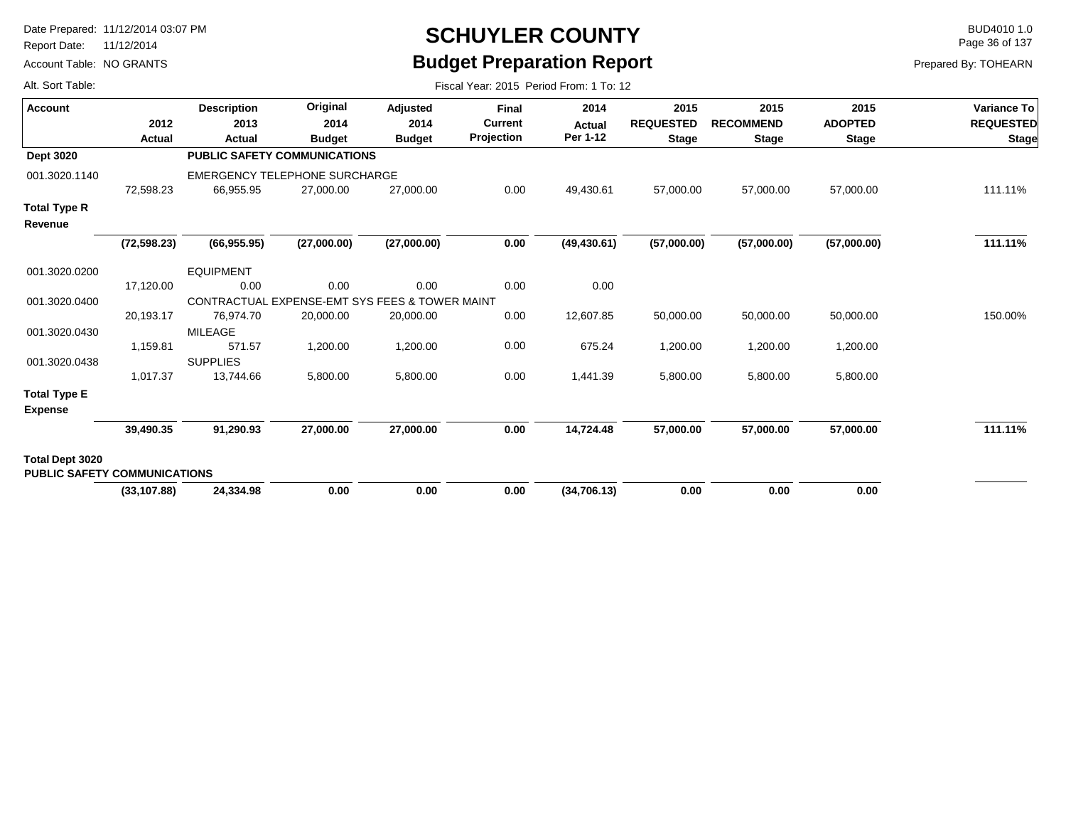# SCHUYLER COUNTY

## Budget Preparation Report

Date Prepared: 11/12/2014 03:07 PM
Report Date: 11/12/2014
Account Table: NO GRANTS
Alt. Sort Table:

BUD4010 1.0
Prepared By: TOHEARN

Fiscal Year: 2015 Period From: 1 To: 12

| Account | 2012 Actual | Description 2013 Actual | Original 2014 Budget | Adjusted 2014 Budget | Final Current Projection | 2014 Actual Per 1-12 | 2015 REQUESTED Stage | 2015 RECOMMEND Stage | 2015 ADOPTED Stage | Variance To REQUESTED Stage |
|---|---|---|---|---|---|---|---|---|---|---|
| **Dept 3020** | | **PUBLIC SAFETY COMMUNICATIONS** | | | | | | | | |
| 001.3020.1140 | | EMERGENCY TELEPHONE SURCHARGE | | | | | | | | |
| | 72,598.23 | 66,955.95 | 27,000.00 | 27,000.00 | 0.00 | 49,430.61 | 57,000.00 | 57,000.00 | 57,000.00 | 111.11% |
| **Total Type R Revenue** | | | | | | | | | | |
| | **(72,598.23)** | **(66,955.95)** | **(27,000.00)** | **(27,000.00)** | **0.00** | **(49,430.61)** | **(57,000.00)** | **(57,000.00)** | **(57,000.00)** | **111.11%** |
| 001.3020.0200 | | EQUIPMENT | | | | | | | | |
| | 17,120.00 | 0.00 | 0.00 | 0.00 | 0.00 | 0.00 | | | | |
| 001.3020.0400 | | CONTRACTUAL EXPENSE-EMT SYS FEES & TOWER MAINT | | | | | | | | |
| | 20,193.17 | 76,974.70 | 20,000.00 | 20,000.00 | 0.00 | 12,607.85 | 50,000.00 | 50,000.00 | 50,000.00 | 150.00% |
| 001.3020.0430 | | MILEAGE | | | | | | | | |
| | 1,159.81 | 571.57 | 1,200.00 | 1,200.00 | 0.00 | 675.24 | 1,200.00 | 1,200.00 | 1,200.00 | |
| 001.3020.0438 | | SUPPLIES | | | | | | | | |
| | 1,017.37 | 13,744.66 | 5,800.00 | 5,800.00 | 0.00 | 1,441.39 | 5,800.00 | 5,800.00 | 5,800.00 | |
| **Total Type E Expense** | | | | | | | | | | |
| | **39,490.35** | **91,290.93** | **27,000.00** | **27,000.00** | **0.00** | **14,724.48** | **57,000.00** | **57,000.00** | **57,000.00** | **111.11%** |
| **Total Dept 3020 PUBLIC SAFETY COMMUNICATIONS** | | | | | | | | | | |
| | **(33,107.88)** | **24,334.98** | **0.00** | **0.00** | **0.00** | **(34,706.13)** | **0.00** | **0.00** | **0.00** | |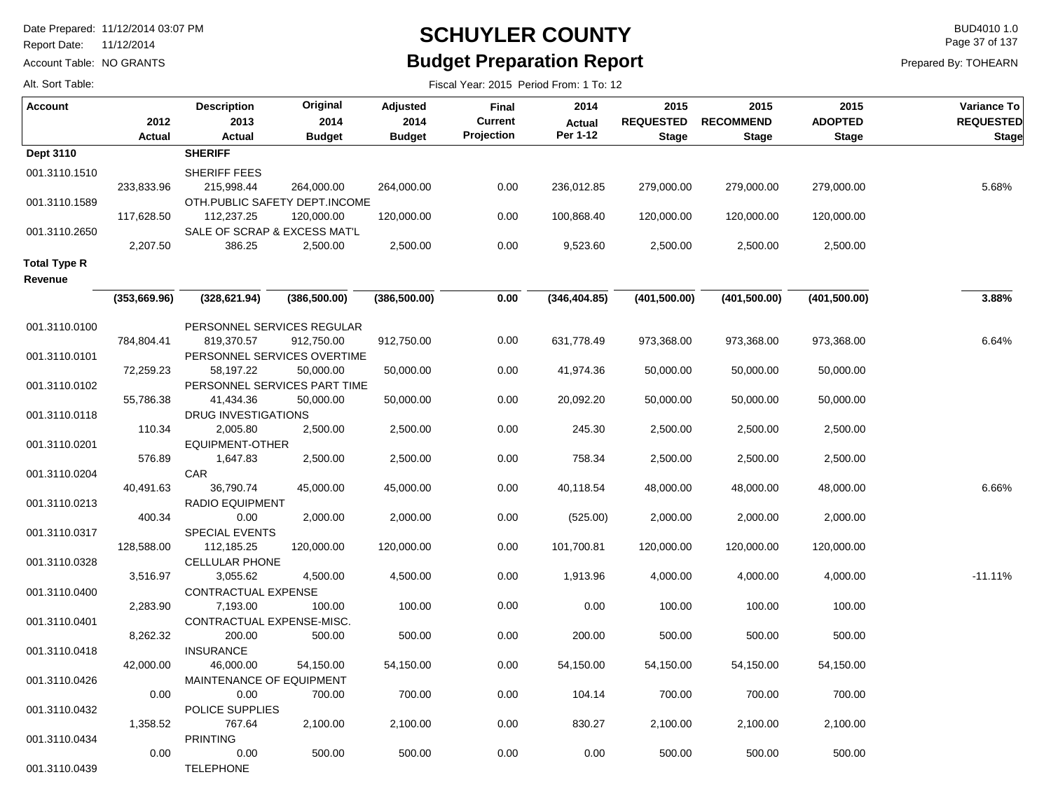# SCHUYLER COUNTY

## Budget Preparation Report

Date Prepared: 11/12/2014 03:07 PM
Report Date: 11/12/2014
Account Table: NO GRANTS
Alt. Sort Table:

BUD4010 1.0
Prepared By: TOHEARN

Fiscal Year: 2015 Period From: 1 To: 12

| Account | 2012 Actual | Description 2013 Actual | Original 2014 Budget | Adjusted 2014 Budget | Final Current Projection | 2014 Actual Per 1-12 | 2015 REQUESTED Stage | 2015 RECOMMEND Stage | 2015 ADOPTED Stage | Variance To REQUESTED Stage |
|---|---|---|---|---|---|---|---|---|---|---|
| **Dept 3110** | | **SHERIFF** | | | | | | | | |
| 001.3110.1510 | | SHERIFF FEES | | | | | | | | |
| | 233,833.96 | 215,998.44 | 264,000.00 | 264,000.00 | 0.00 | 236,012.85 | 279,000.00 | 279,000.00 | 279,000.00 | 5.68% |
| 001.3110.1589 | | OTH.PUBLIC SAFETY DEPT.INCOME | | | | | | | | |
| | 117,628.50 | 112,237.25 | 120,000.00 | 120,000.00 | 0.00 | 100,868.40 | 120,000.00 | 120,000.00 | 120,000.00 | |
| 001.3110.2650 | | SALE OF SCRAP & EXCESS MAT'L | | | | | | | | |
| | 2,207.50 | 386.25 | 2,500.00 | 2,500.00 | 0.00 | 9,523.60 | 2,500.00 | 2,500.00 | 2,500.00 | |
| **Total Type R Revenue** | | | | | | | | | | |
| | **(353,669.96)** | **(328,621.94)** | **(386,500.00)** | **(386,500.00)** | **0.00** | **(346,404.85)** | **(401,500.00)** | **(401,500.00)** | **(401,500.00)** | **3.88%** |
| 001.3110.0100 | | PERSONNEL SERVICES REGULAR | | | | | | | | |
| | 784,804.41 | 819,370.57 | 912,750.00 | 912,750.00 | 0.00 | 631,778.49 | 973,368.00 | 973,368.00 | 973,368.00 | 6.64% |
| 001.3110.0101 | | PERSONNEL SERVICES OVERTIME | | | | | | | | |
| | 72,259.23 | 58,197.22 | 50,000.00 | 50,000.00 | 0.00 | 41,974.36 | 50,000.00 | 50,000.00 | 50,000.00 | |
| 001.3110.0102 | | PERSONNEL SERVICES PART TIME | | | | | | | | |
| | 55,786.38 | 41,434.36 | 50,000.00 | 50,000.00 | 0.00 | 20,092.20 | 50,000.00 | 50,000.00 | 50,000.00 | |
| 001.3110.0118 | | DRUG INVESTIGATIONS | | | | | | | | |
| | 110.34 | 2,005.80 | 2,500.00 | 2,500.00 | 0.00 | 245.30 | 2,500.00 | 2,500.00 | 2,500.00 | |
| 001.3110.0201 | | EQUIPMENT-OTHER | | | | | | | | |
| | 576.89 | 1,647.83 | 2,500.00 | 2,500.00 | 0.00 | 758.34 | 2,500.00 | 2,500.00 | 2,500.00 | |
| 001.3110.0204 | | CAR | | | | | | | | |
| | 40,491.63 | 36,790.74 | 45,000.00 | 45,000.00 | 0.00 | 40,118.54 | 48,000.00 | 48,000.00 | 48,000.00 | 6.66% |
| 001.3110.0213 | | RADIO EQUIPMENT | | | | | | | | |
| | 400.34 | 0.00 | 2,000.00 | 2,000.00 | 0.00 | (525.00) | 2,000.00 | 2,000.00 | 2,000.00 | |
| 001.3110.0317 | | SPECIAL EVENTS | | | | | | | | |
| | 128,588.00 | 112,185.25 | 120,000.00 | 120,000.00 | 0.00 | 101,700.81 | 120,000.00 | 120,000.00 | 120,000.00 | |
| 001.3110.0328 | | CELLULAR PHONE | | | | | | | | |
| | 3,516.97 | 3,055.62 | 4,500.00 | 4,500.00 | 0.00 | 1,913.96 | 4,000.00 | 4,000.00 | 4,000.00 | -11.11% |
| 001.3110.0400 | | CONTRACTUAL EXPENSE | | | | | | | | |
| | 2,283.90 | 7,193.00 | 100.00 | 100.00 | 0.00 | 0.00 | 100.00 | 100.00 | 100.00 | |
| 001.3110.0401 | | CONTRACTUAL EXPENSE-MISC. | | | | | | | | |
| | 8,262.32 | 200.00 | 500.00 | 500.00 | 0.00 | 200.00 | 500.00 | 500.00 | 500.00 | |
| 001.3110.0418 | | INSURANCE | | | | | | | | |
| | 42,000.00 | 46,000.00 | 54,150.00 | 54,150.00 | 0.00 | 54,150.00 | 54,150.00 | 54,150.00 | 54,150.00 | |
| 001.3110.0426 | | MAINTENANCE OF EQUIPMENT | | | | | | | | |
| | 0.00 | 0.00 | 700.00 | 700.00 | 0.00 | 104.14 | 700.00 | 700.00 | 700.00 | |
| 001.3110.0432 | | POLICE SUPPLIES | | | | | | | | |
| | 1,358.52 | 767.64 | 2,100.00 | 2,100.00 | 0.00 | 830.27 | 2,100.00 | 2,100.00 | 2,100.00 | |
| 001.3110.0434 | | PRINTING | | | | | | | | |
| | 0.00 | 0.00 | 500.00 | 500.00 | 0.00 | 0.00 | 500.00 | 500.00 | 500.00 | |
| 001.3110.0439 | | TELEPHONE | | | | | | | | |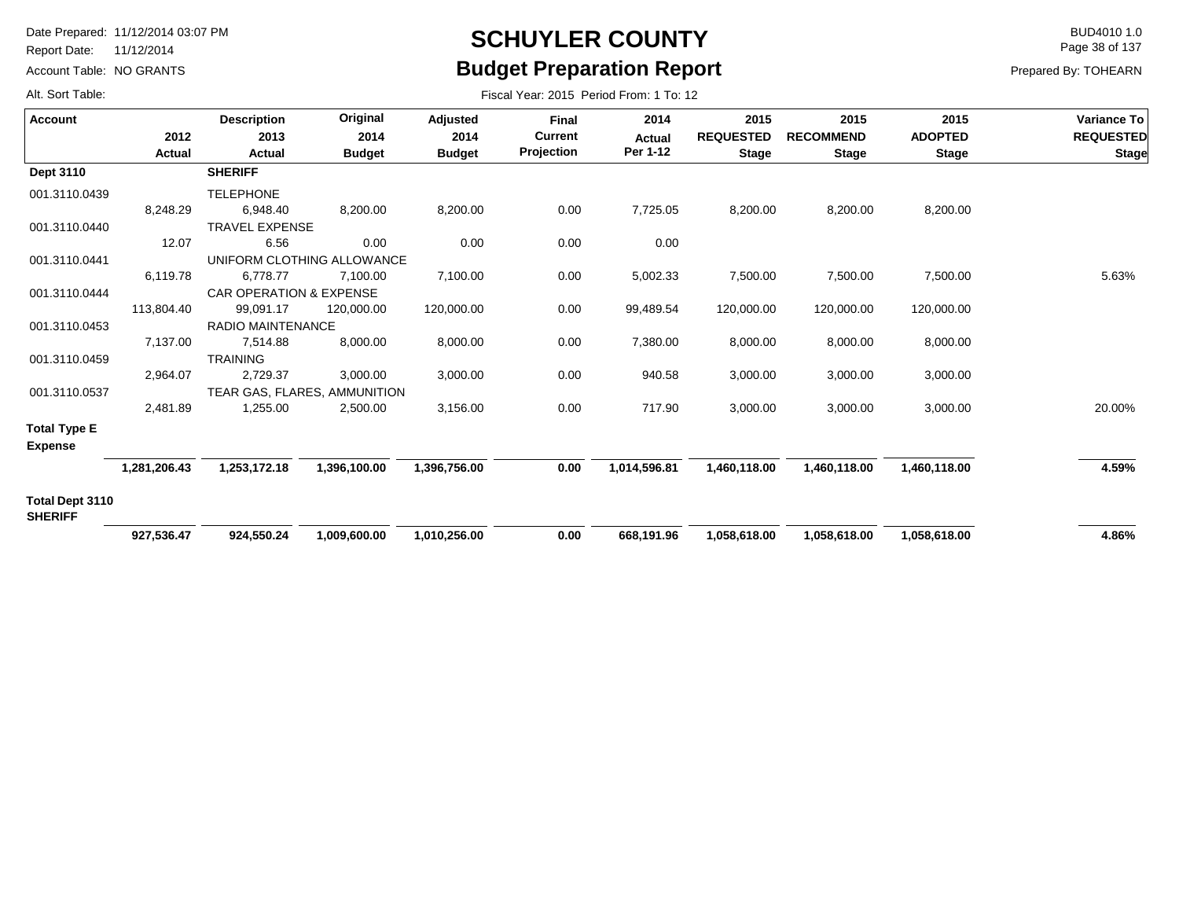# SCHUYLER COUNTY

## Budget Preparation Report

Date Prepared: 11/12/2014 03:07 PM
Report Date: 11/12/2014
Account Table: NO GRANTS
Alt. Sort Table:

BUD4010 1.0
Prepared By: TOHEARN

Fiscal Year: 2015 Period From: 1 To: 12

| Account | 2012 Actual | Description 2013 Actual | Original 2014 Budget | Adjusted 2014 Budget | Final Current Projection | 2014 Actual Per 1-12 | 2015 REQUESTED Stage | 2015 RECOMMEND Stage | 2015 ADOPTED Stage | Variance To REQUESTED Stage |
|---|---|---|---|---|---|---|---|---|---|---|
| **Dept 3110** | | **SHERIFF** | | | | | | | | |
| 001.3110.0439 | | TELEPHONE | | | | | | | | |
| | 8,248.29 | 6,948.40 | 8,200.00 | 8,200.00 | 0.00 | 7,725.05 | 8,200.00 | 8,200.00 | 8,200.00 | |
| 001.3110.0440 | | TRAVEL EXPENSE | | | | | | | | |
| | 12.07 | 6.56 | 0.00 | 0.00 | 0.00 | 0.00 | | | | |
| 001.3110.0441 | | UNIFORM CLOTHING ALLOWANCE | | | | | | | | |
| | 6,119.78 | 6,778.77 | 7,100.00 | 7,100.00 | 0.00 | 5,002.33 | 7,500.00 | 7,500.00 | 7,500.00 | 5.63% |
| 001.3110.0444 | | CAR OPERATION & EXPENSE | | | | | | | | |
| | 113,804.40 | 99,091.17 | 120,000.00 | 120,000.00 | 0.00 | 99,489.54 | 120,000.00 | 120,000.00 | 120,000.00 | |
| 001.3110.0453 | | RADIO MAINTENANCE | | | | | | | | |
| | 7,137.00 | 7,514.88 | 8,000.00 | 8,000.00 | 0.00 | 7,380.00 | 8,000.00 | 8,000.00 | 8,000.00 | |
| 001.3110.0459 | | TRAINING | | | | | | | | |
| | 2,964.07 | 2,729.37 | 3,000.00 | 3,000.00 | 0.00 | 940.58 | 3,000.00 | 3,000.00 | 3,000.00 | |
| 001.3110.0537 | | TEAR GAS, FLARES, AMMUNITION | | | | | | | | |
| | 2,481.89 | 1,255.00 | 2,500.00 | 3,156.00 | 0.00 | 717.90 | 3,000.00 | 3,000.00 | 3,000.00 | 20.00% |
| **Total Type E Expense** | | | | | | | | | | |
| | **1,281,206.43** | **1,253,172.18** | **1,396,100.00** | **1,396,756.00** | **0.00** | **1,014,596.81** | **1,460,118.00** | **1,460,118.00** | **1,460,118.00** | **4.59%** |
| **Total Dept 3110 SHERIFF** | | | | | | | | | | |
| | **927,536.47** | **924,550.24** | **1,009,600.00** | **1,010,256.00** | **0.00** | **668,191.96** | **1,058,618.00** | **1,058,618.00** | **1,058,618.00** | **4.86%** |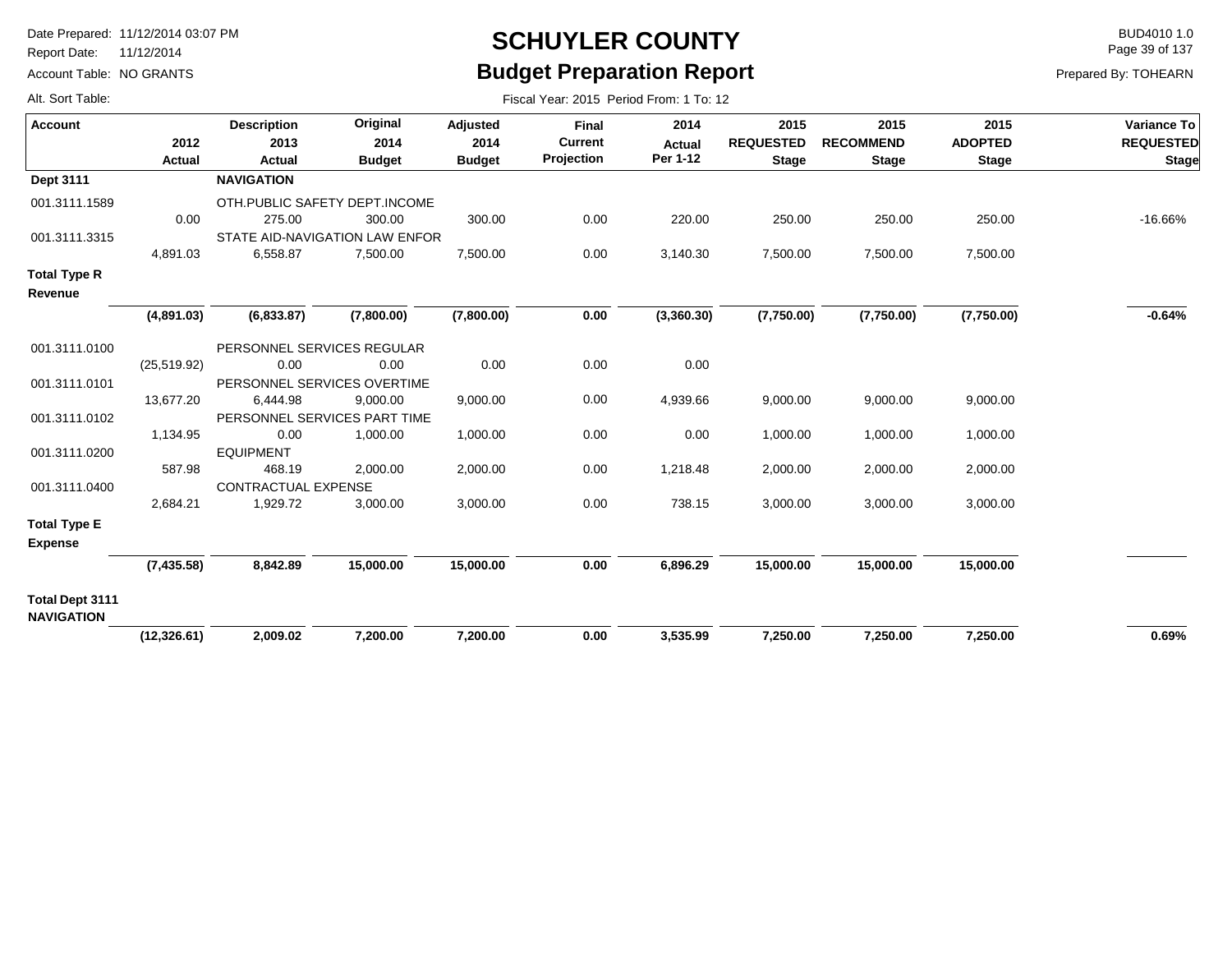# SCHUYLER COUNTY

## Budget Preparation Report

Date Prepared: 11/12/2014 03:07 PM
Report Date: 11/12/2014
Account Table: NO GRANTS
Alt. Sort Table:

BUD4010 1.0
Prepared By: TOHEARN

Fiscal Year: 2015 Period From: 1 To: 12

| Account | 2012 Actual | Description 2013 Actual | Original 2014 Budget | Adjusted 2014 Budget | Final Current Projection | 2014 Actual Per 1-12 | 2015 REQUESTED Stage | 2015 RECOMMEND Stage | 2015 ADOPTED Stage | Variance To REQUESTED Stage |
|---|---|---|---|---|---|---|---|---|---|---|
| **Dept 3111** | | **NAVIGATION** | | | | | | | | |
| 001.3111.1589 | | OTH.PUBLIC SAFETY DEPT.INCOME | | | | | | | | |
| | 0.00 | 275.00 | 300.00 | 300.00 | 0.00 | 220.00 | 250.00 | 250.00 | 250.00 | -16.66% |
| 001.3111.3315 | | STATE AID-NAVIGATION LAW ENFOR | | | | | | | | |
| | 4,891.03 | 6,558.87 | 7,500.00 | 7,500.00 | 0.00 | 3,140.30 | 7,500.00 | 7,500.00 | 7,500.00 | |
| **Total Type R Revenue** | | | | | | | | | | |
| | **(4,891.03)** | **(6,833.87)** | **(7,800.00)** | **(7,800.00)** | **0.00** | **(3,360.30)** | **(7,750.00)** | **(7,750.00)** | **(7,750.00)** | **-0.64%** |
| 001.3111.0100 | | PERSONNEL SERVICES REGULAR | | | | | | | | |
| | (25,519.92) | 0.00 | 0.00 | 0.00 | 0.00 | 0.00 | | | | |
| 001.3111.0101 | | PERSONNEL SERVICES OVERTIME | | | | | | | | |
| | 13,677.20 | 6,444.98 | 9,000.00 | 9,000.00 | 0.00 | 4,939.66 | 9,000.00 | 9,000.00 | 9,000.00 | |
| 001.3111.0102 | | PERSONNEL SERVICES PART TIME | | | | | | | | |
| | 1,134.95 | 0.00 | 1,000.00 | 1,000.00 | 0.00 | 0.00 | 1,000.00 | 1,000.00 | 1,000.00 | |
| 001.3111.0200 | | EQUIPMENT | | | | | | | | |
| | 587.98 | 468.19 | 2,000.00 | 2,000.00 | 0.00 | 1,218.48 | 2,000.00 | 2,000.00 | 2,000.00 | |
| 001.3111.0400 | | CONTRACTUAL EXPENSE | | | | | | | | |
| | 2,684.21 | 1,929.72 | 3,000.00 | 3,000.00 | 0.00 | 738.15 | 3,000.00 | 3,000.00 | 3,000.00 | |
| **Total Type E Expense** | | | | | | | | | | |
| | **(7,435.58)** | **8,842.89** | **15,000.00** | **15,000.00** | **0.00** | **6,896.29** | **15,000.00** | **15,000.00** | **15,000.00** | |
| **Total Dept 3111 NAVIGATION** | | | | | | | | | | |
| | **(12,326.61)** | **2,009.02** | **7,200.00** | **7,200.00** | **0.00** | **3,535.99** | **7,250.00** | **7,250.00** | **7,250.00** | **0.69%** |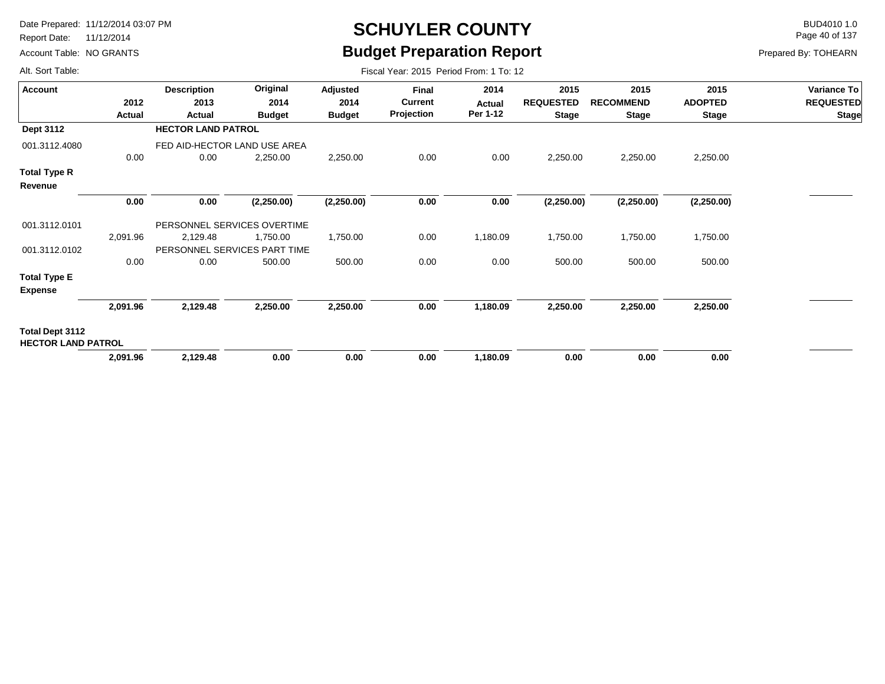# SCHUYLER COUNTY

## Budget Preparation Report

Date Prepared: 11/12/2014 03:07 PM
Report Date: 11/12/2014
Account Table: NO GRANTS
Alt. Sort Table:

BUD4010 1.0
Prepared By: TOHEARN

Fiscal Year: 2015 Period From: 1 To: 12

| Account | 2012 Actual | Description 2013 Actual | Original 2014 Budget | Adjusted 2014 Budget | Final Current Projection | 2014 Actual Per 1-12 | 2015 REQUESTED Stage | 2015 RECOMMEND Stage | 2015 ADOPTED Stage | Variance To REQUESTED Stage |
|---|---|---|---|---|---|---|---|---|---|---|
| **Dept 3112** | | **HECTOR LAND PATROL** | | | | | | | | |
| 001.3112.4080 | | FED AID-HECTOR LAND USE AREA | | | | | | | | |
| | 0.00 | 0.00 | 2,250.00 | 2,250.00 | 0.00 | 0.00 | 2,250.00 | 2,250.00 | 2,250.00 | |
| **Total Type R Revenue** | | | | | | | | | | |
| | **0.00** | **0.00** | **(2,250.00)** | **(2,250.00)** | **0.00** | **0.00** | **(2,250.00)** | **(2,250.00)** | **(2,250.00)** | |
| 001.3112.0101 | | PERSONNEL SERVICES OVERTIME | | | | | | | | |
| | 2,091.96 | 2,129.48 | 1,750.00 | 1,750.00 | 0.00 | 1,180.09 | 1,750.00 | 1,750.00 | 1,750.00 | |
| 001.3112.0102 | | PERSONNEL SERVICES PART TIME | | | | | | | | |
| | 0.00 | 0.00 | 500.00 | 500.00 | 0.00 | 0.00 | 500.00 | 500.00 | 500.00 | |
| **Total Type E Expense** | | | | | | | | | | |
| | **2,091.96** | **2,129.48** | **2,250.00** | **2,250.00** | **0.00** | **1,180.09** | **2,250.00** | **2,250.00** | **2,250.00** | |
| **Total Dept 3112 HECTOR LAND PATROL** | | | | | | | | | | |
| | **2,091.96** | **2,129.48** | **0.00** | **0.00** | **0.00** | **1,180.09** | **0.00** | **0.00** | **0.00** | |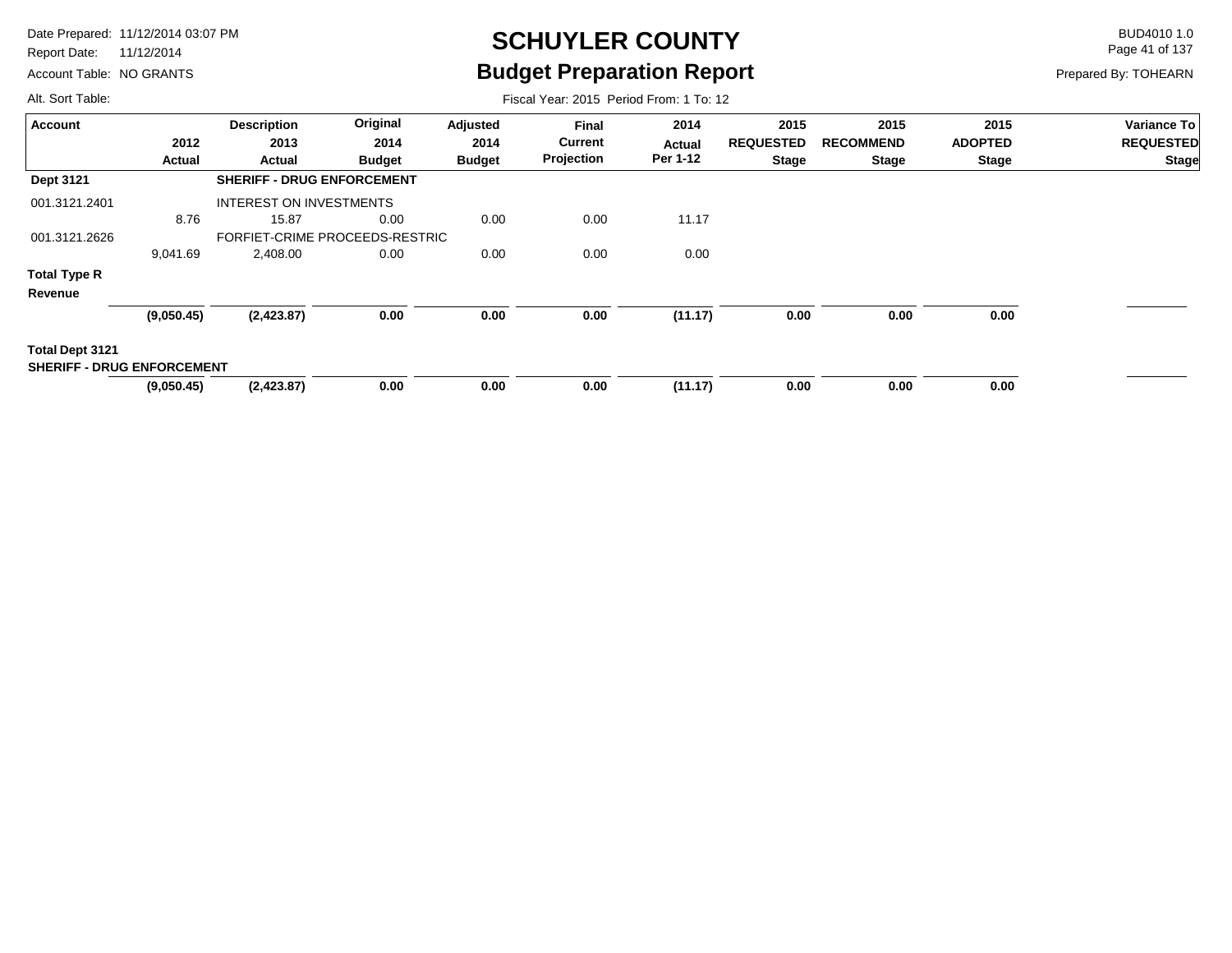# SCHUYLER COUNTY

## Budget Preparation Report

Date Prepared: 11/12/2014 03:07 PM
Report Date: 11/12/2014
Account Table: NO GRANTS
Alt. Sort Table:

BUD4010 1.0
Prepared By: TOHEARN

Fiscal Year: 2015 Period From: 1 To: 12

| Account | 2012 Actual | Description 2013 Actual | Original 2014 Budget | Adjusted 2014 Budget | Final Current Projection | 2014 Actual Per 1-12 | 2015 REQUESTED Stage | 2015 RECOMMEND Stage | 2015 ADOPTED Stage | Variance To REQUESTED Stage |
|---|---|---|---|---|---|---|---|---|---|---|
| **Dept 3121** | | **SHERIFF - DRUG ENFORCEMENT** | | | | | | | | |
| 001.3121.2401 | | INTEREST ON INVESTMENTS | | | | | | | | |
| | 8.76 | 15.87 | 0.00 | 0.00 | 0.00 | 11.17 | | | | |
| 001.3121.2626 | | FORFIET-CRIME PROCEEDS-RESTRIC | | | | | | | | |
| | 9,041.69 | 2,408.00 | 0.00 | 0.00 | 0.00 | 0.00 | | | | |
| **Total Type R Revenue** | **(9,050.45)** | **(2,423.87)** | **0.00** | **0.00** | **0.00** | **(11.17)** | **0.00** | **0.00** | **0.00** | |
| **Total Dept 3121 SHERIFF - DRUG ENFORCEMENT** | **(9,050.45)** | **(2,423.87)** | **0.00** | **0.00** | **0.00** | **(11.17)** | **0.00** | **0.00** | **0.00** | |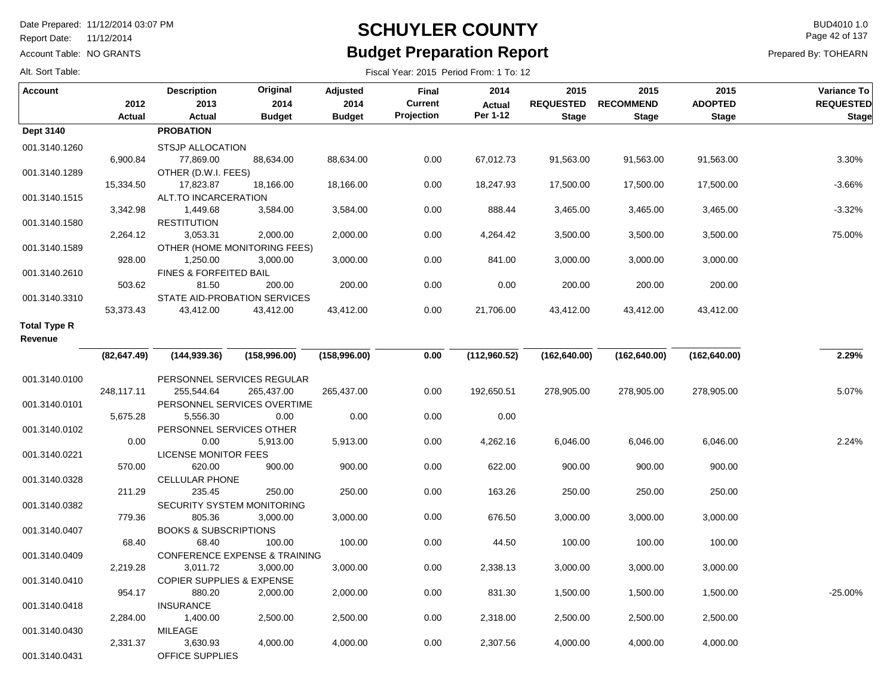# SCHUYLER COUNTY

## Budget Preparation Report

Date Prepared: 11/12/2014 03:07 PM
Report Date: 11/12/2014
Account Table: NO GRANTS
Alt. Sort Table:

BUD4010 1.0
Prepared By: TOHEARN

Fiscal Year: 2015 Period From: 1 To: 12

| Account | 2012 Actual | Description 2013 Actual | Original 2014 Budget | Adjusted 2014 Budget | Final Current Projection | 2014 Actual Per 1-12 | 2015 REQUESTED Stage | 2015 RECOMMEND Stage | 2015 ADOPTED Stage | Variance To REQUESTED Stage |
|---|---|---|---|---|---|---|---|---|---|---|
| **Dept 3140** | | **PROBATION** | | | | | | | | |
| 001.3140.1260 | | STSJP ALLOCATION | | | | | | | | |
| | 6,900.84 | 77,869.00 | 88,634.00 | 88,634.00 | 0.00 | 67,012.73 | 91,563.00 | 91,563.00 | 91,563.00 | 3.30% |
| 001.3140.1289 | | OTHER (D.W.I. FEES) | | | | | | | | |
| | 15,334.50 | 17,823.87 | 18,166.00 | 18,166.00 | 0.00 | 18,247.93 | 17,500.00 | 17,500.00 | 17,500.00 | -3.66% |
| 001.3140.1515 | | ALT.TO INCARCERATION | | | | | | | | |
| | 3,342.98 | 1,449.68 | 3,584.00 | 3,584.00 | 0.00 | 888.44 | 3,465.00 | 3,465.00 | 3,465.00 | -3.32% |
| 001.3140.1580 | | RESTITUTION | | | | | | | | |
| | 2,264.12 | 3,053.31 | 2,000.00 | 2,000.00 | 0.00 | 4,264.42 | 3,500.00 | 3,500.00 | 3,500.00 | 75.00% |
| 001.3140.1589 | | OTHER (HOME MONITORING FEES) | | | | | | | | |
| | 928.00 | 1,250.00 | 3,000.00 | 3,000.00 | 0.00 | 841.00 | 3,000.00 | 3,000.00 | 3,000.00 | |
| 001.3140.2610 | | FINES & FORFEITED BAIL | | | | | | | | |
| | 503.62 | 81.50 | 200.00 | 200.00 | 0.00 | 0.00 | 200.00 | 200.00 | 200.00 | |
| 001.3140.3310 | | STATE AID-PROBATION SERVICES | | | | | | | | |
| | 53,373.43 | 43,412.00 | 43,412.00 | 43,412.00 | 0.00 | 21,706.00 | 43,412.00 | 43,412.00 | 43,412.00 | |
| **Total Type R Revenue** | | | | | | | | | | |
| | **(82,647.49)** | **(144,939.36)** | **(158,996.00)** | **(158,996.00)** | **0.00** | **(112,960.52)** | **(162,640.00)** | **(162,640.00)** | **(162,640.00)** | **2.29%** |
| 001.3140.0100 | | PERSONNEL SERVICES REGULAR | | | | | | | | |
| | 248,117.11 | 255,544.64 | 265,437.00 | 265,437.00 | 0.00 | 192,650.51 | 278,905.00 | 278,905.00 | 278,905.00 | 5.07% |
| 001.3140.0101 | | PERSONNEL SERVICES OVERTIME | | | | | | | | |
| | 5,675.28 | 5,556.30 | 0.00 | 0.00 | 0.00 | 0.00 | | | | |
| 001.3140.0102 | | PERSONNEL SERVICES OTHER | | | | | | | | |
| | 0.00 | 0.00 | 5,913.00 | 5,913.00 | 0.00 | 4,262.16 | 6,046.00 | 6,046.00 | 6,046.00 | 2.24% |
| 001.3140.0221 | | LICENSE MONITOR FEES | | | | | | | | |
| | 570.00 | 620.00 | 900.00 | 900.00 | 0.00 | 622.00 | 900.00 | 900.00 | 900.00 | |
| 001.3140.0328 | | CELLULAR PHONE | | | | | | | | |
| | 211.29 | 235.45 | 250.00 | 250.00 | 0.00 | 163.26 | 250.00 | 250.00 | 250.00 | |
| 001.3140.0382 | | SECURITY SYSTEM MONITORING | | | | | | | | |
| | 779.36 | 805.36 | 3,000.00 | 3,000.00 | 0.00 | 676.50 | 3,000.00 | 3,000.00 | 3,000.00 | |
| 001.3140.0407 | | BOOKS & SUBSCRIPTIONS | | | | | | | | |
| | 68.40 | 68.40 | 100.00 | 100.00 | 0.00 | 44.50 | 100.00 | 100.00 | 100.00 | |
| 001.3140.0409 | | CONFERENCE EXPENSE & TRAINING | | | | | | | | |
| | 2,219.28 | 3,011.72 | 3,000.00 | 3,000.00 | 0.00 | 2,338.13 | 3,000.00 | 3,000.00 | 3,000.00 | |
| 001.3140.0410 | | COPIER SUPPLIES & EXPENSE | | | | | | | | |
| | 954.17 | 880.20 | 2,000.00 | 2,000.00 | 0.00 | 831.30 | 1,500.00 | 1,500.00 | 1,500.00 | -25.00% |
| 001.3140.0418 | | INSURANCE | | | | | | | | |
| | 2,284.00 | 1,400.00 | 2,500.00 | 2,500.00 | 0.00 | 2,318.00 | 2,500.00 | 2,500.00 | 2,500.00 | |
| 001.3140.0430 | | MILEAGE | | | | | | | | |
| | 2,331.37 | 3,630.93 | 4,000.00 | 4,000.00 | 0.00 | 2,307.56 | 4,000.00 | 4,000.00 | 4,000.00 | |
| 001.3140.0431 | | OFFICE SUPPLIES | | | | | | | | |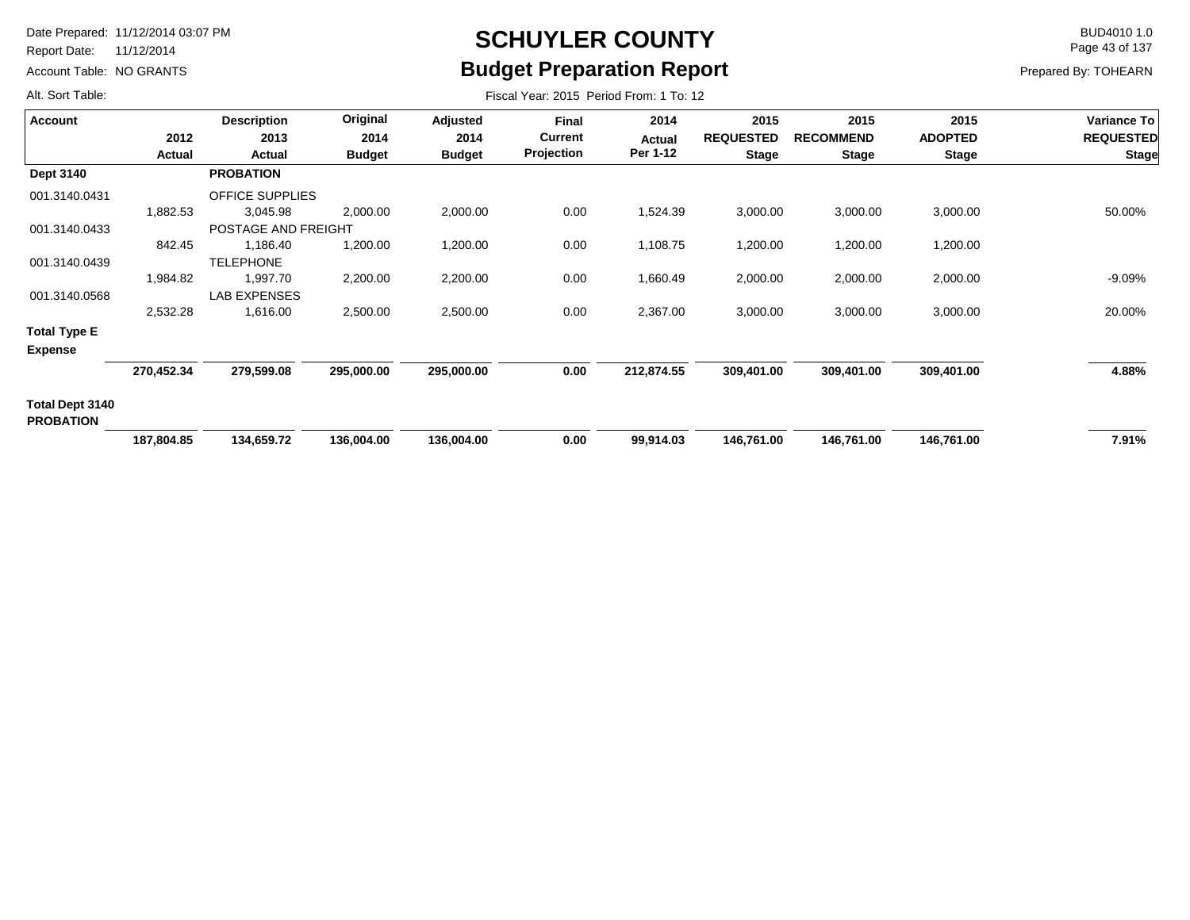# SCHUYLER COUNTY

## Budget Preparation Report

Date Prepared: 11/12/2014 03:07 PM
Report Date: 11/12/2014
Account Table: NO GRANTS
Alt. Sort Table:

BUD4010 1.0
Prepared By: TOHEARN

Fiscal Year: 2015 Period From: 1 To: 12

| Account | 2012 Actual | Description 2013 Actual | Original 2014 Budget | Adjusted 2014 Budget | Final Current Projection | 2014 Actual Per 1-12 | 2015 REQUESTED Stage | 2015 RECOMMEND Stage | 2015 ADOPTED Stage | Variance To REQUESTED Stage |
|---|---|---|---|---|---|---|---|---|---|---|
| **Dept 3140** | | **PROBATION** | | | | | | | | |
| 001.3140.0431 | | OFFICE SUPPLIES | | | | | | | | |
| | 1,882.53 | 3,045.98 | 2,000.00 | 2,000.00 | 0.00 | 1,524.39 | 3,000.00 | 3,000.00 | 3,000.00 | 50.00% |
| 001.3140.0433 | | POSTAGE AND FREIGHT | | | | | | | | |
| | 842.45 | 1,186.40 | 1,200.00 | 1,200.00 | 0.00 | 1,108.75 | 1,200.00 | 1,200.00 | 1,200.00 | |
| 001.3140.0439 | | TELEPHONE | | | | | | | | |
| | 1,984.82 | 1,997.70 | 2,200.00 | 2,200.00 | 0.00 | 1,660.49 | 2,000.00 | 2,000.00 | 2,000.00 | -9.09% |
| 001.3140.0568 | | LAB EXPENSES | | | | | | | | |
| | 2,532.28 | 1,616.00 | 2,500.00 | 2,500.00 | 0.00 | 2,367.00 | 3,000.00 | 3,000.00 | 3,000.00 | 20.00% |
| **Total Type E Expense** | | | | | | | | | | |
| | **270,452.34** | **279,599.08** | **295,000.00** | **295,000.00** | **0.00** | **212,874.55** | **309,401.00** | **309,401.00** | **309,401.00** | **4.88%** |
| **Total Dept 3140 PROBATION** | | | | | | | | | | |
| | **187,804.85** | **134,659.72** | **136,004.00** | **136,004.00** | **0.00** | **99,914.03** | **146,761.00** | **146,761.00** | **146,761.00** | **7.91%** |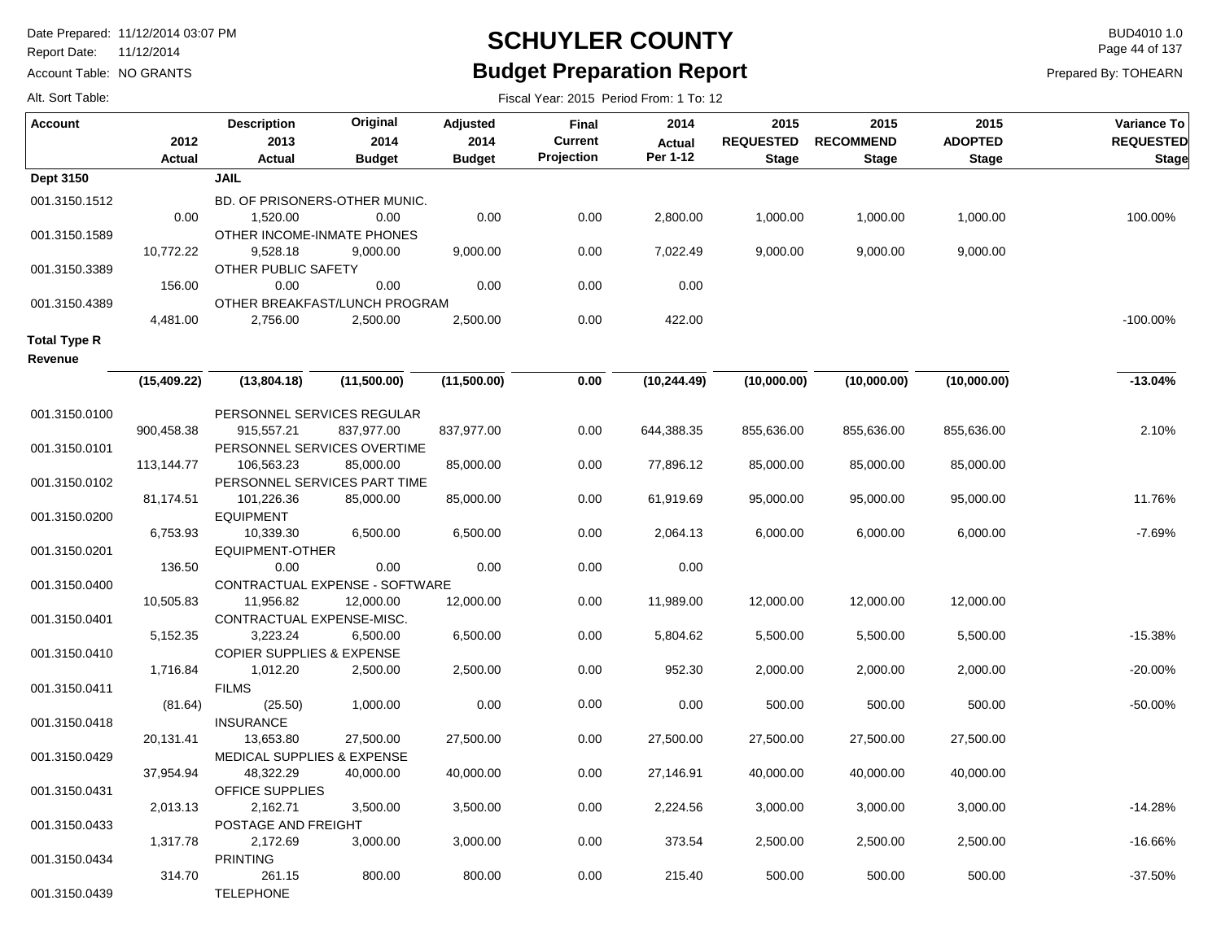# SCHUYLER COUNTY

## Budget Preparation Report

Date Prepared: 11/12/2014 03:07 PM
Report Date: 11/12/2014
Account Table: NO GRANTS
Alt. Sort Table:

BUD4010 1.0
Prepared By: TOHEARN

Fiscal Year: 2015 Period From: 1 To: 12

| Account | 2012 Actual | Description 2013 Actual | Original 2014 Budget | Adjusted 2014 Budget | Final Current Projection | 2014 Actual Per 1-12 | 2015 REQUESTED Stage | 2015 RECOMMEND Stage | 2015 ADOPTED Stage | Variance To REQUESTED Stage |
|---|---|---|---|---|---|---|---|---|---|---|
| **Dept 3150** | | **JAIL** | | | | | | | | |
| 001.3150.1512 | | BD. OF PRISONERS-OTHER MUNIC. | | | | | | | | |
| | 0.00 | 1,520.00 | 0.00 | 0.00 | 0.00 | 2,800.00 | 1,000.00 | 1,000.00 | 1,000.00 | 100.00% |
| 001.3150.1589 | | OTHER INCOME-INMATE PHONES | | | | | | | | |
| | 10,772.22 | 9,528.18 | 9,000.00 | 9,000.00 | 0.00 | 7,022.49 | 9,000.00 | 9,000.00 | 9,000.00 | |
| 001.3150.3389 | | OTHER PUBLIC SAFETY | | | | | | | | |
| | 156.00 | 0.00 | 0.00 | 0.00 | 0.00 | 0.00 | | | | |
| 001.3150.4389 | | OTHER BREAKFAST/LUNCH PROGRAM | | | | | | | | |
| | 4,481.00 | 2,756.00 | 2,500.00 | 2,500.00 | 0.00 | 422.00 | | | | -100.00% |
| **Total Type R Revenue** | | | | | | | | | | |
| | **(15,409.22)** | **(13,804.18)** | **(11,500.00)** | **(11,500.00)** | **0.00** | **(10,244.49)** | **(10,000.00)** | **(10,000.00)** | **(10,000.00)** | **-13.04%** |
| 001.3150.0100 | | PERSONNEL SERVICES REGULAR | | | | | | | | |
| | 900,458.38 | 915,557.21 | 837,977.00 | 837,977.00 | 0.00 | 644,388.35 | 855,636.00 | 855,636.00 | 855,636.00 | 2.10% |
| 001.3150.0101 | | PERSONNEL SERVICES OVERTIME | | | | | | | | |
| | 113,144.77 | 106,563.23 | 85,000.00 | 85,000.00 | 0.00 | 77,896.12 | 85,000.00 | 85,000.00 | 85,000.00 | |
| 001.3150.0102 | | PERSONNEL SERVICES PART TIME | | | | | | | | |
| | 81,174.51 | 101,226.36 | 85,000.00 | 85,000.00 | 0.00 | 61,919.69 | 95,000.00 | 95,000.00 | 95,000.00 | 11.76% |
| 001.3150.0200 | | EQUIPMENT | | | | | | | | |
| | 6,753.93 | 10,339.30 | 6,500.00 | 6,500.00 | 0.00 | 2,064.13 | 6,000.00 | 6,000.00 | 6,000.00 | -7.69% |
| 001.3150.0201 | | EQUIPMENT-OTHER | | | | | | | | |
| | 136.50 | 0.00 | 0.00 | 0.00 | 0.00 | 0.00 | | | | |
| 001.3150.0400 | | CONTRACTUAL EXPENSE - SOFTWARE | | | | | | | | |
| | 10,505.83 | 11,956.82 | 12,000.00 | 12,000.00 | 0.00 | 11,989.00 | 12,000.00 | 12,000.00 | 12,000.00 | |
| 001.3150.0401 | | CONTRACTUAL EXPENSE-MISC. | | | | | | | | |
| | 5,152.35 | 3,223.24 | 6,500.00 | 6,500.00 | 0.00 | 5,804.62 | 5,500.00 | 5,500.00 | 5,500.00 | -15.38% |
| 001.3150.0410 | | COPIER SUPPLIES & EXPENSE | | | | | | | | |
| | 1,716.84 | 1,012.20 | 2,500.00 | 2,500.00 | 0.00 | 952.30 | 2,000.00 | 2,000.00 | 2,000.00 | -20.00% |
| 001.3150.0411 | | FILMS | | | | | | | | |
| | (81.64) | (25.50) | 1,000.00 | 0.00 | 0.00 | 0.00 | 500.00 | 500.00 | 500.00 | -50.00% |
| 001.3150.0418 | | INSURANCE | | | | | | | | |
| | 20,131.41 | 13,653.80 | 27,500.00 | 27,500.00 | 0.00 | 27,500.00 | 27,500.00 | 27,500.00 | 27,500.00 | |
| 001.3150.0429 | | MEDICAL SUPPLIES & EXPENSE | | | | | | | | |
| | 37,954.94 | 48,322.29 | 40,000.00 | 40,000.00 | 0.00 | 27,146.91 | 40,000.00 | 40,000.00 | 40,000.00 | |
| 001.3150.0431 | | OFFICE SUPPLIES | | | | | | | | |
| | 2,013.13 | 2,162.71 | 3,500.00 | 3,500.00 | 0.00 | 2,224.56 | 3,000.00 | 3,000.00 | 3,000.00 | -14.28% |
| 001.3150.0433 | | POSTAGE AND FREIGHT | | | | | | | | |
| | 1,317.78 | 2,172.69 | 3,000.00 | 3,000.00 | 0.00 | 373.54 | 2,500.00 | 2,500.00 | 2,500.00 | -16.66% |
| 001.3150.0434 | | PRINTING | | | | | | | | |
| | 314.70 | 261.15 | 800.00 | 800.00 | 0.00 | 215.40 | 500.00 | 500.00 | 500.00 | -37.50% |
| 001.3150.0439 | | TELEPHONE | | | | | | | | |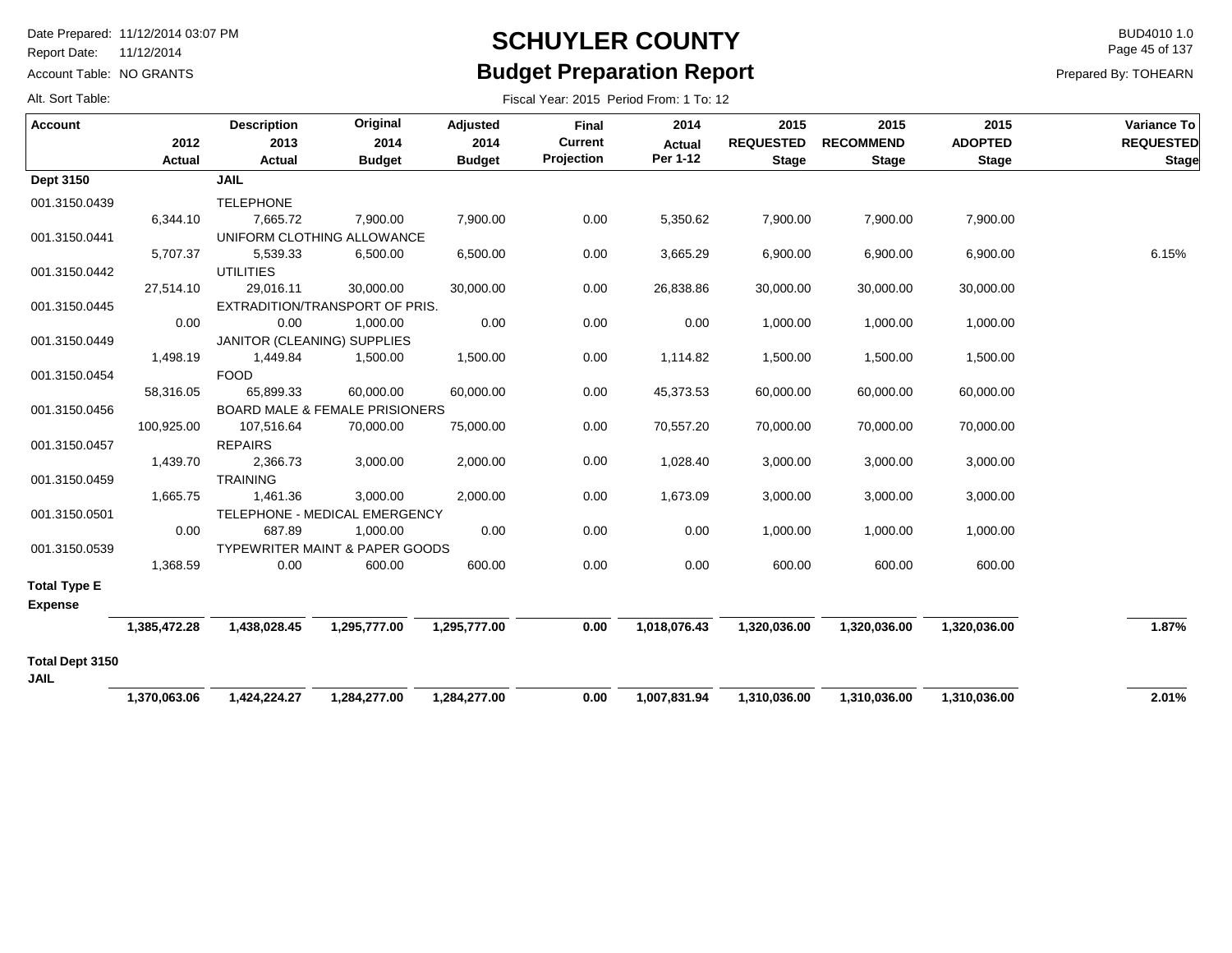# SCHUYLER COUNTY

## Budget Preparation Report

Date Prepared: 11/12/2014 03:07 PM
Report Date: 11/12/2014
Account Table: NO GRANTS
Alt. Sort Table:

BUD4010 1.0
Prepared By: TOHEARN

Fiscal Year: 2015 Period From: 1 To: 12

| Account | 2012 Actual | Description 2013 Actual | Original 2014 Budget | Adjusted 2014 Budget | Final Current Projection | 2014 Actual Per 1-12 | 2015 REQUESTED Stage | 2015 RECOMMEND Stage | 2015 ADOPTED Stage | Variance To REQUESTED Stage |
|---|---|---|---|---|---|---|---|---|---|---|
| **Dept 3150** | | **JAIL** | | | | | | | | |
| 001.3150.0439 | | TELEPHONE | | | | | | | | |
| | 6,344.10 | 7,665.72 | 7,900.00 | 7,900.00 | 0.00 | 5,350.62 | 7,900.00 | 7,900.00 | 7,900.00 | |
| 001.3150.0441 | | UNIFORM CLOTHING ALLOWANCE | | | | | | | | |
| | 5,707.37 | 5,539.33 | 6,500.00 | 6,500.00 | 0.00 | 3,665.29 | 6,900.00 | 6,900.00 | 6,900.00 | 6.15% |
| 001.3150.0442 | | UTILITIES | | | | | | | | |
| | 27,514.10 | 29,016.11 | 30,000.00 | 30,000.00 | 0.00 | 26,838.86 | 30,000.00 | 30,000.00 | 30,000.00 | |
| 001.3150.0445 | | EXTRADITION/TRANSPORT OF PRIS. | | | | | | | | |
| | 0.00 | 0.00 | 1,000.00 | 0.00 | 0.00 | 0.00 | 1,000.00 | 1,000.00 | 1,000.00 | |
| 001.3150.0449 | | JANITOR (CLEANING) SUPPLIES | | | | | | | | |
| | 1,498.19 | 1,449.84 | 1,500.00 | 1,500.00 | 0.00 | 1,114.82 | 1,500.00 | 1,500.00 | 1,500.00 | |
| 001.3150.0454 | | FOOD | | | | | | | | |
| | 58,316.05 | 65,899.33 | 60,000.00 | 60,000.00 | 0.00 | 45,373.53 | 60,000.00 | 60,000.00 | 60,000.00 | |
| 001.3150.0456 | | BOARD MALE & FEMALE PRISIONERS | | | | | | | | |
| | 100,925.00 | 107,516.64 | 70,000.00 | 75,000.00 | 0.00 | 70,557.20 | 70,000.00 | 70,000.00 | 70,000.00 | |
| 001.3150.0457 | | REPAIRS | | | | | | | | |
| | 1,439.70 | 2,366.73 | 3,000.00 | 2,000.00 | 0.00 | 1,028.40 | 3,000.00 | 3,000.00 | 3,000.00 | |
| 001.3150.0459 | | TRAINING | | | | | | | | |
| | 1,665.75 | 1,461.36 | 3,000.00 | 2,000.00 | 0.00 | 1,673.09 | 3,000.00 | 3,000.00 | 3,000.00 | |
| 001.3150.0501 | | TELEPHONE - MEDICAL EMERGENCY | | | | | | | | |
| | 0.00 | 687.89 | 1,000.00 | 0.00 | 0.00 | 0.00 | 1,000.00 | 1,000.00 | 1,000.00 | |
| 001.3150.0539 | | TYPEWRITER MAINT & PAPER GOODS | | | | | | | | |
| | 1,368.59 | 0.00 | 600.00 | 600.00 | 0.00 | 0.00 | 600.00 | 600.00 | 600.00 | |
| **Total Type E Expense** | | | | | | | | | | |
| | **1,385,472.28** | **1,438,028.45** | **1,295,777.00** | **1,295,777.00** | **0.00** | **1,018,076.43** | **1,320,036.00** | **1,320,036.00** | **1,320,036.00** | **1.87%** |
| **Total Dept 3150 JAIL** | | | | | | | | | | |
| | **1,370,063.06** | **1,424,224.27** | **1,284,277.00** | **1,284,277.00** | **0.00** | **1,007,831.94** | **1,310,036.00** | **1,310,036.00** | **1,310,036.00** | **2.01%** |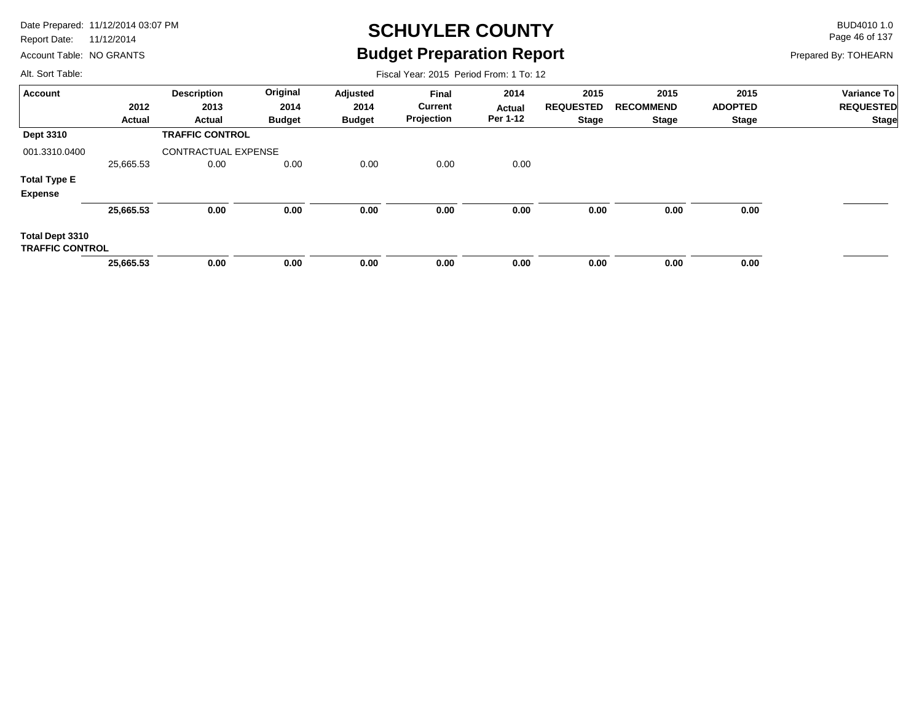# SCHUYLER COUNTY

## Budget Preparation Report

Date Prepared: 11/12/2014 03:07 PM
Report Date: 11/12/2014
Account Table: NO GRANTS
Alt. Sort Table:

BUD4010 1.0
Prepared By: TOHEARN

Fiscal Year: 2015 Period From: 1 To: 12

| Account | 2012 Actual | Description 2013 Actual | Original 2014 Budget | Adjusted 2014 Budget | Final Current Projection | 2014 Actual Per 1-12 | 2015 REQUESTED Stage | 2015 RECOMMEND Stage | 2015 ADOPTED Stage | Variance To REQUESTED Stage |
|---|---|---|---|---|---|---|---|---|---|---|
| **Dept 3310** | | **TRAFFIC CONTROL** | | | | | | | | |
| 001.3310.0400 | | CONTRACTUAL EXPENSE | | | | | | | | |
| | 25,665.53 | 0.00 | 0.00 | 0.00 | 0.00 | 0.00 | | | | |
| **Total Type E Expense** | | | | | | | | | | |
| | **25,665.53** | **0.00** | **0.00** | **0.00** | **0.00** | **0.00** | **0.00** | **0.00** | **0.00** | |
| **Total Dept 3310 TRAFFIC CONTROL** | | | | | | | | | | |
| | **25,665.53** | **0.00** | **0.00** | **0.00** | **0.00** | **0.00** | **0.00** | **0.00** | **0.00** | |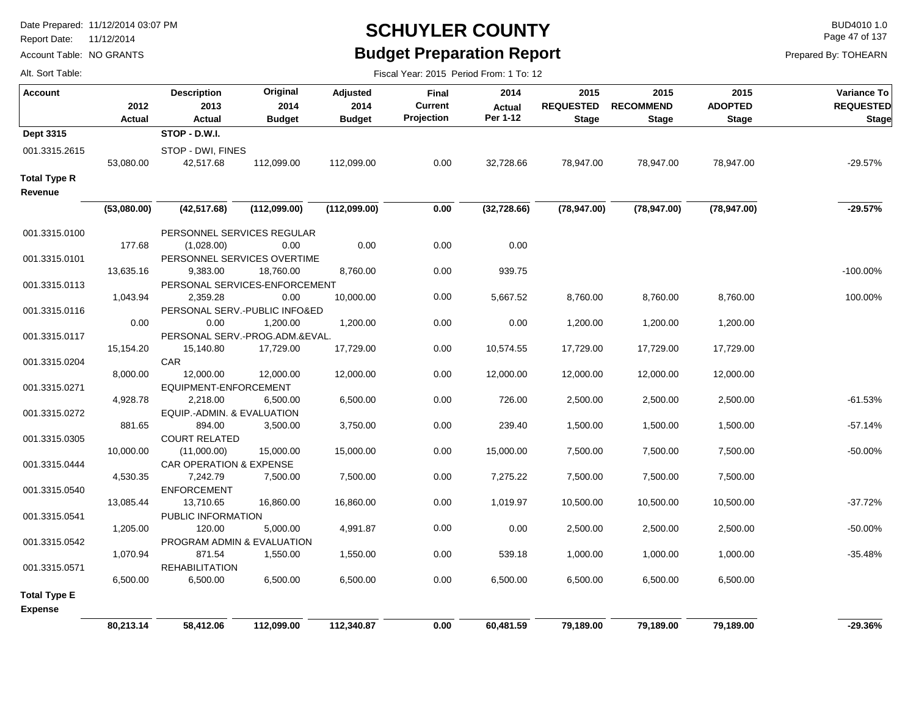# SCHUYLER COUNTY

## Budget Preparation Report

Date Prepared: 11/12/2014 03:07 PM
Report Date: 11/12/2014
Account Table: NO GRANTS
Alt. Sort Table:

BUD4010 1.0
Prepared By: TOHEARN

Fiscal Year: 2015 Period From: 1 To: 12

| Account | 2012 Actual | Description 2013 Actual | Original 2014 Budget | Adjusted 2014 Budget | Final Current Projection | 2014 Actual Per 1-12 | 2015 REQUESTED Stage | 2015 RECOMMEND Stage | 2015 ADOPTED Stage | Variance To REQUESTED Stage |
|---|---|---|---|---|---|---|---|---|---|---|
| **Dept 3315** | | **STOP - D.W.I.** | | | | | | | | |
| 001.3315.2615 | | STOP - DWI, FINES | | | | | | | | |
| | 53,080.00 | 42,517.68 | 112,099.00 | 112,099.00 | 0.00 | 32,728.66 | 78,947.00 | 78,947.00 | 78,947.00 | -29.57% |
| **Total Type R Revenue** | | | | | | | | | | |
| | **(53,080.00)** | **(42,517.68)** | **(112,099.00)** | **(112,099.00)** | **0.00** | **(32,728.66)** | **(78,947.00)** | **(78,947.00)** | **(78,947.00)** | **-29.57%** |
| 001.3315.0100 | | PERSONNEL SERVICES REGULAR | | | | | | | | |
| | 177.68 | (1,028.00) | 0.00 | 0.00 | 0.00 | 0.00 | | | | |
| 001.3315.0101 | | PERSONNEL SERVICES OVERTIME | | | | | | | | |
| | 13,635.16 | 9,383.00 | 18,760.00 | 8,760.00 | 0.00 | 939.75 | | | | -100.00% |
| 001.3315.0113 | | PERSONAL SERVICES-ENFORCEMENT | | | | | | | | |
| | 1,043.94 | 2,359.28 | 0.00 | 10,000.00 | 0.00 | 5,667.52 | 8,760.00 | 8,760.00 | 8,760.00 | 100.00% |
| 001.3315.0116 | | PERSONAL SERV.-PUBLIC INFO&ED | | | | | | | | |
| | 0.00 | 0.00 | 1,200.00 | 1,200.00 | 0.00 | 0.00 | 1,200.00 | 1,200.00 | 1,200.00 | |
| 001.3315.0117 | | PERSONAL SERV.-PROG.ADM.&EVAL. | | | | | | | | |
| | 15,154.20 | 15,140.80 | 17,729.00 | 17,729.00 | 0.00 | 10,574.55 | 17,729.00 | 17,729.00 | 17,729.00 | |
| 001.3315.0204 | | CAR | | | | | | | | |
| | 8,000.00 | 12,000.00 | 12,000.00 | 12,000.00 | 0.00 | 12,000.00 | 12,000.00 | 12,000.00 | 12,000.00 | |
| 001.3315.0271 | | EQUIPMENT-ENFORCEMENT | | | | | | | | |
| | 4,928.78 | 2,218.00 | 6,500.00 | 6,500.00 | 0.00 | 726.00 | 2,500.00 | 2,500.00 | 2,500.00 | -61.53% |
| 001.3315.0272 | | EQUIP.-ADMIN. & EVALUATION | | | | | | | | |
| | 881.65 | 894.00 | 3,500.00 | 3,750.00 | 0.00 | 239.40 | 1,500.00 | 1,500.00 | 1,500.00 | -57.14% |
| 001.3315.0305 | | COURT RELATED | | | | | | | | |
| | 10,000.00 | (11,000.00) | 15,000.00 | 15,000.00 | 0.00 | 15,000.00 | 7,500.00 | 7,500.00 | 7,500.00 | -50.00% |
| 001.3315.0444 | | CAR OPERATION & EXPENSE | | | | | | | | |
| | 4,530.35 | 7,242.79 | 7,500.00 | 7,500.00 | 0.00 | 7,275.22 | 7,500.00 | 7,500.00 | 7,500.00 | |
| 001.3315.0540 | | ENFORCEMENT | | | | | | | | |
| | 13,085.44 | 13,710.65 | 16,860.00 | 16,860.00 | 0.00 | 1,019.97 | 10,500.00 | 10,500.00 | 10,500.00 | -37.72% |
| 001.3315.0541 | | PUBLIC INFORMATION | | | | | | | | |
| | 1,205.00 | 120.00 | 5,000.00 | 4,991.87 | 0.00 | 0.00 | 2,500.00 | 2,500.00 | 2,500.00 | -50.00% |
| 001.3315.0542 | | PROGRAM ADMIN & EVALUATION | | | | | | | | |
| | 1,070.94 | 871.54 | 1,550.00 | 1,550.00 | 0.00 | 539.18 | 1,000.00 | 1,000.00 | 1,000.00 | -35.48% |
| 001.3315.0571 | | REHABILITATION | | | | | | | | |
| | 6,500.00 | 6,500.00 | 6,500.00 | 6,500.00 | 0.00 | 6,500.00 | 6,500.00 | 6,500.00 | 6,500.00 | |
| **Total Type E Expense** | | | | | | | | | | |
| | **80,213.14** | **58,412.06** | **112,099.00** | **112,340.87** | **0.00** | **60,481.59** | **79,189.00** | **79,189.00** | **79,189.00** | **-29.36%** |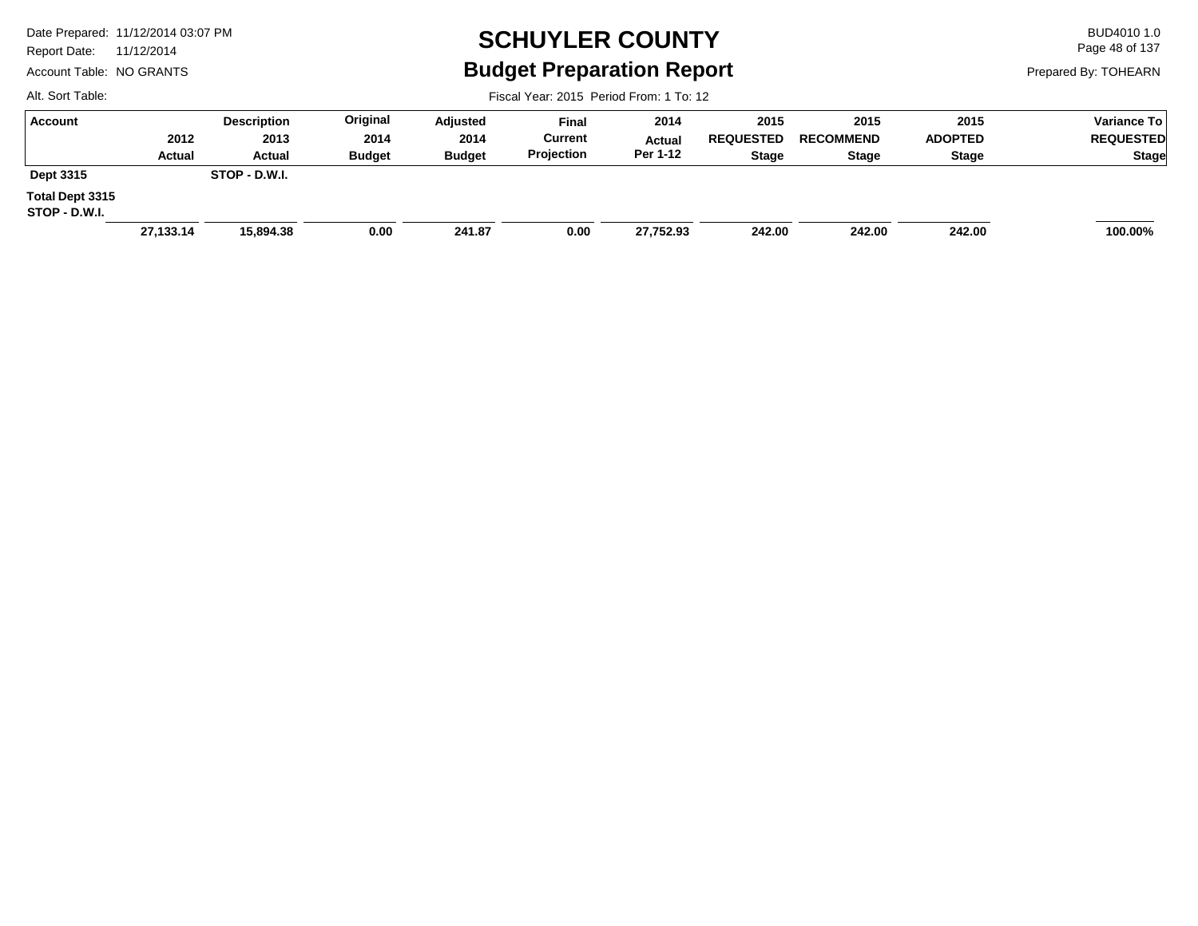# SCHUYLER COUNTY

## Budget Preparation Report

Date Prepared: 11/12/2014 03:07 PM
Report Date: 11/12/2014
Account Table: NO GRANTS
Alt. Sort Table:

BUD4010 1.0
Prepared By: TOHEARN

Fiscal Year: 2015 Period From: 1 To: 12

| Account | 2012 Actual | Description 2013 Actual | Original 2014 Budget | Adjusted 2014 Budget | Final Current Projection | 2014 Actual Per 1-12 | 2015 REQUESTED Stage | 2015 RECOMMEND Stage | 2015 ADOPTED Stage | Variance To REQUESTED Stage |
|---|---|---|---|---|---|---|---|---|---|---|
| **Dept 3315** | | **STOP - D.W.I.** | | | | | | | | |
| **Total Dept 3315 STOP - D.W.I.** | **27,133.14** | **15,894.38** | **0.00** | **241.87** | **0.00** | **27,752.93** | **242.00** | **242.00** | **242.00** | **100.00%** |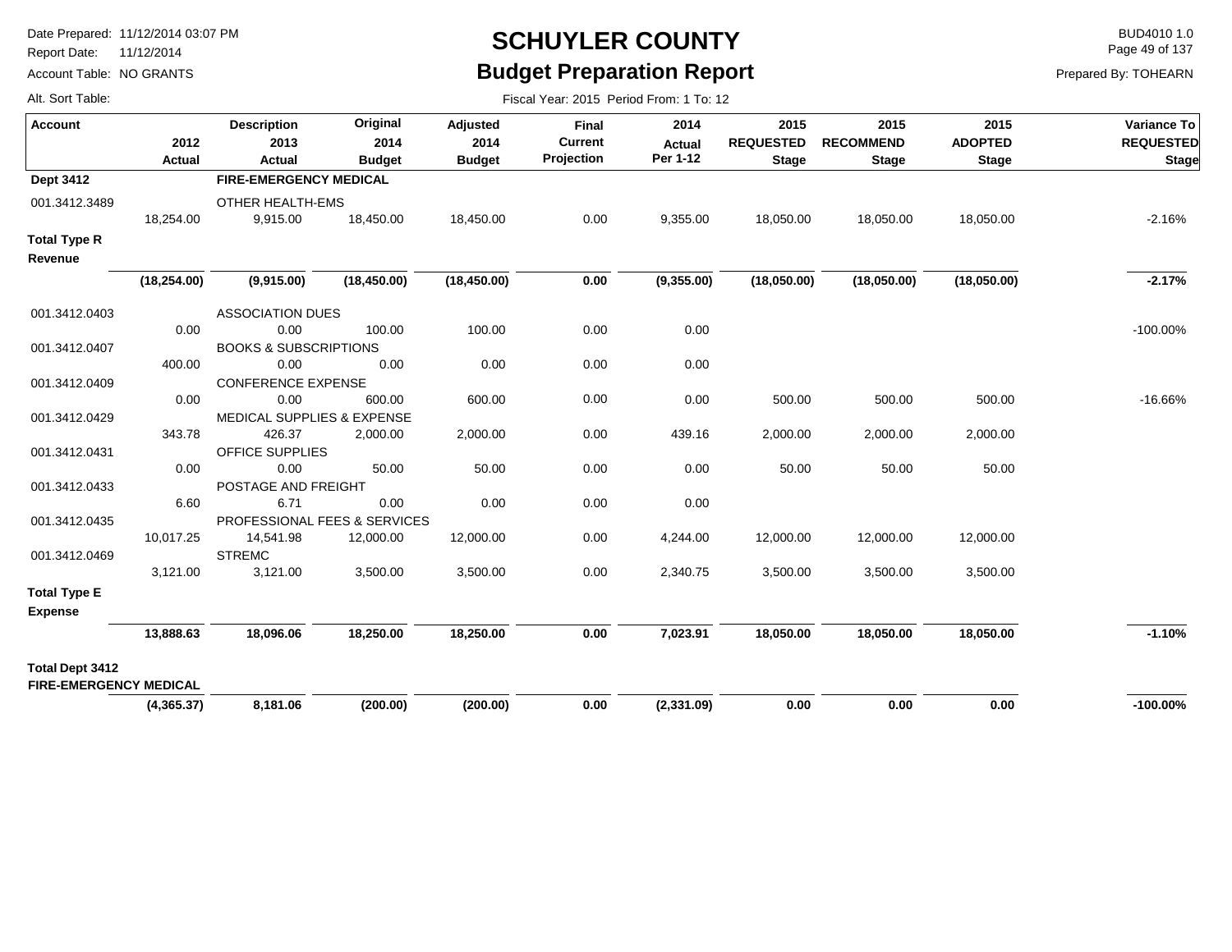# SCHUYLER COUNTY

## Budget Preparation Report

Date Prepared: 11/12/2014 03:07 PM
Report Date: 11/12/2014
Account Table: NO GRANTS
Alt. Sort Table:

BUD4010 1.0
Prepared By: TOHEARN

Fiscal Year: 2015 Period From: 1 To: 12

| Account | 2012 Actual | Description 2013 Actual | Original 2014 Budget | Adjusted 2014 Budget | Final Current Projection | 2014 Actual Per 1-12 | 2015 REQUESTED Stage | 2015 RECOMMEND Stage | 2015 ADOPTED Stage | Variance To REQUESTED Stage |
|---|---|---|---|---|---|---|---|---|---|---|
| **Dept 3412** | | **FIRE-EMERGENCY MEDICAL** | | | | | | | | |
| 001.3412.3489 | | OTHER HEALTH-EMS | | | | | | | | |
| | 18,254.00 | 9,915.00 | 18,450.00 | 18,450.00 | 0.00 | 9,355.00 | 18,050.00 | 18,050.00 | 18,050.00 | -2.16% |
| **Total Type R Revenue** | | | | | | | | | | |
| | **(18,254.00)** | **(9,915.00)** | **(18,450.00)** | **(18,450.00)** | **0.00** | **(9,355.00)** | **(18,050.00)** | **(18,050.00)** | **(18,050.00)** | **-2.17%** |
| 001.3412.0403 | | ASSOCIATION DUES | | | | | | | | |
| | 0.00 | 0.00 | 100.00 | 100.00 | 0.00 | 0.00 | | | | -100.00% |
| 001.3412.0407 | | BOOKS & SUBSCRIPTIONS | | | | | | | | |
| | 400.00 | 0.00 | 0.00 | 0.00 | 0.00 | 0.00 | | | | |
| 001.3412.0409 | | CONFERENCE EXPENSE | | | | | | | | |
| | 0.00 | 0.00 | 600.00 | 600.00 | 0.00 | 0.00 | 500.00 | 500.00 | 500.00 | -16.66% |
| 001.3412.0429 | | MEDICAL SUPPLIES & EXPENSE | | | | | | | | |
| | 343.78 | 426.37 | 2,000.00 | 2,000.00 | 0.00 | 439.16 | 2,000.00 | 2,000.00 | 2,000.00 | |
| 001.3412.0431 | | OFFICE SUPPLIES | | | | | | | | |
| | 0.00 | 0.00 | 50.00 | 50.00 | 0.00 | 0.00 | 50.00 | 50.00 | 50.00 | |
| 001.3412.0433 | | POSTAGE AND FREIGHT | | | | | | | | |
| | 6.60 | 6.71 | 0.00 | 0.00 | 0.00 | 0.00 | | | | |
| 001.3412.0435 | | PROFESSIONAL FEES & SERVICES | | | | | | | | |
| | 10,017.25 | 14,541.98 | 12,000.00 | 12,000.00 | 0.00 | 4,244.00 | 12,000.00 | 12,000.00 | 12,000.00 | |
| 001.3412.0469 | | STREMC | | | | | | | | |
| | 3,121.00 | 3,121.00 | 3,500.00 | 3,500.00 | 0.00 | 2,340.75 | 3,500.00 | 3,500.00 | 3,500.00 | |
| **Total Type E Expense** | | | | | | | | | | |
| | **13,888.63** | **18,096.06** | **18,250.00** | **18,250.00** | **0.00** | **7,023.91** | **18,050.00** | **18,050.00** | **18,050.00** | **-1.10%** |
| **Total Dept 3412 FIRE-EMERGENCY MEDICAL** | | | | | | | | | | |
| | **(4,365.37)** | **8,181.06** | **(200.00)** | **(200.00)** | **0.00** | **(2,331.09)** | **0.00** | **0.00** | **0.00** | **-100.00%** |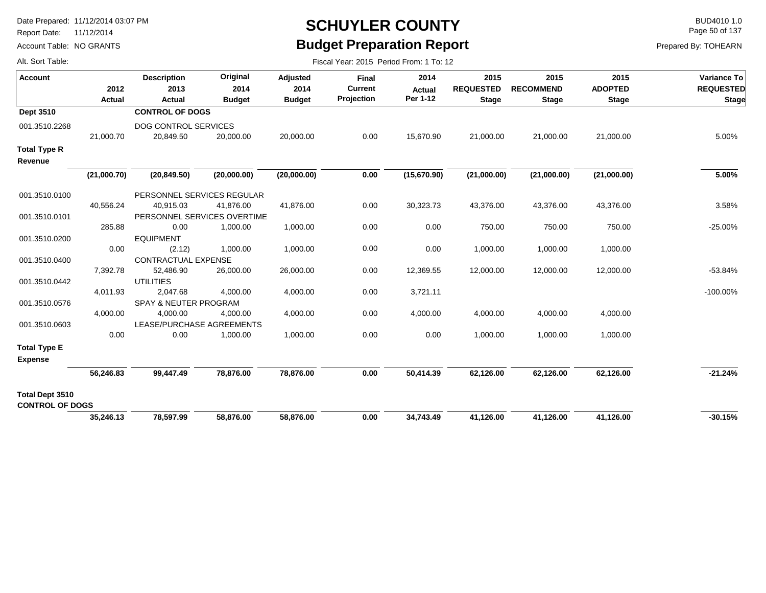# SCHUYLER COUNTY

## Budget Preparation Report

Date Prepared: 11/12/2014 03:07 PM
Report Date: 11/12/2014
Account Table: NO GRANTS
Alt. Sort Table:

BUD4010 1.0
Prepared By: TOHEARN

Fiscal Year: 2015 Period From: 1 To: 12

| Account | 2012 Actual | Description 2013 Actual | Original 2014 Budget | Adjusted 2014 Budget | Final Current Projection | 2014 Actual Per 1-12 | 2015 REQUESTED Stage | 2015 RECOMMEND Stage | 2015 ADOPTED Stage | Variance To REQUESTED Stage |
|---|---|---|---|---|---|---|---|---|---|---|
| **Dept 3510** | | **CONTROL OF DOGS** | | | | | | | | |
| 001.3510.2268 | | DOG CONTROL SERVICES | | | | | | | | |
| | 21,000.70 | 20,849.50 | 20,000.00 | 20,000.00 | 0.00 | 15,670.90 | 21,000.00 | 21,000.00 | 21,000.00 | 5.00% |
| **Total Type R Revenue** | | | | | | | | | | |
| | **(21,000.70)** | **(20,849.50)** | **(20,000.00)** | **(20,000.00)** | **0.00** | **(15,670.90)** | **(21,000.00)** | **(21,000.00)** | **(21,000.00)** | **5.00%** |
| 001.3510.0100 | | PERSONNEL SERVICES REGULAR | | | | | | | | |
| | 40,556.24 | 40,915.03 | 41,876.00 | 41,876.00 | 0.00 | 30,323.73 | 43,376.00 | 43,376.00 | 43,376.00 | 3.58% |
| 001.3510.0101 | | PERSONNEL SERVICES OVERTIME | | | | | | | | |
| | 285.88 | 0.00 | 1,000.00 | 1,000.00 | 0.00 | 0.00 | 750.00 | 750.00 | 750.00 | -25.00% |
| 001.3510.0200 | | EQUIPMENT | | | | | | | | |
| | 0.00 | (2.12) | 1,000.00 | 1,000.00 | 0.00 | 0.00 | 1,000.00 | 1,000.00 | 1,000.00 | |
| 001.3510.0400 | | CONTRACTUAL EXPENSE | | | | | | | | |
| | 7,392.78 | 52,486.90 | 26,000.00 | 26,000.00 | 0.00 | 12,369.55 | 12,000.00 | 12,000.00 | 12,000.00 | -53.84% |
| 001.3510.0442 | | UTILITIES | | | | | | | | |
| | 4,011.93 | 2,047.68 | 4,000.00 | 4,000.00 | 0.00 | 3,721.11 | | | | -100.00% |
| 001.3510.0576 | | SPAY & NEUTER PROGRAM | | | | | | | | |
| | 4,000.00 | 4,000.00 | 4,000.00 | 4,000.00 | 0.00 | 4,000.00 | 4,000.00 | 4,000.00 | 4,000.00 | |
| 001.3510.0603 | | LEASE/PURCHASE AGREEMENTS | | | | | | | | |
| | 0.00 | 0.00 | 1,000.00 | 1,000.00 | 0.00 | 0.00 | 1,000.00 | 1,000.00 | 1,000.00 | |
| **Total Type E Expense** | | | | | | | | | | |
| | **56,246.83** | **99,447.49** | **78,876.00** | **78,876.00** | **0.00** | **50,414.39** | **62,126.00** | **62,126.00** | **62,126.00** | **-21.24%** |
| **Total Dept 3510 CONTROL OF DOGS** | | | | | | | | | | |
| | **35,246.13** | **78,597.99** | **58,876.00** | **58,876.00** | **0.00** | **34,743.49** | **41,126.00** | **41,126.00** | **41,126.00** | **-30.15%** |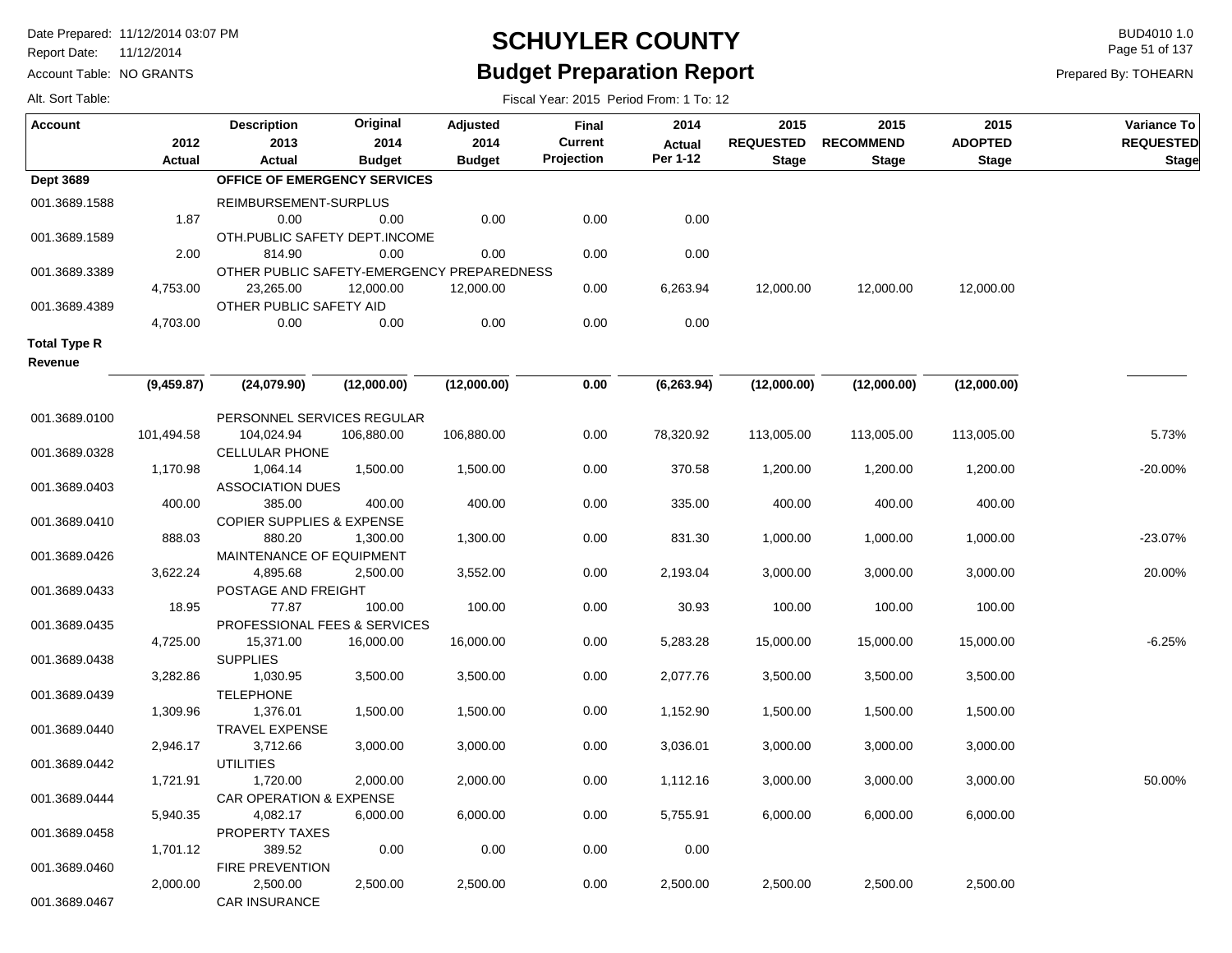# SCHUYLER COUNTY

## Budget Preparation Report

Date Prepared: 11/12/2014 03:07 PM
Report Date: 11/12/2014
Account Table: NO GRANTS
Alt. Sort Table:

BUD4010 1.0
Prepared By: TOHEARN

Fiscal Year: 2015 Period From: 1 To: 12

| Account | 2012 Actual | Description 2013 Actual | Original 2014 Budget | Adjusted 2014 Budget | Final Current Projection | 2014 Actual Per 1-12 | 2015 REQUESTED Stage | 2015 RECOMMEND Stage | 2015 ADOPTED Stage | Variance To REQUESTED Stage |
|---|---|---|---|---|---|---|---|---|---|---|
| **Dept 3689** | | **OFFICE OF EMERGENCY SERVICES** | | | | | | | | |
| 001.3689.1588 | | REIMBURSEMENT-SURPLUS | | | | | | | | |
| | 1.87 | 0.00 | 0.00 | 0.00 | 0.00 | 0.00 | | | | |
| 001.3689.1589 | | OTH.PUBLIC SAFETY DEPT.INCOME | | | | | | | | |
| | 2.00 | 814.90 | 0.00 | 0.00 | 0.00 | 0.00 | | | | |
| 001.3689.3389 | | OTHER PUBLIC SAFETY-EMERGENCY PREPAREDNESS | | | | | | | | |
| | 4,753.00 | 23,265.00 | 12,000.00 | 12,000.00 | 0.00 | 6,263.94 | 12,000.00 | 12,000.00 | 12,000.00 | |
| 001.3689.4389 | | OTHER PUBLIC SAFETY AID | | | | | | | | |
| | 4,703.00 | 0.00 | 0.00 | 0.00 | 0.00 | 0.00 | | | | |
| **Total Type R Revenue** | **(9,459.87)** | **(24,079.90)** | **(12,000.00)** | **(12,000.00)** | **0.00** | **(6,263.94)** | **(12,000.00)** | **(12,000.00)** | **(12,000.00)** | |
| 001.3689.0100 | | PERSONNEL SERVICES REGULAR | | | | | | | | |
| | 101,494.58 | 104,024.94 | 106,880.00 | 106,880.00 | 0.00 | 78,320.92 | 113,005.00 | 113,005.00 | 113,005.00 | 5.73% |
| 001.3689.0328 | | CELLULAR PHONE | | | | | | | | |
| | 1,170.98 | 1,064.14 | 1,500.00 | 1,500.00 | 0.00 | 370.58 | 1,200.00 | 1,200.00 | 1,200.00 | -20.00% |
| 001.3689.0403 | | ASSOCIATION DUES | | | | | | | | |
| | 400.00 | 385.00 | 400.00 | 400.00 | 0.00 | 335.00 | 400.00 | 400.00 | 400.00 | |
| 001.3689.0410 | | COPIER SUPPLIES & EXPENSE | | | | | | | | |
| | 888.03 | 880.20 | 1,300.00 | 1,300.00 | 0.00 | 831.30 | 1,000.00 | 1,000.00 | 1,000.00 | -23.07% |
| 001.3689.0426 | | MAINTENANCE OF EQUIPMENT | | | | | | | | |
| | 3,622.24 | 4,895.68 | 2,500.00 | 3,552.00 | 0.00 | 2,193.04 | 3,000.00 | 3,000.00 | 3,000.00 | 20.00% |
| 001.3689.0433 | | POSTAGE AND FREIGHT | | | | | | | | |
| | 18.95 | 77.87 | 100.00 | 100.00 | 0.00 | 30.93 | 100.00 | 100.00 | 100.00 | |
| 001.3689.0435 | | PROFESSIONAL FEES & SERVICES | | | | | | | | |
| | 4,725.00 | 15,371.00 | 16,000.00 | 16,000.00 | 0.00 | 5,283.28 | 15,000.00 | 15,000.00 | 15,000.00 | -6.25% |
| 001.3689.0438 | | SUPPLIES | | | | | | | | |
| | 3,282.86 | 1,030.95 | 3,500.00 | 3,500.00 | 0.00 | 2,077.76 | 3,500.00 | 3,500.00 | 3,500.00 | |
| 001.3689.0439 | | TELEPHONE | | | | | | | | |
| | 1,309.96 | 1,376.01 | 1,500.00 | 1,500.00 | 0.00 | 1,152.90 | 1,500.00 | 1,500.00 | 1,500.00 | |
| 001.3689.0440 | | TRAVEL EXPENSE | | | | | | | | |
| | 2,946.17 | 3,712.66 | 3,000.00 | 3,000.00 | 0.00 | 3,036.01 | 3,000.00 | 3,000.00 | 3,000.00 | |
| 001.3689.0442 | | UTILITIES | | | | | | | | |
| | 1,721.91 | 1,720.00 | 2,000.00 | 2,000.00 | 0.00 | 1,112.16 | 3,000.00 | 3,000.00 | 3,000.00 | 50.00% |
| 001.3689.0444 | | CAR OPERATION & EXPENSE | | | | | | | | |
| | 5,940.35 | 4,082.17 | 6,000.00 | 6,000.00 | 0.00 | 5,755.91 | 6,000.00 | 6,000.00 | 6,000.00 | |
| 001.3689.0458 | | PROPERTY TAXES | | | | | | | | |
| | 1,701.12 | 389.52 | 0.00 | 0.00 | 0.00 | 0.00 | | | | |
| 001.3689.0460 | | FIRE PREVENTION | | | | | | | | |
| | 2,000.00 | 2,500.00 | 2,500.00 | 2,500.00 | 0.00 | 2,500.00 | 2,500.00 | 2,500.00 | 2,500.00 | |
| 001.3689.0467 | | CAR INSURANCE | | | | | | | | |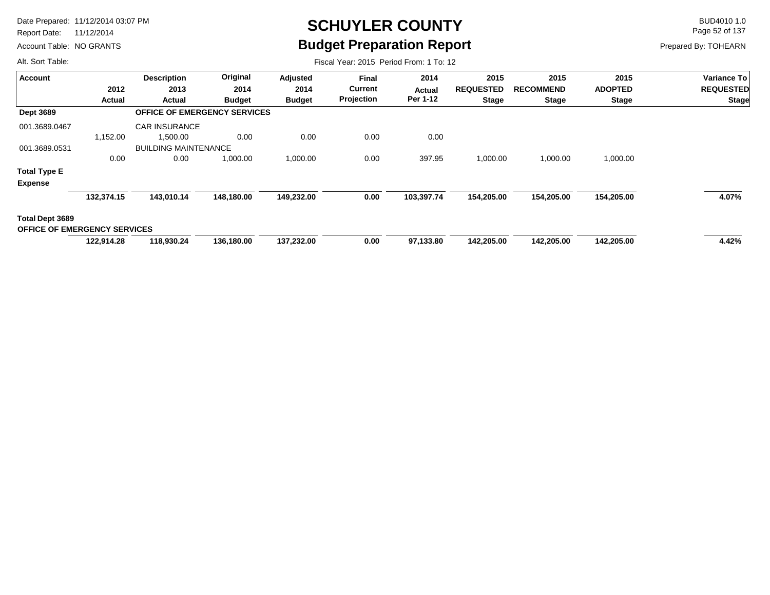# SCHUYLER COUNTY
## Budget Preparation Report

Date Prepared: 11/12/2014 03:07 PM
Report Date: 11/12/2014
Account Table: NO GRANTS
Alt. Sort Table:

BUD4010 1.0
Prepared By: TOHEARN

Fiscal Year: 2015 Period From: 1 To: 12

| Account | 2012 Actual | Description 2013 Actual | Original 2014 Budget | Adjusted 2014 Budget | Final Current Projection | 2014 Actual Per 1-12 | 2015 REQUESTED Stage | 2015 RECOMMEND Stage | 2015 ADOPTED Stage | Variance To REQUESTED Stage |
|---|---|---|---|---|---|---|---|---|---|---|
| **Dept 3689** | | **OFFICE OF EMERGENCY SERVICES** | | | | | | | | |
| 001.3689.0467 | | CAR INSURANCE | | | | | | | | |
| | 1,152.00 | 1,500.00 | 0.00 | 0.00 | 0.00 | 0.00 | | | | |
| 001.3689.0531 | | BUILDING MAINTENANCE | | | | | | | | |
| | 0.00 | 0.00 | 1,000.00 | 1,000.00 | 0.00 | 397.95 | 1,000.00 | 1,000.00 | 1,000.00 | |
| **Total Type E Expense** | | | | | | | | | | |
| | **132,374.15** | **143,010.14** | **148,180.00** | **149,232.00** | **0.00** | **103,397.74** | **154,205.00** | **154,205.00** | **154,205.00** | **4.07%** |
| **Total Dept 3689 OFFICE OF EMERGENCY SERVICES** | | | | | | | | | | |
| | **122,914.28** | **118,930.24** | **136,180.00** | **137,232.00** | **0.00** | **97,133.80** | **142,205.00** | **142,205.00** | **142,205.00** | **4.42%** |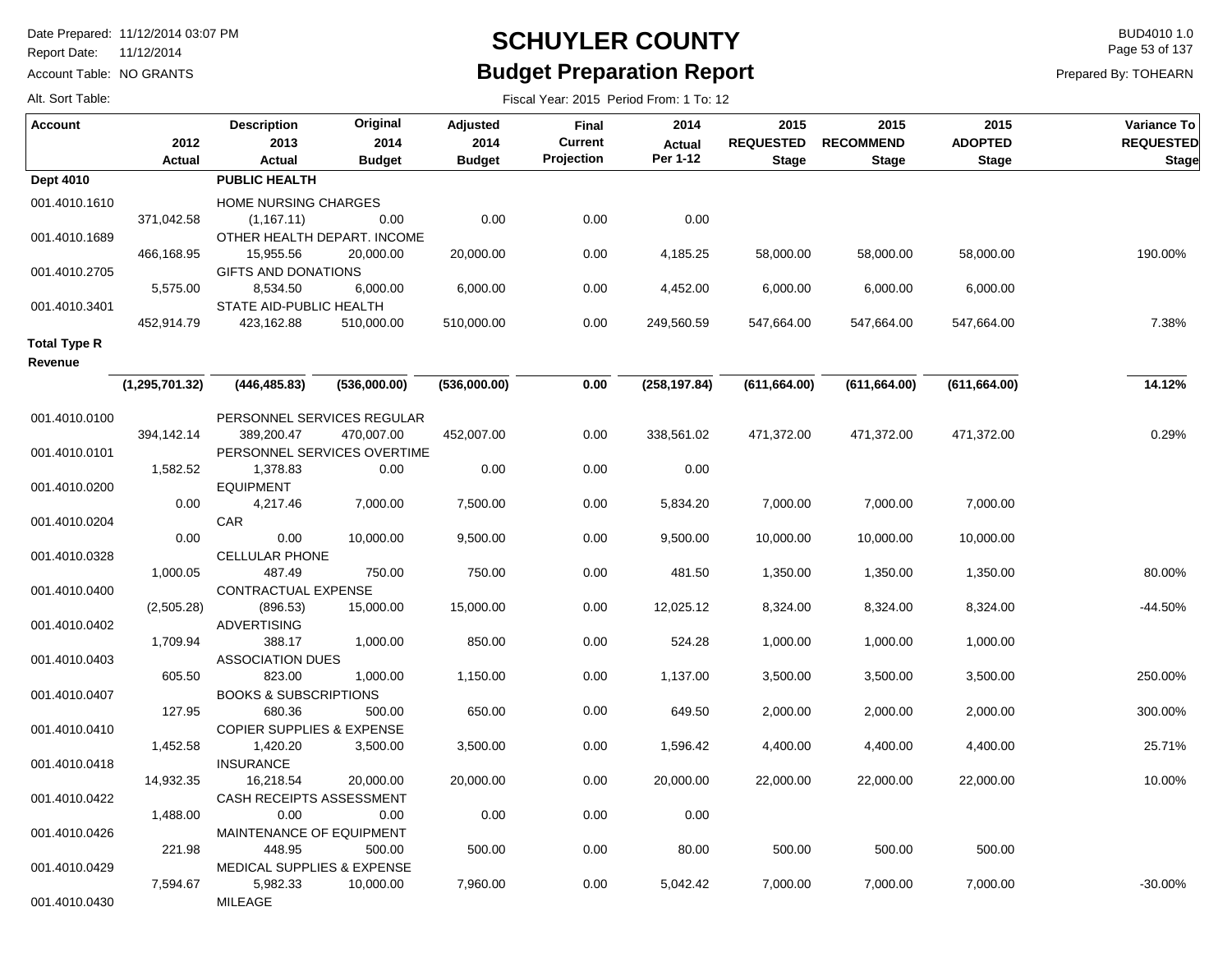# SCHUYLER COUNTY

## Budget Preparation Report

Date Prepared: 11/12/2014 03:07 PM
Report Date: 11/12/2014
Account Table: NO GRANTS
Alt. Sort Table:

BUD4010 1.0
Prepared By: TOHEARN

Fiscal Year: 2015 Period From: 1 To: 12

| Account | 2012 Actual | Description 2013 Actual | Original 2014 Budget | Adjusted 2014 Budget | Final Current Projection | 2014 Actual Per 1-12 | 2015 REQUESTED Stage | 2015 RECOMMEND Stage | 2015 ADOPTED Stage | Variance To REQUESTED Stage |
|---|---|---|---|---|---|---|---|---|---|---|
| **Dept 4010** | | **PUBLIC HEALTH** | | | | | | | | |
| 001.4010.1610 | | HOME NURSING CHARGES | | | | | | | | |
| | 371,042.58 | (1,167.11) | 0.00 | 0.00 | 0.00 | 0.00 | | | | |
| 001.4010.1689 | | OTHER HEALTH DEPART. INCOME | | | | | | | | |
| | 466,168.95 | 15,955.56 | 20,000.00 | 20,000.00 | 0.00 | 4,185.25 | 58,000.00 | 58,000.00 | 58,000.00 | 190.00% |
| 001.4010.2705 | | GIFTS AND DONATIONS | | | | | | | | |
| | 5,575.00 | 8,534.50 | 6,000.00 | 6,000.00 | 0.00 | 4,452.00 | 6,000.00 | 6,000.00 | 6,000.00 | |
| 001.4010.3401 | | STATE AID-PUBLIC HEALTH | | | | | | | | |
| | 452,914.79 | 423,162.88 | 510,000.00 | 510,000.00 | 0.00 | 249,560.59 | 547,664.00 | 547,664.00 | 547,664.00 | 7.38% |
| **Total Type R Revenue** | | | | | | | | | | |
| | **(1,295,701.32)** | **(446,485.83)** | **(536,000.00)** | **(536,000.00)** | **0.00** | **(258,197.84)** | **(611,664.00)** | **(611,664.00)** | **(611,664.00)** | **14.12%** |
| 001.4010.0100 | | PERSONNEL SERVICES REGULAR | | | | | | | | |
| | 394,142.14 | 389,200.47 | 470,007.00 | 452,007.00 | 0.00 | 338,561.02 | 471,372.00 | 471,372.00 | 471,372.00 | 0.29% |
| 001.4010.0101 | | PERSONNEL SERVICES OVERTIME | | | | | | | | |
| | 1,582.52 | 1,378.83 | 0.00 | 0.00 | 0.00 | 0.00 | | | | |
| 001.4010.0200 | | EQUIPMENT | | | | | | | | |
| | 0.00 | 4,217.46 | 7,000.00 | 7,500.00 | 0.00 | 5,834.20 | 7,000.00 | 7,000.00 | 7,000.00 | |
| 001.4010.0204 | | CAR | | | | | | | | |
| | 0.00 | 0.00 | 10,000.00 | 9,500.00 | 0.00 | 9,500.00 | 10,000.00 | 10,000.00 | 10,000.00 | |
| 001.4010.0328 | | CELLULAR PHONE | | | | | | | | |
| | 1,000.05 | 487.49 | 750.00 | 750.00 | 0.00 | 481.50 | 1,350.00 | 1,350.00 | 1,350.00 | 80.00% |
| 001.4010.0400 | | CONTRACTUAL EXPENSE | | | | | | | | |
| | (2,505.28) | (896.53) | 15,000.00 | 15,000.00 | 0.00 | 12,025.12 | 8,324.00 | 8,324.00 | 8,324.00 | -44.50% |
| 001.4010.0402 | | ADVERTISING | | | | | | | | |
| | 1,709.94 | 388.17 | 1,000.00 | 850.00 | 0.00 | 524.28 | 1,000.00 | 1,000.00 | 1,000.00 | |
| 001.4010.0403 | | ASSOCIATION DUES | | | | | | | | |
| | 605.50 | 823.00 | 1,000.00 | 1,150.00 | 0.00 | 1,137.00 | 3,500.00 | 3,500.00 | 3,500.00 | 250.00% |
| 001.4010.0407 | | BOOKS & SUBSCRIPTIONS | | | | | | | | |
| | 127.95 | 680.36 | 500.00 | 650.00 | 0.00 | 649.50 | 2,000.00 | 2,000.00 | 2,000.00 | 300.00% |
| 001.4010.0410 | | COPIER SUPPLIES & EXPENSE | | | | | | | | |
| | 1,452.58 | 1,420.20 | 3,500.00 | 3,500.00 | 0.00 | 1,596.42 | 4,400.00 | 4,400.00 | 4,400.00 | 25.71% |
| 001.4010.0418 | | INSURANCE | | | | | | | | |
| | 14,932.35 | 16,218.54 | 20,000.00 | 20,000.00 | 0.00 | 20,000.00 | 22,000.00 | 22,000.00 | 22,000.00 | 10.00% |
| 001.4010.0422 | | CASH RECEIPTS ASSESSMENT | | | | | | | | |
| | 1,488.00 | 0.00 | 0.00 | 0.00 | 0.00 | 0.00 | | | | |
| 001.4010.0426 | | MAINTENANCE OF EQUIPMENT | | | | | | | | |
| | 221.98 | 448.95 | 500.00 | 500.00 | 0.00 | 80.00 | 500.00 | 500.00 | 500.00 | |
| 001.4010.0429 | | MEDICAL SUPPLIES & EXPENSE | | | | | | | | |
| | 7,594.67 | 5,982.33 | 10,000.00 | 7,960.00 | 0.00 | 5,042.42 | 7,000.00 | 7,000.00 | 7,000.00 | -30.00% |
| 001.4010.0430 | | MILEAGE | | | | | | | | |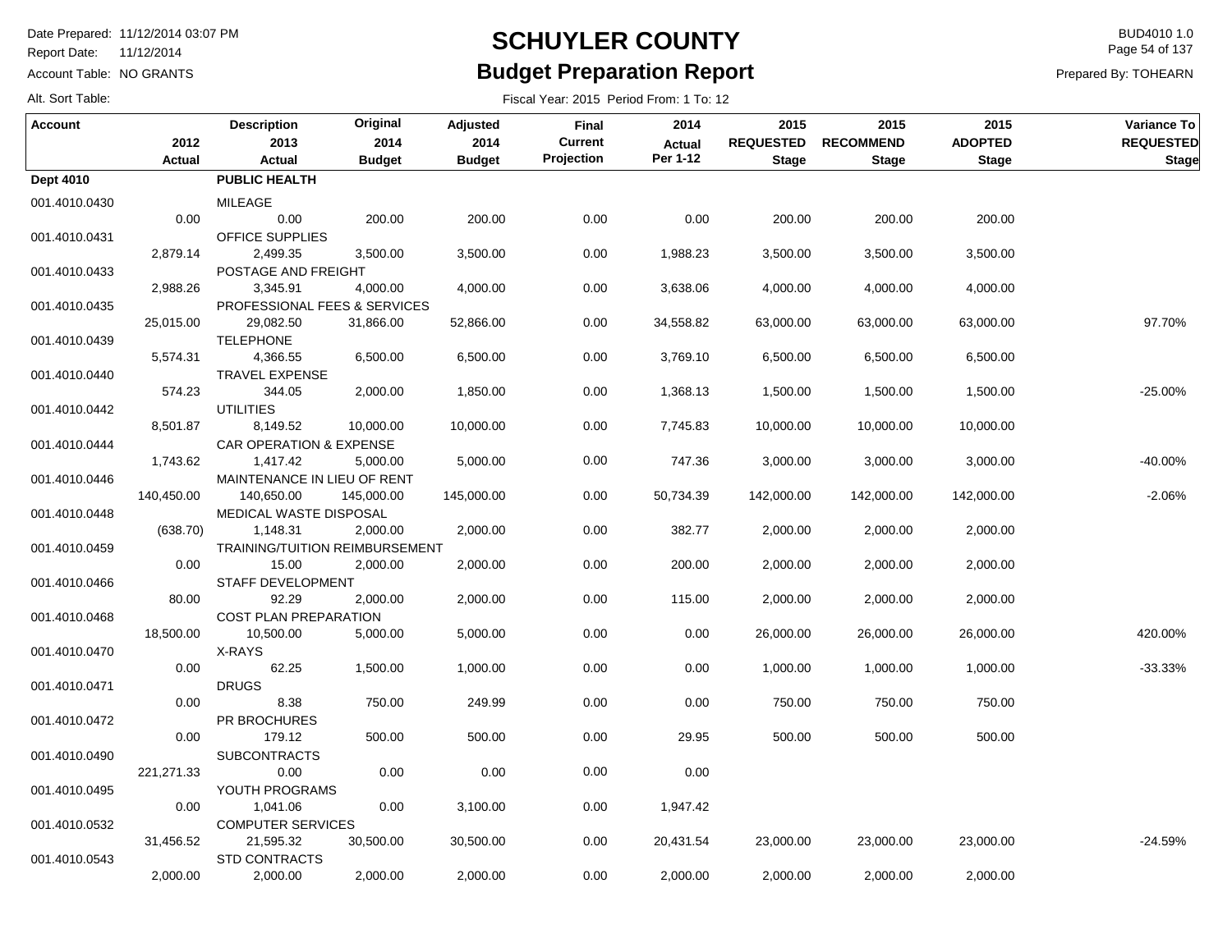# SCHUYLER COUNTY

## Budget Preparation Report

Date Prepared: 11/12/2014 03:07 PM
Report Date: 11/12/2014
Account Table: NO GRANTS
Alt. Sort Table:

BUD4010 1.0
Prepared By: TOHEARN

Fiscal Year: 2015 Period From: 1 To: 12

| Account | 2012 Actual | Description 2013 Actual | Original 2014 Budget | Adjusted 2014 Budget | Final Current Projection | 2014 Actual Per 1-12 | 2015 REQUESTED Stage | 2015 RECOMMEND Stage | 2015 ADOPTED Stage | Variance To REQUESTED Stage |
|---|---|---|---|---|---|---|---|---|---|---|
| **Dept 4010** | | **PUBLIC HEALTH** | | | | | | | | |
| 001.4010.0430 | | MILEAGE | | | | | | | | |
| | 0.00 | 0.00 | 200.00 | 200.00 | 0.00 | 0.00 | 200.00 | 200.00 | 200.00 | |
| 001.4010.0431 | | OFFICE SUPPLIES | | | | | | | | |
| | 2,879.14 | 2,499.35 | 3,500.00 | 3,500.00 | 0.00 | 1,988.23 | 3,500.00 | 3,500.00 | 3,500.00 | |
| 001.4010.0433 | | POSTAGE AND FREIGHT | | | | | | | | |
| | 2,988.26 | 3,345.91 | 4,000.00 | 4,000.00 | 0.00 | 3,638.06 | 4,000.00 | 4,000.00 | 4,000.00 | |
| 001.4010.0435 | | PROFESSIONAL FEES & SERVICES | | | | | | | | |
| | 25,015.00 | 29,082.50 | 31,866.00 | 52,866.00 | 0.00 | 34,558.82 | 63,000.00 | 63,000.00 | 63,000.00 | 97.70% |
| 001.4010.0439 | | TELEPHONE | | | | | | | | |
| | 5,574.31 | 4,366.55 | 6,500.00 | 6,500.00 | 0.00 | 3,769.10 | 6,500.00 | 6,500.00 | 6,500.00 | |
| 001.4010.0440 | | TRAVEL EXPENSE | | | | | | | | |
| | 574.23 | 344.05 | 2,000.00 | 1,850.00 | 0.00 | 1,368.13 | 1,500.00 | 1,500.00 | 1,500.00 | -25.00% |
| 001.4010.0442 | | UTILITIES | | | | | | | | |
| | 8,501.87 | 8,149.52 | 10,000.00 | 10,000.00 | 0.00 | 7,745.83 | 10,000.00 | 10,000.00 | 10,000.00 | |
| 001.4010.0444 | | CAR OPERATION & EXPENSE | | | | | | | | |
| | 1,743.62 | 1,417.42 | 5,000.00 | 5,000.00 | 0.00 | 747.36 | 3,000.00 | 3,000.00 | 3,000.00 | -40.00% |
| 001.4010.0446 | | MAINTENANCE IN LIEU OF RENT | | | | | | | | |
| | 140,450.00 | 140,650.00 | 145,000.00 | 145,000.00 | 0.00 | 50,734.39 | 142,000.00 | 142,000.00 | 142,000.00 | -2.06% |
| 001.4010.0448 | | MEDICAL WASTE DISPOSAL | | | | | | | | |
| | (638.70) | 1,148.31 | 2,000.00 | 2,000.00 | 0.00 | 382.77 | 2,000.00 | 2,000.00 | 2,000.00 | |
| 001.4010.0459 | | TRAINING/TUITION REIMBURSEMENT | | | | | | | | |
| | 0.00 | 15.00 | 2,000.00 | 2,000.00 | 0.00 | 200.00 | 2,000.00 | 2,000.00 | 2,000.00 | |
| 001.4010.0466 | | STAFF DEVELOPMENT | | | | | | | | |
| | 80.00 | 92.29 | 2,000.00 | 2,000.00 | 0.00 | 115.00 | 2,000.00 | 2,000.00 | 2,000.00 | |
| 001.4010.0468 | | COST PLAN PREPARATION | | | | | | | | |
| | 18,500.00 | 10,500.00 | 5,000.00 | 5,000.00 | 0.00 | 0.00 | 26,000.00 | 26,000.00 | 26,000.00 | 420.00% |
| 001.4010.0470 | | X-RAYS | | | | | | | | |
| | 0.00 | 62.25 | 1,500.00 | 1,000.00 | 0.00 | 0.00 | 1,000.00 | 1,000.00 | 1,000.00 | -33.33% |
| 001.4010.0471 | | DRUGS | | | | | | | | |
| | 0.00 | 8.38 | 750.00 | 249.99 | 0.00 | 0.00 | 750.00 | 750.00 | 750.00 | |
| 001.4010.0472 | | PR BROCHURES | | | | | | | | |
| | 0.00 | 179.12 | 500.00 | 500.00 | 0.00 | 29.95 | 500.00 | 500.00 | 500.00 | |
| 001.4010.0490 | | SUBCONTRACTS | | | | | | | | |
| | 221,271.33 | 0.00 | 0.00 | 0.00 | 0.00 | 0.00 | | | | |
| 001.4010.0495 | | YOUTH PROGRAMS | | | | | | | | |
| | 0.00 | 1,041.06 | 0.00 | 3,100.00 | 0.00 | 1,947.42 | | | | |
| 001.4010.0532 | | COMPUTER SERVICES | | | | | | | | |
| | 31,456.52 | 21,595.32 | 30,500.00 | 30,500.00 | 0.00 | 20,431.54 | 23,000.00 | 23,000.00 | 23,000.00 | -24.59% |
| 001.4010.0543 | | STD CONTRACTS | | | | | | | | |
| | 2,000.00 | 2,000.00 | 2,000.00 | 2,000.00 | 0.00 | 2,000.00 | 2,000.00 | 2,000.00 | 2,000.00 | |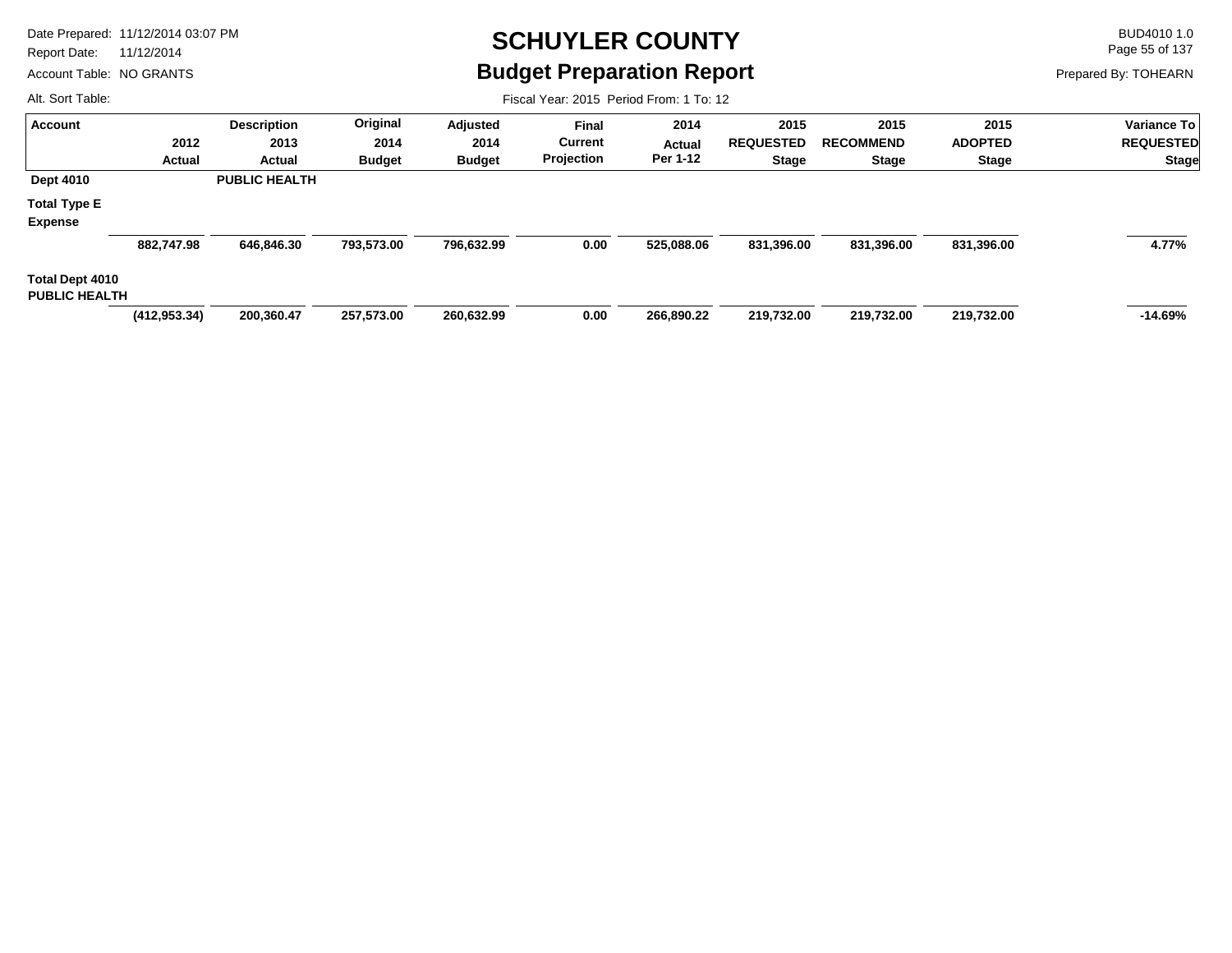# SCHUYLER COUNTY

## Budget Preparation Report

Date Prepared: 11/12/2014 03:07 PM
Report Date: 11/12/2014
Account Table: NO GRANTS
Alt. Sort Table:

BUD4010 1.0
Prepared By: TOHEARN

Fiscal Year: 2015 Period From: 1 To: 12

| Account | 2012 Actual | Description 2013 Actual | Original 2014 Budget | Adjusted 2014 Budget | Final Current Projection | 2014 Actual Per 1-12 | 2015 REQUESTED Stage | 2015 RECOMMEND Stage | 2015 ADOPTED Stage | Variance To REQUESTED Stage |
|---|---|---|---|---|---|---|---|---|---|---|
| **Dept 4010** | | **PUBLIC HEALTH** | | | | | | | | |
| **Total Type E Expense** | **882,747.98** | **646,846.30** | **793,573.00** | **796,632.99** | **0.00** | **525,088.06** | **831,396.00** | **831,396.00** | **831,396.00** | **4.77%** |
| **Total Dept 4010 PUBLIC HEALTH** | **(412,953.34)** | **200,360.47** | **257,573.00** | **260,632.99** | **0.00** | **266,890.22** | **219,732.00** | **219,732.00** | **219,732.00** | **-14.69%** |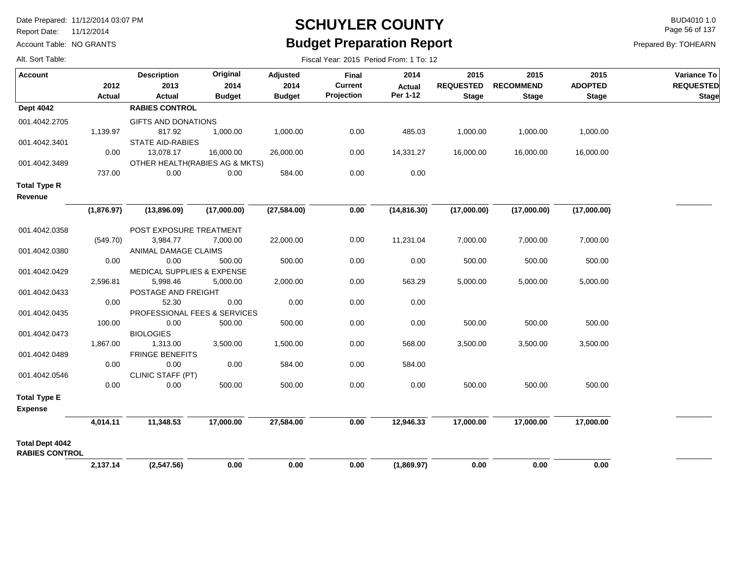# SCHUYLER COUNTY
## Budget Preparation Report

Date Prepared: 11/12/2014 03:07 PM
Report Date: 11/12/2014
Account Table: NO GRANTS
Alt. Sort Table:

BUD4010 1.0
Prepared By: TOHEARN

Fiscal Year: 2015 Period From: 1 To: 12

| Account | 2012 Actual | Description 2013 Actual | Original 2014 Budget | Adjusted 2014 Budget | Final Current Projection | 2014 Actual Per 1-12 | 2015 REQUESTED Stage | 2015 RECOMMEND Stage | 2015 ADOPTED Stage | Variance To REQUESTED Stage |
|---|---|---|---|---|---|---|---|---|---|---|
| **Dept 4042** | | **RABIES CONTROL** | | | | | | | | |
| 001.4042.2705 | | GIFTS AND DONATIONS | | | | | | | | |
| | 1,139.97 | 817.92 | 1,000.00 | 1,000.00 | 0.00 | 485.03 | 1,000.00 | 1,000.00 | 1,000.00 | |
| 001.4042.3401 | | STATE AID-RABIES | | | | | | | | |
| | 0.00 | 13,078.17 | 16,000.00 | 26,000.00 | 0.00 | 14,331.27 | 16,000.00 | 16,000.00 | 16,000.00 | |
| 001.4042.3489 | | OTHER HEALTH(RABIES AG & MKTS) | | | | | | | | |
| | 737.00 | 0.00 | 0.00 | 584.00 | 0.00 | 0.00 | | | | |
| **Total Type R Revenue** | | | | | | | | | | |
| | **(1,876.97)** | **(13,896.09)** | **(17,000.00)** | **(27,584.00)** | **0.00** | **(14,816.30)** | **(17,000.00)** | **(17,000.00)** | **(17,000.00)** | |
| 001.4042.0358 | | POST EXPOSURE TREATMENT | | | | | | | | |
| | (549.70) | 3,984.77 | 7,000.00 | 22,000.00 | 0.00 | 11,231.04 | 7,000.00 | 7,000.00 | 7,000.00 | |
| 001.4042.0380 | | ANIMAL DAMAGE CLAIMS | | | | | | | | |
| | 0.00 | 0.00 | 500.00 | 500.00 | 0.00 | 0.00 | 500.00 | 500.00 | 500.00 | |
| 001.4042.0429 | | MEDICAL SUPPLIES & EXPENSE | | | | | | | | |
| | 2,596.81 | 5,998.46 | 5,000.00 | 2,000.00 | 0.00 | 563.29 | 5,000.00 | 5,000.00 | 5,000.00 | |
| 001.4042.0433 | | POSTAGE AND FREIGHT | | | | | | | | |
| | 0.00 | 52.30 | 0.00 | 0.00 | 0.00 | 0.00 | | | | |
| 001.4042.0435 | | PROFESSIONAL FEES & SERVICES | | | | | | | | |
| | 100.00 | 0.00 | 500.00 | 500.00 | 0.00 | 0.00 | 500.00 | 500.00 | 500.00 | |
| 001.4042.0473 | | BIOLOGIES | | | | | | | | |
| | 1,867.00 | 1,313.00 | 3,500.00 | 1,500.00 | 0.00 | 568.00 | 3,500.00 | 3,500.00 | 3,500.00 | |
| 001.4042.0489 | | FRINGE BENEFITS | | | | | | | | |
| | 0.00 | 0.00 | 0.00 | 584.00 | 0.00 | 584.00 | | | | |
| 001.4042.0546 | | CLINIC STAFF (PT) | | | | | | | | |
| | 0.00 | 0.00 | 500.00 | 500.00 | 0.00 | 0.00 | 500.00 | 500.00 | 500.00 | |
| **Total Type E Expense** | | | | | | | | | | |
| | **4,014.11** | **11,348.53** | **17,000.00** | **27,584.00** | **0.00** | **12,946.33** | **17,000.00** | **17,000.00** | **17,000.00** | |
| **Total Dept 4042 RABIES CONTROL** | | | | | | | | | | |
| | **2,137.14** | **(2,547.56)** | **0.00** | **0.00** | **0.00** | **(1,869.97)** | **0.00** | **0.00** | **0.00** | |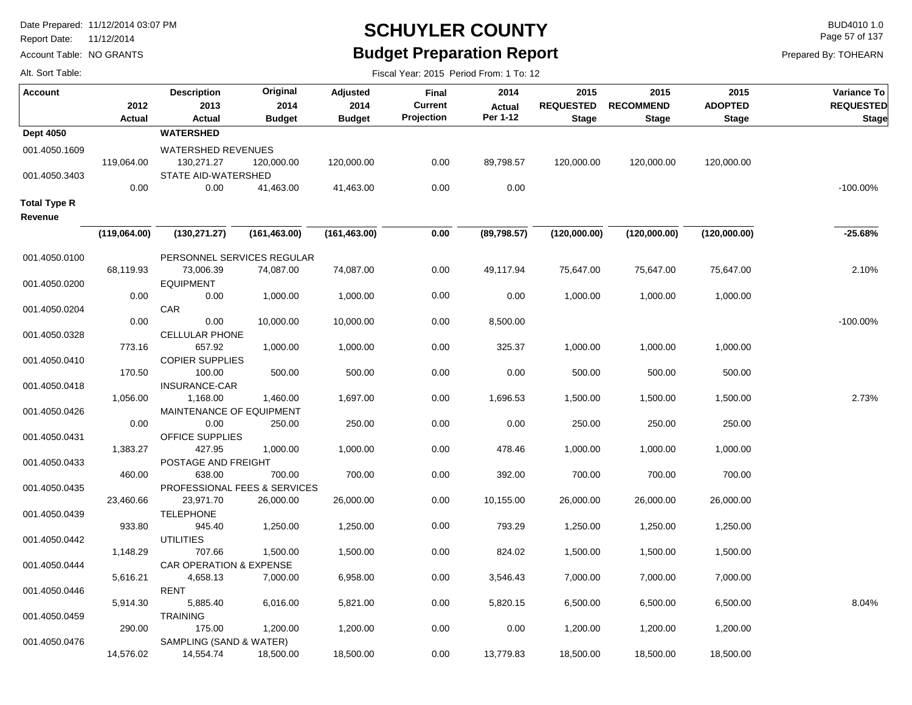# SCHUYLER COUNTY

## Budget Preparation Report

Date Prepared: 11/12/2014 03:07 PM
Report Date: 11/12/2014
Account Table: NO GRANTS
Alt. Sort Table:

BUD4010 1.0
Prepared By: TOHEARN

Fiscal Year: 2015 Period From: 1 To: 12

| Account | 2012 Actual | Description 2013 Actual | Original 2014 Budget | Adjusted 2014 Budget | Final Current Projection | 2014 Actual Per 1-12 | 2015 REQUESTED Stage | 2015 RECOMMEND Stage | 2015 ADOPTED Stage | Variance To REQUESTED Stage |
|---|---|---|---|---|---|---|---|---|---|---|
| **Dept 4050** | | **WATERSHED** | | | | | | | | |
| 001.4050.1609 | | WATERSHED REVENUES | | | | | | | | |
| | 119,064.00 | 130,271.27 | 120,000.00 | 120,000.00 | 0.00 | 89,798.57 | 120,000.00 | 120,000.00 | 120,000.00 | |
| 001.4050.3403 | | STATE AID-WATERSHED | | | | | | | | |
| | 0.00 | 0.00 | 41,463.00 | 41,463.00 | 0.00 | 0.00 | | | | -100.00% |
| **Total Type R Revenue** | | | | | | | | | | |
| | **(119,064.00)** | **(130,271.27)** | **(161,463.00)** | **(161,463.00)** | **0.00** | **(89,798.57)** | **(120,000.00)** | **(120,000.00)** | **(120,000.00)** | **-25.68%** |
| 001.4050.0100 | | PERSONNEL SERVICES REGULAR | | | | | | | | |
| | 68,119.93 | 73,006.39 | 74,087.00 | 74,087.00 | 0.00 | 49,117.94 | 75,647.00 | 75,647.00 | 75,647.00 | 2.10% |
| 001.4050.0200 | | EQUIPMENT | | | | | | | | |
| | 0.00 | 0.00 | 1,000.00 | 1,000.00 | 0.00 | 0.00 | 1,000.00 | 1,000.00 | 1,000.00 | |
| 001.4050.0204 | | CAR | | | | | | | | |
| | 0.00 | 0.00 | 10,000.00 | 10,000.00 | 0.00 | 8,500.00 | | | | -100.00% |
| 001.4050.0328 | | CELLULAR PHONE | | | | | | | | |
| | 773.16 | 657.92 | 1,000.00 | 1,000.00 | 0.00 | 325.37 | 1,000.00 | 1,000.00 | 1,000.00 | |
| 001.4050.0410 | | COPIER SUPPLIES | | | | | | | | |
| | 170.50 | 100.00 | 500.00 | 500.00 | 0.00 | 0.00 | 500.00 | 500.00 | 500.00 | |
| 001.4050.0418 | | INSURANCE-CAR | | | | | | | | |
| | 1,056.00 | 1,168.00 | 1,460.00 | 1,697.00 | 0.00 | 1,696.53 | 1,500.00 | 1,500.00 | 1,500.00 | 2.73% |
| 001.4050.0426 | | MAINTENANCE OF EQUIPMENT | | | | | | | | |
| | 0.00 | 0.00 | 250.00 | 250.00 | 0.00 | 0.00 | 250.00 | 250.00 | 250.00 | |
| 001.4050.0431 | | OFFICE SUPPLIES | | | | | | | | |
| | 1,383.27 | 427.95 | 1,000.00 | 1,000.00 | 0.00 | 478.46 | 1,000.00 | 1,000.00 | 1,000.00 | |
| 001.4050.0433 | | POSTAGE AND FREIGHT | | | | | | | | |
| | 460.00 | 638.00 | 700.00 | 700.00 | 0.00 | 392.00 | 700.00 | 700.00 | 700.00 | |
| 001.4050.0435 | | PROFESSIONAL FEES & SERVICES | | | | | | | | |
| | 23,460.66 | 23,971.70 | 26,000.00 | 26,000.00 | 0.00 | 10,155.00 | 26,000.00 | 26,000.00 | 26,000.00 | |
| 001.4050.0439 | | TELEPHONE | | | | | | | | |
| | 933.80 | 945.40 | 1,250.00 | 1,250.00 | 0.00 | 793.29 | 1,250.00 | 1,250.00 | 1,250.00 | |
| 001.4050.0442 | | UTILITIES | | | | | | | | |
| | 1,148.29 | 707.66 | 1,500.00 | 1,500.00 | 0.00 | 824.02 | 1,500.00 | 1,500.00 | 1,500.00 | |
| 001.4050.0444 | | CAR OPERATION & EXPENSE | | | | | | | | |
| | 5,616.21 | 4,658.13 | 7,000.00 | 6,958.00 | 0.00 | 3,546.43 | 7,000.00 | 7,000.00 | 7,000.00 | |
| 001.4050.0446 | | RENT | | | | | | | | |
| | 5,914.30 | 5,885.40 | 6,016.00 | 5,821.00 | 0.00 | 5,820.15 | 6,500.00 | 6,500.00 | 6,500.00 | 8.04% |
| 001.4050.0459 | | TRAINING | | | | | | | | |
| | 290.00 | 175.00 | 1,200.00 | 1,200.00 | 0.00 | 0.00 | 1,200.00 | 1,200.00 | 1,200.00 | |
| 001.4050.0476 | | SAMPLING (SAND & WATER) | | | | | | | | |
| | 14,576.02 | 14,554.74 | 18,500.00 | 18,500.00 | 0.00 | 13,779.83 | 18,500.00 | 18,500.00 | 18,500.00 | |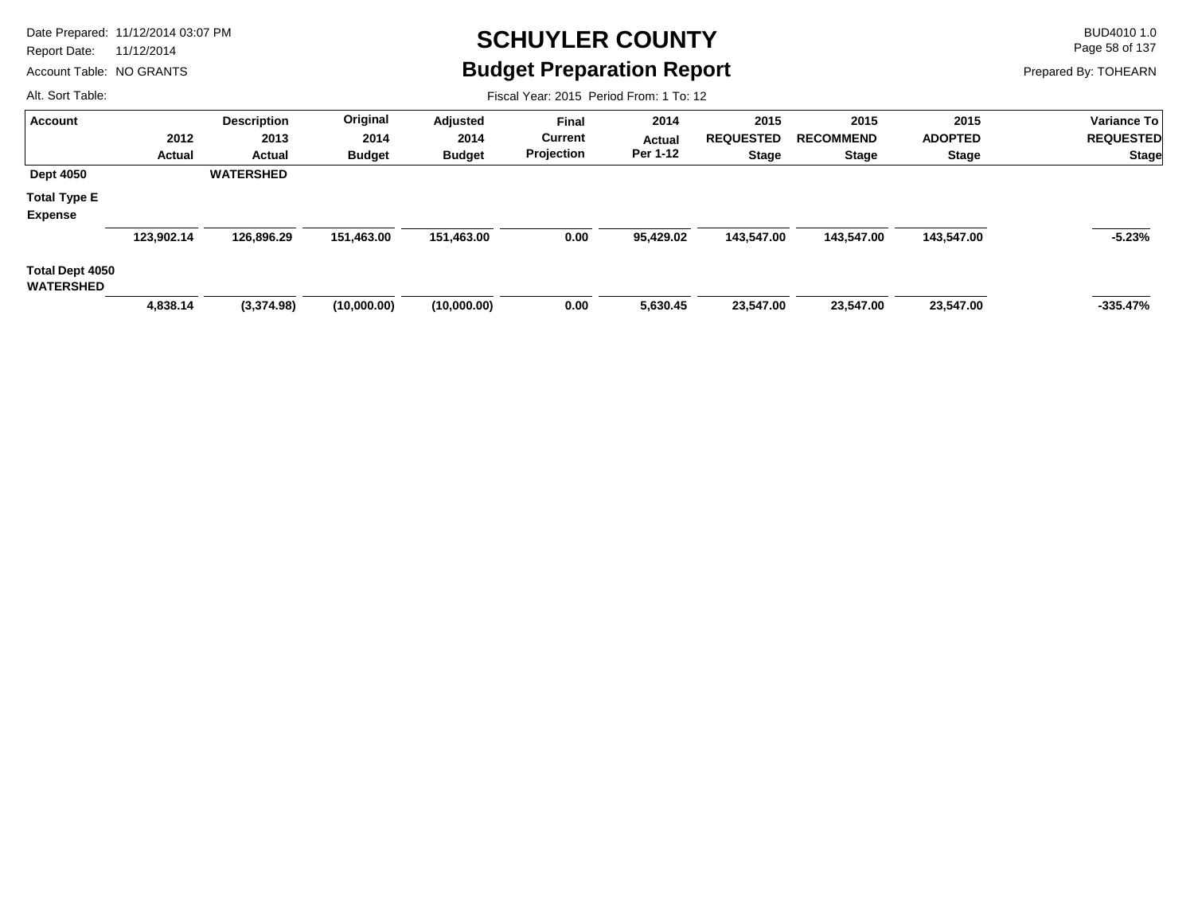# SCHUYLER COUNTY

## Budget Preparation Report

Date Prepared: 11/12/2014 03:07 PM
Report Date: 11/12/2014
Account Table: NO GRANTS
Alt. Sort Table:

BUD4010 1.0
Prepared By: TOHEARN

Fiscal Year: 2015 Period From: 1 To: 12

| Account | 2012 Actual | Description 2013 Actual | Original 2014 Budget | Adjusted 2014 Budget | Final Current Projection | 2014 Actual Per 1-12 | 2015 REQUESTED Stage | 2015 RECOMMEND Stage | 2015 ADOPTED Stage | Variance To REQUESTED Stage |
|---|---|---|---|---|---|---|---|---|---|---|
| **Dept 4050** | | **WATERSHED** | | | | | | | | |
| **Total Type E Expense** | **123,902.14** | **126,896.29** | **151,463.00** | **151,463.00** | **0.00** | **95,429.02** | **143,547.00** | **143,547.00** | **143,547.00** | **-5.23%** |
| **Total Dept 4050 WATERSHED** | **4,838.14** | **(3,374.98)** | **(10,000.00)** | **(10,000.00)** | **0.00** | **5,630.45** | **23,547.00** | **23,547.00** | **23,547.00** | **-335.47%** |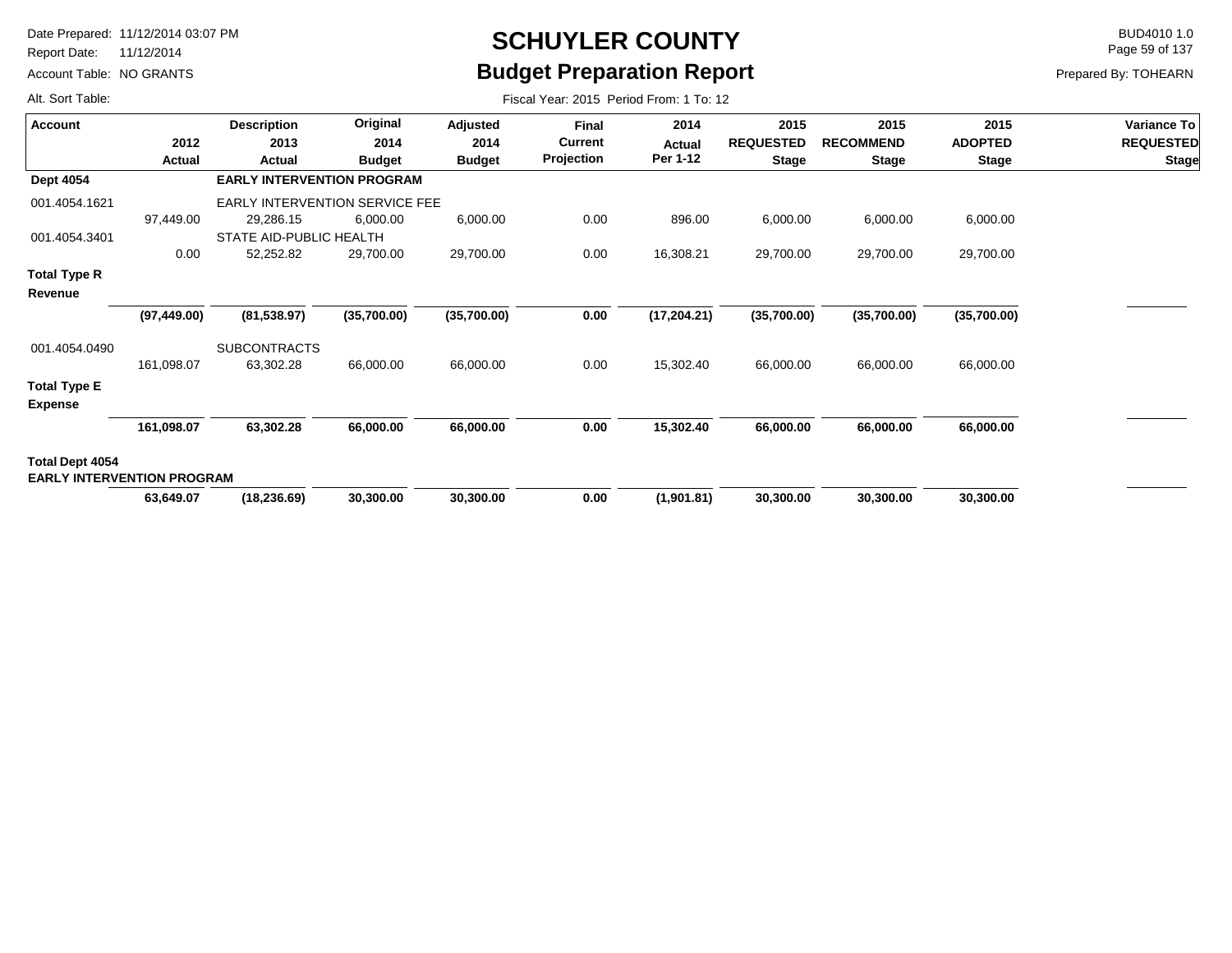# SCHUYLER COUNTY
## Budget Preparation Report

Date Prepared: 11/12/2014 03:07 PM
Report Date: 11/12/2014
Account Table: NO GRANTS
Alt. Sort Table:

BUD4010 1.0
Prepared By: TOHEARN

Fiscal Year: 2015 Period From: 1 To: 12

| Account | 2012 Actual | Description 2013 Actual | Original 2014 Budget | Adjusted 2014 Budget | Final Current Projection | 2014 Actual Per 1-12 | 2015 REQUESTED Stage | 2015 RECOMMEND Stage | 2015 ADOPTED Stage | Variance To REQUESTED Stage |
|---|---|---|---|---|---|---|---|---|---|---|
| **Dept 4054** | | **EARLY INTERVENTION PROGRAM** | | | | | | | | |
| 001.4054.1621 | | EARLY INTERVENTION SERVICE FEE | | | | | | | | |
| | 97,449.00 | 29,286.15 | 6,000.00 | 6,000.00 | 0.00 | 896.00 | 6,000.00 | 6,000.00 | 6,000.00 | |
| 001.4054.3401 | | STATE AID-PUBLIC HEALTH | | | | | | | | |
| | 0.00 | 52,252.82 | 29,700.00 | 29,700.00 | 0.00 | 16,308.21 | 29,700.00 | 29,700.00 | 29,700.00 | |
| **Total Type R Revenue** | | | | | | | | | | |
| | **(97,449.00)** | **(81,538.97)** | **(35,700.00)** | **(35,700.00)** | **0.00** | **(17,204.21)** | **(35,700.00)** | **(35,700.00)** | **(35,700.00)** | |
| 001.4054.0490 | | SUBCONTRACTS | | | | | | | | |
| | 161,098.07 | 63,302.28 | 66,000.00 | 66,000.00 | 0.00 | 15,302.40 | 66,000.00 | 66,000.00 | 66,000.00 | |
| **Total Type E Expense** | | | | | | | | | | |
| | **161,098.07** | **63,302.28** | **66,000.00** | **66,000.00** | **0.00** | **15,302.40** | **66,000.00** | **66,000.00** | **66,000.00** | |
| **Total Dept 4054 EARLY INTERVENTION PROGRAM** | | | | | | | | | | |
| | **63,649.07** | **(18,236.69)** | **30,300.00** | **30,300.00** | **0.00** | **(1,901.81)** | **30,300.00** | **30,300.00** | **30,300.00** | |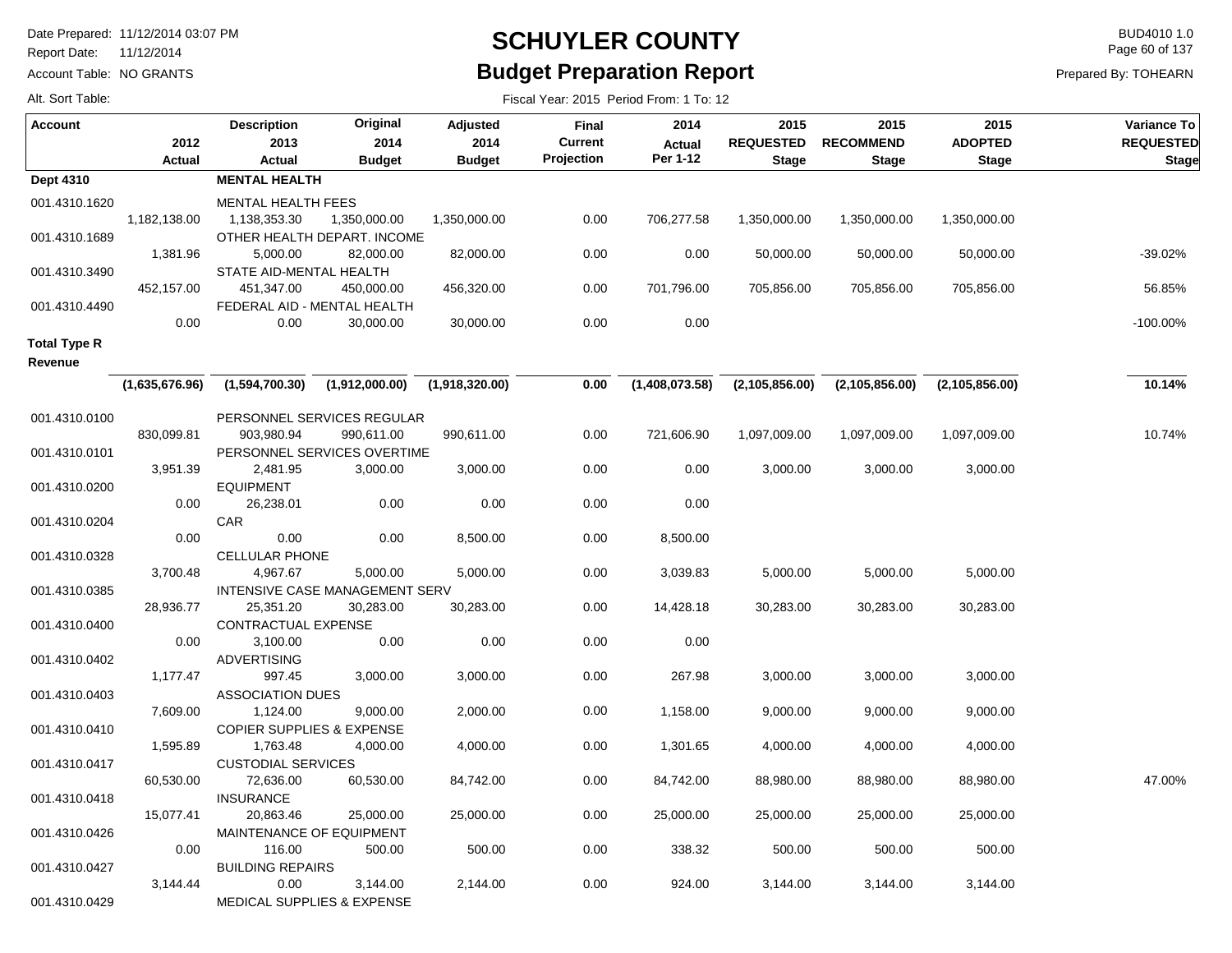# SCHUYLER COUNTY

## Budget Preparation Report

Date Prepared: 11/12/2014 03:07 PM
Report Date: 11/12/2014
Account Table: NO GRANTS
Alt. Sort Table:

BUD4010 1.0
Prepared By: TOHEARN

Fiscal Year: 2015 Period From: 1 To: 12

| Account | 2012 Actual | Description 2013 Actual | Original 2014 Budget | Adjusted 2014 Budget | Final Current Projection | 2014 Actual Per 1-12 | 2015 REQUESTED Stage | 2015 RECOMMEND Stage | 2015 ADOPTED Stage | Variance To REQUESTED Stage |
|---|---|---|---|---|---|---|---|---|---|---|
| **Dept 4310** | | **MENTAL HEALTH** | | | | | | | | |
| 001.4310.1620 | | MENTAL HEALTH FEES | | | | | | | | |
| | 1,182,138.00 | 1,138,353.30 | 1,350,000.00 | 1,350,000.00 | 0.00 | 706,277.58 | 1,350,000.00 | 1,350,000.00 | 1,350,000.00 | |
| 001.4310.1689 | | OTHER HEALTH DEPART. INCOME | | | | | | | | |
| | 1,381.96 | 5,000.00 | 82,000.00 | 82,000.00 | 0.00 | 0.00 | 50,000.00 | 50,000.00 | 50,000.00 | -39.02% |
| 001.4310.3490 | | STATE AID-MENTAL HEALTH | | | | | | | | |
| | 452,157.00 | 451,347.00 | 450,000.00 | 456,320.00 | 0.00 | 701,796.00 | 705,856.00 | 705,856.00 | 705,856.00 | 56.85% |
| 001.4310.4490 | | FEDERAL AID - MENTAL HEALTH | | | | | | | | |
| | 0.00 | 0.00 | 30,000.00 | 30,000.00 | 0.00 | 0.00 | | | | -100.00% |
| **Total Type R Revenue** | | | | | | | | | | |
| | **(1,635,676.96)** | **(1,594,700.30)** | **(1,912,000.00)** | **(1,918,320.00)** | **0.00** | **(1,408,073.58)** | **(2,105,856.00)** | **(2,105,856.00)** | **(2,105,856.00)** | **10.14%** |
| 001.4310.0100 | | PERSONNEL SERVICES REGULAR | | | | | | | | |
| | 830,099.81 | 903,980.94 | 990,611.00 | 990,611.00 | 0.00 | 721,606.90 | 1,097,009.00 | 1,097,009.00 | 1,097,009.00 | 10.74% |
| 001.4310.0101 | | PERSONNEL SERVICES OVERTIME | | | | | | | | |
| | 3,951.39 | 2,481.95 | 3,000.00 | 3,000.00 | 0.00 | 0.00 | 3,000.00 | 3,000.00 | 3,000.00 | |
| 001.4310.0200 | | EQUIPMENT | | | | | | | | |
| | 0.00 | 26,238.01 | 0.00 | 0.00 | 0.00 | 0.00 | | | | |
| 001.4310.0204 | | CAR | | | | | | | | |
| | 0.00 | 0.00 | 0.00 | 8,500.00 | 0.00 | 8,500.00 | | | | |
| 001.4310.0328 | | CELLULAR PHONE | | | | | | | | |
| | 3,700.48 | 4,967.67 | 5,000.00 | 5,000.00 | 0.00 | 3,039.83 | 5,000.00 | 5,000.00 | 5,000.00 | |
| 001.4310.0385 | | INTENSIVE CASE MANAGEMENT SERV | | | | | | | | |
| | 28,936.77 | 25,351.20 | 30,283.00 | 30,283.00 | 0.00 | 14,428.18 | 30,283.00 | 30,283.00 | 30,283.00 | |
| 001.4310.0400 | | CONTRACTUAL EXPENSE | | | | | | | | |
| | 0.00 | 3,100.00 | 0.00 | 0.00 | 0.00 | 0.00 | | | | |
| 001.4310.0402 | | ADVERTISING | | | | | | | | |
| | 1,177.47 | 997.45 | 3,000.00 | 3,000.00 | 0.00 | 267.98 | 3,000.00 | 3,000.00 | 3,000.00 | |
| 001.4310.0403 | | ASSOCIATION DUES | | | | | | | | |
| | 7,609.00 | 1,124.00 | 9,000.00 | 2,000.00 | 0.00 | 1,158.00 | 9,000.00 | 9,000.00 | 9,000.00 | |
| 001.4310.0410 | | COPIER SUPPLIES & EXPENSE | | | | | | | | |
| | 1,595.89 | 1,763.48 | 4,000.00 | 4,000.00 | 0.00 | 1,301.65 | 4,000.00 | 4,000.00 | 4,000.00 | |
| 001.4310.0417 | | CUSTODIAL SERVICES | | | | | | | | |
| | 60,530.00 | 72,636.00 | 60,530.00 | 84,742.00 | 0.00 | 84,742.00 | 88,980.00 | 88,980.00 | 88,980.00 | 47.00% |
| 001.4310.0418 | | INSURANCE | | | | | | | | |
| | 15,077.41 | 20,863.46 | 25,000.00 | 25,000.00 | 0.00 | 25,000.00 | 25,000.00 | 25,000.00 | 25,000.00 | |
| 001.4310.0426 | | MAINTENANCE OF EQUIPMENT | | | | | | | | |
| | 0.00 | 116.00 | 500.00 | 500.00 | 0.00 | 338.32 | 500.00 | 500.00 | 500.00 | |
| 001.4310.0427 | | BUILDING REPAIRS | | | | | | | | |
| | 3,144.44 | 0.00 | 3,144.00 | 2,144.00 | 0.00 | 924.00 | 3,144.00 | 3,144.00 | 3,144.00 | |
| 001.4310.0429 | | MEDICAL SUPPLIES & EXPENSE | | | | | | | | |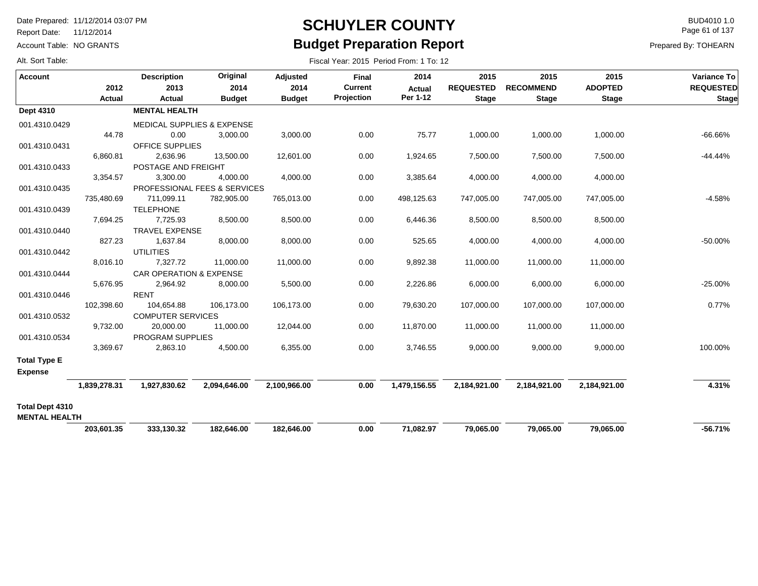Date Prepared: 11/12/2014 03:07 PM
Report Date: 11/12/2014
Account Table: NO GRANTS
Alt. Sort Table:

# SCHUYLER COUNTY
## Budget Preparation Report

BUD4010 1.0
Prepared By: TOHEARN

Fiscal Year: 2015 Period From: 1 To: 12

| Account | 2012 Actual | Description 2013 Actual | Original 2014 Budget | Adjusted 2014 Budget | Final Current Projection | 2014 Actual Per 1-12 | 2015 REQUESTED Stage | 2015 RECOMMEND Stage | 2015 ADOPTED Stage | Variance To REQUESTED Stage |
|---|---|---|---|---|---|---|---|---|---|---|
| **Dept 4310** | | **MENTAL HEALTH** | | | | | | | | |
| 001.4310.0429 | | MEDICAL SUPPLIES & EXPENSE | | | | | | | | |
| | 44.78 | 0.00 | 3,000.00 | 3,000.00 | 0.00 | 75.77 | 1,000.00 | 1,000.00 | 1,000.00 | -66.66% |
| 001.4310.0431 | | OFFICE SUPPLIES | | | | | | | | |
| | 6,860.81 | 2,636.96 | 13,500.00 | 12,601.00 | 0.00 | 1,924.65 | 7,500.00 | 7,500.00 | 7,500.00 | -44.44% |
| 001.4310.0433 | | POSTAGE AND FREIGHT | | | | | | | | |
| | 3,354.57 | 3,300.00 | 4,000.00 | 4,000.00 | 0.00 | 3,385.64 | 4,000.00 | 4,000.00 | 4,000.00 | |
| 001.4310.0435 | | PROFESSIONAL FEES & SERVICES | | | | | | | | |
| | 735,480.69 | 711,099.11 | 782,905.00 | 765,013.00 | 0.00 | 498,125.63 | 747,005.00 | 747,005.00 | 747,005.00 | -4.58% |
| 001.4310.0439 | | TELEPHONE | | | | | | | | |
| | 7,694.25 | 7,725.93 | 8,500.00 | 8,500.00 | 0.00 | 6,446.36 | 8,500.00 | 8,500.00 | 8,500.00 | |
| 001.4310.0440 | | TRAVEL EXPENSE | | | | | | | | |
| | 827.23 | 1,637.84 | 8,000.00 | 8,000.00 | 0.00 | 525.65 | 4,000.00 | 4,000.00 | 4,000.00 | -50.00% |
| 001.4310.0442 | | UTILITIES | | | | | | | | |
| | 8,016.10 | 7,327.72 | 11,000.00 | 11,000.00 | 0.00 | 9,892.38 | 11,000.00 | 11,000.00 | 11,000.00 | |
| 001.4310.0444 | | CAR OPERATION & EXPENSE | | | | | | | | |
| | 5,676.95 | 2,964.92 | 8,000.00 | 5,500.00 | 0.00 | 2,226.86 | 6,000.00 | 6,000.00 | 6,000.00 | -25.00% |
| 001.4310.0446 | | RENT | | | | | | | | |
| | 102,398.60 | 104,654.88 | 106,173.00 | 106,173.00 | 0.00 | 79,630.20 | 107,000.00 | 107,000.00 | 107,000.00 | 0.77% |
| 001.4310.0532 | | COMPUTER SERVICES | | | | | | | | |
| | 9,732.00 | 20,000.00 | 11,000.00 | 12,044.00 | 0.00 | 11,870.00 | 11,000.00 | 11,000.00 | 11,000.00 | |
| 001.4310.0534 | | PROGRAM SUPPLIES | | | | | | | | |
| | 3,369.67 | 2,863.10 | 4,500.00 | 6,355.00 | 0.00 | 3,746.55 | 9,000.00 | 9,000.00 | 9,000.00 | 100.00% |
| **Total Type E Expense** | | | | | | | | | | |
| | **1,839,278.31** | **1,927,830.62** | **2,094,646.00** | **2,100,966.00** | **0.00** | **1,479,156.55** | **2,184,921.00** | **2,184,921.00** | **2,184,921.00** | **4.31%** |
| **Total Dept 4310 MENTAL HEALTH** | | | | | | | | | | |
| | **203,601.35** | **333,130.32** | **182,646.00** | **182,646.00** | **0.00** | **71,082.97** | **79,065.00** | **79,065.00** | **79,065.00** | **-56.71%** |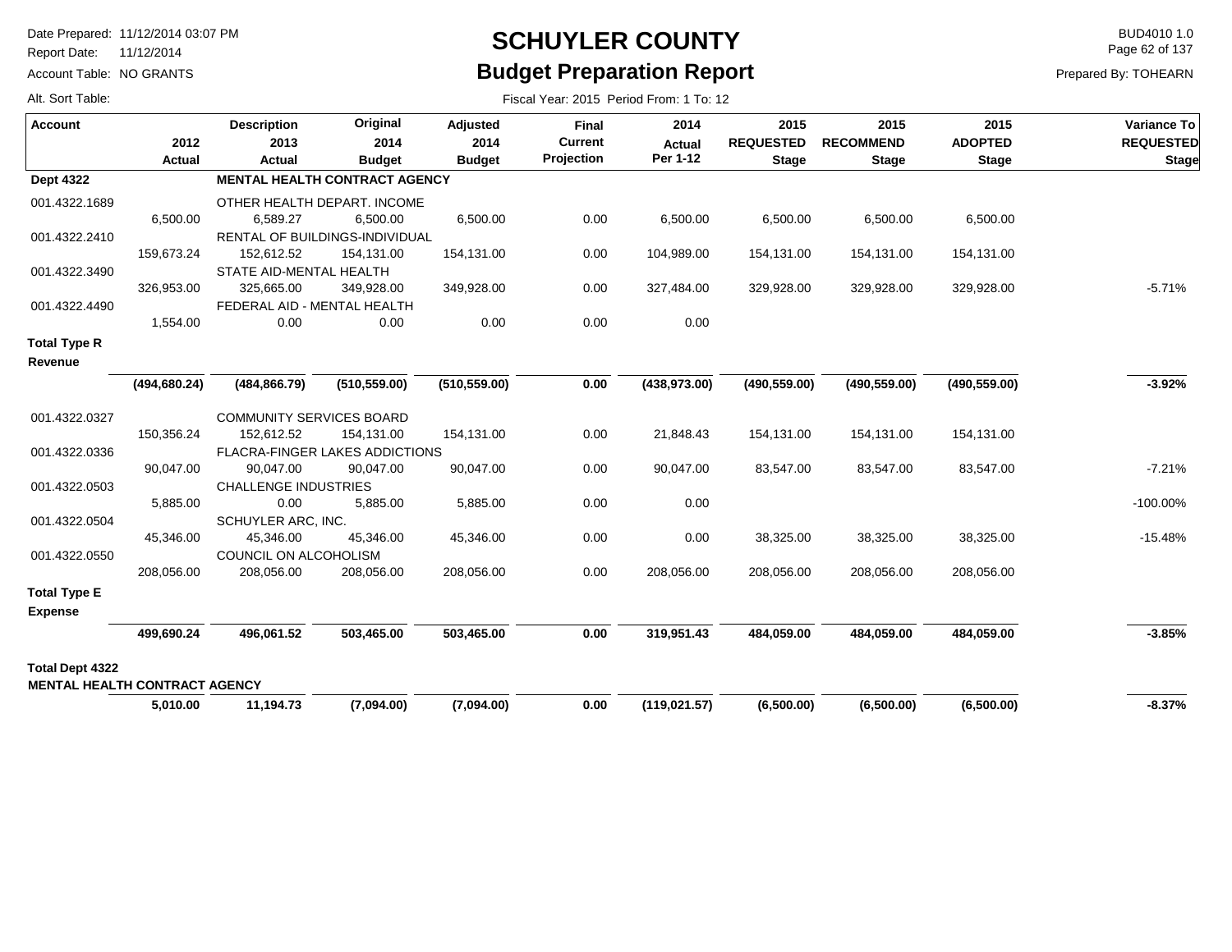# SCHUYLER COUNTY

## Budget Preparation Report

Date Prepared: 11/12/2014 03:07 PM
Report Date: 11/12/2014
Account Table: NO GRANTS
Alt. Sort Table:

BUD4010 1.0
Prepared By: TOHEARN

Fiscal Year: 2015 Period From: 1 To: 12

| Account | 2012 Actual | Description 2013 Actual | Original 2014 Budget | Adjusted 2014 Budget | Final Current Projection | 2014 Actual Per 1-12 | 2015 REQUESTED Stage | 2015 RECOMMEND Stage | 2015 ADOPTED Stage | Variance To REQUESTED Stage |
|---|---|---|---|---|---|---|---|---|---|---|
| **Dept 4322** | | **MENTAL HEALTH CONTRACT AGENCY** | | | | | | | | |
| 001.4322.1689 | | OTHER HEALTH DEPART. INCOME | | | | | | | | |
| | 6,500.00 | 6,589.27 | 6,500.00 | 6,500.00 | 0.00 | 6,500.00 | 6,500.00 | 6,500.00 | 6,500.00 | |
| 001.4322.2410 | | RENTAL OF BUILDINGS-INDIVIDUAL | | | | | | | | |
| | 159,673.24 | 152,612.52 | 154,131.00 | 154,131.00 | 0.00 | 104,989.00 | 154,131.00 | 154,131.00 | 154,131.00 | |
| 001.4322.3490 | | STATE AID-MENTAL HEALTH | | | | | | | | |
| | 326,953.00 | 325,665.00 | 349,928.00 | 349,928.00 | 0.00 | 327,484.00 | 329,928.00 | 329,928.00 | 329,928.00 | -5.71% |
| 001.4322.4490 | | FEDERAL AID - MENTAL HEALTH | | | | | | | | |
| | 1,554.00 | 0.00 | 0.00 | 0.00 | 0.00 | 0.00 | | | | |
| **Total Type R Revenue** | | | | | | | | | | |
| | **(494,680.24)** | **(484,866.79)** | **(510,559.00)** | **(510,559.00)** | **0.00** | **(438,973.00)** | **(490,559.00)** | **(490,559.00)** | **(490,559.00)** | **-3.92%** |
| 001.4322.0327 | | COMMUNITY SERVICES BOARD | | | | | | | | |
| | 150,356.24 | 152,612.52 | 154,131.00 | 154,131.00 | 0.00 | 21,848.43 | 154,131.00 | 154,131.00 | 154,131.00 | |
| 001.4322.0336 | | FLACRA-FINGER LAKES ADDICTIONS | | | | | | | | |
| | 90,047.00 | 90,047.00 | 90,047.00 | 90,047.00 | 0.00 | 90,047.00 | 83,547.00 | 83,547.00 | 83,547.00 | -7.21% |
| 001.4322.0503 | | CHALLENGE INDUSTRIES | | | | | | | | |
| | 5,885.00 | 0.00 | 5,885.00 | 5,885.00 | 0.00 | 0.00 | | | | -100.00% |
| 001.4322.0504 | | SCHUYLER ARC, INC. | | | | | | | | |
| | 45,346.00 | 45,346.00 | 45,346.00 | 45,346.00 | 0.00 | 0.00 | 38,325.00 | 38,325.00 | 38,325.00 | -15.48% |
| 001.4322.0550 | | COUNCIL ON ALCOHOLISM | | | | | | | | |
| | 208,056.00 | 208,056.00 | 208,056.00 | 208,056.00 | 0.00 | 208,056.00 | 208,056.00 | 208,056.00 | 208,056.00 | |
| **Total Type E Expense** | | | | | | | | | | |
| | **499,690.24** | **496,061.52** | **503,465.00** | **503,465.00** | **0.00** | **319,951.43** | **484,059.00** | **484,059.00** | **484,059.00** | **-3.85%** |
| **Total Dept 4322 MENTAL HEALTH CONTRACT AGENCY** | | | | | | | | | | |
| | **5,010.00** | **11,194.73** | **(7,094.00)** | **(7,094.00)** | **0.00** | **(119,021.57)** | **(6,500.00)** | **(6,500.00)** | **(6,500.00)** | **-8.37%** |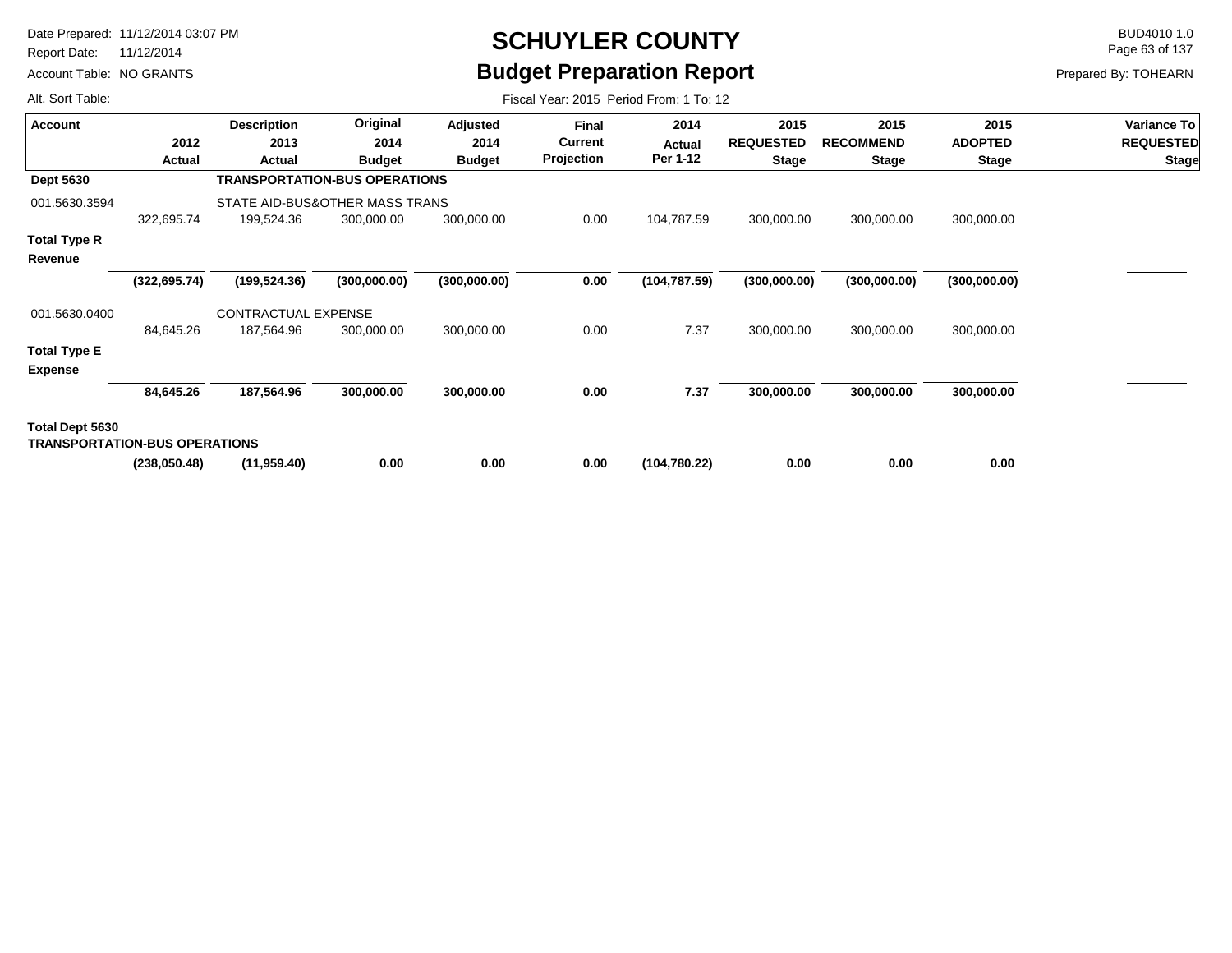# SCHUYLER COUNTY

## Budget Preparation Report

Date Prepared: 11/12/2014 03:07 PM
Report Date: 11/12/2014
Account Table: NO GRANTS
Alt. Sort Table:

BUD4010 1.0
Prepared By: TOHEARN

Fiscal Year: 2015 Period From: 1 To: 12

| Account | 2012 Actual | Description 2013 Actual | Original 2014 Budget | Adjusted 2014 Budget | Final Current Projection | 2014 Actual Per 1-12 | 2015 REQUESTED Stage | 2015 RECOMMEND Stage | 2015 ADOPTED Stage | Variance To REQUESTED Stage |
|---|---|---|---|---|---|---|---|---|---|---|
| **Dept 5630** | | **TRANSPORTATION-BUS OPERATIONS** | | | | | | | | |
| 001.5630.3594 | | STATE AID-BUS&OTHER MASS TRANS | | | | | | | | |
| | 322,695.74 | 199,524.36 | 300,000.00 | 300,000.00 | 0.00 | 104,787.59 | 300,000.00 | 300,000.00 | 300,000.00 | |
| **Total Type R Revenue** | | | | | | | | | | |
| | **(322,695.74)** | **(199,524.36)** | **(300,000.00)** | **(300,000.00)** | **0.00** | **(104,787.59)** | **(300,000.00)** | **(300,000.00)** | **(300,000.00)** | |
| 001.5630.0400 | | CONTRACTUAL EXPENSE | | | | | | | | |
| | 84,645.26 | 187,564.96 | 300,000.00 | 300,000.00 | 0.00 | 7.37 | 300,000.00 | 300,000.00 | 300,000.00 | |
| **Total Type E Expense** | | | | | | | | | | |
| | **84,645.26** | **187,564.96** | **300,000.00** | **300,000.00** | **0.00** | **7.37** | **300,000.00** | **300,000.00** | **300,000.00** | |
| **Total Dept 5630 TRANSPORTATION-BUS OPERATIONS** | | | | | | | | | | |
| | **(238,050.48)** | **(11,959.40)** | **0.00** | **0.00** | **0.00** | **(104,780.22)** | **0.00** | **0.00** | **0.00** | |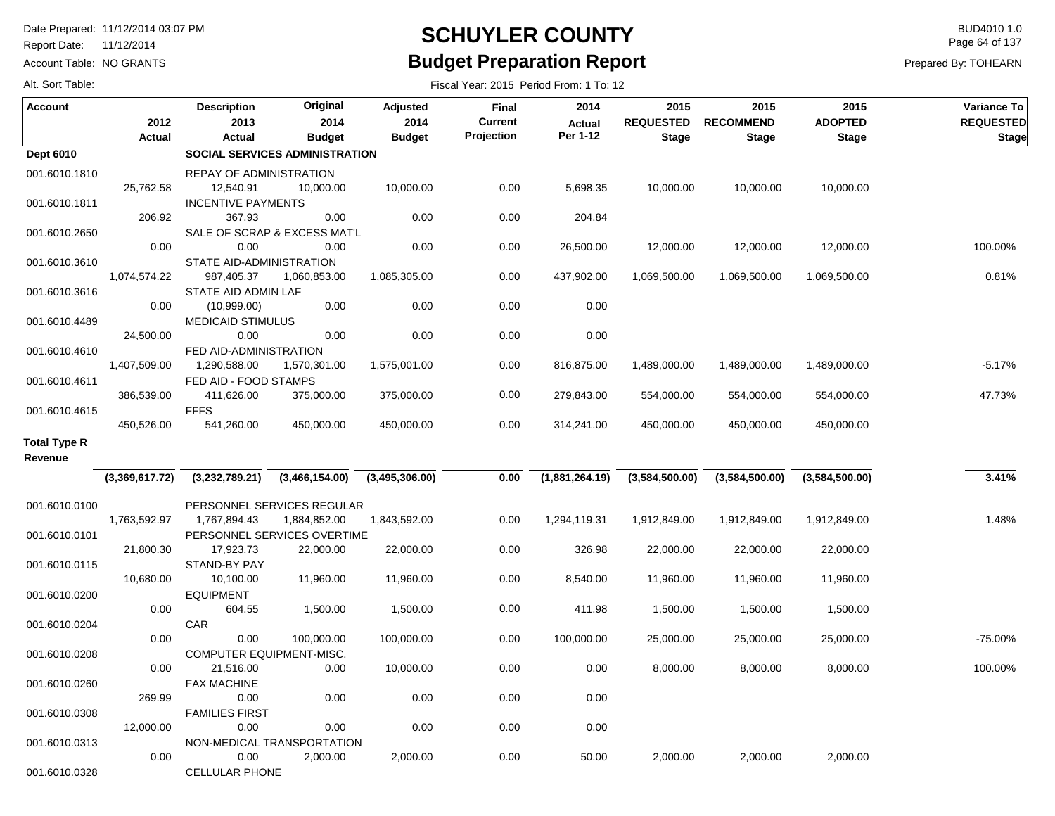# SCHUYLER COUNTY

## Budget Preparation Report

Date Prepared: 11/12/2014 03:07 PM
Report Date: 11/12/2014
Account Table: NO GRANTS
Alt. Sort Table:

BUD4010 1.0
Prepared By: TOHEARN

Fiscal Year: 2015 Period From: 1 To: 12

| Account | 2012 Actual | Description 2013 Actual | Original 2014 Budget | Adjusted 2014 Budget | Final Current Projection | 2014 Actual Per 1-12 | 2015 REQUESTED Stage | 2015 RECOMMEND Stage | 2015 ADOPTED Stage | Variance To REQUESTED Stage |
|---|---|---|---|---|---|---|---|---|---|---|
| **Dept 6010** | | **SOCIAL SERVICES ADMINISTRATION** | | | | | | | | |
| 001.6010.1810 | | REPAY OF ADMINISTRATION | | | | | | | | |
| | 25,762.58 | 12,540.91 | 10,000.00 | 10,000.00 | 0.00 | 5,698.35 | 10,000.00 | 10,000.00 | 10,000.00 | |
| 001.6010.1811 | | INCENTIVE PAYMENTS | | | | | | | | |
| | 206.92 | 367.93 | 0.00 | 0.00 | 0.00 | 204.84 | | | | |
| 001.6010.2650 | | SALE OF SCRAP & EXCESS MAT'L | | | | | | | | |
| | 0.00 | 0.00 | 0.00 | 0.00 | 0.00 | 26,500.00 | 12,000.00 | 12,000.00 | 12,000.00 | 100.00% |
| 001.6010.3610 | | STATE AID-ADMINISTRATION | | | | | | | | |
| | 1,074,574.22 | 987,405.37 | 1,060,853.00 | 1,085,305.00 | 0.00 | 437,902.00 | 1,069,500.00 | 1,069,500.00 | 1,069,500.00 | 0.81% |
| 001.6010.3616 | | STATE AID ADMIN LAF | | | | | | | | |
| | 0.00 | (10,999.00) | 0.00 | 0.00 | 0.00 | 0.00 | | | | |
| 001.6010.4489 | | MEDICAID STIMULUS | | | | | | | | |
| | 24,500.00 | 0.00 | 0.00 | 0.00 | 0.00 | 0.00 | | | | |
| 001.6010.4610 | | FED AID-ADMINISTRATION | | | | | | | | |
| | 1,407,509.00 | 1,290,588.00 | 1,570,301.00 | 1,575,001.00 | 0.00 | 816,875.00 | 1,489,000.00 | 1,489,000.00 | 1,489,000.00 | -5.17% |
| 001.6010.4611 | | FED AID - FOOD STAMPS | | | | | | | | |
| | 386,539.00 | 411,626.00 | 375,000.00 | 375,000.00 | 0.00 | 279,843.00 | 554,000.00 | 554,000.00 | 554,000.00 | 47.73% |
| 001.6010.4615 | | FFFS | | | | | | | | |
| | 450,526.00 | 541,260.00 | 450,000.00 | 450,000.00 | 0.00 | 314,241.00 | 450,000.00 | 450,000.00 | 450,000.00 | |
| **Total Type R Revenue** | | | | | | | | | | |
| | **(3,369,617.72)** | **(3,232,789.21)** | **(3,466,154.00)** | **(3,495,306.00)** | **0.00** | **(1,881,264.19)** | **(3,584,500.00)** | **(3,584,500.00)** | **(3,584,500.00)** | **3.41%** |
| 001.6010.0100 | | PERSONNEL SERVICES REGULAR | | | | | | | | |
| | 1,763,592.97 | 1,767,894.43 | 1,884,852.00 | 1,843,592.00 | 0.00 | 1,294,119.31 | 1,912,849.00 | 1,912,849.00 | 1,912,849.00 | 1.48% |
| 001.6010.0101 | | PERSONNEL SERVICES OVERTIME | | | | | | | | |
| | 21,800.30 | 17,923.73 | 22,000.00 | 22,000.00 | 0.00 | 326.98 | 22,000.00 | 22,000.00 | 22,000.00 | |
| 001.6010.0115 | | STAND-BY PAY | | | | | | | | |
| | 10,680.00 | 10,100.00 | 11,960.00 | 11,960.00 | 0.00 | 8,540.00 | 11,960.00 | 11,960.00 | 11,960.00 | |
| 001.6010.0200 | | EQUIPMENT | | | | | | | | |
| | 0.00 | 604.55 | 1,500.00 | 1,500.00 | 0.00 | 411.98 | 1,500.00 | 1,500.00 | 1,500.00 | |
| 001.6010.0204 | | CAR | | | | | | | | |
| | 0.00 | 0.00 | 100,000.00 | 100,000.00 | 0.00 | 100,000.00 | 25,000.00 | 25,000.00 | 25,000.00 | -75.00% |
| 001.6010.0208 | | COMPUTER EQUIPMENT-MISC. | | | | | | | | |
| | 0.00 | 21,516.00 | 0.00 | 10,000.00 | 0.00 | 0.00 | 8,000.00 | 8,000.00 | 8,000.00 | 100.00% |
| 001.6010.0260 | | FAX MACHINE | | | | | | | | |
| | 269.99 | 0.00 | 0.00 | 0.00 | 0.00 | 0.00 | | | | |
| 001.6010.0308 | | FAMILIES FIRST | | | | | | | | |
| | 12,000.00 | 0.00 | 0.00 | 0.00 | 0.00 | 0.00 | | | | |
| 001.6010.0313 | | NON-MEDICAL TRANSPORTATION | | | | | | | | |
| | 0.00 | 0.00 | 2,000.00 | 2,000.00 | 0.00 | 50.00 | 2,000.00 | 2,000.00 | 2,000.00 | |
| 001.6010.0328 | | CELLULAR PHONE | | | | | | | | |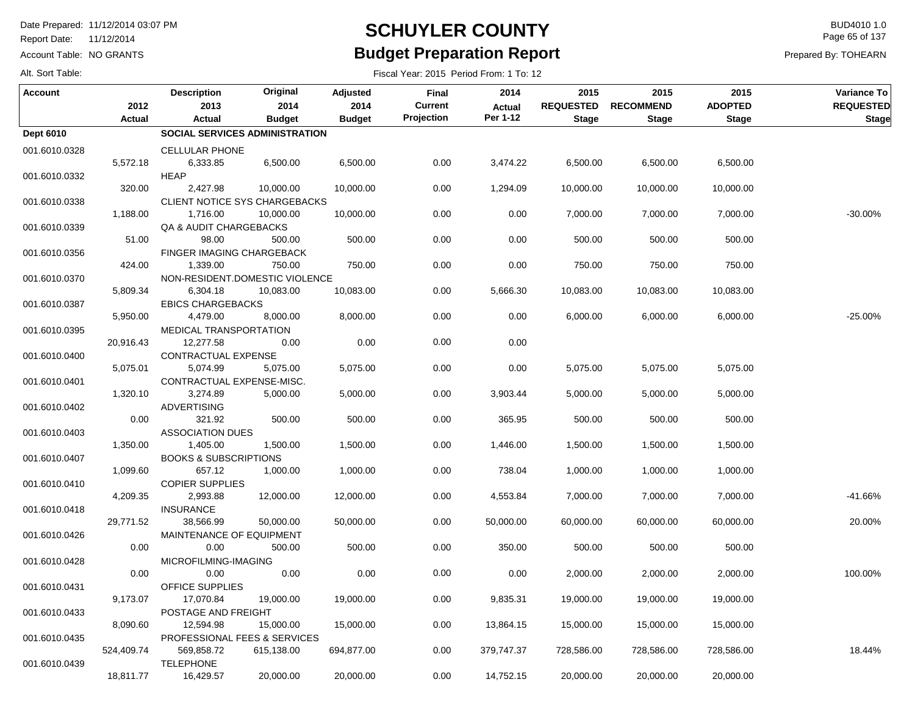# SCHUYLER COUNTY

## Budget Preparation Report

Date Prepared: 11/12/2014 03:07 PM
Report Date: 11/12/2014
Account Table: NO GRANTS
Alt. Sort Table:

BUD4010 1.0
Prepared By: TOHEARN

Fiscal Year: 2015 Period From: 1 To: 12

| Account | 2012 Actual | Description 2013 Actual | Original 2014 Budget | Adjusted 2014 Budget | Final Current Projection | 2014 Actual Per 1-12 | 2015 REQUESTED Stage | 2015 RECOMMEND Stage | 2015 ADOPTED Stage | Variance To REQUESTED Stage |
|---|---|---|---|---|---|---|---|---|---|---|
| **Dept 6010** | | **SOCIAL SERVICES ADMINISTRATION** | | | | | | | | |
| 001.6010.0328 | | CELLULAR PHONE | | | | | | | | |
| | 5,572.18 | 6,333.85 | 6,500.00 | 6,500.00 | 0.00 | 3,474.22 | 6,500.00 | 6,500.00 | 6,500.00 | |
| 001.6010.0332 | | HEAP | | | | | | | | |
| | 320.00 | 2,427.98 | 10,000.00 | 10,000.00 | 0.00 | 1,294.09 | 10,000.00 | 10,000.00 | 10,000.00 | |
| 001.6010.0338 | | CLIENT NOTICE SYS CHARGEBACKS | | | | | | | | |
| | 1,188.00 | 1,716.00 | 10,000.00 | 10,000.00 | 0.00 | 0.00 | 7,000.00 | 7,000.00 | 7,000.00 | -30.00% |
| 001.6010.0339 | | QA & AUDIT CHARGEBACKS | | | | | | | | |
| | 51.00 | 98.00 | 500.00 | 500.00 | 0.00 | 0.00 | 500.00 | 500.00 | 500.00 | |
| 001.6010.0356 | | FINGER IMAGING CHARGEBACK | | | | | | | | |
| | 424.00 | 1,339.00 | 750.00 | 750.00 | 0.00 | 0.00 | 750.00 | 750.00 | 750.00 | |
| 001.6010.0370 | | NON-RESIDENT.DOMESTIC VIOLENCE | | | | | | | | |
| | 5,809.34 | 6,304.18 | 10,083.00 | 10,083.00 | 0.00 | 5,666.30 | 10,083.00 | 10,083.00 | 10,083.00 | |
| 001.6010.0387 | | EBICS CHARGEBACKS | | | | | | | | |
| | 5,950.00 | 4,479.00 | 8,000.00 | 8,000.00 | 0.00 | 0.00 | 6,000.00 | 6,000.00 | 6,000.00 | -25.00% |
| 001.6010.0395 | | MEDICAL TRANSPORTATION | | | | | | | | |
| | 20,916.43 | 12,277.58 | 0.00 | 0.00 | 0.00 | 0.00 | | | | |
| 001.6010.0400 | | CONTRACTUAL EXPENSE | | | | | | | | |
| | 5,075.01 | 5,074.99 | 5,075.00 | 5,075.00 | 0.00 | 0.00 | 5,075.00 | 5,075.00 | 5,075.00 | |
| 001.6010.0401 | | CONTRACTUAL EXPENSE-MISC. | | | | | | | | |
| | 1,320.10 | 3,274.89 | 5,000.00 | 5,000.00 | 0.00 | 3,903.44 | 5,000.00 | 5,000.00 | 5,000.00 | |
| 001.6010.0402 | | ADVERTISING | | | | | | | | |
| | 0.00 | 321.92 | 500.00 | 500.00 | 0.00 | 365.95 | 500.00 | 500.00 | 500.00 | |
| 001.6010.0403 | | ASSOCIATION DUES | | | | | | | | |
| | 1,350.00 | 1,405.00 | 1,500.00 | 1,500.00 | 0.00 | 1,446.00 | 1,500.00 | 1,500.00 | 1,500.00 | |
| 001.6010.0407 | | BOOKS & SUBSCRIPTIONS | | | | | | | | |
| | 1,099.60 | 657.12 | 1,000.00 | 1,000.00 | 0.00 | 738.04 | 1,000.00 | 1,000.00 | 1,000.00 | |
| 001.6010.0410 | | COPIER SUPPLIES | | | | | | | | |
| | 4,209.35 | 2,993.88 | 12,000.00 | 12,000.00 | 0.00 | 4,553.84 | 7,000.00 | 7,000.00 | 7,000.00 | -41.66% |
| 001.6010.0418 | | INSURANCE | | | | | | | | |
| | 29,771.52 | 38,566.99 | 50,000.00 | 50,000.00 | 0.00 | 50,000.00 | 60,000.00 | 60,000.00 | 60,000.00 | 20.00% |
| 001.6010.0426 | | MAINTENANCE OF EQUIPMENT | | | | | | | | |
| | 0.00 | 0.00 | 500.00 | 500.00 | 0.00 | 350.00 | 500.00 | 500.00 | 500.00 | |
| 001.6010.0428 | | MICROFILMING-IMAGING | | | | | | | | |
| | 0.00 | 0.00 | 0.00 | 0.00 | 0.00 | 0.00 | 2,000.00 | 2,000.00 | 2,000.00 | 100.00% |
| 001.6010.0431 | | OFFICE SUPPLIES | | | | | | | | |
| | 9,173.07 | 17,070.84 | 19,000.00 | 19,000.00 | 0.00 | 9,835.31 | 19,000.00 | 19,000.00 | 19,000.00 | |
| 001.6010.0433 | | POSTAGE AND FREIGHT | | | | | | | | |
| | 8,090.60 | 12,594.98 | 15,000.00 | 15,000.00 | 0.00 | 13,864.15 | 15,000.00 | 15,000.00 | 15,000.00 | |
| 001.6010.0435 | | PROFESSIONAL FEES & SERVICES | | | | | | | | |
| | 524,409.74 | 569,858.72 | 615,138.00 | 694,877.00 | 0.00 | 379,747.37 | 728,586.00 | 728,586.00 | 728,586.00 | 18.44% |
| 001.6010.0439 | | TELEPHONE | | | | | | | | |
| | 18,811.77 | 16,429.57 | 20,000.00 | 20,000.00 | 0.00 | 14,752.15 | 20,000.00 | 20,000.00 | 20,000.00 | |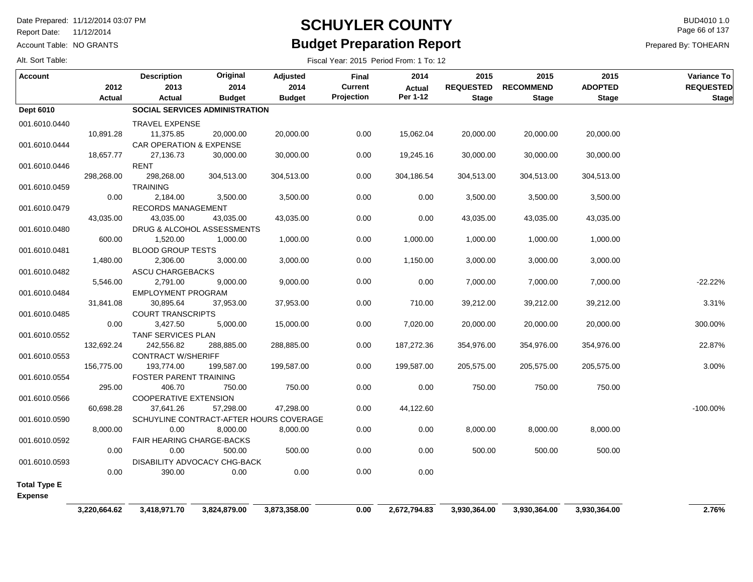# SCHUYLER COUNTY

## Budget Preparation Report

Date Prepared: 11/12/2014 03:07 PM
Report Date: 11/12/2014
Account Table: NO GRANTS
Alt. Sort Table:

BUD4010 1.0
Prepared By: TOHEARN

Fiscal Year: 2015 Period From: 1 To: 12

| Account | 2012 Actual | Description 2013 Actual | Original 2014 Budget | Adjusted 2014 Budget | Final Current Projection | 2014 Actual Per 1-12 | 2015 REQUESTED Stage | 2015 RECOMMEND Stage | 2015 ADOPTED Stage | Variance To REQUESTED Stage |
|---|---|---|---|---|---|---|---|---|---|---|
| **Dept 6010** | | **SOCIAL SERVICES ADMINISTRATION** | | | | | | | | |
| 001.6010.0440 | | TRAVEL EXPENSE | | | | | | | | |
| | 10,891.28 | 11,375.85 | 20,000.00 | 20,000.00 | 0.00 | 15,062.04 | 20,000.00 | 20,000.00 | 20,000.00 | |
| 001.6010.0444 | | CAR OPERATION & EXPENSE | | | | | | | | |
| | 18,657.77 | 27,136.73 | 30,000.00 | 30,000.00 | 0.00 | 19,245.16 | 30,000.00 | 30,000.00 | 30,000.00 | |
| 001.6010.0446 | | RENT | | | | | | | | |
| | 298,268.00 | 298,268.00 | 304,513.00 | 304,513.00 | 0.00 | 304,186.54 | 304,513.00 | 304,513.00 | 304,513.00 | |
| 001.6010.0459 | | TRAINING | | | | | | | | |
| | 0.00 | 2,184.00 | 3,500.00 | 3,500.00 | 0.00 | 0.00 | 3,500.00 | 3,500.00 | 3,500.00 | |
| 001.6010.0479 | | RECORDS MANAGEMENT | | | | | | | | |
| | 43,035.00 | 43,035.00 | 43,035.00 | 43,035.00 | 0.00 | 0.00 | 43,035.00 | 43,035.00 | 43,035.00 | |
| 001.6010.0480 | | DRUG & ALCOHOL ASSESSMENTS | | | | | | | | |
| | 600.00 | 1,520.00 | 1,000.00 | 1,000.00 | 0.00 | 1,000.00 | 1,000.00 | 1,000.00 | 1,000.00 | |
| 001.6010.0481 | | BLOOD GROUP TESTS | | | | | | | | |
| | 1,480.00 | 2,306.00 | 3,000.00 | 3,000.00 | 0.00 | 1,150.00 | 3,000.00 | 3,000.00 | 3,000.00 | |
| 001.6010.0482 | | ASCU CHARGEBACKS | | | | | | | | |
| | 5,546.00 | 2,791.00 | 9,000.00 | 9,000.00 | 0.00 | 0.00 | 7,000.00 | 7,000.00 | 7,000.00 | -22.22% |
| 001.6010.0484 | | EMPLOYMENT PROGRAM | | | | | | | | |
| | 31,841.08 | 30,895.64 | 37,953.00 | 37,953.00 | 0.00 | 710.00 | 39,212.00 | 39,212.00 | 39,212.00 | 3.31% |
| 001.6010.0485 | | COURT TRANSCRIPTS | | | | | | | | |
| | 0.00 | 3,427.50 | 5,000.00 | 15,000.00 | 0.00 | 7,020.00 | 20,000.00 | 20,000.00 | 20,000.00 | 300.00% |
| 001.6010.0552 | | TANF SERVICES PLAN | | | | | | | | |
| | 132,692.24 | 242,556.82 | 288,885.00 | 288,885.00 | 0.00 | 187,272.36 | 354,976.00 | 354,976.00 | 354,976.00 | 22.87% |
| 001.6010.0553 | | CONTRACT W/SHERIFF | | | | | | | | |
| | 156,775.00 | 193,774.00 | 199,587.00 | 199,587.00 | 0.00 | 199,587.00 | 205,575.00 | 205,575.00 | 205,575.00 | 3.00% |
| 001.6010.0554 | | FOSTER PARENT TRAINING | | | | | | | | |
| | 295.00 | 406.70 | 750.00 | 750.00 | 0.00 | 0.00 | 750.00 | 750.00 | 750.00 | |
| 001.6010.0566 | | COOPERATIVE EXTENSION | | | | | | | | |
| | 60,698.28 | 37,641.26 | 57,298.00 | 47,298.00 | 0.00 | 44,122.60 | | | | -100.00% |
| 001.6010.0590 | | SCHUYLINE CONTRACT-AFTER HOURS COVERAGE | | | | | | | | |
| | 8,000.00 | 0.00 | 8,000.00 | 8,000.00 | 0.00 | 0.00 | 8,000.00 | 8,000.00 | 8,000.00 | |
| 001.6010.0592 | | FAIR HEARING CHARGE-BACKS | | | | | | | | |
| | 0.00 | 0.00 | 500.00 | 500.00 | 0.00 | 0.00 | 500.00 | 500.00 | 500.00 | |
| 001.6010.0593 | | DISABILITY ADVOCACY CHG-BACK | | | | | | | | |
| | 0.00 | 390.00 | 0.00 | 0.00 | 0.00 | 0.00 | | | | |
| **Total Type E Expense** | | | | | | | | | | |
| | **3,220,664.62** | **3,418,971.70** | **3,824,879.00** | **3,873,358.00** | **0.00** | **2,672,794.83** | **3,930,364.00** | **3,930,364.00** | **3,930,364.00** | **2.76%** |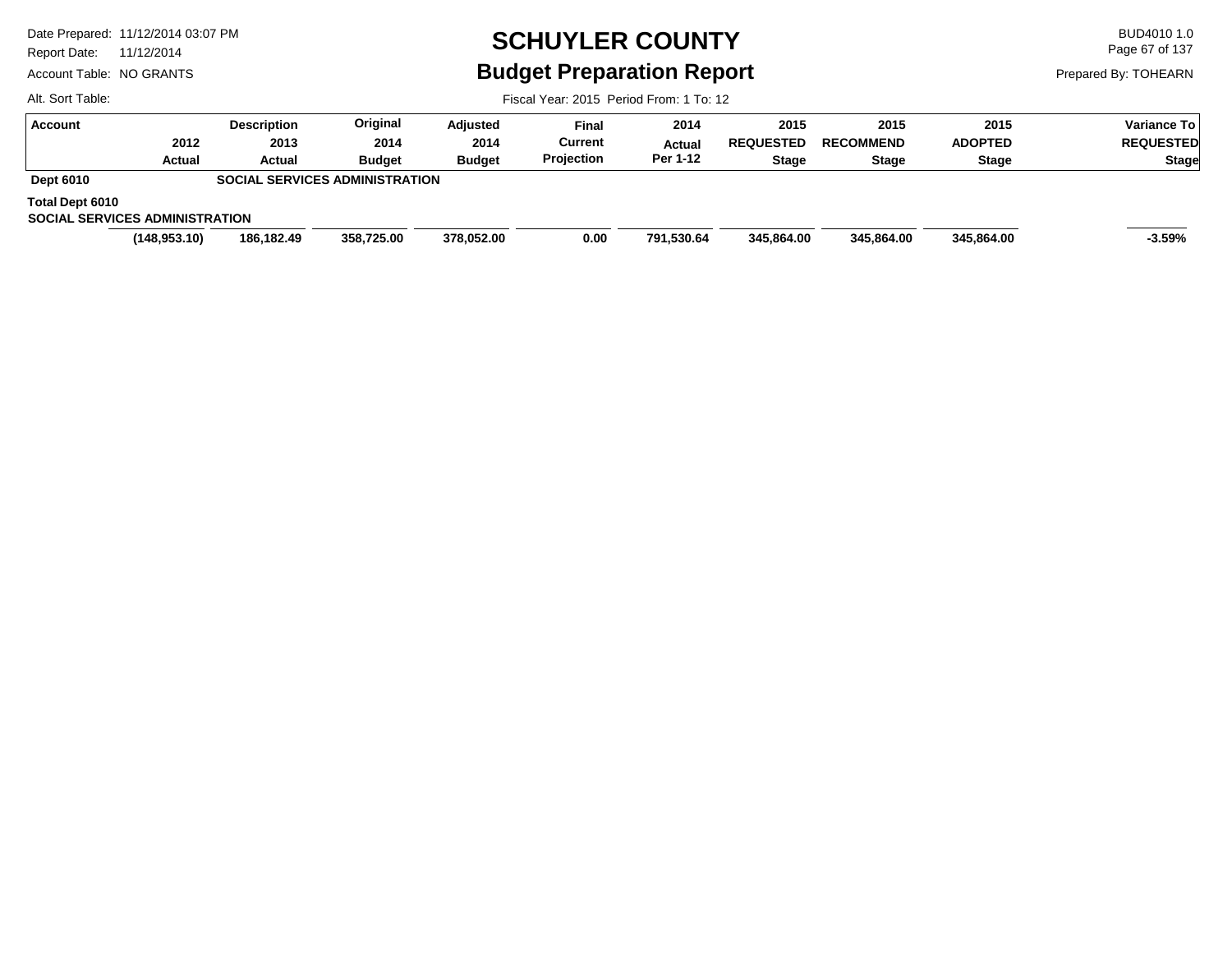# SCHUYLER COUNTY

## Budget Preparation Report

Date Prepared: 11/12/2014 03:07 PM
Report Date: 11/12/2014
Account Table: NO GRANTS
Alt. Sort Table:

BUD4010 1.0
Prepared By: TOHEARN

Fiscal Year: 2015 Period From: 1 To: 12

| Account | 2012 Actual | Description 2013 Actual | Original 2014 Budget | Adjusted 2014 Budget | Final Current Projection | 2014 Actual Per 1-12 | 2015 REQUESTED Stage | 2015 RECOMMEND Stage | 2015 ADOPTED Stage | Variance To REQUESTED Stage |
|---|---|---|---|---|---|---|---|---|---|---|
| **Dept 6010** | | **SOCIAL SERVICES ADMINISTRATION** | | | | | | | | |
| **Total Dept 6010 SOCIAL SERVICES ADMINISTRATION** | **(148,953.10)** | **186,182.49** | **358,725.00** | **378,052.00** | **0.00** | **791,530.64** | **345,864.00** | **345,864.00** | **345,864.00** | **-3.59%** |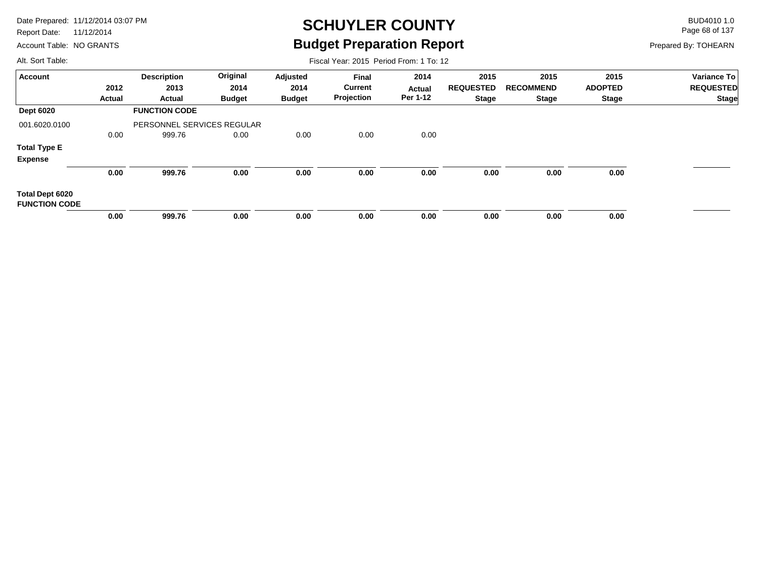# SCHUYLER COUNTY
## Budget Preparation Report

Date Prepared: 11/12/2014 03:07 PM
Report Date: 11/12/2014
Account Table: NO GRANTS
Alt. Sort Table:

BUD4010 1.0
Prepared By: TOHEARN

Fiscal Year: 2015 Period From: 1 To: 12

| Account | 2012 Actual | Description 2013 Actual | Original 2014 Budget | Adjusted 2014 Budget | Final Current Projection | 2014 Actual Per 1-12 | 2015 REQUESTED Stage | 2015 RECOMMEND Stage | 2015 ADOPTED Stage | Variance To REQUESTED Stage |
|---|---|---|---|---|---|---|---|---|---|---|
| **Dept 6020** | | **FUNCTION CODE** | | | | | | | | |
| 001.6020.0100 | | PERSONNEL SERVICES REGULAR | | | | | | | | |
| | 0.00 | 999.76 | 0.00 | 0.00 | 0.00 | 0.00 | | | | |
| **Total Type E Expense** | | | | | | | | | | |
| | **0.00** | **999.76** | **0.00** | **0.00** | **0.00** | **0.00** | **0.00** | **0.00** | **0.00** | |
| **Total Dept 6020 FUNCTION CODE** | | | | | | | | | | |
| | **0.00** | **999.76** | **0.00** | **0.00** | **0.00** | **0.00** | **0.00** | **0.00** | **0.00** | |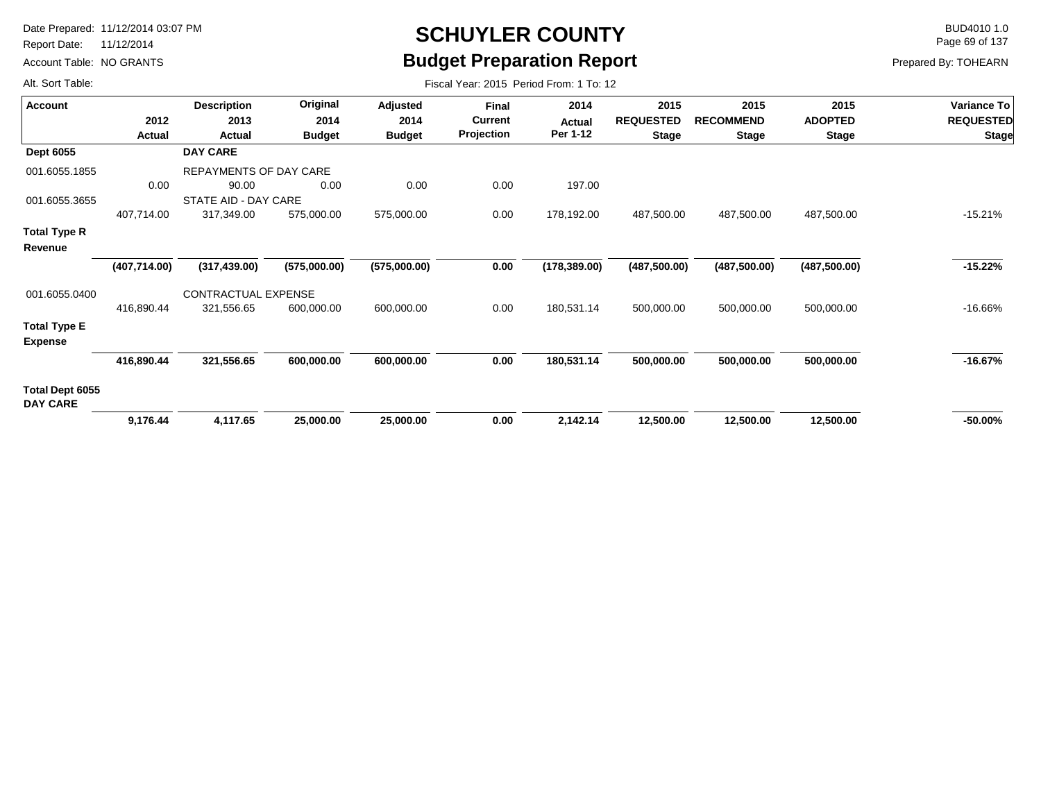# SCHUYLER COUNTY

## Budget Preparation Report

Date Prepared: 11/12/2014 03:07 PM
Report Date: 11/12/2014
Account Table: NO GRANTS
Alt. Sort Table:

BUD4010 1.0
Prepared By: TOHEARN

Fiscal Year: 2015 Period From: 1 To: 12

| Account | 2012 Actual | Description 2013 Actual | Original 2014 Budget | Adjusted 2014 Budget | Final Current Projection | 2014 Actual Per 1-12 | 2015 REQUESTED Stage | 2015 RECOMMEND Stage | 2015 ADOPTED Stage | Variance To REQUESTED Stage |
|---|---|---|---|---|---|---|---|---|---|---|
| **Dept 6055** | | **DAY CARE** | | | | | | | | |
| 001.6055.1855 | | REPAYMENTS OF DAY CARE | | | | | | | | |
| | 0.00 | 90.00 | 0.00 | 0.00 | 0.00 | 197.00 | | | | |
| 001.6055.3655 | | STATE AID - DAY CARE | | | | | | | | |
| | 407,714.00 | 317,349.00 | 575,000.00 | 575,000.00 | 0.00 | 178,192.00 | 487,500.00 | 487,500.00 | 487,500.00 | -15.21% |
| **Total Type R Revenue** | | | | | | | | | | |
| | **(407,714.00)** | **(317,439.00)** | **(575,000.00)** | **(575,000.00)** | **0.00** | **(178,389.00)** | **(487,500.00)** | **(487,500.00)** | **(487,500.00)** | **-15.22%** |
| 001.6055.0400 | | CONTRACTUAL EXPENSE | | | | | | | | |
| | 416,890.44 | 321,556.65 | 600,000.00 | 600,000.00 | 0.00 | 180,531.14 | 500,000.00 | 500,000.00 | 500,000.00 | -16.66% |
| **Total Type E Expense** | | | | | | | | | | |
| | **416,890.44** | **321,556.65** | **600,000.00** | **600,000.00** | **0.00** | **180,531.14** | **500,000.00** | **500,000.00** | **500,000.00** | **-16.67%** |
| **Total Dept 6055 DAY CARE** | | | | | | | | | | |
| | **9,176.44** | **4,117.65** | **25,000.00** | **25,000.00** | **0.00** | **2,142.14** | **12,500.00** | **12,500.00** | **12,500.00** | **-50.00%** |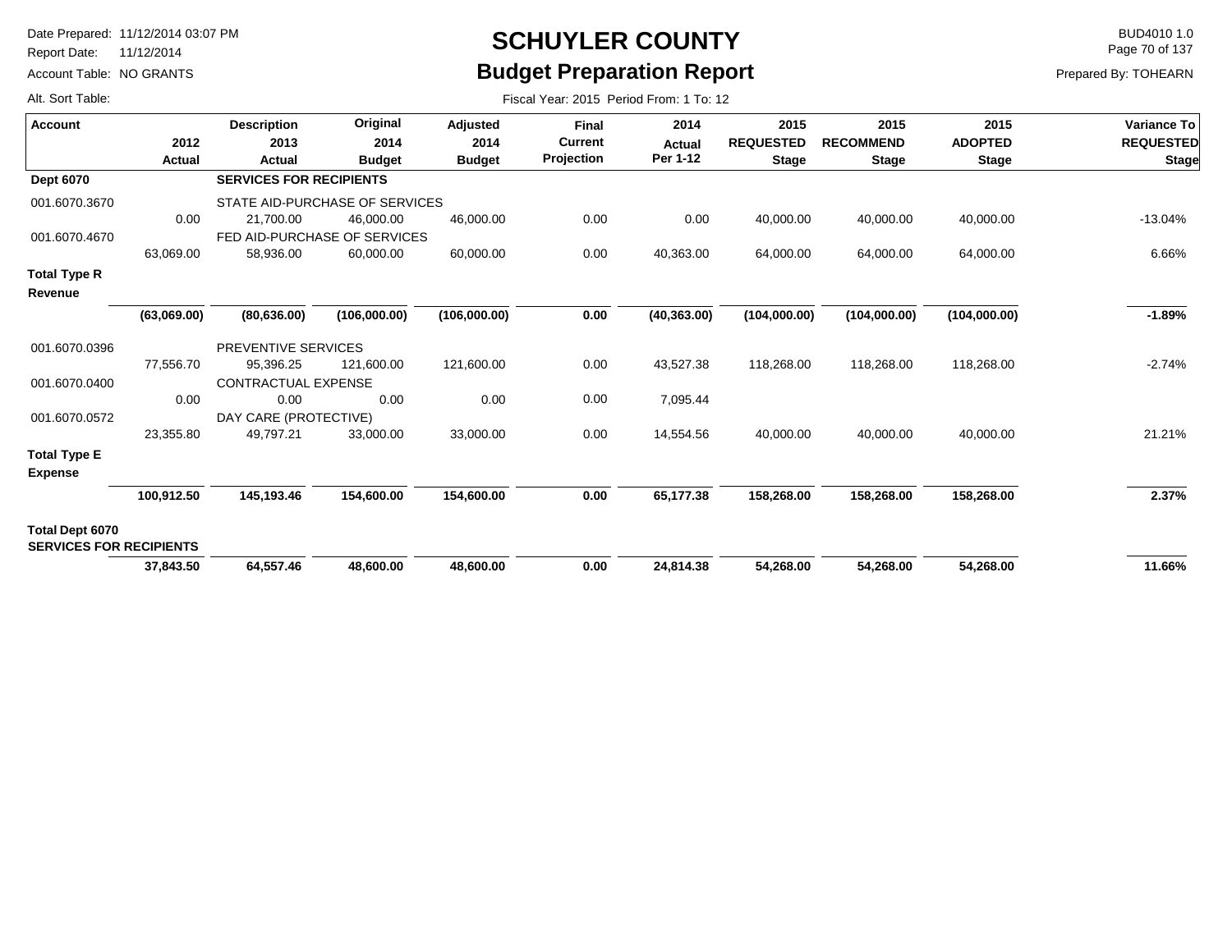# SCHUYLER COUNTY

## Budget Preparation Report

Date Prepared: 11/12/2014 03:07 PM
Report Date: 11/12/2014
Account Table: NO GRANTS
Alt. Sort Table:

BUD4010 1.0
Prepared By: TOHEARN

Fiscal Year: 2015 Period From: 1 To: 12

| Account | 2012 Actual | Description 2013 Actual | Original 2014 Budget | Adjusted 2014 Budget | Final Current Projection | 2014 Actual Per 1-12 | 2015 REQUESTED Stage | 2015 RECOMMEND Stage | 2015 ADOPTED Stage | Variance To REQUESTED Stage |
|---|---|---|---|---|---|---|---|---|---|---|
| **Dept 6070** | | **SERVICES FOR RECIPIENTS** | | | | | | | | |
| 001.6070.3670 | | STATE AID-PURCHASE OF SERVICES | | | | | | | | |
| | 0.00 | 21,700.00 | 46,000.00 | 46,000.00 | 0.00 | 0.00 | 40,000.00 | 40,000.00 | 40,000.00 | -13.04% |
| 001.6070.4670 | | FED AID-PURCHASE OF SERVICES | | | | | | | | |
| | 63,069.00 | 58,936.00 | 60,000.00 | 60,000.00 | 0.00 | 40,363.00 | 64,000.00 | 64,000.00 | 64,000.00 | 6.66% |
| **Total Type R Revenue** | | | | | | | | | | |
| | **(63,069.00)** | **(80,636.00)** | **(106,000.00)** | **(106,000.00)** | **0.00** | **(40,363.00)** | **(104,000.00)** | **(104,000.00)** | **(104,000.00)** | **-1.89%** |
| 001.6070.0396 | | PREVENTIVE SERVICES | | | | | | | | |
| | 77,556.70 | 95,396.25 | 121,600.00 | 121,600.00 | 0.00 | 43,527.38 | 118,268.00 | 118,268.00 | 118,268.00 | -2.74% |
| 001.6070.0400 | | CONTRACTUAL EXPENSE | | | | | | | | |
| | 0.00 | 0.00 | 0.00 | 0.00 | 0.00 | 7,095.44 | | | | |
| 001.6070.0572 | | DAY CARE (PROTECTIVE) | | | | | | | | |
| | 23,355.80 | 49,797.21 | 33,000.00 | 33,000.00 | 0.00 | 14,554.56 | 40,000.00 | 40,000.00 | 40,000.00 | 21.21% |
| **Total Type E Expense** | | | | | | | | | | |
| | **100,912.50** | **145,193.46** | **154,600.00** | **154,600.00** | **0.00** | **65,177.38** | **158,268.00** | **158,268.00** | **158,268.00** | **2.37%** |
| **Total Dept 6070 SERVICES FOR RECIPIENTS** | | | | | | | | | | |
| | **37,843.50** | **64,557.46** | **48,600.00** | **48,600.00** | **0.00** | **24,814.38** | **54,268.00** | **54,268.00** | **54,268.00** | **11.66%** |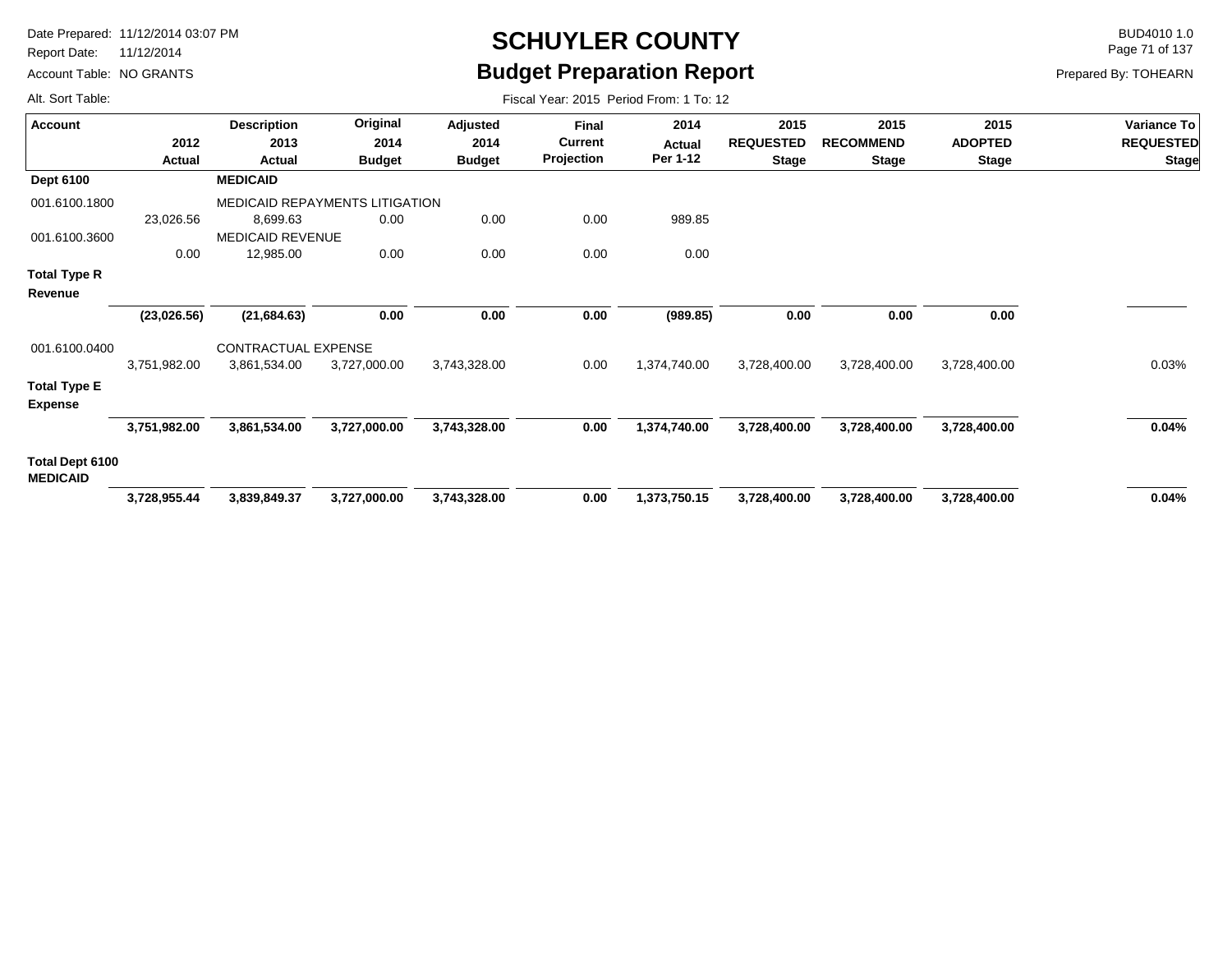# SCHUYLER COUNTY

## Budget Preparation Report

Date Prepared: 11/12/2014 03:07 PM
Report Date: 11/12/2014
Account Table: NO GRANTS
Alt. Sort Table:

BUD4010 1.0
Prepared By: TOHEARN

Fiscal Year: 2015 Period From: 1 To: 12

| Account | 2012 Actual | Description 2013 Actual | Original 2014 Budget | Adjusted 2014 Budget | Final Current Projection | 2014 Actual Per 1-12 | 2015 REQUESTED Stage | 2015 RECOMMEND Stage | 2015 ADOPTED Stage | Variance To REQUESTED Stage |
|---|---|---|---|---|---|---|---|---|---|---|
| **Dept 6100** | | **MEDICAID** | | | | | | | | |
| 001.6100.1800 | | MEDICAID REPAYMENTS LITIGATION | | | | | | | | |
| | 23,026.56 | 8,699.63 | 0.00 | 0.00 | 0.00 | 989.85 | | | | |
| 001.6100.3600 | | MEDICAID REVENUE | | | | | | | | |
| | 0.00 | 12,985.00 | 0.00 | 0.00 | 0.00 | 0.00 | | | | |
| **Total Type R Revenue** | | | | | | | | | | |
| | **(23,026.56)** | **(21,684.63)** | **0.00** | **0.00** | **0.00** | **(989.85)** | **0.00** | **0.00** | **0.00** | |
| 001.6100.0400 | | CONTRACTUAL EXPENSE | | | | | | | | |
| | 3,751,982.00 | 3,861,534.00 | 3,727,000.00 | 3,743,328.00 | 0.00 | 1,374,740.00 | 3,728,400.00 | 3,728,400.00 | 3,728,400.00 | 0.03% |
| **Total Type E Expense** | | | | | | | | | | |
| | **3,751,982.00** | **3,861,534.00** | **3,727,000.00** | **3,743,328.00** | **0.00** | **1,374,740.00** | **3,728,400.00** | **3,728,400.00** | **3,728,400.00** | **0.04%** |
| **Total Dept 6100 MEDICAID** | | | | | | | | | | |
| | **3,728,955.44** | **3,839,849.37** | **3,727,000.00** | **3,743,328.00** | **0.00** | **1,373,750.15** | **3,728,400.00** | **3,728,400.00** | **3,728,400.00** | **0.04%** |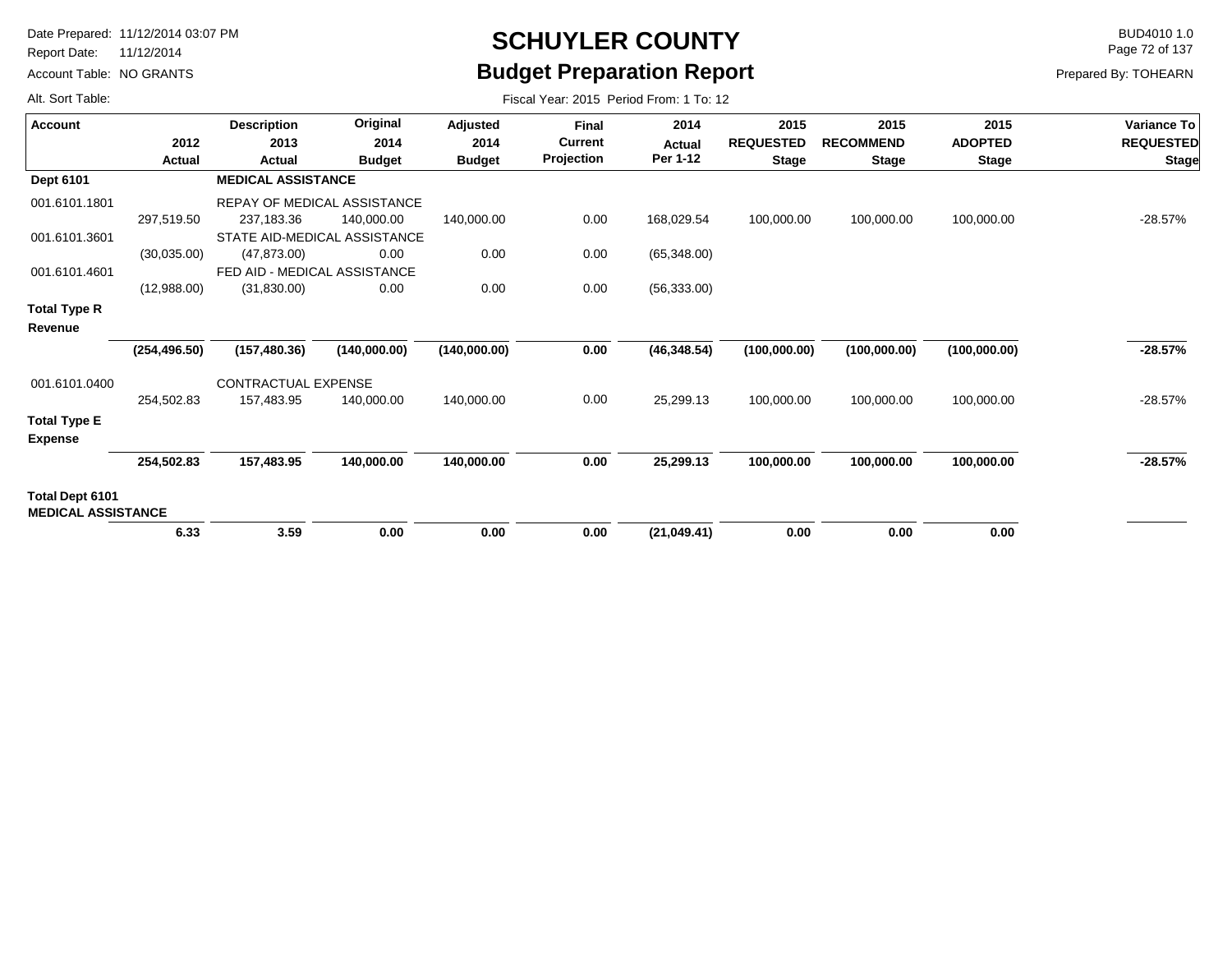# SCHUYLER COUNTY
## Budget Preparation Report

Date Prepared: 11/12/2014 03:07 PM
Report Date: 11/12/2014
Account Table: NO GRANTS
Alt. Sort Table:

BUD4010 1.0
Prepared By: TOHEARN

Fiscal Year: 2015 Period From: 1 To: 12

| Account | 2012 Actual | Description 2013 Actual | Original 2014 Budget | Adjusted 2014 Budget | Final Current Projection | 2014 Actual Per 1-12 | 2015 REQUESTED Stage | 2015 RECOMMEND Stage | 2015 ADOPTED Stage | Variance To REQUESTED Stage |
|---|---|---|---|---|---|---|---|---|---|---|
| **Dept 6101** | | **MEDICAL ASSISTANCE** | | | | | | | | |
| 001.6101.1801 | | REPAY OF MEDICAL ASSISTANCE | | | | | | | | |
| | 297,519.50 | 237,183.36 | 140,000.00 | 140,000.00 | 0.00 | 168,029.54 | 100,000.00 | 100,000.00 | 100,000.00 | -28.57% |
| 001.6101.3601 | | STATE AID-MEDICAL ASSISTANCE | | | | | | | | |
| | (30,035.00) | (47,873.00) | 0.00 | 0.00 | 0.00 | (65,348.00) | | | | |
| 001.6101.4601 | | FED AID - MEDICAL ASSISTANCE | | | | | | | | |
| | (12,988.00) | (31,830.00) | 0.00 | 0.00 | 0.00 | (56,333.00) | | | | |
| **Total Type R Revenue** | | | | | | | | | | |
| | **(254,496.50)** | **(157,480.36)** | **(140,000.00)** | **(140,000.00)** | **0.00** | **(46,348.54)** | **(100,000.00)** | **(100,000.00)** | **(100,000.00)** | **-28.57%** |
| 001.6101.0400 | | CONTRACTUAL EXPENSE | | | | | | | | |
| | 254,502.83 | 157,483.95 | 140,000.00 | 140,000.00 | 0.00 | 25,299.13 | 100,000.00 | 100,000.00 | 100,000.00 | -28.57% |
| **Total Type E Expense** | | | | | | | | | | |
| | **254,502.83** | **157,483.95** | **140,000.00** | **140,000.00** | **0.00** | **25,299.13** | **100,000.00** | **100,000.00** | **100,000.00** | **-28.57%** |
| **Total Dept 6101 MEDICAL ASSISTANCE** | | | | | | | | | | |
| | **6.33** | **3.59** | **0.00** | **0.00** | **0.00** | **(21,049.41)** | **0.00** | **0.00** | **0.00** | |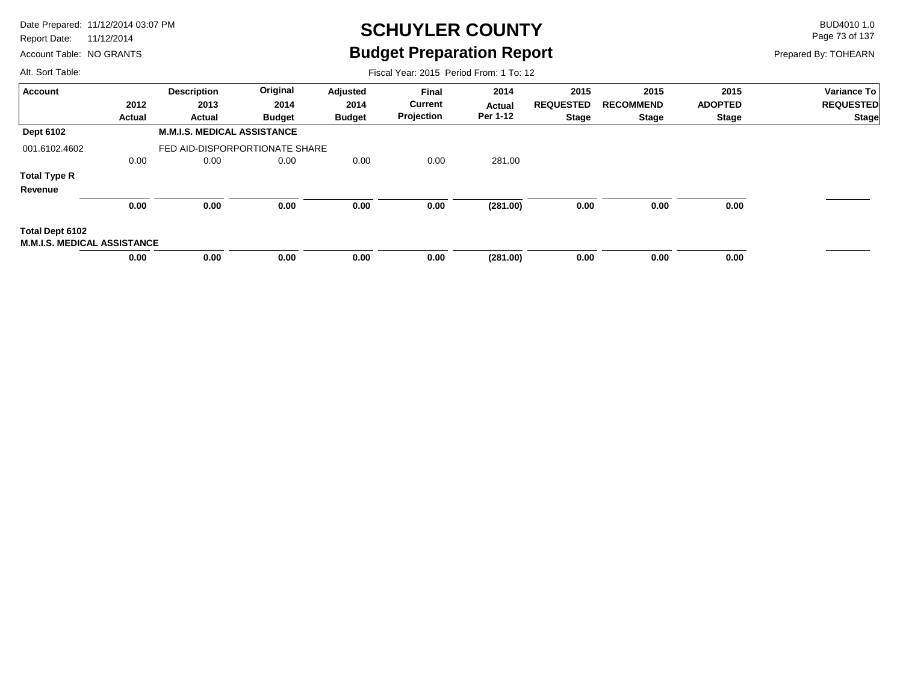# SCHUYLER COUNTY

## Budget Preparation Report

Date Prepared: 11/12/2014 03:07 PM
Report Date: 11/12/2014
Account Table: NO GRANTS
Alt. Sort Table:

BUD4010 1.0
Prepared By: TOHEARN

Fiscal Year: 2015 Period From: 1 To: 12

| Account | 2012 Actual | Description 2013 Actual | Original 2014 Budget | Adjusted 2014 Budget | Final Current Projection | 2014 Actual Per 1-12 | 2015 REQUESTED Stage | 2015 RECOMMEND Stage | 2015 ADOPTED Stage | Variance To REQUESTED Stage |
|---|---|---|---|---|---|---|---|---|---|---|
| **Dept 6102** | | **M.M.I.S. MEDICAL ASSISTANCE** | | | | | | | | |
| 001.6102.4602 | | FED AID-DISPORPORTIONATE SHARE | | | | | | | | |
| | 0.00 | 0.00 | 0.00 | 0.00 | 0.00 | 281.00 | | | | |
| **Total Type R Revenue** | | | | | | | | | | |
| | **0.00** | **0.00** | **0.00** | **0.00** | **0.00** | **(281.00)** | **0.00** | **0.00** | **0.00** | |
| **Total Dept 6102 M.M.I.S. MEDICAL ASSISTANCE** | | | | | | | | | | |
| | **0.00** | **0.00** | **0.00** | **0.00** | **0.00** | **(281.00)** | **0.00** | **0.00** | **0.00** | |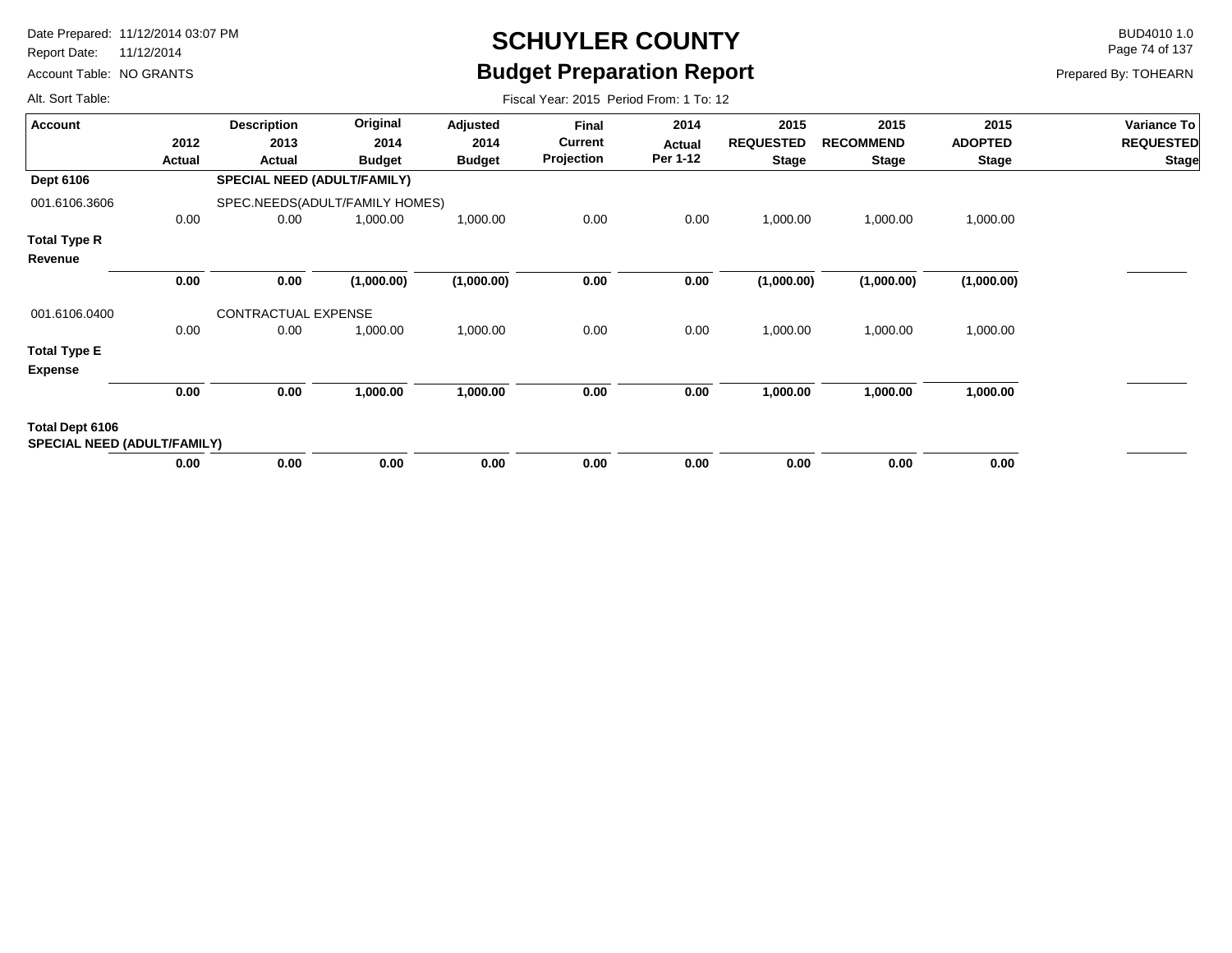# SCHUYLER COUNTY

## Budget Preparation Report

Date Prepared: 11/12/2014 03:07 PM
Report Date: 11/12/2014
Account Table: NO GRANTS
Alt. Sort Table:

BUD4010 1.0
Prepared By: TOHEARN

Fiscal Year: 2015 Period From: 1 To: 12

| Account | 2012 Actual | Description 2013 Actual | Original 2014 Budget | Adjusted 2014 Budget | Final Current Projection | 2014 Actual Per 1-12 | 2015 REQUESTED Stage | 2015 RECOMMEND Stage | 2015 ADOPTED Stage | Variance To REQUESTED Stage |
|---|---|---|---|---|---|---|---|---|---|---|
| **Dept 6106** | | **SPECIAL NEED (ADULT/FAMILY)** | | | | | | | | |
| 001.6106.3606 | | SPEC.NEEDS(ADULT/FAMILY HOMES) | | | | | | | | |
| | 0.00 | 0.00 | 1,000.00 | 1,000.00 | 0.00 | 0.00 | 1,000.00 | 1,000.00 | 1,000.00 | |
| **Total Type R Revenue** | | | | | | | | | | |
| | **0.00** | **0.00** | **(1,000.00)** | **(1,000.00)** | **0.00** | **0.00** | **(1,000.00)** | **(1,000.00)** | **(1,000.00)** | |
| 001.6106.0400 | | CONTRACTUAL EXPENSE | | | | | | | | |
| | 0.00 | 0.00 | 1,000.00 | 1,000.00 | 0.00 | 0.00 | 1,000.00 | 1,000.00 | 1,000.00 | |
| **Total Type E Expense** | | | | | | | | | | |
| | **0.00** | **0.00** | **1,000.00** | **1,000.00** | **0.00** | **0.00** | **1,000.00** | **1,000.00** | **1,000.00** | |
| **Total Dept 6106 SPECIAL NEED (ADULT/FAMILY)** | | | | | | | | | | |
| | **0.00** | **0.00** | **0.00** | **0.00** | **0.00** | **0.00** | **0.00** | **0.00** | **0.00** | |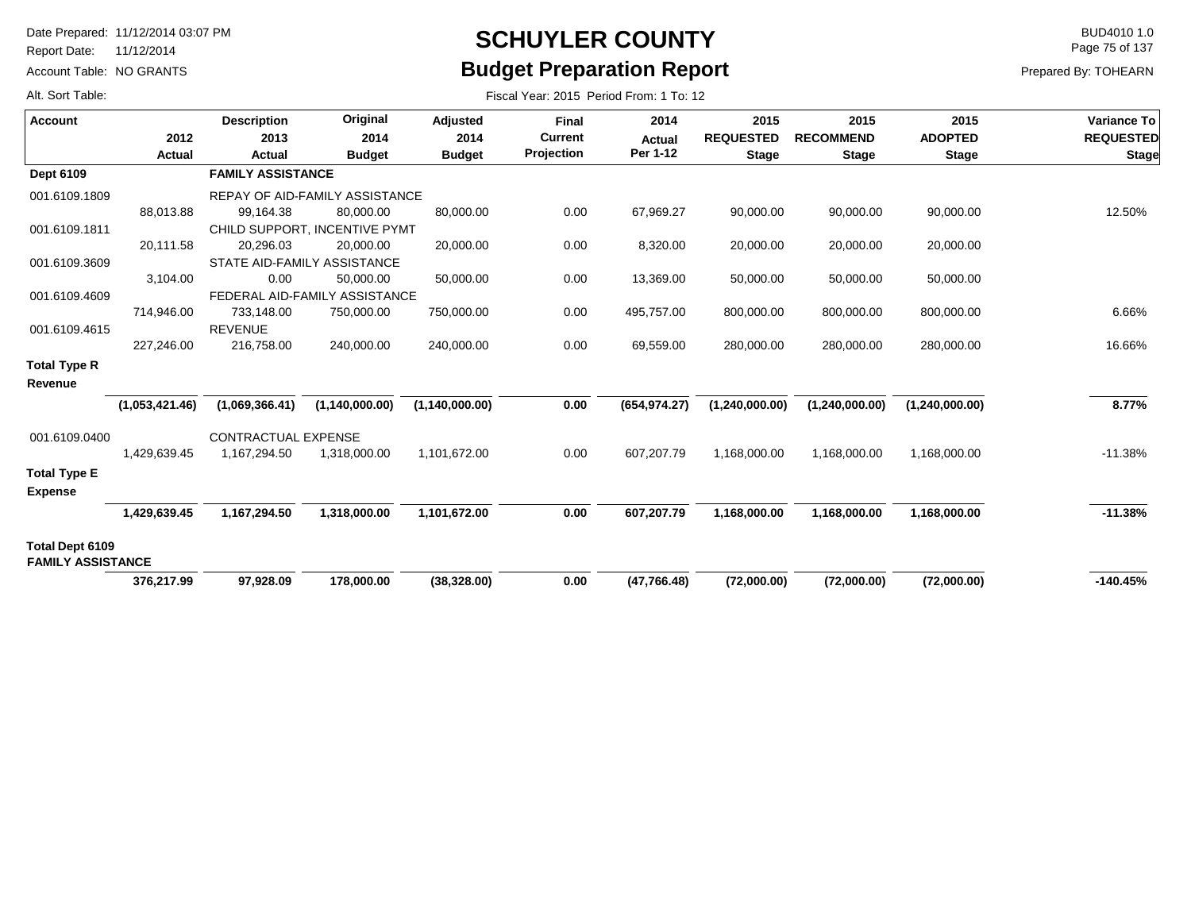# SCHUYLER COUNTY

## Budget Preparation Report

Date Prepared: 11/12/2014 03:07 PM
Report Date: 11/12/2014
Account Table: NO GRANTS
Alt. Sort Table:

BUD4010 1.0
Prepared By: TOHEARN

Fiscal Year: 2015 Period From: 1 To: 12

| Account | 2012 Actual | Description 2013 Actual | Original 2014 Budget | Adjusted 2014 Budget | Final Current Projection | 2014 Actual Per 1-12 | 2015 REQUESTED Stage | 2015 RECOMMEND Stage | 2015 ADOPTED Stage | Variance To REQUESTED Stage |
|---|---|---|---|---|---|---|---|---|---|---|
| **Dept 6109** | | **FAMILY ASSISTANCE** | | | | | | | | |
| 001.6109.1809 | | REPAY OF AID-FAMILY ASSISTANCE | | | | | | | | |
| | 88,013.88 | 99,164.38 | 80,000.00 | 80,000.00 | 0.00 | 67,969.27 | 90,000.00 | 90,000.00 | 90,000.00 | 12.50% |
| 001.6109.1811 | | CHILD SUPPORT, INCENTIVE PYMT | | | | | | | | |
| | 20,111.58 | 20,296.03 | 20,000.00 | 20,000.00 | 0.00 | 8,320.00 | 20,000.00 | 20,000.00 | 20,000.00 | |
| 001.6109.3609 | | STATE AID-FAMILY ASSISTANCE | | | | | | | | |
| | 3,104.00 | 0.00 | 50,000.00 | 50,000.00 | 0.00 | 13,369.00 | 50,000.00 | 50,000.00 | 50,000.00 | |
| 001.6109.4609 | | FEDERAL AID-FAMILY ASSISTANCE | | | | | | | | |
| | 714,946.00 | 733,148.00 | 750,000.00 | 750,000.00 | 0.00 | 495,757.00 | 800,000.00 | 800,000.00 | 800,000.00 | 6.66% |
| 001.6109.4615 | | REVENUE | | | | | | | | |
| | 227,246.00 | 216,758.00 | 240,000.00 | 240,000.00 | 0.00 | 69,559.00 | 280,000.00 | 280,000.00 | 280,000.00 | 16.66% |
| **Total Type R Revenue** | | | | | | | | | | |
| | **(1,053,421.46)** | **(1,069,366.41)** | **(1,140,000.00)** | **(1,140,000.00)** | **0.00** | **(654,974.27)** | **(1,240,000.00)** | **(1,240,000.00)** | **(1,240,000.00)** | **8.77%** |
| 001.6109.0400 | | CONTRACTUAL EXPENSE | | | | | | | | |
| | 1,429,639.45 | 1,167,294.50 | 1,318,000.00 | 1,101,672.00 | 0.00 | 607,207.79 | 1,168,000.00 | 1,168,000.00 | 1,168,000.00 | -11.38% |
| **Total Type E Expense** | | | | | | | | | | |
| | **1,429,639.45** | **1,167,294.50** | **1,318,000.00** | **1,101,672.00** | **0.00** | **607,207.79** | **1,168,000.00** | **1,168,000.00** | **1,168,000.00** | **-11.38%** |
| **Total Dept 6109 FAMILY ASSISTANCE** | | | | | | | | | | |
| | **376,217.99** | **97,928.09** | **178,000.00** | **(38,328.00)** | **0.00** | **(47,766.48)** | **(72,000.00)** | **(72,000.00)** | **(72,000.00)** | **-140.45%** |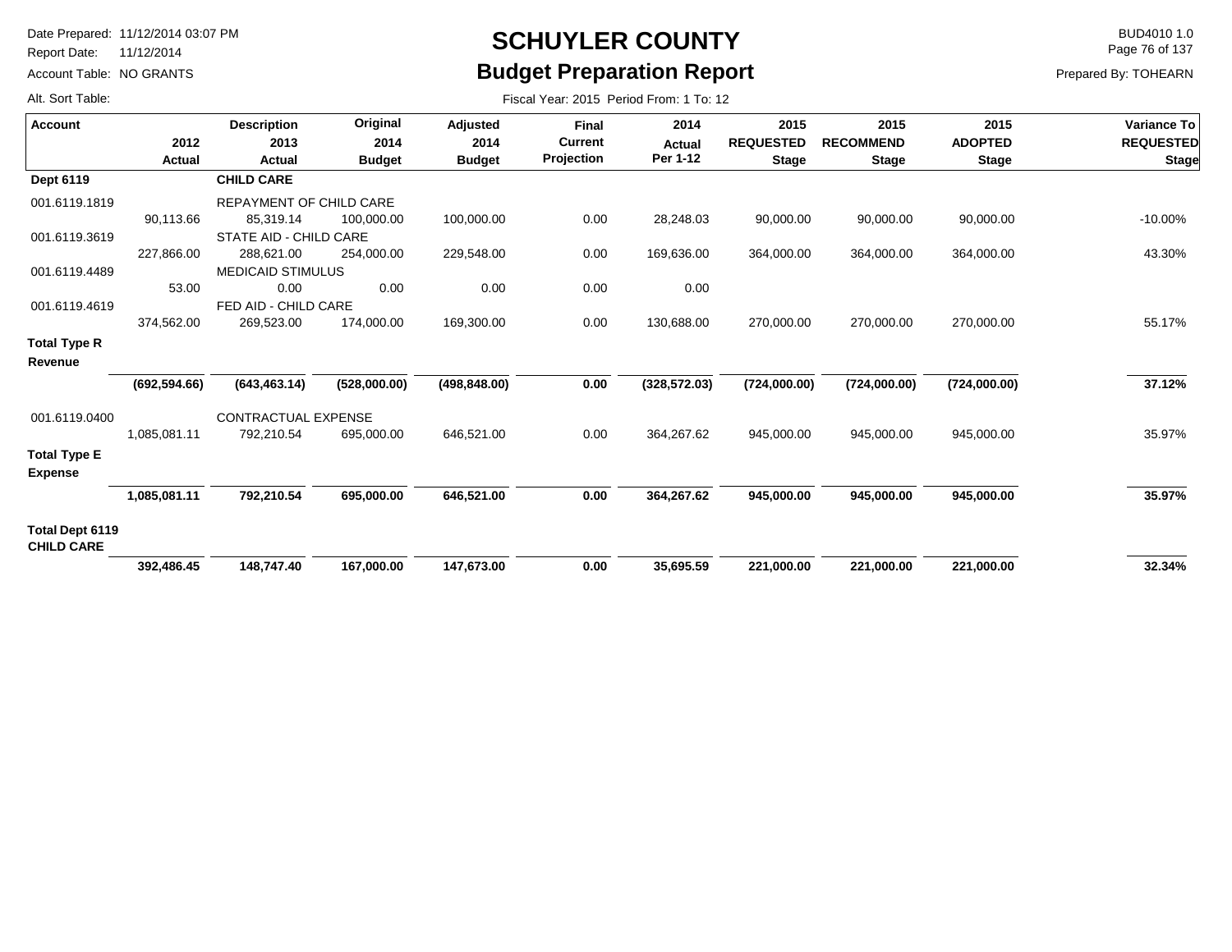# SCHUYLER COUNTY

## Budget Preparation Report

Date Prepared: 11/12/2014 03:07 PM
Report Date: 11/12/2014
Account Table: NO GRANTS
Alt. Sort Table:

BUD4010 1.0
Prepared By: TOHEARN

Fiscal Year: 2015 Period From: 1 To: 12

| Account | 2012 Actual | Description 2013 Actual | Original 2014 Budget | Adjusted 2014 Budget | Final Current Projection | 2014 Actual Per 1-12 | 2015 REQUESTED Stage | 2015 RECOMMEND Stage | 2015 ADOPTED Stage | Variance To REQUESTED Stage |
|---|---|---|---|---|---|---|---|---|---|---|
| **Dept 6119** | | **CHILD CARE** | | | | | | | | |
| 001.6119.1819 | | REPAYMENT OF CHILD CARE | | | | | | | | |
| | 90,113.66 | 85,319.14 | 100,000.00 | 100,000.00 | 0.00 | 28,248.03 | 90,000.00 | 90,000.00 | 90,000.00 | -10.00% |
| 001.6119.3619 | | STATE AID - CHILD CARE | | | | | | | | |
| | 227,866.00 | 288,621.00 | 254,000.00 | 229,548.00 | 0.00 | 169,636.00 | 364,000.00 | 364,000.00 | 364,000.00 | 43.30% |
| 001.6119.4489 | | MEDICAID STIMULUS | | | | | | | | |
| | 53.00 | 0.00 | 0.00 | 0.00 | 0.00 | 0.00 | | | | |
| 001.6119.4619 | | FED AID - CHILD CARE | | | | | | | | |
| | 374,562.00 | 269,523.00 | 174,000.00 | 169,300.00 | 0.00 | 130,688.00 | 270,000.00 | 270,000.00 | 270,000.00 | 55.17% |
| **Total Type R Revenue** | | | | | | | | | | |
| | **(692,594.66)** | **(643,463.14)** | **(528,000.00)** | **(498,848.00)** | **0.00** | **(328,572.03)** | **(724,000.00)** | **(724,000.00)** | **(724,000.00)** | **37.12%** |
| 001.6119.0400 | | CONTRACTUAL EXPENSE | | | | | | | | |
| | 1,085,081.11 | 792,210.54 | 695,000.00 | 646,521.00 | 0.00 | 364,267.62 | 945,000.00 | 945,000.00 | 945,000.00 | 35.97% |
| **Total Type E Expense** | | | | | | | | | | |
| | **1,085,081.11** | **792,210.54** | **695,000.00** | **646,521.00** | **0.00** | **364,267.62** | **945,000.00** | **945,000.00** | **945,000.00** | **35.97%** |
| **Total Dept 6119 CHILD CARE** | | | | | | | | | | |
| | **392,486.45** | **148,747.40** | **167,000.00** | **147,673.00** | **0.00** | **35,695.59** | **221,000.00** | **221,000.00** | **221,000.00** | **32.34%** |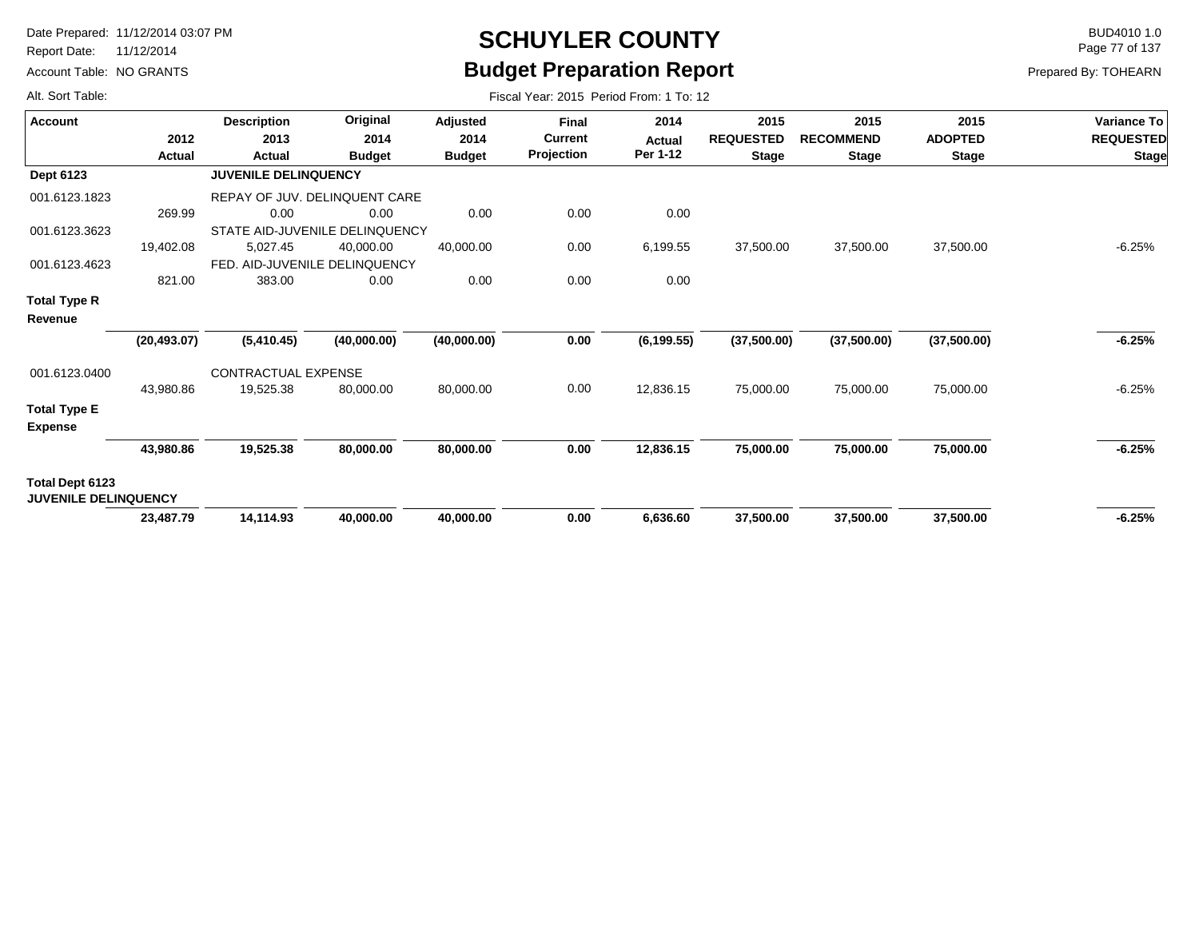# SCHUYLER COUNTY

## Budget Preparation Report

Date Prepared: 11/12/2014 03:07 PM
Report Date: 11/12/2014
Account Table: NO GRANTS
Alt. Sort Table:

BUD4010 1.0
Prepared By: TOHEARN

Fiscal Year: 2015 Period From: 1 To: 12

| Account | 2012 Actual | Description 2013 Actual | Original 2014 Budget | Adjusted 2014 Budget | Final Current Projection | 2014 Actual Per 1-12 | 2015 REQUESTED Stage | 2015 RECOMMEND Stage | 2015 ADOPTED Stage | Variance To REQUESTED Stage |
|---|---|---|---|---|---|---|---|---|---|---|
| **Dept 6123** | | **JUVENILE DELINQUENCY** | | | | | | | | |
| 001.6123.1823 | | REPAY OF JUV. DELINQUENT CARE | | | | | | | | |
| | 269.99 | 0.00 | 0.00 | 0.00 | 0.00 | 0.00 | | | | |
| 001.6123.3623 | | STATE AID-JUVENILE DELINQUENCY | | | | | | | | |
| | 19,402.08 | 5,027.45 | 40,000.00 | 40,000.00 | 0.00 | 6,199.55 | 37,500.00 | 37,500.00 | 37,500.00 | -6.25% |
| 001.6123.4623 | | FED. AID-JUVENILE DELINQUENCY | | | | | | | | |
| | 821.00 | 383.00 | 0.00 | 0.00 | 0.00 | 0.00 | | | | |
| **Total Type R Revenue** | | | | | | | | | | |
| | **(20,493.07)** | **(5,410.45)** | **(40,000.00)** | **(40,000.00)** | **0.00** | **(6,199.55)** | **(37,500.00)** | **(37,500.00)** | **(37,500.00)** | **-6.25%** |
| 001.6123.0400 | | CONTRACTUAL EXPENSE | | | | | | | | |
| | 43,980.86 | 19,525.38 | 80,000.00 | 80,000.00 | 0.00 | 12,836.15 | 75,000.00 | 75,000.00 | 75,000.00 | -6.25% |
| **Total Type E Expense** | | | | | | | | | | |
| | **43,980.86** | **19,525.38** | **80,000.00** | **80,000.00** | **0.00** | **12,836.15** | **75,000.00** | **75,000.00** | **75,000.00** | **-6.25%** |
| **Total Dept 6123 JUVENILE DELINQUENCY** | | | | | | | | | | |
| | **23,487.79** | **14,114.93** | **40,000.00** | **40,000.00** | **0.00** | **6,636.60** | **37,500.00** | **37,500.00** | **37,500.00** | **-6.25%** |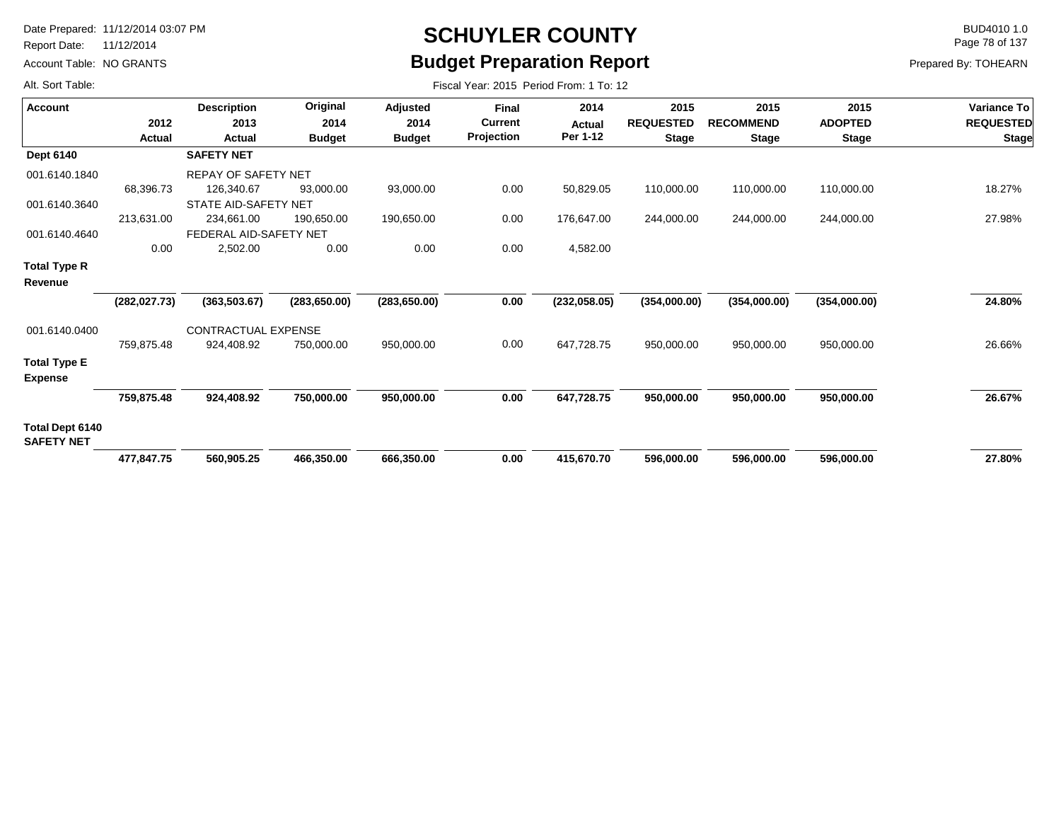# SCHUYLER COUNTY
## Budget Preparation Report

Date Prepared: 11/12/2014 03:07 PM
Report Date: 11/12/2014
Account Table: NO GRANTS
Alt. Sort Table:

BUD4010 1.0
Prepared By: TOHEARN

Fiscal Year: 2015 Period From: 1 To: 12

| Account | 2012 Actual | Description 2013 Actual | Original 2014 Budget | Adjusted 2014 Budget | Final Current Projection | 2014 Actual Per 1-12 | 2015 REQUESTED Stage | 2015 RECOMMEND Stage | 2015 ADOPTED Stage | Variance To REQUESTED Stage |
|---|---|---|---|---|---|---|---|---|---|---|
| **Dept 6140** | | **SAFETY NET** | | | | | | | | |
| 001.6140.1840 | | REPAY OF SAFETY NET | | | | | | | | |
| | 68,396.73 | 126,340.67 | 93,000.00 | 93,000.00 | 0.00 | 50,829.05 | 110,000.00 | 110,000.00 | 110,000.00 | 18.27% |
| 001.6140.3640 | | STATE AID-SAFETY NET | | | | | | | | |
| | 213,631.00 | 234,661.00 | 190,650.00 | 190,650.00 | 0.00 | 176,647.00 | 244,000.00 | 244,000.00 | 244,000.00 | 27.98% |
| 001.6140.4640 | | FEDERAL AID-SAFETY NET | | | | | | | | |
| | 0.00 | 2,502.00 | 0.00 | 0.00 | 0.00 | 4,582.00 | | | | |
| **Total Type R Revenue** | | | | | | | | | | |
| | **(282,027.73)** | **(363,503.67)** | **(283,650.00)** | **(283,650.00)** | **0.00** | **(232,058.05)** | **(354,000.00)** | **(354,000.00)** | **(354,000.00)** | **24.80%** |
| 001.6140.0400 | | CONTRACTUAL EXPENSE | | | | | | | | |
| | 759,875.48 | 924,408.92 | 750,000.00 | 950,000.00 | 0.00 | 647,728.75 | 950,000.00 | 950,000.00 | 950,000.00 | 26.66% |
| **Total Type E Expense** | | | | | | | | | | |
| | **759,875.48** | **924,408.92** | **750,000.00** | **950,000.00** | **0.00** | **647,728.75** | **950,000.00** | **950,000.00** | **950,000.00** | **26.67%** |
| **Total Dept 6140 SAFETY NET** | | | | | | | | | | |
| | **477,847.75** | **560,905.25** | **466,350.00** | **666,350.00** | **0.00** | **415,670.70** | **596,000.00** | **596,000.00** | **596,000.00** | **27.80%** |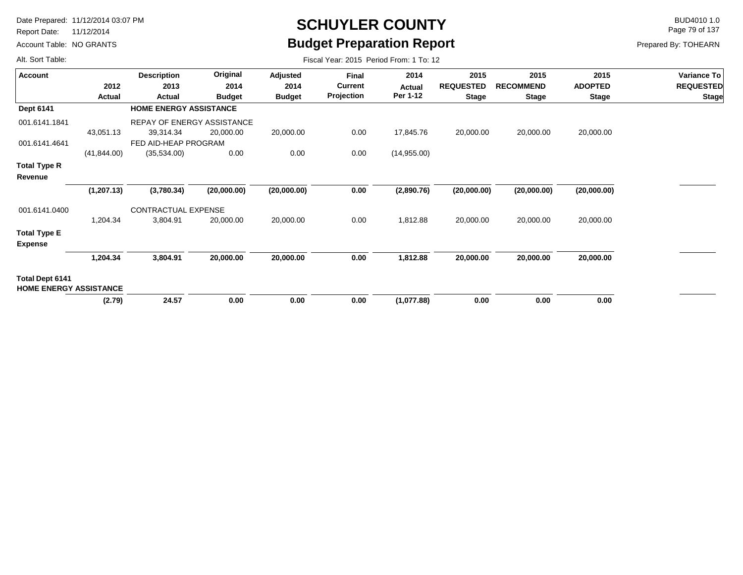# SCHUYLER COUNTY

## Budget Preparation Report

Date Prepared: 11/12/2014 03:07 PM
Report Date: 11/12/2014
Account Table: NO GRANTS
Alt. Sort Table:

BUD4010 1.0
Prepared By: TOHEARN

Fiscal Year: 2015 Period From: 1 To: 12

| Account | 2012 Actual | Description 2013 Actual | Original 2014 Budget | Adjusted 2014 Budget | Final Current Projection | 2014 Actual Per 1-12 | 2015 REQUESTED Stage | 2015 RECOMMEND Stage | 2015 ADOPTED Stage | Variance To REQUESTED Stage |
|---|---|---|---|---|---|---|---|---|---|---|
| **Dept 6141** | | **HOME ENERGY ASSISTANCE** | | | | | | | | |
| 001.6141.1841 | | REPAY OF ENERGY ASSISTANCE | | | | | | | | |
| | 43,051.13 | 39,314.34 | 20,000.00 | 20,000.00 | 0.00 | 17,845.76 | 20,000.00 | 20,000.00 | 20,000.00 | |
| 001.6141.4641 | | FED AID-HEAP PROGRAM | | | | | | | | |
| | (41,844.00) | (35,534.00) | 0.00 | 0.00 | 0.00 | (14,955.00) | | | | |
| **Total Type R Revenue** | | | | | | | | | | |
| | **(1,207.13)** | **(3,780.34)** | **(20,000.00)** | **(20,000.00)** | **0.00** | **(2,890.76)** | **(20,000.00)** | **(20,000.00)** | **(20,000.00)** | |
| 001.6141.0400 | | CONTRACTUAL EXPENSE | | | | | | | | |
| | 1,204.34 | 3,804.91 | 20,000.00 | 20,000.00 | 0.00 | 1,812.88 | 20,000.00 | 20,000.00 | 20,000.00 | |
| **Total Type E Expense** | | | | | | | | | | |
| | **1,204.34** | **3,804.91** | **20,000.00** | **20,000.00** | **0.00** | **1,812.88** | **20,000.00** | **20,000.00** | **20,000.00** | |
| **Total Dept 6141 HOME ENERGY ASSISTANCE** | | | | | | | | | | |
| | **(2.79)** | **24.57** | **0.00** | **0.00** | **0.00** | **(1,077.88)** | **0.00** | **0.00** | **0.00** | |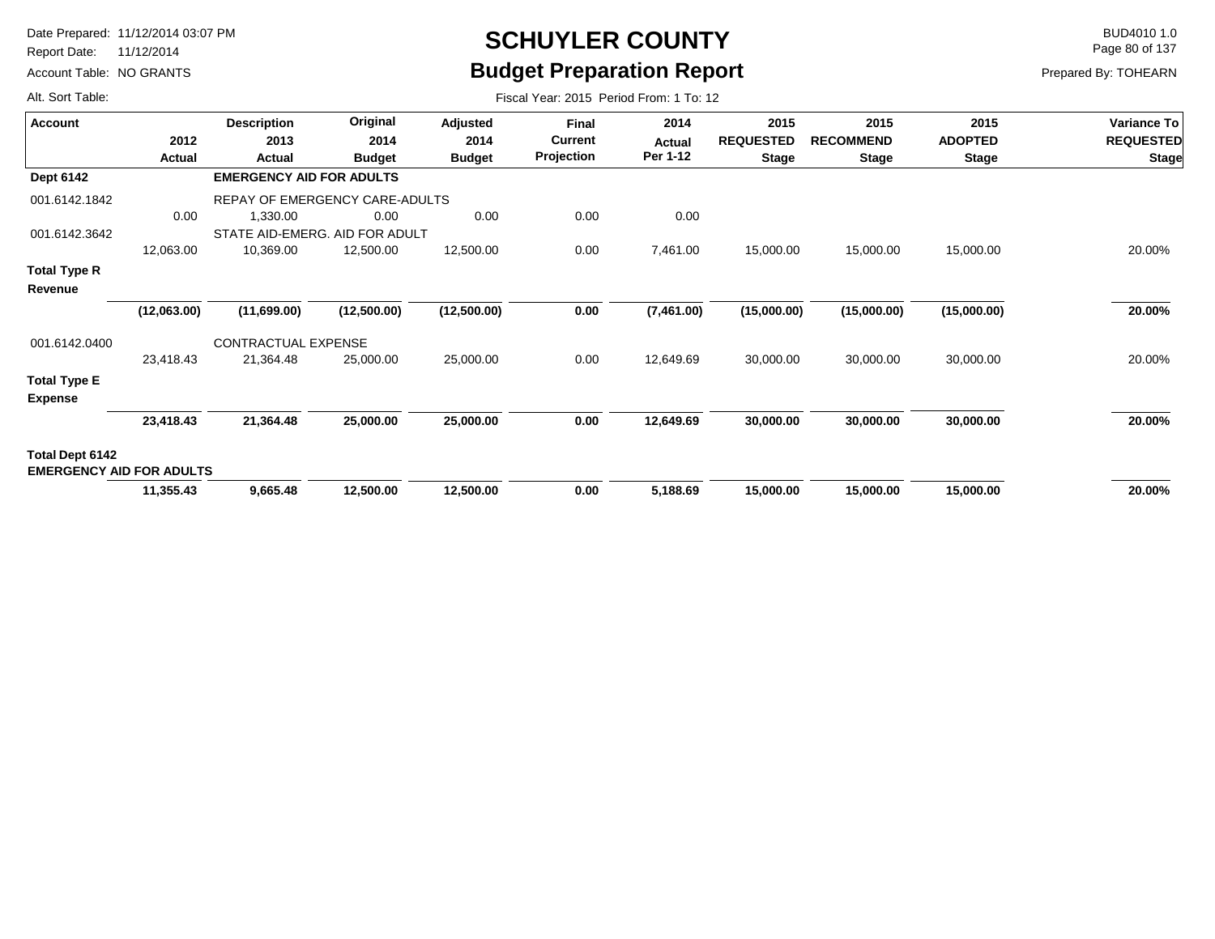# SCHUYLER COUNTY

## Budget Preparation Report

Date Prepared: 11/12/2014 03:07 PM
Report Date: 11/12/2014
Account Table: NO GRANTS
Alt. Sort Table:

BUD4010 1.0
Prepared By: TOHEARN

Fiscal Year: 2015 Period From: 1 To: 12

| Account | 2012 Actual | Description 2013 Actual | Original 2014 Budget | Adjusted 2014 Budget | Final Current Projection | 2014 Actual Per 1-12 | 2015 REQUESTED Stage | 2015 RECOMMEND Stage | 2015 ADOPTED Stage | Variance To REQUESTED Stage |
|---|---|---|---|---|---|---|---|---|---|---|
| **Dept 6142** | | **EMERGENCY AID FOR ADULTS** | | | | | | | | |
| 001.6142.1842 | | REPAY OF EMERGENCY CARE-ADULTS | | | | | | | | |
| | 0.00 | 1,330.00 | 0.00 | 0.00 | 0.00 | 0.00 | | | | |
| 001.6142.3642 | | STATE AID-EMERG. AID FOR ADULT | | | | | | | | |
| | 12,063.00 | 10,369.00 | 12,500.00 | 12,500.00 | 0.00 | 7,461.00 | 15,000.00 | 15,000.00 | 15,000.00 | 20.00% |
| **Total Type R Revenue** | | | | | | | | | | |
| | **(12,063.00)** | **(11,699.00)** | **(12,500.00)** | **(12,500.00)** | **0.00** | **(7,461.00)** | **(15,000.00)** | **(15,000.00)** | **(15,000.00)** | **20.00%** |
| 001.6142.0400 | | CONTRACTUAL EXPENSE | | | | | | | | |
| | 23,418.43 | 21,364.48 | 25,000.00 | 25,000.00 | 0.00 | 12,649.69 | 30,000.00 | 30,000.00 | 30,000.00 | 20.00% |
| **Total Type E Expense** | | | | | | | | | | |
| | **23,418.43** | **21,364.48** | **25,000.00** | **25,000.00** | **0.00** | **12,649.69** | **30,000.00** | **30,000.00** | **30,000.00** | **20.00%** |
| **Total Dept 6142 EMERGENCY AID FOR ADULTS** | | | | | | | | | | |
| | **11,355.43** | **9,665.48** | **12,500.00** | **12,500.00** | **0.00** | **5,188.69** | **15,000.00** | **15,000.00** | **15,000.00** | **20.00%** |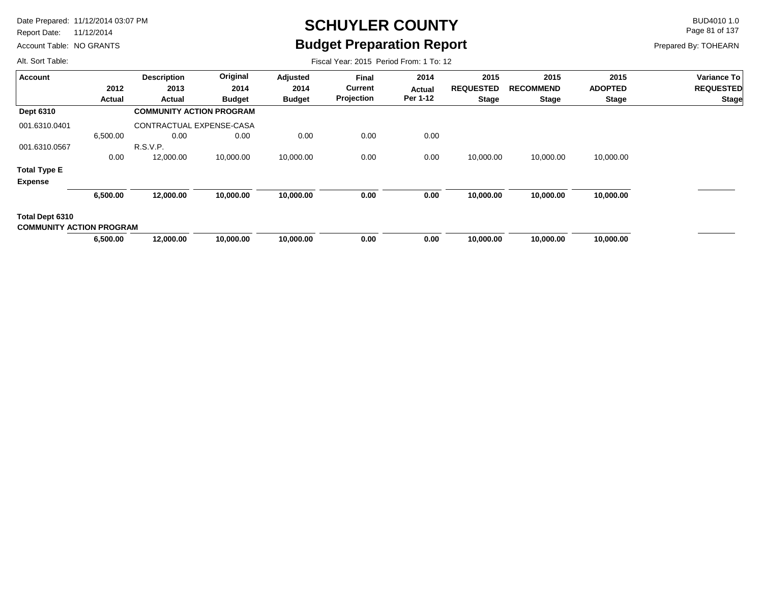# SCHUYLER COUNTY
## Budget Preparation Report

Date Prepared: 11/12/2014 03:07 PM
Report Date: 11/12/2014
Account Table: NO GRANTS
Alt. Sort Table:

BUD4010 1.0
Prepared By: TOHEARN

Fiscal Year: 2015 Period From: 1 To: 12

| Account | 2012 Actual | Description 2013 Actual | Original 2014 Budget | Adjusted 2014 Budget | Final Current Projection | 2014 Actual Per 1-12 | 2015 REQUESTED Stage | 2015 RECOMMEND Stage | 2015 ADOPTED Stage | Variance To REQUESTED Stage |
|---|---|---|---|---|---|---|---|---|---|---|
| **Dept 6310** | | **COMMUNITY ACTION PROGRAM** | | | | | | | | |
| 001.6310.0401 | | CONTRACTUAL EXPENSE-CASA | | | | | | | | |
| | 6,500.00 | 0.00 | 0.00 | 0.00 | 0.00 | 0.00 | | | | |
| 001.6310.0567 | | R.S.V.P. | | | | | | | | |
| | 0.00 | 12,000.00 | 10,000.00 | 10,000.00 | 0.00 | 0.00 | 10,000.00 | 10,000.00 | 10,000.00 | |
| **Total Type E Expense** | | | | | | | | | | |
| | **6,500.00** | **12,000.00** | **10,000.00** | **10,000.00** | **0.00** | **0.00** | **10,000.00** | **10,000.00** | **10,000.00** | |
| **Total Dept 6310 COMMUNITY ACTION PROGRAM** | | | | | | | | | | |
| | **6,500.00** | **12,000.00** | **10,000.00** | **10,000.00** | **0.00** | **0.00** | **10,000.00** | **10,000.00** | **10,000.00** | |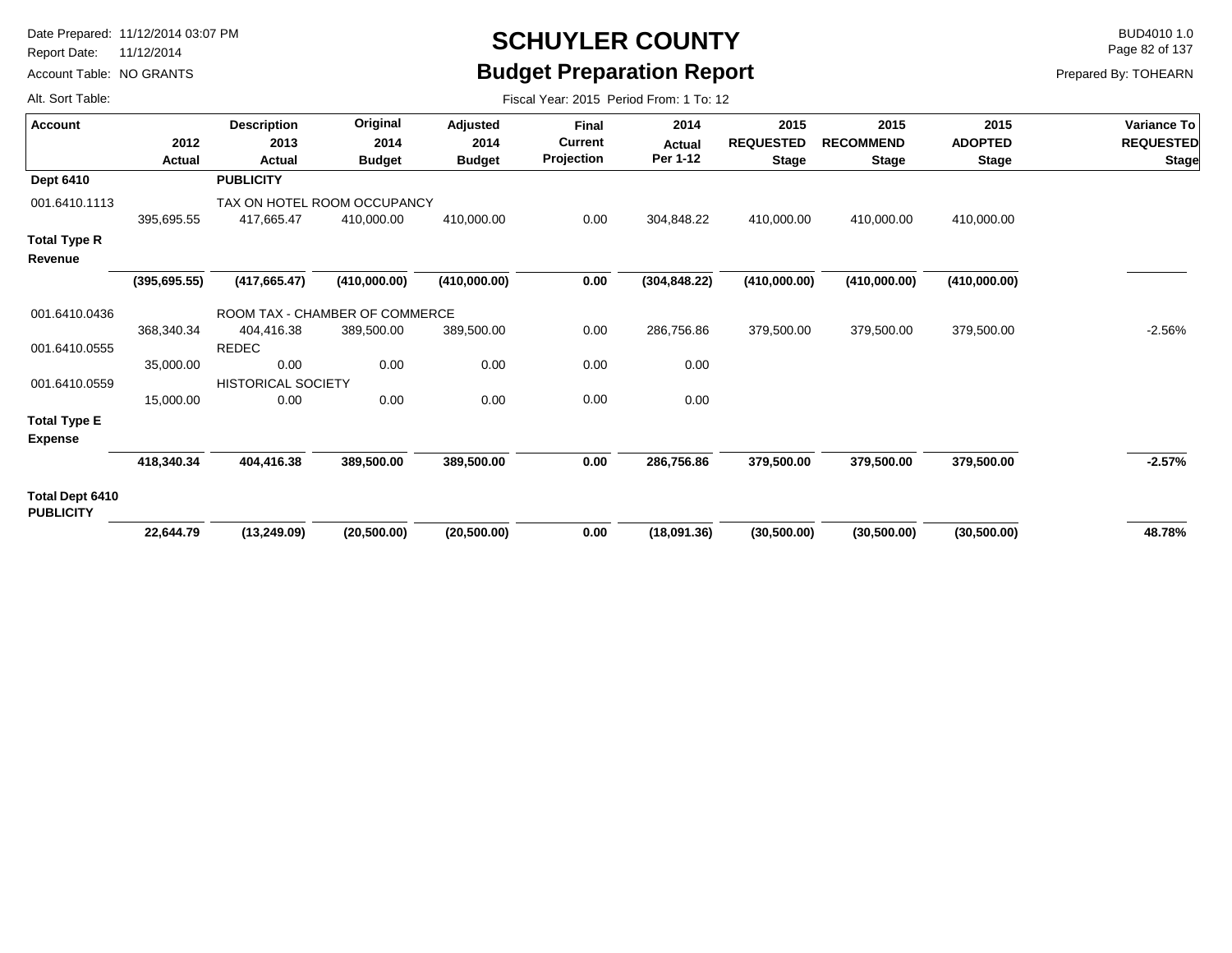# SCHUYLER COUNTY

## Budget Preparation Report

Date Prepared: 11/12/2014 03:07 PM
Report Date: 11/12/2014
Account Table: NO GRANTS
Alt. Sort Table:

BUD4010 1.0
Prepared By: TOHEARN

Fiscal Year: 2015 Period From: 1 To: 12

| Account | 2012 Actual | Description 2013 Actual | Original 2014 Budget | Adjusted 2014 Budget | Final Current Projection | 2014 Actual Per 1-12 | 2015 REQUESTED Stage | 2015 RECOMMEND Stage | 2015 ADOPTED Stage | Variance To REQUESTED Stage |
|---|---|---|---|---|---|---|---|---|---|---|
| **Dept 6410** | | **PUBLICITY** | | | | | | | | |
| 001.6410.1113 | | TAX ON HOTEL ROOM OCCUPANCY | | | | | | | | |
| | 395,695.55 | 417,665.47 | 410,000.00 | 410,000.00 | 0.00 | 304,848.22 | 410,000.00 | 410,000.00 | 410,000.00 | |
| **Total Type R Revenue** | | | | | | | | | | |
| | **(395,695.55)** | **(417,665.47)** | **(410,000.00)** | **(410,000.00)** | **0.00** | **(304,848.22)** | **(410,000.00)** | **(410,000.00)** | **(410,000.00)** | |
| 001.6410.0436 | | ROOM TAX - CHAMBER OF COMMERCE | | | | | | | | |
| | 368,340.34 | 404,416.38 | 389,500.00 | 389,500.00 | 0.00 | 286,756.86 | 379,500.00 | 379,500.00 | 379,500.00 | -2.56% |
| 001.6410.0555 | | REDEC | | | | | | | | |
| | 35,000.00 | 0.00 | 0.00 | 0.00 | 0.00 | 0.00 | | | | |
| 001.6410.0559 | | HISTORICAL SOCIETY | | | | | | | | |
| | 15,000.00 | 0.00 | 0.00 | 0.00 | 0.00 | 0.00 | | | | |
| **Total Type E Expense** | | | | | | | | | | |
| | **418,340.34** | **404,416.38** | **389,500.00** | **389,500.00** | **0.00** | **286,756.86** | **379,500.00** | **379,500.00** | **379,500.00** | **-2.57%** |
| **Total Dept 6410 PUBLICITY** | | | | | | | | | | |
| | **22,644.79** | **(13,249.09)** | **(20,500.00)** | **(20,500.00)** | **0.00** | **(18,091.36)** | **(30,500.00)** | **(30,500.00)** | **(30,500.00)** | **48.78%** |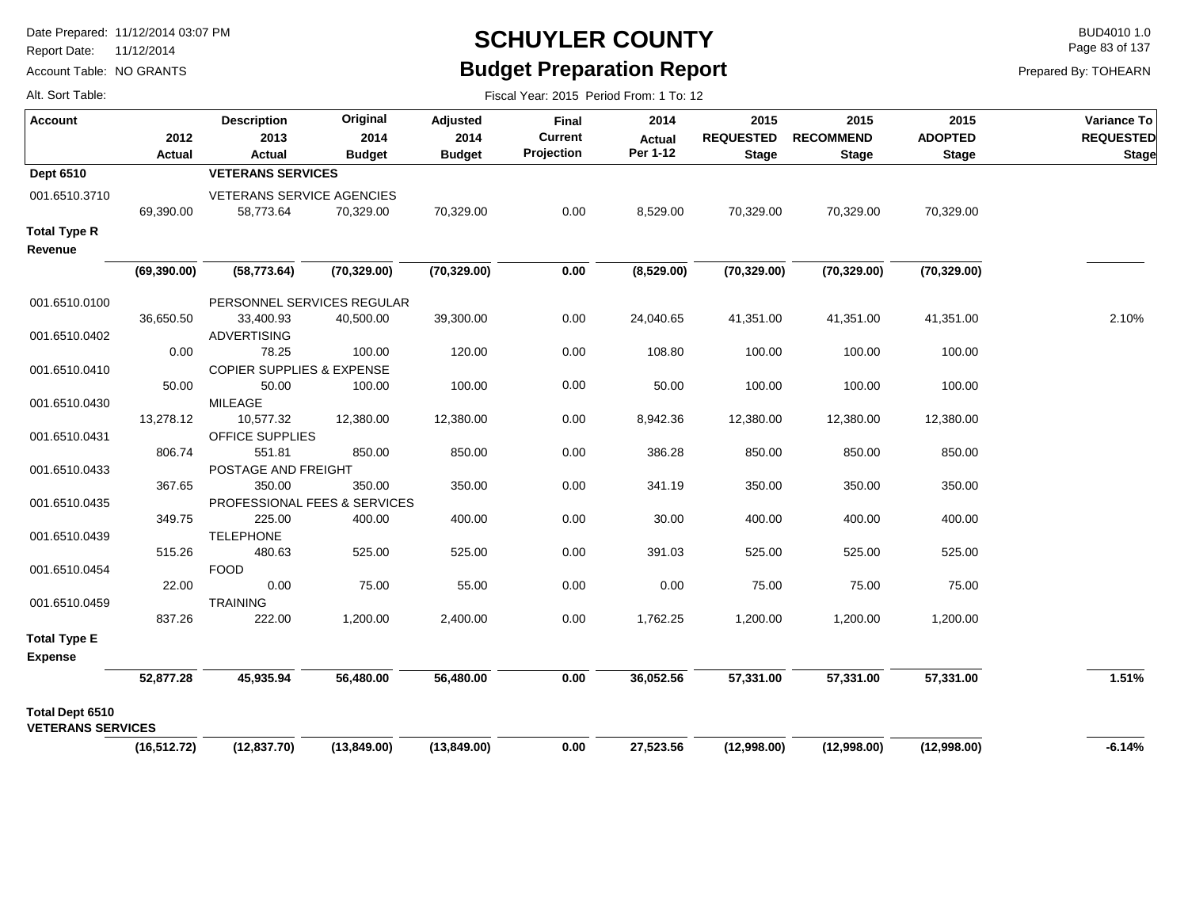Date Prepared: 11/12/2014 03:07 PM
Report Date: 11/12/2014
Account Table: NO GRANTS
Alt. Sort Table:

# SCHUYLER COUNTY

## Budget Preparation Report

BUD4010 1.0

Prepared By: TOHEARN

Fiscal Year: 2015 Period From: 1 To: 12

| Account | 2012 Actual | Description 2013 Actual | Original 2014 Budget | Adjusted 2014 Budget | Final Current Projection | 2014 Actual Per 1-12 | 2015 REQUESTED Stage | 2015 RECOMMEND Stage | 2015 ADOPTED Stage | Variance To REQUESTED Stage |
|---|---|---|---|---|---|---|---|---|---|---|
| **Dept 6510** | | **VETERANS SERVICES** | | | | | | | | |
| 001.6510.3710 | | VETERANS SERVICE AGENCIES | | | | | | | | |
| | 69,390.00 | 58,773.64 | 70,329.00 | 70,329.00 | 0.00 | 8,529.00 | 70,329.00 | 70,329.00 | 70,329.00 | |
| **Total Type R Revenue** | | | | | | | | | | |
| | **(69,390.00)** | **(58,773.64)** | **(70,329.00)** | **(70,329.00)** | **0.00** | **(8,529.00)** | **(70,329.00)** | **(70,329.00)** | **(70,329.00)** | |
| 001.6510.0100 | | PERSONNEL SERVICES REGULAR | | | | | | | | |
| | 36,650.50 | 33,400.93 | 40,500.00 | 39,300.00 | 0.00 | 24,040.65 | 41,351.00 | 41,351.00 | 41,351.00 | 2.10% |
| 001.6510.0402 | | ADVERTISING | | | | | | | | |
| | 0.00 | 78.25 | 100.00 | 120.00 | 0.00 | 108.80 | 100.00 | 100.00 | 100.00 | |
| 001.6510.0410 | | COPIER SUPPLIES & EXPENSE | | | | | | | | |
| | 50.00 | 50.00 | 100.00 | 100.00 | 0.00 | 50.00 | 100.00 | 100.00 | 100.00 | |
| 001.6510.0430 | | MILEAGE | | | | | | | | |
| | 13,278.12 | 10,577.32 | 12,380.00 | 12,380.00 | 0.00 | 8,942.36 | 12,380.00 | 12,380.00 | 12,380.00 | |
| 001.6510.0431 | | OFFICE SUPPLIES | | | | | | | | |
| | 806.74 | 551.81 | 850.00 | 850.00 | 0.00 | 386.28 | 850.00 | 850.00 | 850.00 | |
| 001.6510.0433 | | POSTAGE AND FREIGHT | | | | | | | | |
| | 367.65 | 350.00 | 350.00 | 350.00 | 0.00 | 341.19 | 350.00 | 350.00 | 350.00 | |
| 001.6510.0435 | | PROFESSIONAL FEES & SERVICES | | | | | | | | |
| | 349.75 | 225.00 | 400.00 | 400.00 | 0.00 | 30.00 | 400.00 | 400.00 | 400.00 | |
| 001.6510.0439 | | TELEPHONE | | | | | | | | |
| | 515.26 | 480.63 | 525.00 | 525.00 | 0.00 | 391.03 | 525.00 | 525.00 | 525.00 | |
| 001.6510.0454 | | FOOD | | | | | | | | |
| | 22.00 | 0.00 | 75.00 | 55.00 | 0.00 | 0.00 | 75.00 | 75.00 | 75.00 | |
| 001.6510.0459 | | TRAINING | | | | | | | | |
| | 837.26 | 222.00 | 1,200.00 | 2,400.00 | 0.00 | 1,762.25 | 1,200.00 | 1,200.00 | 1,200.00 | |
| **Total Type E Expense** | | | | | | | | | | |
| | **52,877.28** | **45,935.94** | **56,480.00** | **56,480.00** | **0.00** | **36,052.56** | **57,331.00** | **57,331.00** | **57,331.00** | **1.51%** |
| **Total Dept 6510 VETERANS SERVICES** | | | | | | | | | | |
| | **(16,512.72)** | **(12,837.70)** | **(13,849.00)** | **(13,849.00)** | **0.00** | **27,523.56** | **(12,998.00)** | **(12,998.00)** | **(12,998.00)** | **-6.14%** |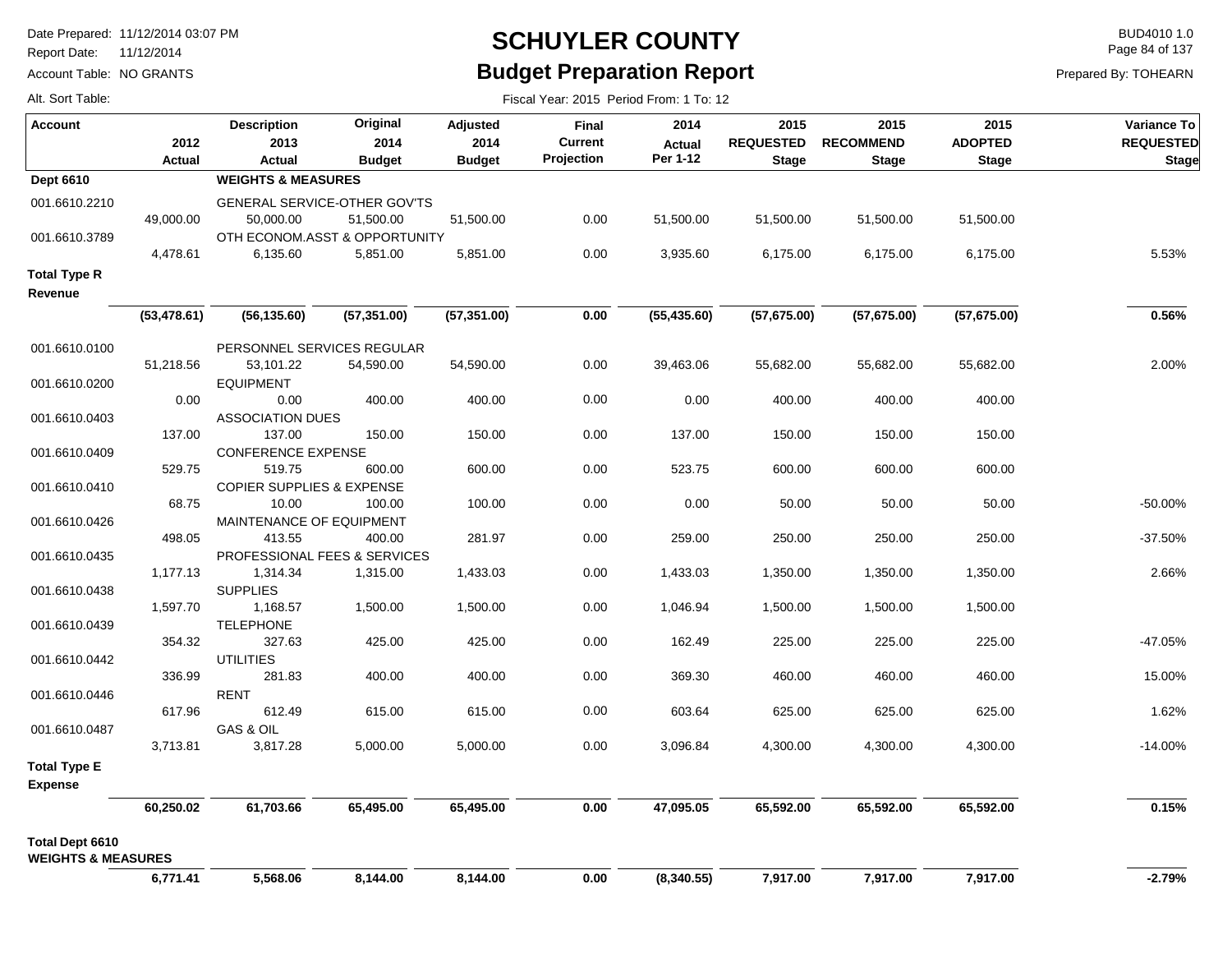# SCHUYLER COUNTY

## Budget Preparation Report

Date Prepared: 11/12/2014 03:07 PM
Report Date: 11/12/2014
Account Table: NO GRANTS
Alt. Sort Table:

BUD4010 1.0
Prepared By: TOHEARN

Fiscal Year: 2015 Period From: 1 To: 12

| Account | 2012 Actual | Description 2013 Actual | Original 2014 Budget | Adjusted 2014 Budget | Final Current Projection | 2014 Actual Per 1-12 | 2015 REQUESTED Stage | 2015 RECOMMEND Stage | 2015 ADOPTED Stage | Variance To REQUESTED Stage |
|---|---|---|---|---|---|---|---|---|---|---|
| **Dept 6610** | | **WEIGHTS & MEASURES** | | | | | | | | |
| 001.6610.2210 | | GENERAL SERVICE-OTHER GOV'TS | | | | | | | | |
| | 49,000.00 | 50,000.00 | 51,500.00 | 51,500.00 | 0.00 | 51,500.00 | 51,500.00 | 51,500.00 | 51,500.00 | |
| 001.6610.3789 | | OTH ECONOM.ASST & OPPORTUNITY | | | | | | | | |
| | 4,478.61 | 6,135.60 | 5,851.00 | 5,851.00 | 0.00 | 3,935.60 | 6,175.00 | 6,175.00 | 6,175.00 | 5.53% |
| **Total Type R Revenue** | **(53,478.61)** | **(56,135.60)** | **(57,351.00)** | **(57,351.00)** | **0.00** | **(55,435.60)** | **(57,675.00)** | **(57,675.00)** | **(57,675.00)** | **0.56%** |
| 001.6610.0100 | | PERSONNEL SERVICES REGULAR | | | | | | | | |
| | 51,218.56 | 53,101.22 | 54,590.00 | 54,590.00 | 0.00 | 39,463.06 | 55,682.00 | 55,682.00 | 55,682.00 | 2.00% |
| 001.6610.0200 | | EQUIPMENT | | | | | | | | |
| | 0.00 | 0.00 | 400.00 | 400.00 | 0.00 | 0.00 | 400.00 | 400.00 | 400.00 | |
| 001.6610.0403 | | ASSOCIATION DUES | | | | | | | | |
| | 137.00 | 137.00 | 150.00 | 150.00 | 0.00 | 137.00 | 150.00 | 150.00 | 150.00 | |
| 001.6610.0409 | | CONFERENCE EXPENSE | | | | | | | | |
| | 529.75 | 519.75 | 600.00 | 600.00 | 0.00 | 523.75 | 600.00 | 600.00 | 600.00 | |
| 001.6610.0410 | | COPIER SUPPLIES & EXPENSE | | | | | | | | |
| | 68.75 | 10.00 | 100.00 | 100.00 | 0.00 | 0.00 | 50.00 | 50.00 | 50.00 | -50.00% |
| 001.6610.0426 | | MAINTENANCE OF EQUIPMENT | | | | | | | | |
| | 498.05 | 413.55 | 400.00 | 281.97 | 0.00 | 259.00 | 250.00 | 250.00 | 250.00 | -37.50% |
| 001.6610.0435 | | PROFESSIONAL FEES & SERVICES | | | | | | | | |
| | 1,177.13 | 1,314.34 | 1,315.00 | 1,433.03 | 0.00 | 1,433.03 | 1,350.00 | 1,350.00 | 1,350.00 | 2.66% |
| 001.6610.0438 | | SUPPLIES | | | | | | | | |
| | 1,597.70 | 1,168.57 | 1,500.00 | 1,500.00 | 0.00 | 1,046.94 | 1,500.00 | 1,500.00 | 1,500.00 | |
| 001.6610.0439 | | TELEPHONE | | | | | | | | |
| | 354.32 | 327.63 | 425.00 | 425.00 | 0.00 | 162.49 | 225.00 | 225.00 | 225.00 | -47.05% |
| 001.6610.0442 | | UTILITIES | | | | | | | | |
| | 336.99 | 281.83 | 400.00 | 400.00 | 0.00 | 369.30 | 460.00 | 460.00 | 460.00 | 15.00% |
| 001.6610.0446 | | RENT | | | | | | | | |
| | 617.96 | 612.49 | 615.00 | 615.00 | 0.00 | 603.64 | 625.00 | 625.00 | 625.00 | 1.62% |
| 001.6610.0487 | | GAS & OIL | | | | | | | | |
| | 3,713.81 | 3,817.28 | 5,000.00 | 5,000.00 | 0.00 | 3,096.84 | 4,300.00 | 4,300.00 | 4,300.00 | -14.00% |
| **Total Type E Expense** | **60,250.02** | **61,703.66** | **65,495.00** | **65,495.00** | **0.00** | **47,095.05** | **65,592.00** | **65,592.00** | **65,592.00** | **0.15%** |
| **Total Dept 6610 WEIGHTS & MEASURES** | **6,771.41** | **5,568.06** | **8,144.00** | **8,144.00** | **0.00** | **(8,340.55)** | **7,917.00** | **7,917.00** | **7,917.00** | **-2.79%** |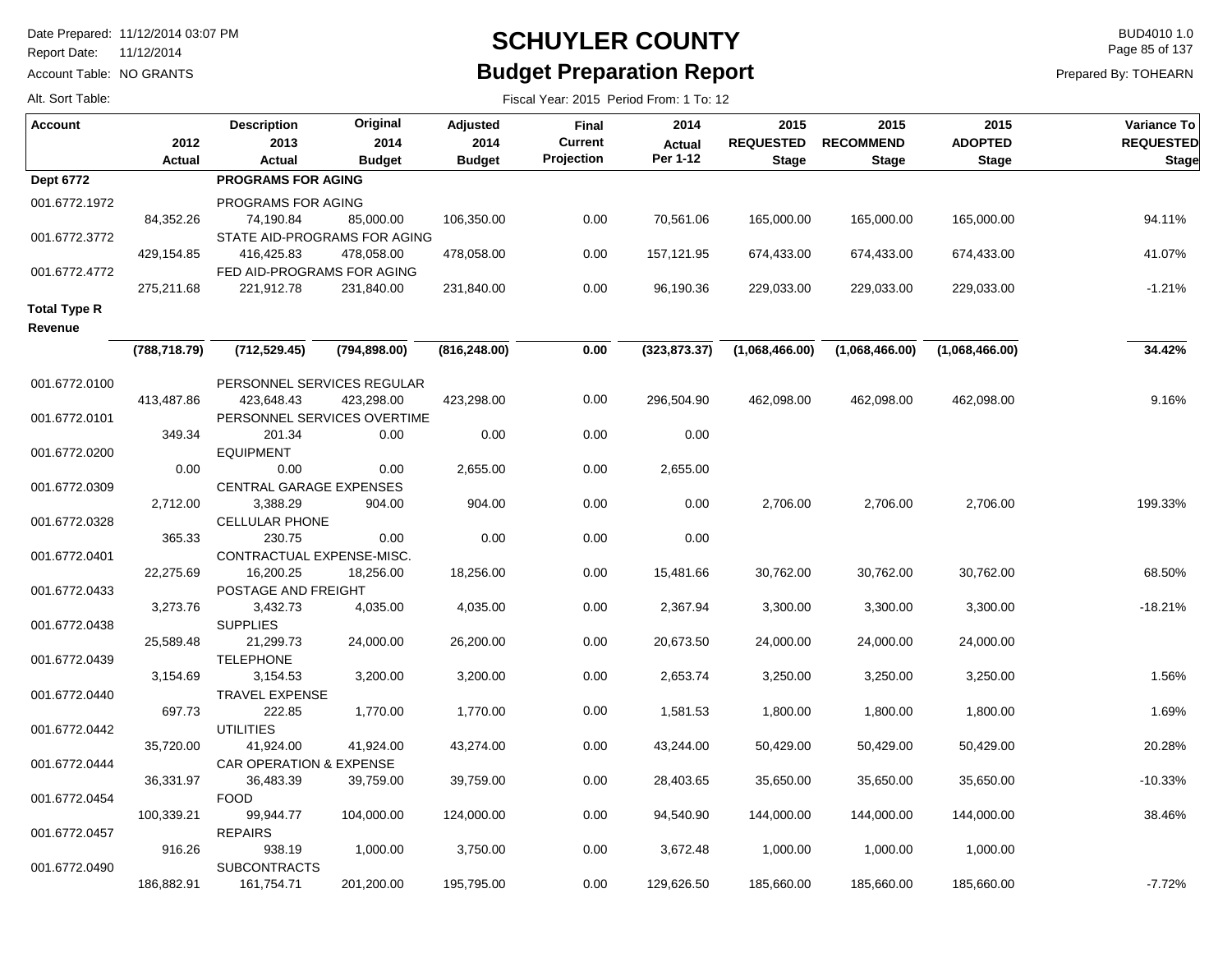# SCHUYLER COUNTY
## Budget Preparation Report

Date Prepared: 11/12/2014 03:07 PM
Report Date: 11/12/2014
Account Table: NO GRANTS
Alt. Sort Table:

BUD4010 1.0
Prepared By: TOHEARN

Fiscal Year: 2015 Period From: 1 To: 12

| Account | 2012 Actual | Description 2013 Actual | Original 2014 Budget | Adjusted 2014 Budget | Final Current Projection | 2014 Actual Per 1-12 | 2015 REQUESTED Stage | 2015 RECOMMEND Stage | 2015 ADOPTED Stage | Variance To REQUESTED Stage |
|---|---|---|---|---|---|---|---|---|---|---|
| **Dept 6772** | | **PROGRAMS FOR AGING** | | | | | | | | |
| 001.6772.1972 | | PROGRAMS FOR AGING | | | | | | | | |
| | 84,352.26 | 74,190.84 | 85,000.00 | 106,350.00 | 0.00 | 70,561.06 | 165,000.00 | 165,000.00 | 165,000.00 | 94.11% |
| 001.6772.3772 | | STATE AID-PROGRAMS FOR AGING | | | | | | | | |
| | 429,154.85 | 416,425.83 | 478,058.00 | 478,058.00 | 0.00 | 157,121.95 | 674,433.00 | 674,433.00 | 674,433.00 | 41.07% |
| 001.6772.4772 | | FED AID-PROGRAMS FOR AGING | | | | | | | | |
| | 275,211.68 | 221,912.78 | 231,840.00 | 231,840.00 | 0.00 | 96,190.36 | 229,033.00 | 229,033.00 | 229,033.00 | -1.21% |
| **Total Type R Revenue** | | | | | | | | | | |
| | **(788,718.79)** | **(712,529.45)** | **(794,898.00)** | **(816,248.00)** | **0.00** | **(323,873.37)** | **(1,068,466.00)** | **(1,068,466.00)** | **(1,068,466.00)** | **34.42%** |
| 001.6772.0100 | | PERSONNEL SERVICES REGULAR | | | | | | | | |
| | 413,487.86 | 423,648.43 | 423,298.00 | 423,298.00 | 0.00 | 296,504.90 | 462,098.00 | 462,098.00 | 462,098.00 | 9.16% |
| 001.6772.0101 | | PERSONNEL SERVICES OVERTIME | | | | | | | | |
| | 349.34 | 201.34 | 0.00 | 0.00 | 0.00 | 0.00 | | | | |
| 001.6772.0200 | | EQUIPMENT | | | | | | | | |
| | 0.00 | 0.00 | 0.00 | 2,655.00 | 0.00 | 2,655.00 | | | | |
| 001.6772.0309 | | CENTRAL GARAGE EXPENSES | | | | | | | | |
| | 2,712.00 | 3,388.29 | 904.00 | 904.00 | 0.00 | 0.00 | 2,706.00 | 2,706.00 | 2,706.00 | 199.33% |
| 001.6772.0328 | | CELLULAR PHONE | | | | | | | | |
| | 365.33 | 230.75 | 0.00 | 0.00 | 0.00 | 0.00 | | | | |
| 001.6772.0401 | | CONTRACTUAL EXPENSE-MISC. | | | | | | | | |
| | 22,275.69 | 16,200.25 | 18,256.00 | 18,256.00 | 0.00 | 15,481.66 | 30,762.00 | 30,762.00 | 30,762.00 | 68.50% |
| 001.6772.0433 | | POSTAGE AND FREIGHT | | | | | | | | |
| | 3,273.76 | 3,432.73 | 4,035.00 | 4,035.00 | 0.00 | 2,367.94 | 3,300.00 | 3,300.00 | 3,300.00 | -18.21% |
| 001.6772.0438 | | SUPPLIES | | | | | | | | |
| | 25,589.48 | 21,299.73 | 24,000.00 | 26,200.00 | 0.00 | 20,673.50 | 24,000.00 | 24,000.00 | 24,000.00 | |
| 001.6772.0439 | | TELEPHONE | | | | | | | | |
| | 3,154.69 | 3,154.53 | 3,200.00 | 3,200.00 | 0.00 | 2,653.74 | 3,250.00 | 3,250.00 | 3,250.00 | 1.56% |
| 001.6772.0440 | | TRAVEL EXPENSE | | | | | | | | |
| | 697.73 | 222.85 | 1,770.00 | 1,770.00 | 0.00 | 1,581.53 | 1,800.00 | 1,800.00 | 1,800.00 | 1.69% |
| 001.6772.0442 | | UTILITIES | | | | | | | | |
| | 35,720.00 | 41,924.00 | 41,924.00 | 43,274.00 | 0.00 | 43,244.00 | 50,429.00 | 50,429.00 | 50,429.00 | 20.28% |
| 001.6772.0444 | | CAR OPERATION & EXPENSE | | | | | | | | |
| | 36,331.97 | 36,483.39 | 39,759.00 | 39,759.00 | 0.00 | 28,403.65 | 35,650.00 | 35,650.00 | 35,650.00 | -10.33% |
| 001.6772.0454 | | FOOD | | | | | | | | |
| | 100,339.21 | 99,944.77 | 104,000.00 | 124,000.00 | 0.00 | 94,540.90 | 144,000.00 | 144,000.00 | 144,000.00 | 38.46% |
| 001.6772.0457 | | REPAIRS | | | | | | | | |
| | 916.26 | 938.19 | 1,000.00 | 3,750.00 | 0.00 | 3,672.48 | 1,000.00 | 1,000.00 | 1,000.00 | |
| 001.6772.0490 | | SUBCONTRACTS | | | | | | | | |
| | 186,882.91 | 161,754.71 | 201,200.00 | 195,795.00 | 0.00 | 129,626.50 | 185,660.00 | 185,660.00 | 185,660.00 | -7.72% |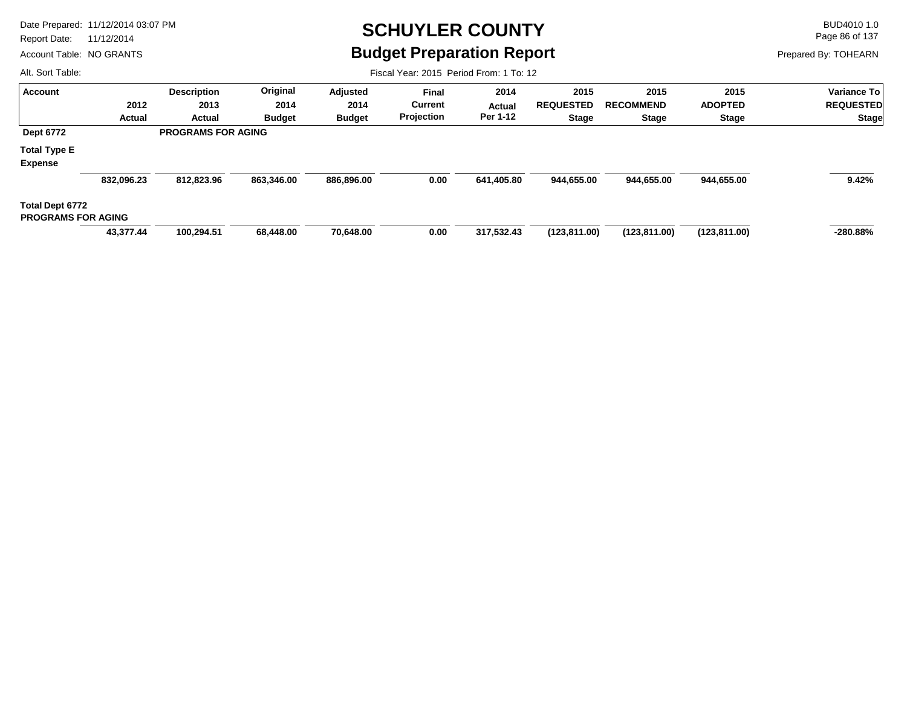# SCHUYLER COUNTY

## Budget Preparation Report

Date Prepared: 11/12/2014 03:07 PM
Report Date: 11/12/2014
Account Table: NO GRANTS
Alt. Sort Table:

BUD4010 1.0
Prepared By: TOHEARN

Fiscal Year: 2015 Period From: 1 To: 12

| Account | 2012 Actual | Description 2013 Actual | Original 2014 Budget | Adjusted 2014 Budget | Final Current Projection | 2014 Actual Per 1-12 | 2015 REQUESTED Stage | 2015 RECOMMEND Stage | 2015 ADOPTED Stage | Variance To REQUESTED Stage |
|---|---|---|---|---|---|---|---|---|---|---|
| **Dept 6772** | | **PROGRAMS FOR AGING** | | | | | | | | |
| **Total Type E Expense** | | | | | | | | | | |
| | **832,096.23** | **812,823.96** | **863,346.00** | **886,896.00** | **0.00** | **641,405.80** | **944,655.00** | **944,655.00** | **944,655.00** | **9.42%** |
| **Total Dept 6772 PROGRAMS FOR AGING** | | | | | | | | | | |
| | **43,377.44** | **100,294.51** | **68,448.00** | **70,648.00** | **0.00** | **317,532.43** | **(123,811.00)** | **(123,811.00)** | **(123,811.00)** | **-280.88%** |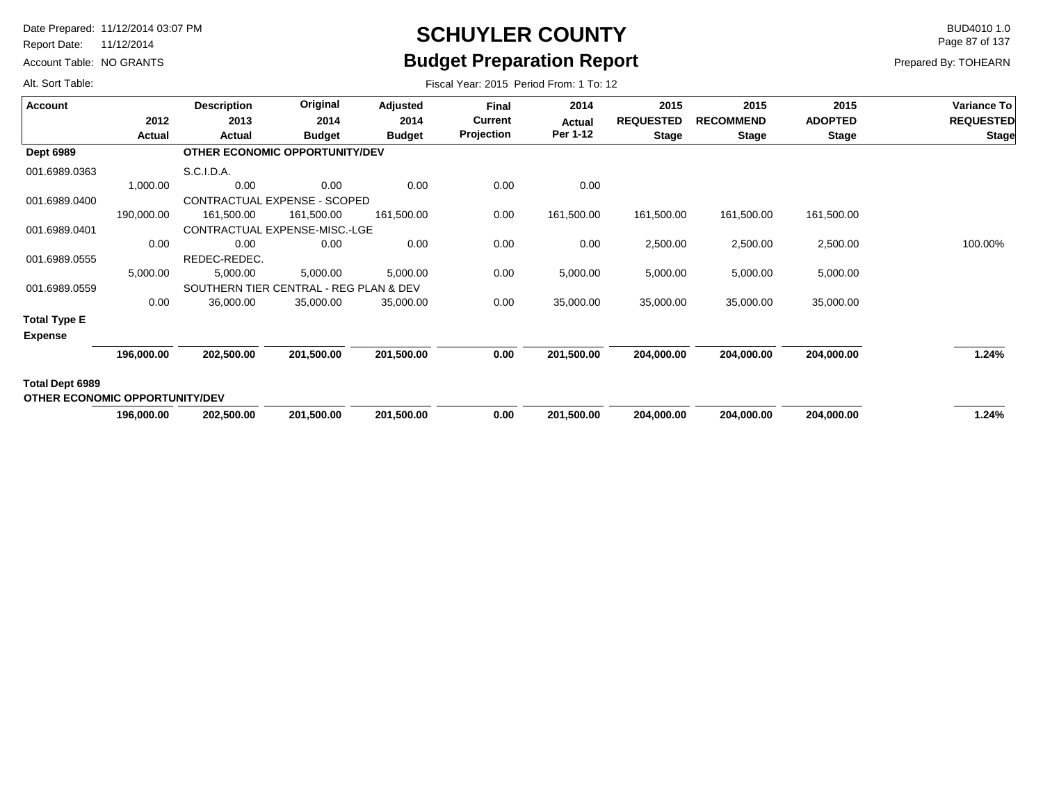# SCHUYLER COUNTY

## Budget Preparation Report

Date Prepared: 11/12/2014 03:07 PM
Report Date: 11/12/2014
Account Table: NO GRANTS
Alt. Sort Table:

BUD4010 1.0
Prepared By: TOHEARN

Fiscal Year: 2015 Period From: 1 To: 12

| Account | 2012 Actual | Description 2013 Actual | Original 2014 Budget | Adjusted 2014 Budget | Final Current Projection | 2014 Actual Per 1-12 | 2015 REQUESTED Stage | 2015 RECOMMEND Stage | 2015 ADOPTED Stage | Variance To REQUESTED Stage |
|---|---|---|---|---|---|---|---|---|---|---|
| **Dept 6989** | | **OTHER ECONOMIC OPPORTUNITY/DEV** | | | | | | | | |
| 001.6989.0363 | | S.C.I.D.A. | | | | | | | | |
| | 1,000.00 | 0.00 | 0.00 | 0.00 | 0.00 | 0.00 | | | | |
| 001.6989.0400 | | CONTRACTUAL EXPENSE - SCOPED | | | | | | | | |
| | 190,000.00 | 161,500.00 | 161,500.00 | 161,500.00 | 0.00 | 161,500.00 | 161,500.00 | 161,500.00 | 161,500.00 | |
| 001.6989.0401 | | CONTRACTUAL EXPENSE-MISC.-LGE | | | | | | | | |
| | 0.00 | 0.00 | 0.00 | 0.00 | 0.00 | 0.00 | 2,500.00 | 2,500.00 | 2,500.00 | 100.00% |
| 001.6989.0555 | | REDEC-REDEC. | | | | | | | | |
| | 5,000.00 | 5,000.00 | 5,000.00 | 5,000.00 | 0.00 | 5,000.00 | 5,000.00 | 5,000.00 | 5,000.00 | |
| 001.6989.0559 | | SOUTHERN TIER CENTRAL - REG PLAN & DEV | | | | | | | | |
| | 0.00 | 36,000.00 | 35,000.00 | 35,000.00 | 0.00 | 35,000.00 | 35,000.00 | 35,000.00 | 35,000.00 | |
| **Total Type E Expense** | | | | | | | | | | |
| | **196,000.00** | **202,500.00** | **201,500.00** | **201,500.00** | **0.00** | **201,500.00** | **204,000.00** | **204,000.00** | **204,000.00** | **1.24%** |
| **Total Dept 6989 OTHER ECONOMIC OPPORTUNITY/DEV** | | | | | | | | | | |
| | **196,000.00** | **202,500.00** | **201,500.00** | **201,500.00** | **0.00** | **201,500.00** | **204,000.00** | **204,000.00** | **204,000.00** | **1.24%** |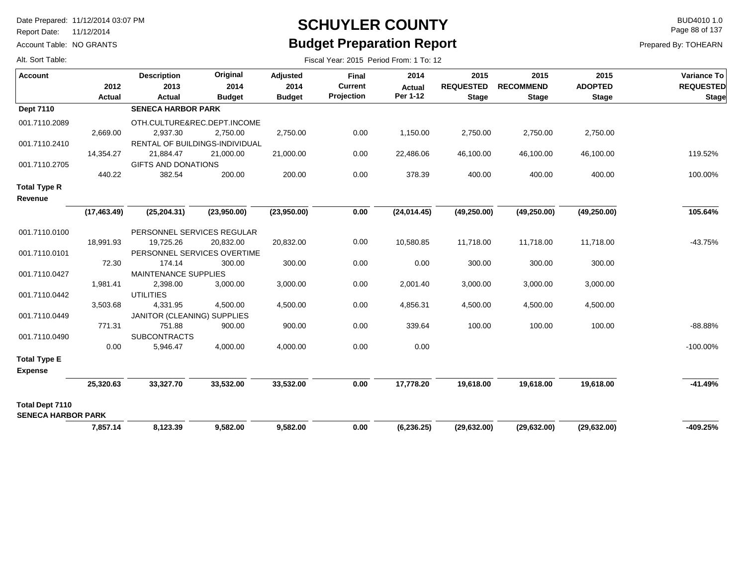# SCHUYLER COUNTY

## Budget Preparation Report

Date Prepared: 11/12/2014 03:07 PM
Report Date: 11/12/2014
Account Table: NO GRANTS
Alt. Sort Table:

BUD4010 1.0
Prepared By: TOHEARN

Fiscal Year: 2015 Period From: 1 To: 12

| Account | 2012 Actual | Description 2013 Actual | Original 2014 Budget | Adjusted 2014 Budget | Final Current Projection | 2014 Actual Per 1-12 | 2015 REQUESTED Stage | 2015 RECOMMEND Stage | 2015 ADOPTED Stage | Variance To REQUESTED Stage |
|---|---|---|---|---|---|---|---|---|---|---|
| **Dept 7110** | | **SENECA HARBOR PARK** | | | | | | | | |
| 001.7110.2089 | | OTH.CULTURE&REC.DEPT.INCOME | | | | | | | | |
| | 2,669.00 | 2,937.30 | 2,750.00 | 2,750.00 | 0.00 | 1,150.00 | 2,750.00 | 2,750.00 | 2,750.00 | |
| 001.7110.2410 | | RENTAL OF BUILDINGS-INDIVIDUAL | | | | | | | | |
| | 14,354.27 | 21,884.47 | 21,000.00 | 21,000.00 | 0.00 | 22,486.06 | 46,100.00 | 46,100.00 | 46,100.00 | 119.52% |
| 001.7110.2705 | | GIFTS AND DONATIONS | | | | | | | | |
| | 440.22 | 382.54 | 200.00 | 200.00 | 0.00 | 378.39 | 400.00 | 400.00 | 400.00 | 100.00% |
| **Total Type R Revenue** | | | | | | | | | | |
| | **(17,463.49)** | **(25,204.31)** | **(23,950.00)** | **(23,950.00)** | **0.00** | **(24,014.45)** | **(49,250.00)** | **(49,250.00)** | **(49,250.00)** | **105.64%** |
| 001.7110.0100 | | PERSONNEL SERVICES REGULAR | | | | | | | | |
| | 18,991.93 | 19,725.26 | 20,832.00 | 20,832.00 | 0.00 | 10,580.85 | 11,718.00 | 11,718.00 | 11,718.00 | -43.75% |
| 001.7110.0101 | | PERSONNEL SERVICES OVERTIME | | | | | | | | |
| | 72.30 | 174.14 | 300.00 | 300.00 | 0.00 | 0.00 | 300.00 | 300.00 | 300.00 | |
| 001.7110.0427 | | MAINTENANCE SUPPLIES | | | | | | | | |
| | 1,981.41 | 2,398.00 | 3,000.00 | 3,000.00 | 0.00 | 2,001.40 | 3,000.00 | 3,000.00 | 3,000.00 | |
| 001.7110.0442 | | UTILITIES | | | | | | | | |
| | 3,503.68 | 4,331.95 | 4,500.00 | 4,500.00 | 0.00 | 4,856.31 | 4,500.00 | 4,500.00 | 4,500.00 | |
| 001.7110.0449 | | JANITOR (CLEANING) SUPPLIES | | | | | | | | |
| | 771.31 | 751.88 | 900.00 | 900.00 | 0.00 | 339.64 | 100.00 | 100.00 | 100.00 | -88.88% |
| 001.7110.0490 | | SUBCONTRACTS | | | | | | | | |
| | 0.00 | 5,946.47 | 4,000.00 | 4,000.00 | 0.00 | 0.00 | | | | -100.00% |
| **Total Type E Expense** | | | | | | | | | | |
| | **25,320.63** | **33,327.70** | **33,532.00** | **33,532.00** | **0.00** | **17,778.20** | **19,618.00** | **19,618.00** | **19,618.00** | **-41.49%** |
| **Total Dept 7110 SENECA HARBOR PARK** | | | | | | | | | | |
| | **7,857.14** | **8,123.39** | **9,582.00** | **9,582.00** | **0.00** | **(6,236.25)** | **(29,632.00)** | **(29,632.00)** | **(29,632.00)** | **-409.25%** |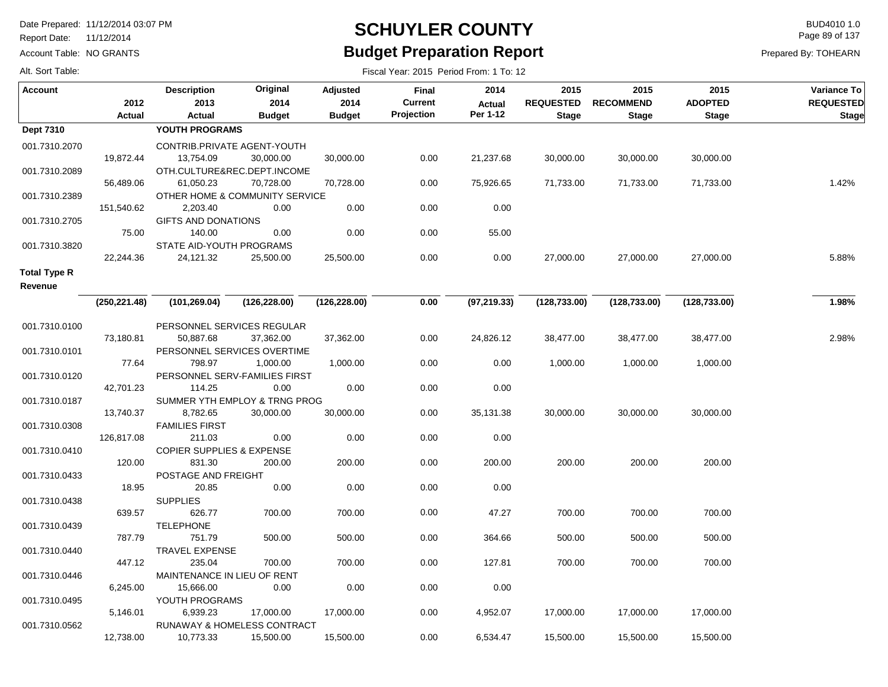# SCHUYLER COUNTY

## Budget Preparation Report

Date Prepared: 11/12/2014 03:07 PM
Report Date: 11/12/2014
Account Table: NO GRANTS
Alt. Sort Table:

BUD4010 1.0
Prepared By: TOHEARN

Fiscal Year: 2015 Period From: 1 To: 12

| Account | 2012 Actual | Description 2013 Actual | Original 2014 Budget | Adjusted 2014 Budget | Final Current Projection | 2014 Actual Per 1-12 | 2015 REQUESTED Stage | 2015 RECOMMEND Stage | 2015 ADOPTED Stage | Variance To REQUESTED Stage |
|---|---|---|---|---|---|---|---|---|---|---|
| **Dept 7310** | | **YOUTH PROGRAMS** | | | | | | | | |
| 001.7310.2070 | | CONTRIB.PRIVATE AGENT-YOUTH | | | | | | | | |
| | 19,872.44 | 13,754.09 | 30,000.00 | 30,000.00 | 0.00 | 21,237.68 | 30,000.00 | 30,000.00 | 30,000.00 | |
| 001.7310.2089 | | OTH.CULTURE&REC.DEPT.INCOME | | | | | | | | |
| | 56,489.06 | 61,050.23 | 70,728.00 | 70,728.00 | 0.00 | 75,926.65 | 71,733.00 | 71,733.00 | 71,733.00 | 1.42% |
| 001.7310.2389 | | OTHER HOME & COMMUNITY SERVICE | | | | | | | | |
| | 151,540.62 | 2,203.40 | 0.00 | 0.00 | 0.00 | 0.00 | | | | |
| 001.7310.2705 | | GIFTS AND DONATIONS | | | | | | | | |
| | 75.00 | 140.00 | 0.00 | 0.00 | 0.00 | 55.00 | | | | |
| 001.7310.3820 | | STATE AID-YOUTH PROGRAMS | | | | | | | | |
| | 22,244.36 | 24,121.32 | 25,500.00 | 25,500.00 | 0.00 | 0.00 | 27,000.00 | 27,000.00 | 27,000.00 | 5.88% |
| **Total Type R Revenue** | | | | | | | | | | |
| | **(250,221.48)** | **(101,269.04)** | **(126,228.00)** | **(126,228.00)** | **0.00** | **(97,219.33)** | **(128,733.00)** | **(128,733.00)** | **(128,733.00)** | **1.98%** |
| 001.7310.0100 | | PERSONNEL SERVICES REGULAR | | | | | | | | |
| | 73,180.81 | 50,887.68 | 37,362.00 | 37,362.00 | 0.00 | 24,826.12 | 38,477.00 | 38,477.00 | 38,477.00 | 2.98% |
| 001.7310.0101 | | PERSONNEL SERVICES OVERTIME | | | | | | | | |
| | 77.64 | 798.97 | 1,000.00 | 1,000.00 | 0.00 | 0.00 | 1,000.00 | 1,000.00 | 1,000.00 | |
| 001.7310.0120 | | PERSONNEL SERV-FAMILIES FIRST | | | | | | | | |
| | 42,701.23 | 114.25 | 0.00 | 0.00 | 0.00 | 0.00 | | | | |
| 001.7310.0187 | | SUMMER YTH EMPLOY & TRNG PROG | | | | | | | | |
| | 13,740.37 | 8,782.65 | 30,000.00 | 30,000.00 | 0.00 | 35,131.38 | 30,000.00 | 30,000.00 | 30,000.00 | |
| 001.7310.0308 | | FAMILIES FIRST | | | | | | | | |
| | 126,817.08 | 211.03 | 0.00 | 0.00 | 0.00 | 0.00 | | | | |
| 001.7310.0410 | | COPIER SUPPLIES & EXPENSE | | | | | | | | |
| | 120.00 | 831.30 | 200.00 | 200.00 | 0.00 | 200.00 | 200.00 | 200.00 | 200.00 | |
| 001.7310.0433 | | POSTAGE AND FREIGHT | | | | | | | | |
| | 18.95 | 20.85 | 0.00 | 0.00 | 0.00 | 0.00 | | | | |
| 001.7310.0438 | | SUPPLIES | | | | | | | | |
| | 639.57 | 626.77 | 700.00 | 700.00 | 0.00 | 47.27 | 700.00 | 700.00 | 700.00 | |
| 001.7310.0439 | | TELEPHONE | | | | | | | | |
| | 787.79 | 751.79 | 500.00 | 500.00 | 0.00 | 364.66 | 500.00 | 500.00 | 500.00 | |
| 001.7310.0440 | | TRAVEL EXPENSE | | | | | | | | |
| | 447.12 | 235.04 | 700.00 | 700.00 | 0.00 | 127.81 | 700.00 | 700.00 | 700.00 | |
| 001.7310.0446 | | MAINTENANCE IN LIEU OF RENT | | | | | | | | |
| | 6,245.00 | 15,666.00 | 0.00 | 0.00 | 0.00 | 0.00 | | | | |
| 001.7310.0495 | | YOUTH PROGRAMS | | | | | | | | |
| | 5,146.01 | 6,939.23 | 17,000.00 | 17,000.00 | 0.00 | 4,952.07 | 17,000.00 | 17,000.00 | 17,000.00 | |
| 001.7310.0562 | | RUNAWAY & HOMELESS CONTRACT | | | | | | | | |
| | 12,738.00 | 10,773.33 | 15,500.00 | 15,500.00 | 0.00 | 6,534.47 | 15,500.00 | 15,500.00 | 15,500.00 | |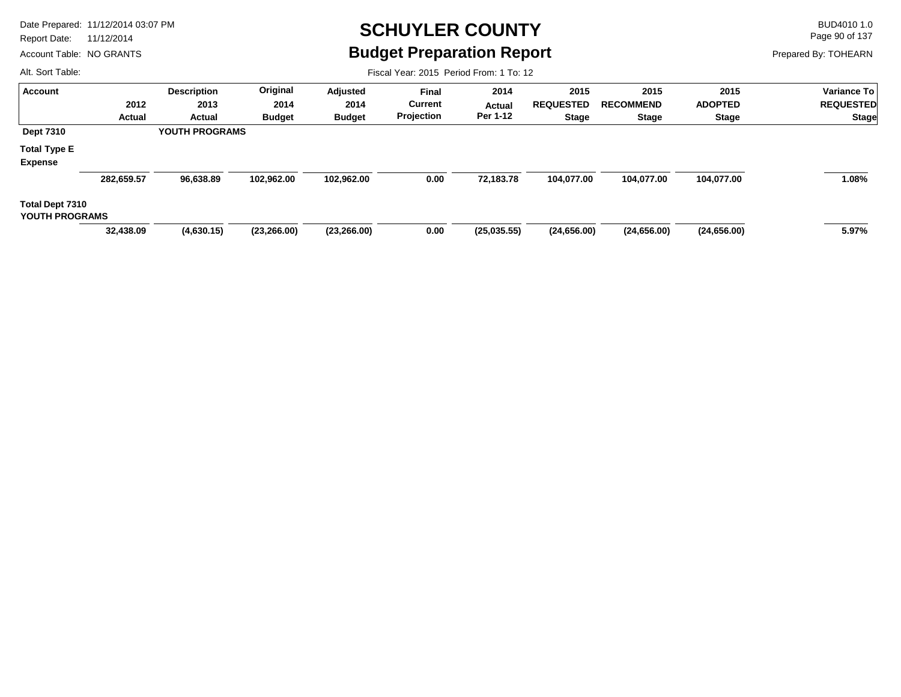# SCHUYLER COUNTY

## Budget Preparation Report

Date Prepared: 11/12/2014 03:07 PM
Report Date: 11/12/2014
Account Table: NO GRANTS
Alt. Sort Table:

BUD4010 1.0
Prepared By: TOHEARN

Fiscal Year: 2015 Period From: 1 To: 12

| Account | 2012 Actual | Description 2013 Actual | Original 2014 Budget | Adjusted 2014 Budget | Final Current Projection | 2014 Actual Per 1-12 | 2015 REQUESTED Stage | 2015 RECOMMEND Stage | 2015 ADOPTED Stage | Variance To REQUESTED Stage |
|---|---|---|---|---|---|---|---|---|---|---|
| **Dept 7310** | | **YOUTH PROGRAMS** | | | | | | | | |
| **Total Type E Expense** | | | | | | | | | | |
| | **282,659.57** | **96,638.89** | **102,962.00** | **102,962.00** | **0.00** | **72,183.78** | **104,077.00** | **104,077.00** | **104,077.00** | **1.08%** |
| **Total Dept 7310 YOUTH PROGRAMS** | | | | | | | | | | |
| | **32,438.09** | **(4,630.15)** | **(23,266.00)** | **(23,266.00)** | **0.00** | **(25,035.55)** | **(24,656.00)** | **(24,656.00)** | **(24,656.00)** | **5.97%** |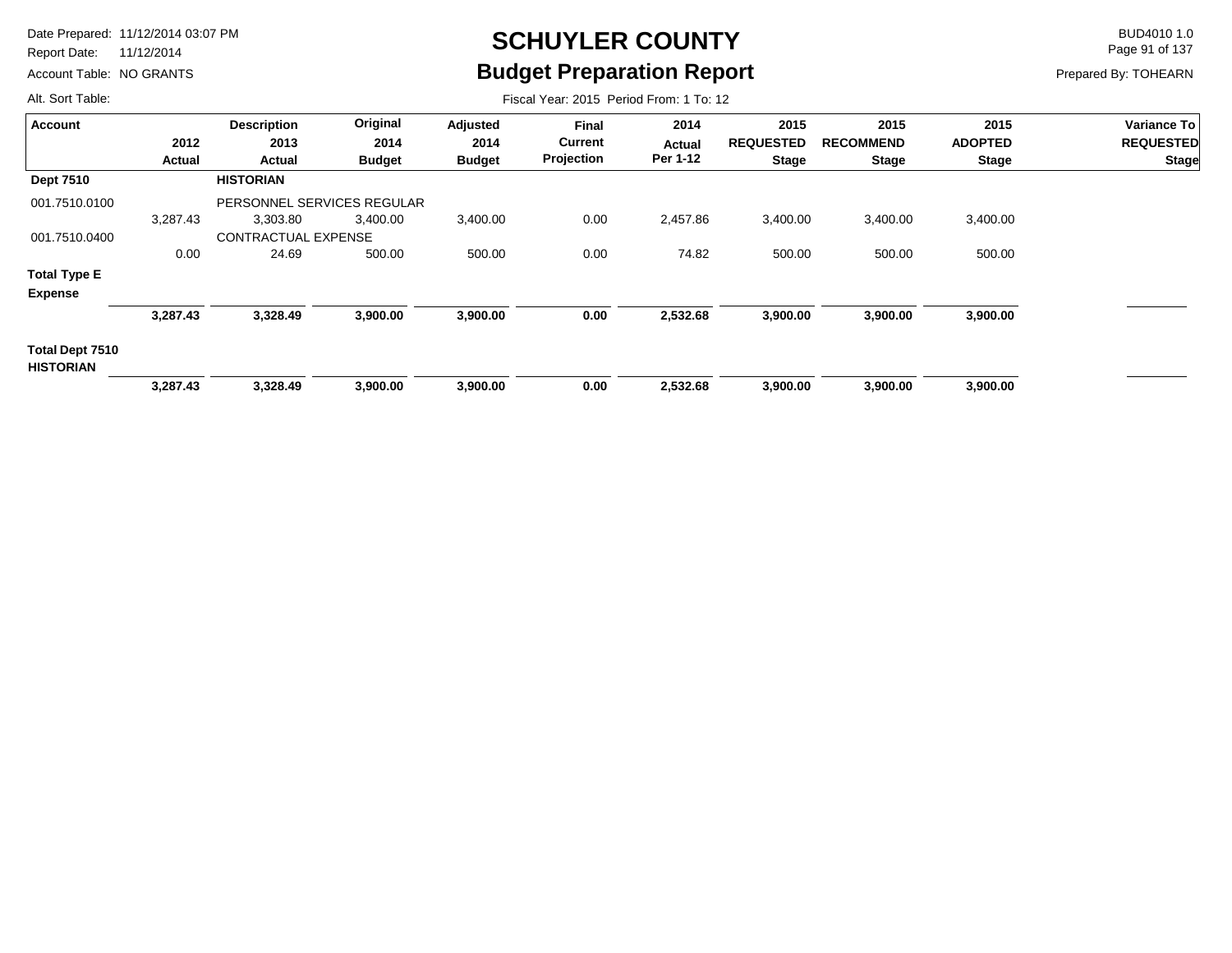# SCHUYLER COUNTY

## Budget Preparation Report

Date Prepared: 11/12/2014 03:07 PM
Report Date: 11/12/2014
Account Table: NO GRANTS
Alt. Sort Table:

BUD4010 1.0
Prepared By: TOHEARN

Fiscal Year: 2015 Period From: 1 To: 12

| Account | 2012 Actual | Description 2013 Actual | Original 2014 Budget | Adjusted 2014 Budget | Final Current Projection | 2014 Actual Per 1-12 | 2015 REQUESTED Stage | 2015 RECOMMEND Stage | 2015 ADOPTED Stage | Variance To REQUESTED Stage |
|---|---|---|---|---|---|---|---|---|---|---|
| **Dept 7510** | | **HISTORIAN** | | | | | | | | |
| 001.7510.0100 | | PERSONNEL SERVICES REGULAR | | | | | | | | |
| | 3,287.43 | 3,303.80 | 3,400.00 | 3,400.00 | 0.00 | 2,457.86 | 3,400.00 | 3,400.00 | 3,400.00 | |
| 001.7510.0400 | | CONTRACTUAL EXPENSE | | | | | | | | |
| | 0.00 | 24.69 | 500.00 | 500.00 | 0.00 | 74.82 | 500.00 | 500.00 | 500.00 | |
| **Total Type E Expense** | **3,287.43** | **3,328.49** | **3,900.00** | **3,900.00** | **0.00** | **2,532.68** | **3,900.00** | **3,900.00** | **3,900.00** | |
| **Total Dept 7510 HISTORIAN** | **3,287.43** | **3,328.49** | **3,900.00** | **3,900.00** | **0.00** | **2,532.68** | **3,900.00** | **3,900.00** | **3,900.00** | |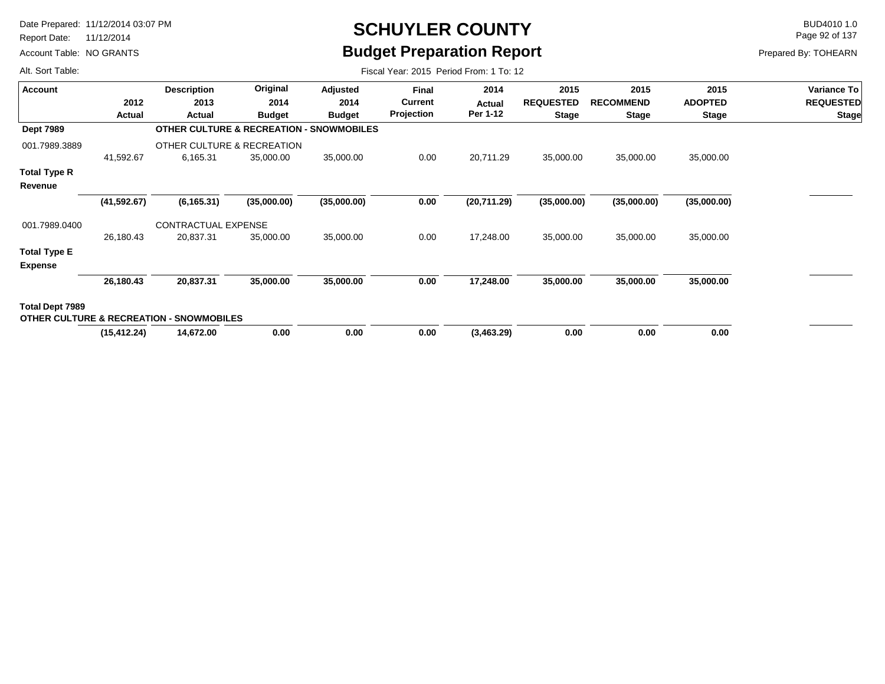# SCHUYLER COUNTY
## Budget Preparation Report

Date Prepared: 11/12/2014 03:07 PM
Report Date: 11/12/2014
Account Table: NO GRANTS
Alt. Sort Table:

BUD4010 1.0
Prepared By: TOHEARN

Fiscal Year: 2015 Period From: 1 To: 12

| Account | 2012 Actual | Description 2013 Actual | Original 2014 Budget | Adjusted 2014 Budget | Final Current Projection | 2014 Actual Per 1-12 | 2015 REQUESTED Stage | 2015 RECOMMEND Stage | 2015 ADOPTED Stage | Variance To REQUESTED Stage |
|---|---|---|---|---|---|---|---|---|---|---|
| **Dept 7989** | | **OTHER CULTURE & RECREATION - SNOWMOBILES** | | | | | | | | |
| 001.7989.3889 | | OTHER CULTURE & RECREATION | | | | | | | | |
| | 41,592.67 | 6,165.31 | 35,000.00 | 35,000.00 | 0.00 | 20,711.29 | 35,000.00 | 35,000.00 | 35,000.00 | |
| **Total Type R Revenue** | | | | | | | | | | |
| | **(41,592.67)** | **(6,165.31)** | **(35,000.00)** | **(35,000.00)** | **0.00** | **(20,711.29)** | **(35,000.00)** | **(35,000.00)** | **(35,000.00)** | |
| 001.7989.0400 | | CONTRACTUAL EXPENSE | | | | | | | | |
| | 26,180.43 | 20,837.31 | 35,000.00 | 35,000.00 | 0.00 | 17,248.00 | 35,000.00 | 35,000.00 | 35,000.00 | |
| **Total Type E Expense** | | | | | | | | | | |
| | **26,180.43** | **20,837.31** | **35,000.00** | **35,000.00** | **0.00** | **17,248.00** | **35,000.00** | **35,000.00** | **35,000.00** | |
| **Total Dept 7989 OTHER CULTURE & RECREATION - SNOWMOBILES** | | | | | | | | | | |
| | **(15,412.24)** | **14,672.00** | **0.00** | **0.00** | **0.00** | **(3,463.29)** | **0.00** | **0.00** | **0.00** | |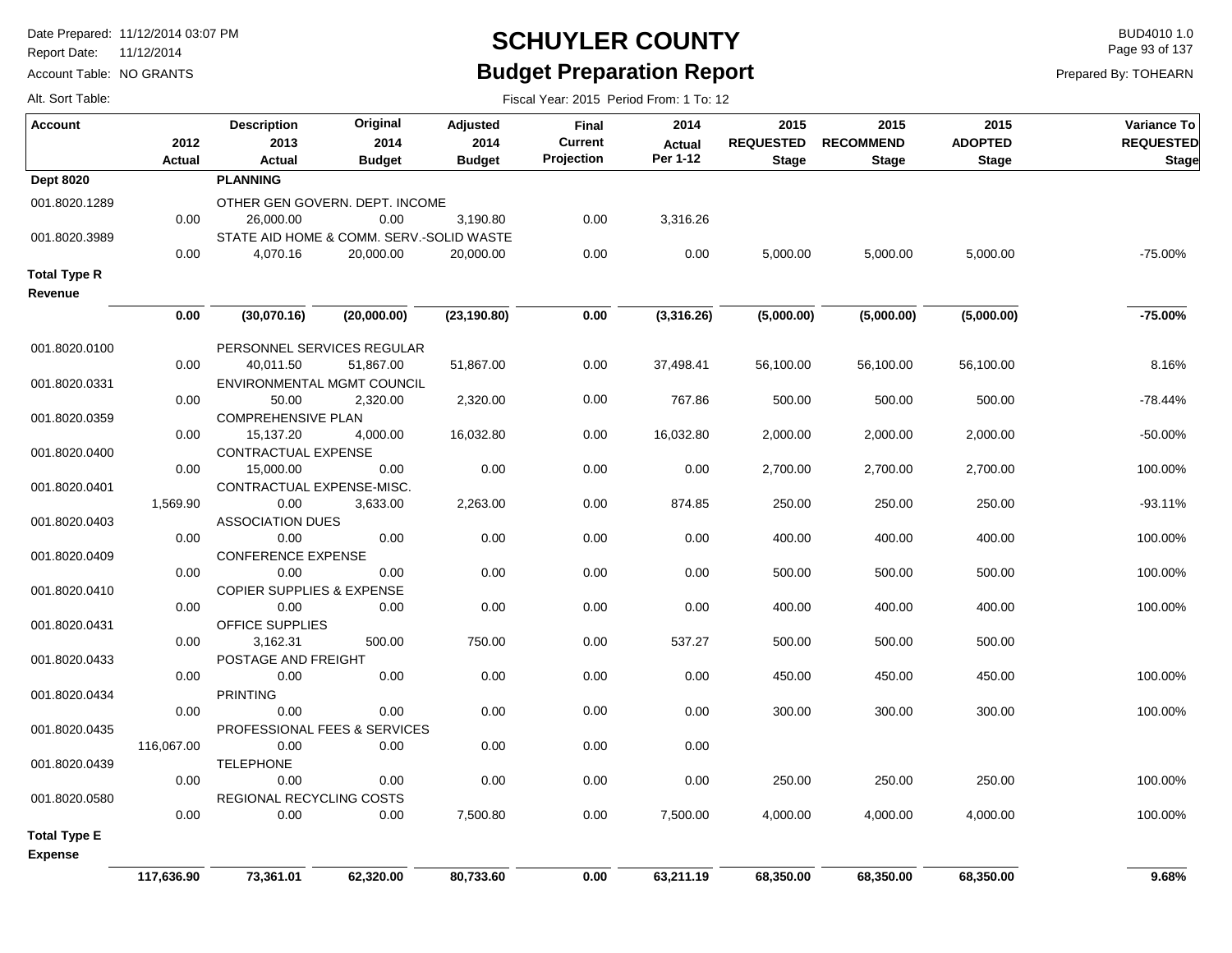# SCHUYLER COUNTY

## Budget Preparation Report

Date Prepared: 11/12/2014 03:07 PM
Report Date: 11/12/2014
Account Table: NO GRANTS
Alt. Sort Table:

BUD4010 1.0
Prepared By: TOHEARN

Fiscal Year: 2015 Period From: 1 To: 12

| Account | 2012 Actual | Description 2013 Actual | Original 2014 Budget | Adjusted 2014 Budget | Final Current Projection | 2014 Actual Per 1-12 | 2015 REQUESTED Stage | 2015 RECOMMEND Stage | 2015 ADOPTED Stage | Variance To REQUESTED Stage |
|---|---|---|---|---|---|---|---|---|---|---|
| **Dept 8020** | | **PLANNING** | | | | | | | | |
| 001.8020.1289 | | OTHER GEN GOVERN. DEPT. INCOME | | | | | | | | |
| | 0.00 | 26,000.00 | 0.00 | 3,190.80 | 0.00 | 3,316.26 | | | | |
| 001.8020.3989 | | STATE AID HOME & COMM. SERV.-SOLID WASTE | | | | | | | | |
| | 0.00 | 4,070.16 | 20,000.00 | 20,000.00 | 0.00 | 0.00 | 5,000.00 | 5,000.00 | 5,000.00 | -75.00% |
| **Total Type R Revenue** | | | | | | | | | | |
| | **0.00** | **(30,070.16)** | **(20,000.00)** | **(23,190.80)** | **0.00** | **(3,316.26)** | **(5,000.00)** | **(5,000.00)** | **(5,000.00)** | **-75.00%** |
| 001.8020.0100 | | PERSONNEL SERVICES REGULAR | | | | | | | | |
| | 0.00 | 40,011.50 | 51,867.00 | 51,867.00 | 0.00 | 37,498.41 | 56,100.00 | 56,100.00 | 56,100.00 | 8.16% |
| 001.8020.0331 | | ENVIRONMENTAL MGMT COUNCIL | | | | | | | | |
| | 0.00 | 50.00 | 2,320.00 | 2,320.00 | 0.00 | 767.86 | 500.00 | 500.00 | 500.00 | -78.44% |
| 001.8020.0359 | | COMPREHENSIVE PLAN | | | | | | | | |
| | 0.00 | 15,137.20 | 4,000.00 | 16,032.80 | 0.00 | 16,032.80 | 2,000.00 | 2,000.00 | 2,000.00 | -50.00% |
| 001.8020.0400 | | CONTRACTUAL EXPENSE | | | | | | | | |
| | 0.00 | 15,000.00 | 0.00 | 0.00 | 0.00 | 0.00 | 2,700.00 | 2,700.00 | 2,700.00 | 100.00% |
| 001.8020.0401 | | CONTRACTUAL EXPENSE-MISC. | | | | | | | | |
| | 1,569.90 | 0.00 | 3,633.00 | 2,263.00 | 0.00 | 874.85 | 250.00 | 250.00 | 250.00 | -93.11% |
| 001.8020.0403 | | ASSOCIATION DUES | | | | | | | | |
| | 0.00 | 0.00 | 0.00 | 0.00 | 0.00 | 0.00 | 400.00 | 400.00 | 400.00 | 100.00% |
| 001.8020.0409 | | CONFERENCE EXPENSE | | | | | | | | |
| | 0.00 | 0.00 | 0.00 | 0.00 | 0.00 | 0.00 | 500.00 | 500.00 | 500.00 | 100.00% |
| 001.8020.0410 | | COPIER SUPPLIES & EXPENSE | | | | | | | | |
| | 0.00 | 0.00 | 0.00 | 0.00 | 0.00 | 0.00 | 400.00 | 400.00 | 400.00 | 100.00% |
| 001.8020.0431 | | OFFICE SUPPLIES | | | | | | | | |
| | 0.00 | 3,162.31 | 500.00 | 750.00 | 0.00 | 537.27 | 500.00 | 500.00 | 500.00 | |
| 001.8020.0433 | | POSTAGE AND FREIGHT | | | | | | | | |
| | 0.00 | 0.00 | 0.00 | 0.00 | 0.00 | 0.00 | 450.00 | 450.00 | 450.00 | 100.00% |
| 001.8020.0434 | | PRINTING | | | | | | | | |
| | 0.00 | 0.00 | 0.00 | 0.00 | 0.00 | 0.00 | 300.00 | 300.00 | 300.00 | 100.00% |
| 001.8020.0435 | | PROFESSIONAL FEES & SERVICES | | | | | | | | |
| | 116,067.00 | 0.00 | 0.00 | 0.00 | 0.00 | 0.00 | | | | |
| 001.8020.0439 | | TELEPHONE | | | | | | | | |
| | 0.00 | 0.00 | 0.00 | 0.00 | 0.00 | 0.00 | 250.00 | 250.00 | 250.00 | 100.00% |
| 001.8020.0580 | | REGIONAL RECYCLING COSTS | | | | | | | | |
| | 0.00 | 0.00 | 0.00 | 7,500.80 | 0.00 | 7,500.00 | 4,000.00 | 4,000.00 | 4,000.00 | 100.00% |
| **Total Type E Expense** | | | | | | | | | | |
| | **117,636.90** | **73,361.01** | **62,320.00** | **80,733.60** | **0.00** | **63,211.19** | **68,350.00** | **68,350.00** | **68,350.00** | **9.68%** |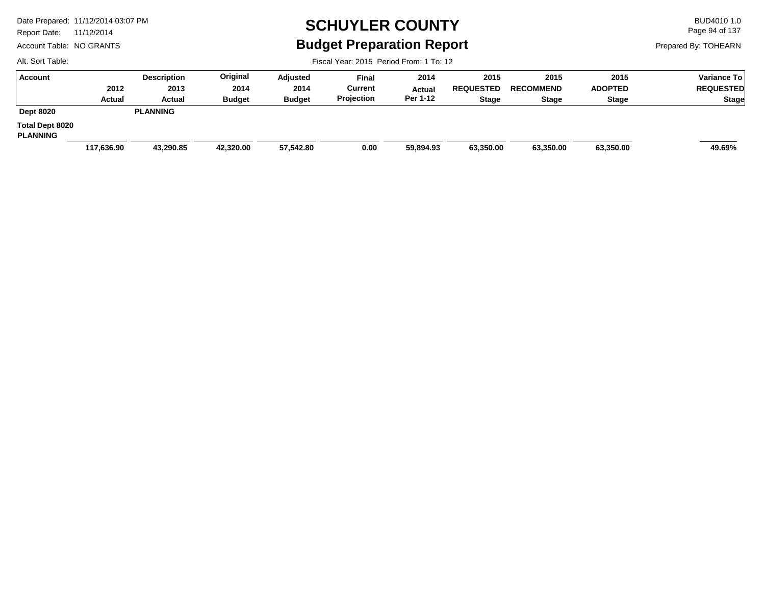# SCHUYLER COUNTY

## Budget Preparation Report

Date Prepared: 11/12/2014 03:07 PM
Report Date: 11/12/2014
Account Table: NO GRANTS
Alt. Sort Table:

BUD4010 1.0
Prepared By: TOHEARN

Fiscal Year: 2015 Period From: 1 To: 12

| Account | 2012 Actual | Description 2013 Actual | Original 2014 Budget | Adjusted 2014 Budget | Final Current Projection | 2014 Actual Per 1-12 | 2015 REQUESTED Stage | 2015 RECOMMEND Stage | 2015 ADOPTED Stage | Variance To REQUESTED Stage |
|---|---|---|---|---|---|---|---|---|---|---|
| **Dept 8020** | | **PLANNING** | | | | | | | | |
| **Total Dept 8020 PLANNING** | **117,636.90** | **43,290.85** | **42,320.00** | **57,542.80** | **0.00** | **59,894.93** | **63,350.00** | **63,350.00** | **63,350.00** | **49.69%** |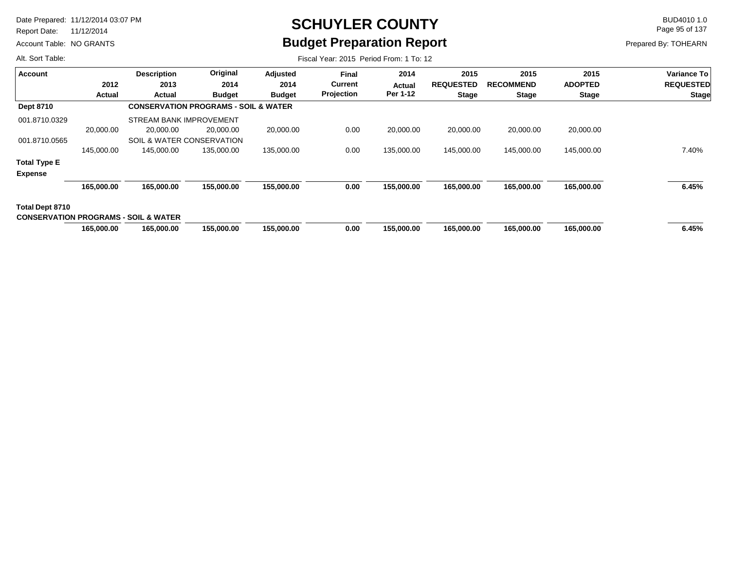# SCHUYLER COUNTY

## Budget Preparation Report

Date Prepared: 11/12/2014 03:07 PM
Report Date: 11/12/2014
Account Table: NO GRANTS
Alt. Sort Table:

BUD4010 1.0
Prepared By: TOHEARN

Fiscal Year: 2015 Period From: 1 To: 12

| Account | 2012 Actual | Description 2013 Actual | Original 2014 Budget | Adjusted 2014 Budget | Final Current Projection | 2014 Actual Per 1-12 | 2015 REQUESTED Stage | 2015 RECOMMEND Stage | 2015 ADOPTED Stage | Variance To REQUESTED Stage |
|---|---|---|---|---|---|---|---|---|---|---|
| **Dept 8710** | | **CONSERVATION PROGRAMS - SOIL & WATER** | | | | | | | | |
| 001.8710.0329 | | STREAM BANK IMPROVEMENT | | | | | | | | |
| | 20,000.00 | 20,000.00 | 20,000.00 | 20,000.00 | 0.00 | 20,000.00 | 20,000.00 | 20,000.00 | 20,000.00 | |
| 001.8710.0565 | | SOIL & WATER CONSERVATION | | | | | | | | |
| | 145,000.00 | 145,000.00 | 135,000.00 | 135,000.00 | 0.00 | 135,000.00 | 145,000.00 | 145,000.00 | 145,000.00 | 7.40% |
| **Total Type E Expense** | | | | | | | | | | |
| | **165,000.00** | **165,000.00** | **155,000.00** | **155,000.00** | **0.00** | **155,000.00** | **165,000.00** | **165,000.00** | **165,000.00** | **6.45%** |
| **Total Dept 8710 CONSERVATION PROGRAMS - SOIL & WATER** | | | | | | | | | | |
| | **165,000.00** | **165,000.00** | **155,000.00** | **155,000.00** | **0.00** | **155,000.00** | **165,000.00** | **165,000.00** | **165,000.00** | **6.45%** |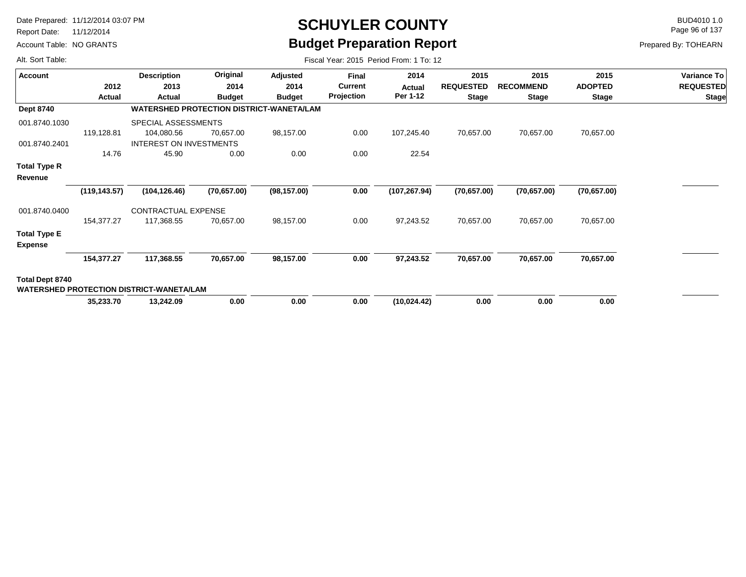# SCHUYLER COUNTY

## Budget Preparation Report

Date Prepared: 11/12/2014 03:07 PM
Report Date: 11/12/2014
Account Table: NO GRANTS
Alt. Sort Table:

BUD4010 1.0
Prepared By: TOHEARN

Fiscal Year: 2015 Period From: 1 To: 12

| Account | 2012 Actual | Description 2013 Actual | Original 2014 Budget | Adjusted 2014 Budget | Final Current Projection | 2014 Actual Per 1-12 | 2015 REQUESTED Stage | 2015 RECOMMEND Stage | 2015 ADOPTED Stage | Variance To REQUESTED Stage |
|---|---|---|---|---|---|---|---|---|---|---|
| **Dept 8740** | | **WATERSHED PROTECTION DISTRICT-WANETA/LAM** | | | | | | | | |
| 001.8740.1030 | | SPECIAL ASSESSMENTS | | | | | | | | |
| | 119,128.81 | 104,080.56 | 70,657.00 | 98,157.00 | 0.00 | 107,245.40 | 70,657.00 | 70,657.00 | 70,657.00 | |
| 001.8740.2401 | | INTEREST ON INVESTMENTS | | | | | | | | |
| | 14.76 | 45.90 | 0.00 | 0.00 | 0.00 | 22.54 | | | | |
| **Total Type R Revenue** | **(119,143.57)** | **(104,126.46)** | **(70,657.00)** | **(98,157.00)** | **0.00** | **(107,267.94)** | **(70,657.00)** | **(70,657.00)** | **(70,657.00)** | |
| 001.8740.0400 | | CONTRACTUAL EXPENSE | | | | | | | | |
| | 154,377.27 | 117,368.55 | 70,657.00 | 98,157.00 | 0.00 | 97,243.52 | 70,657.00 | 70,657.00 | 70,657.00 | |
| **Total Type E Expense** | **154,377.27** | **117,368.55** | **70,657.00** | **98,157.00** | **0.00** | **97,243.52** | **70,657.00** | **70,657.00** | **70,657.00** | |
| **Total Dept 8740 WATERSHED PROTECTION DISTRICT-WANETA/LAM** | **35,233.70** | **13,242.09** | **0.00** | **0.00** | **0.00** | **(10,024.42)** | **0.00** | **0.00** | **0.00** | |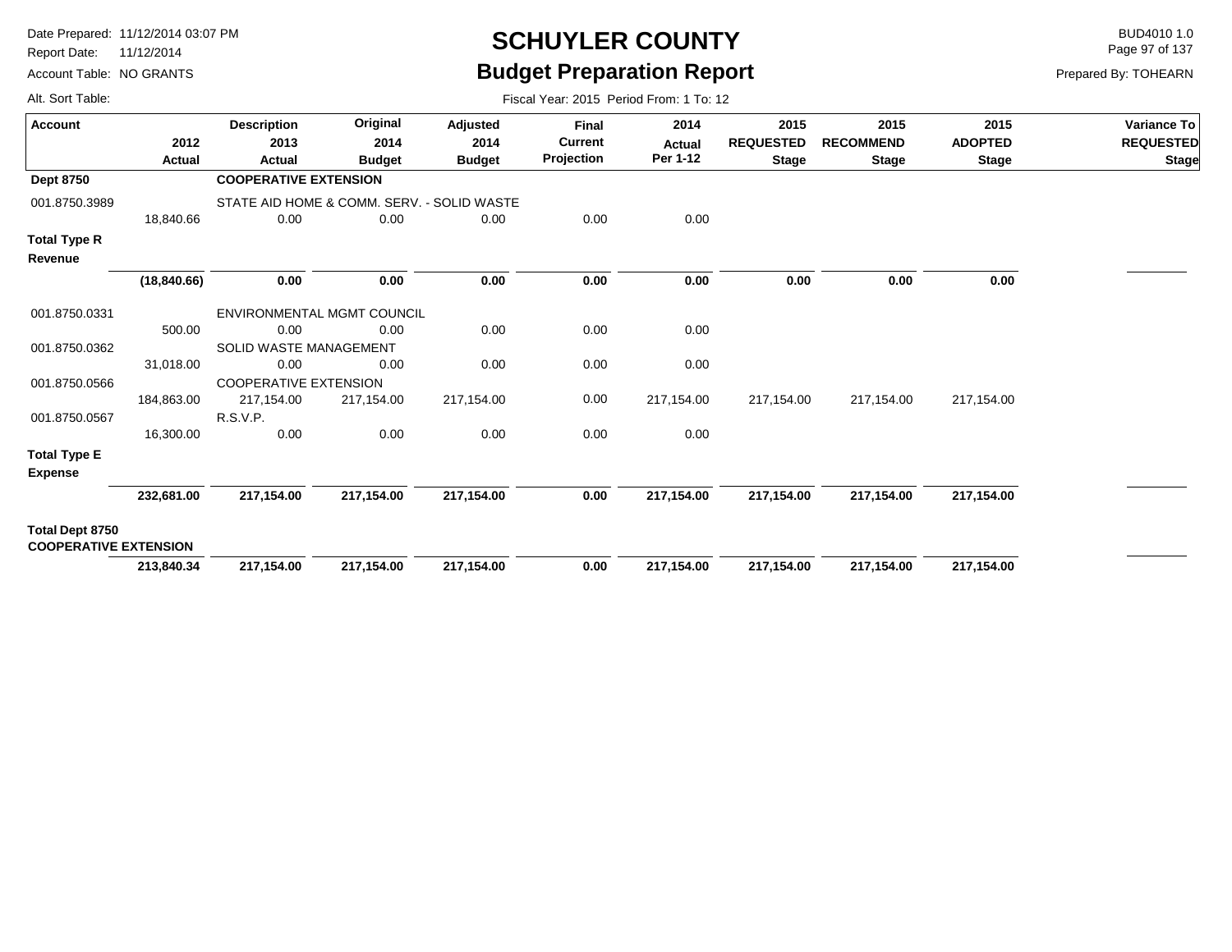# SCHUYLER COUNTY
## Budget Preparation Report

Date Prepared: 11/12/2014 03:07 PM
Report Date: 11/12/2014
Account Table: NO GRANTS
Alt. Sort Table:

BUD4010 1.0
Prepared By: TOHEARN

Fiscal Year: 2015 Period From: 1 To: 12

| Account | 2012 Actual | Description 2013 Actual | Original 2014 Budget | Adjusted 2014 Budget | Final Current Projection | 2014 Actual Per 1-12 | 2015 REQUESTED Stage | 2015 RECOMMEND Stage | 2015 ADOPTED Stage | Variance To REQUESTED Stage |
|---|---|---|---|---|---|---|---|---|---|---|
| **Dept 8750** | | **COOPERATIVE EXTENSION** | | | | | | | | |
| 001.8750.3989 | | STATE AID HOME & COMM. SERV. - SOLID WASTE | | | | | | | | |
| | 18,840.66 | 0.00 | 0.00 | 0.00 | 0.00 | 0.00 | | | | |
| **Total Type R Revenue** | | | | | | | | | | |
| | **(18,840.66)** | **0.00** | **0.00** | **0.00** | **0.00** | **0.00** | **0.00** | **0.00** | **0.00** | |
| 001.8750.0331 | | ENVIRONMENTAL MGMT COUNCIL | | | | | | | | |
| | 500.00 | 0.00 | 0.00 | 0.00 | 0.00 | 0.00 | | | | |
| 001.8750.0362 | | SOLID WASTE MANAGEMENT | | | | | | | | |
| | 31,018.00 | 0.00 | 0.00 | 0.00 | 0.00 | 0.00 | | | | |
| 001.8750.0566 | | COOPERATIVE EXTENSION | | | | | | | | |
| | 184,863.00 | 217,154.00 | 217,154.00 | 217,154.00 | 0.00 | 217,154.00 | 217,154.00 | 217,154.00 | 217,154.00 | |
| 001.8750.0567 | | R.S.V.P. | | | | | | | | |
| | 16,300.00 | 0.00 | 0.00 | 0.00 | 0.00 | 0.00 | | | | |
| **Total Type E Expense** | | | | | | | | | | |
| | **232,681.00** | **217,154.00** | **217,154.00** | **217,154.00** | **0.00** | **217,154.00** | **217,154.00** | **217,154.00** | **217,154.00** | |
| **Total Dept 8750 COOPERATIVE EXTENSION** | | | | | | | | | | |
| | **213,840.34** | **217,154.00** | **217,154.00** | **217,154.00** | **0.00** | **217,154.00** | **217,154.00** | **217,154.00** | **217,154.00** | |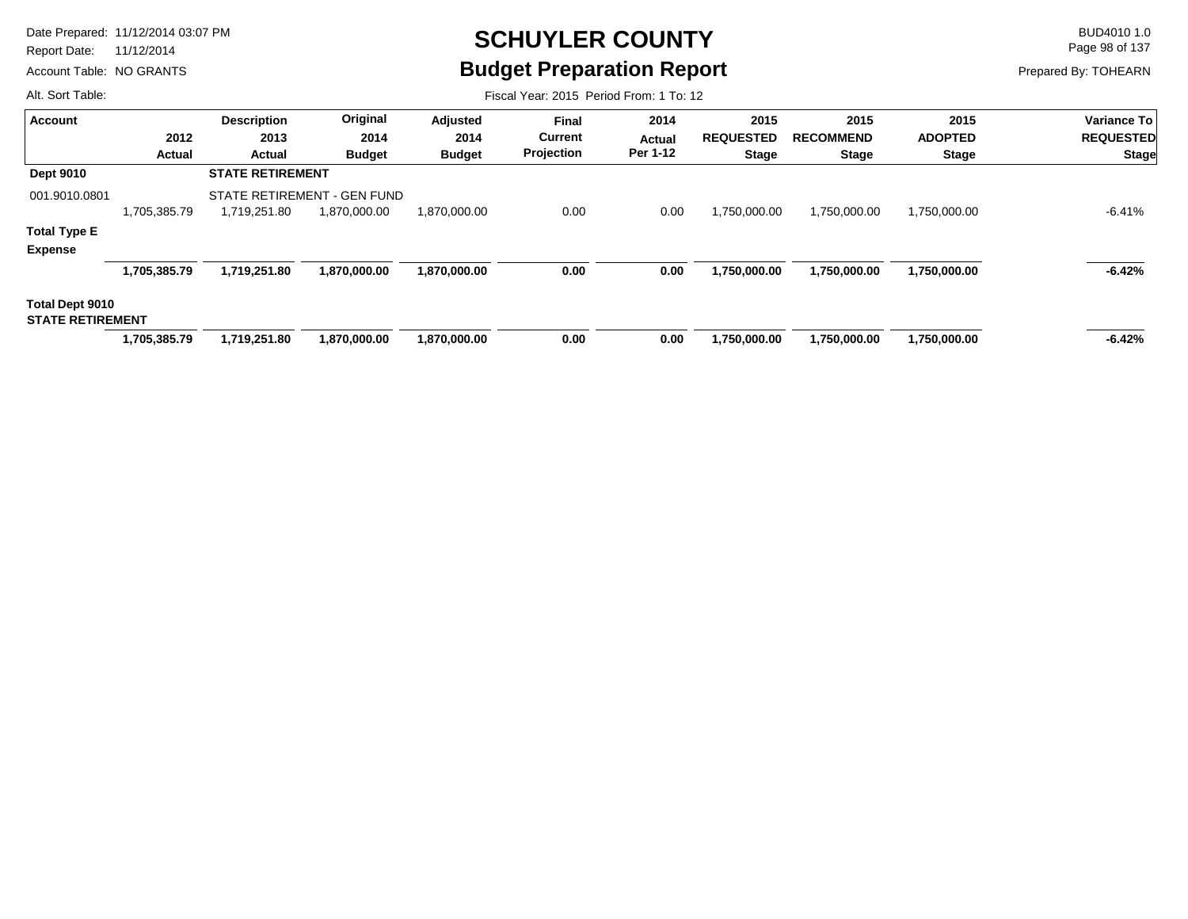# SCHUYLER COUNTY

## Budget Preparation Report

Date Prepared: 11/12/2014 03:07 PM
Report Date: 11/12/2014
Account Table: NO GRANTS
Alt. Sort Table:

BUD4010 1.0
Prepared By: TOHEARN

Fiscal Year: 2015 Period From: 1 To: 12

| Account | 2012 Actual | Description 2013 Actual | Original 2014 Budget | Adjusted 2014 Budget | Final Current Projection | 2014 Actual Per 1-12 | 2015 REQUESTED Stage | 2015 RECOMMEND Stage | 2015 ADOPTED Stage | Variance To REQUESTED Stage |
|---|---|---|---|---|---|---|---|---|---|---|
| **Dept 9010** | | **STATE RETIREMENT** | | | | | | | | |
| 001.9010.0801 | | STATE RETIREMENT - GEN FUND | | | | | | | | |
| | 1,705,385.79 | 1,719,251.80 | 1,870,000.00 | 1,870,000.00 | 0.00 | 0.00 | 1,750,000.00 | 1,750,000.00 | 1,750,000.00 | -6.41% |
| **Total Type E Expense** | | | | | | | | | | |
| | **1,705,385.79** | **1,719,251.80** | **1,870,000.00** | **1,870,000.00** | **0.00** | **0.00** | **1,750,000.00** | **1,750,000.00** | **1,750,000.00** | **-6.42%** |
| **Total Dept 9010 STATE RETIREMENT** | | | | | | | | | | |
| | **1,705,385.79** | **1,719,251.80** | **1,870,000.00** | **1,870,000.00** | **0.00** | **0.00** | **1,750,000.00** | **1,750,000.00** | **1,750,000.00** | **-6.42%** |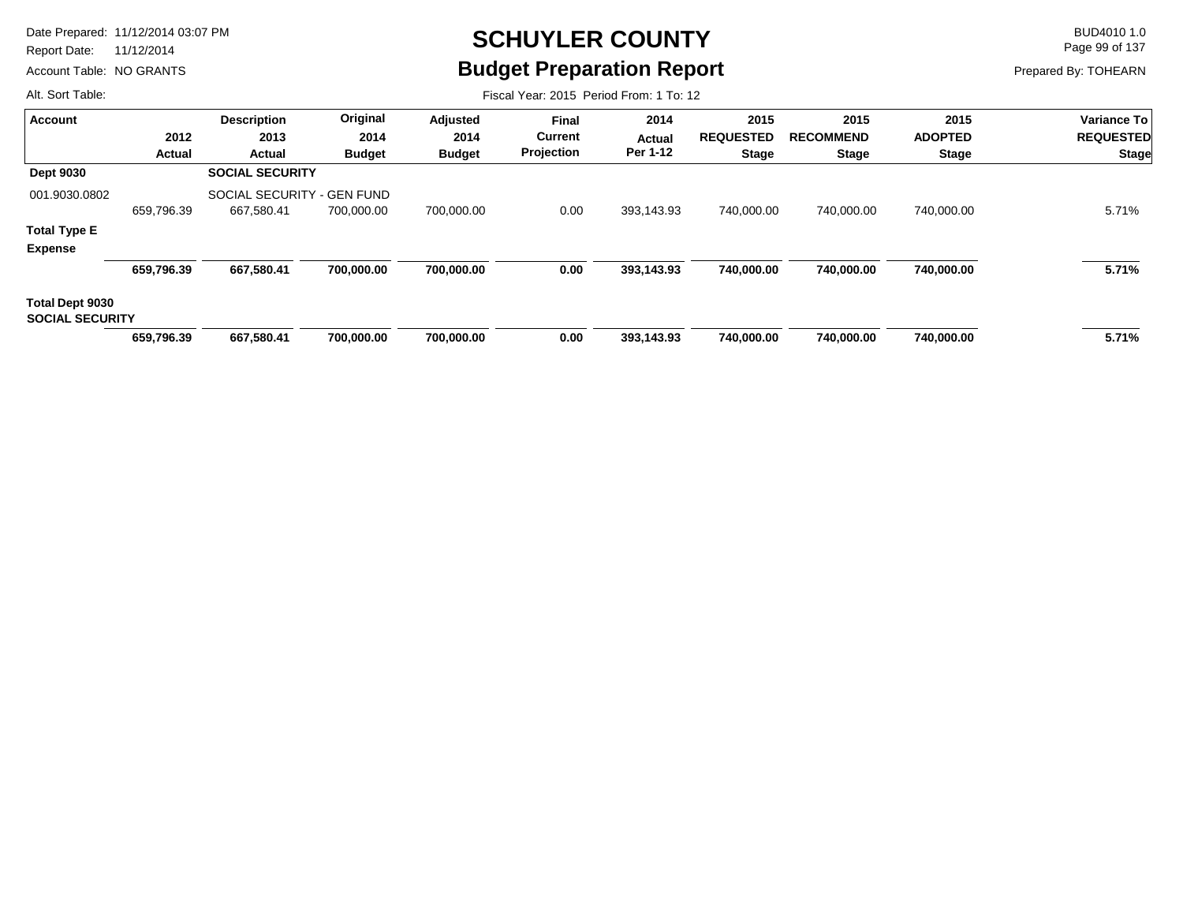# SCHUYLER COUNTY

## Budget Preparation Report

Date Prepared: 11/12/2014 03:07 PM
Report Date: 11/12/2014
Account Table: NO GRANTS
Alt. Sort Table:

BUD4010 1.0
Prepared By: TOHEARN

Fiscal Year: 2015 Period From: 1 To: 12

| Account | 2012 Actual | Description 2013 Actual | Original 2014 Budget | Adjusted 2014 Budget | Final Current Projection | 2014 Actual Per 1-12 | 2015 REQUESTED Stage | 2015 RECOMMEND Stage | 2015 ADOPTED Stage | Variance To REQUESTED Stage |
|---|---|---|---|---|---|---|---|---|---|---|
| **Dept 9030** | | **SOCIAL SECURITY** | | | | | | | | |
| 001.9030.0802 | | SOCIAL SECURITY - GEN FUND | | | | | | | | |
| | 659,796.39 | 667,580.41 | 700,000.00 | 700,000.00 | 0.00 | 393,143.93 | 740,000.00 | 740,000.00 | 740,000.00 | 5.71% |
| **Total Type E Expense** | | | | | | | | | | |
| | **659,796.39** | **667,580.41** | **700,000.00** | **700,000.00** | **0.00** | **393,143.93** | **740,000.00** | **740,000.00** | **740,000.00** | **5.71%** |
| **Total Dept 9030 SOCIAL SECURITY** | | | | | | | | | | |
| | **659,796.39** | **667,580.41** | **700,000.00** | **700,000.00** | **0.00** | **393,143.93** | **740,000.00** | **740,000.00** | **740,000.00** | **5.71%** |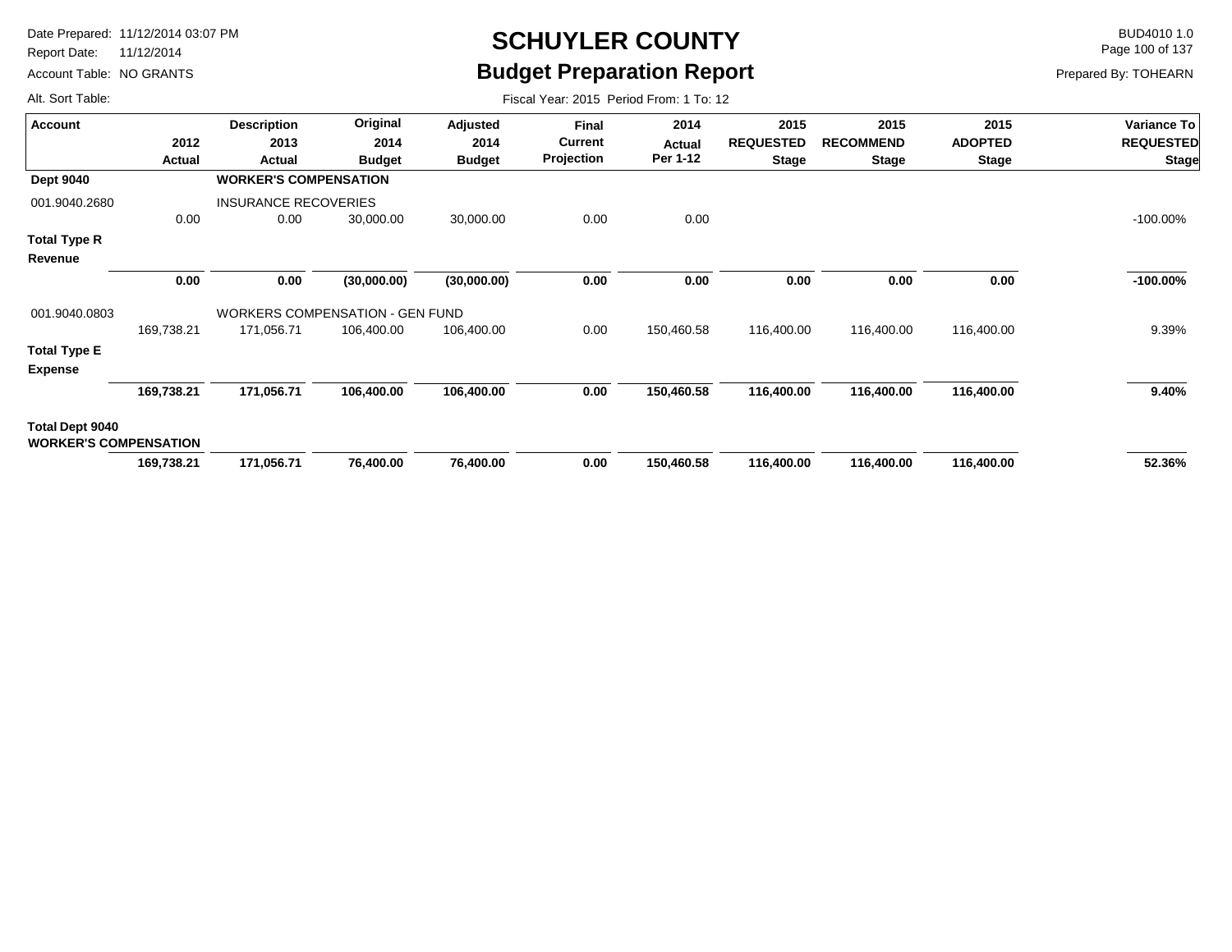# SCHUYLER COUNTY

## Budget Preparation Report

Date Prepared: 11/12/2014 03:07 PM
Report Date: 11/12/2014
Account Table: NO GRANTS
Alt. Sort Table:

BUD4010 1.0
Prepared By: TOHEARN

Fiscal Year: 2015 Period From: 1 To: 12

| Account | 2012 Actual | Description 2013 Actual | Original 2014 Budget | Adjusted 2014 Budget | Final Current Projection | 2014 Actual Per 1-12 | 2015 REQUESTED Stage | 2015 RECOMMEND Stage | 2015 ADOPTED Stage | Variance To REQUESTED Stage |
|---|---|---|---|---|---|---|---|---|---|---|
| **Dept 9040** | | **WORKER'S COMPENSATION** | | | | | | | | |
| 001.9040.2680 | | INSURANCE RECOVERIES | | | | | | | | |
| | 0.00 | 0.00 | 30,000.00 | 30,000.00 | 0.00 | 0.00 | | | | -100.00% |
| **Total Type R Revenue** | | | | | | | | | | |
| | **0.00** | **0.00** | **(30,000.00)** | **(30,000.00)** | **0.00** | **0.00** | **0.00** | **0.00** | **0.00** | **-100.00%** |
| 001.9040.0803 | | WORKERS COMPENSATION - GEN FUND | | | | | | | | |
| | 169,738.21 | 171,056.71 | 106,400.00 | 106,400.00 | 0.00 | 150,460.58 | 116,400.00 | 116,400.00 | 116,400.00 | 9.39% |
| **Total Type E Expense** | | | | | | | | | | |
| | **169,738.21** | **171,056.71** | **106,400.00** | **106,400.00** | **0.00** | **150,460.58** | **116,400.00** | **116,400.00** | **116,400.00** | **9.40%** |
| **Total Dept 9040 WORKER'S COMPENSATION** | | | | | | | | | | |
| | **169,738.21** | **171,056.71** | **76,400.00** | **76,400.00** | **0.00** | **150,460.58** | **116,400.00** | **116,400.00** | **116,400.00** | **52.36%** |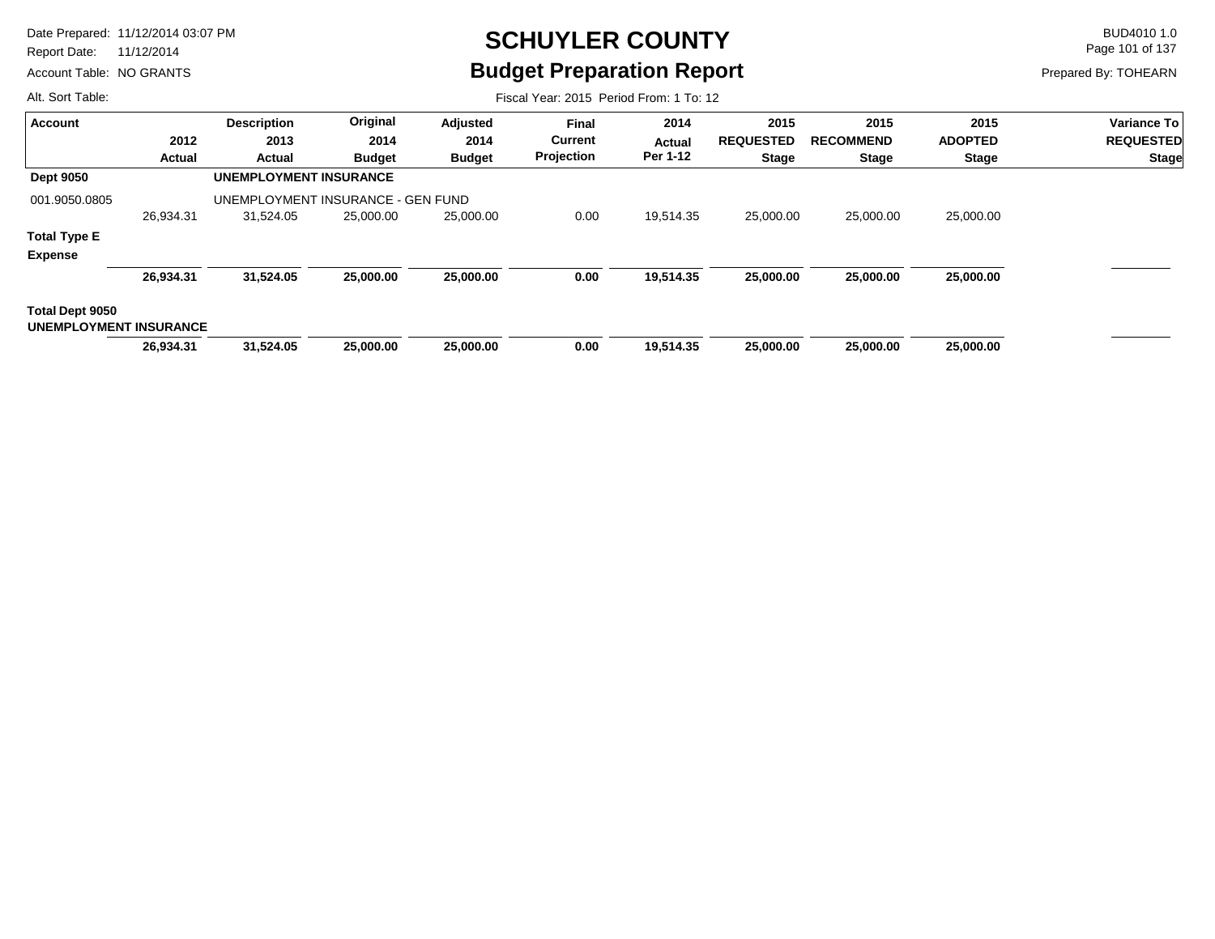# SCHUYLER COUNTY

## Budget Preparation Report

Date Prepared: 11/12/2014 03:07 PM
Report Date: 11/12/2014
Account Table: NO GRANTS
Alt. Sort Table:

BUD4010 1.0
Prepared By: TOHEARN

Fiscal Year: 2015 Period From: 1 To: 12

| Account | 2012 Actual | Description 2013 Actual | Original 2014 Budget | Adjusted 2014 Budget | Final Current Projection | 2014 Actual Per 1-12 | 2015 REQUESTED Stage | 2015 RECOMMEND Stage | 2015 ADOPTED Stage | Variance To REQUESTED Stage |
|---|---|---|---|---|---|---|---|---|---|---|
| **Dept 9050** | | **UNEMPLOYMENT INSURANCE** | | | | | | | | |
| 001.9050.0805 | | UNEMPLOYMENT INSURANCE - GEN FUND | | | | | | | | |
| | 26,934.31 | 31,524.05 | 25,000.00 | 25,000.00 | 0.00 | 19,514.35 | 25,000.00 | 25,000.00 | 25,000.00 | |
| **Total Type E Expense** | | | | | | | | | | |
| | **26,934.31** | **31,524.05** | **25,000.00** | **25,000.00** | **0.00** | **19,514.35** | **25,000.00** | **25,000.00** | **25,000.00** | |
| **Total Dept 9050 UNEMPLOYMENT INSURANCE** | | | | | | | | | | |
| | **26,934.31** | **31,524.05** | **25,000.00** | **25,000.00** | **0.00** | **19,514.35** | **25,000.00** | **25,000.00** | **25,000.00** | |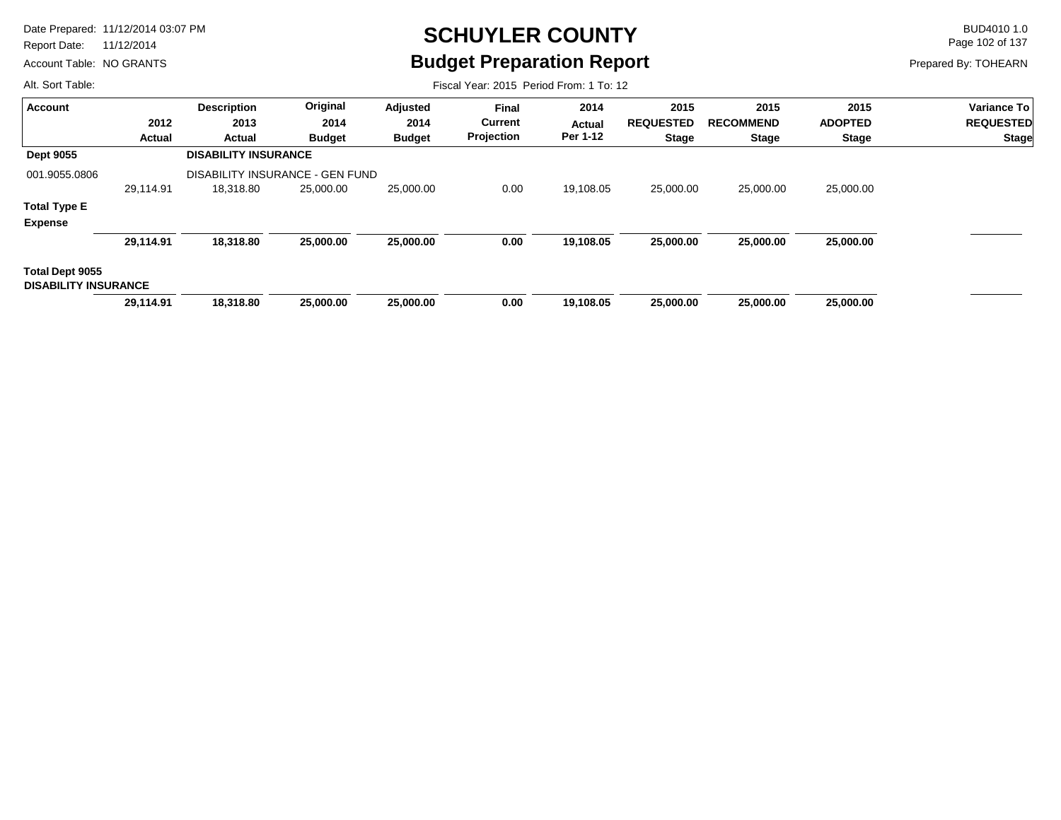# SCHUYLER COUNTY

## Budget Preparation Report

Date Prepared: 11/12/2014 03:07 PM
Report Date: 11/12/2014
Account Table: NO GRANTS
Alt. Sort Table:

BUD4010 1.0
Prepared By: TOHEARN

Fiscal Year: 2015 Period From: 1 To: 12

| Account | 2012 Actual | Description 2013 Actual | Original 2014 Budget | Adjusted 2014 Budget | Final Current Projection | 2014 Actual Per 1-12 | 2015 REQUESTED Stage | 2015 RECOMMEND Stage | 2015 ADOPTED Stage | Variance To REQUESTED Stage |
|---|---|---|---|---|---|---|---|---|---|---|
| **Dept 9055** | | **DISABILITY INSURANCE** | | | | | | | | |
| 001.9055.0806 | | DISABILITY INSURANCE - GEN FUND | | | | | | | | |
| | 29,114.91 | 18,318.80 | 25,000.00 | 25,000.00 | 0.00 | 19,108.05 | 25,000.00 | 25,000.00 | 25,000.00 | |
| **Total Type E Expense** | | | | | | | | | | |
| | **29,114.91** | **18,318.80** | **25,000.00** | **25,000.00** | **0.00** | **19,108.05** | **25,000.00** | **25,000.00** | **25,000.00** | |
| **Total Dept 9055 DISABILITY INSURANCE** | | | | | | | | | | |
| | **29,114.91** | **18,318.80** | **25,000.00** | **25,000.00** | **0.00** | **19,108.05** | **25,000.00** | **25,000.00** | **25,000.00** | |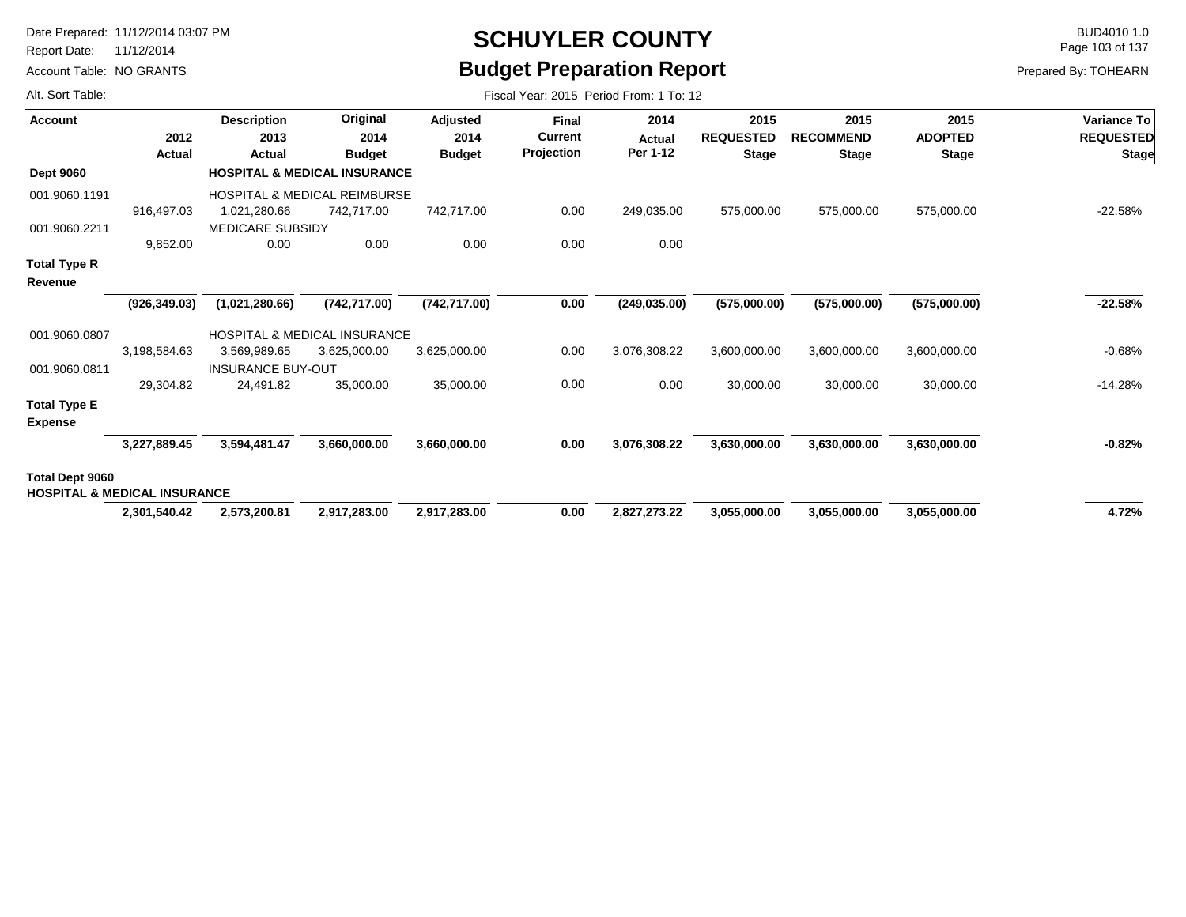# SCHUYLER COUNTY
## Budget Preparation Report

Date Prepared: 11/12/2014 03:07 PM
Report Date: 11/12/2014
Account Table: NO GRANTS
Alt. Sort Table:

BUD4010 1.0
Prepared By: TOHEARN

Fiscal Year: 2015 Period From: 1 To: 12

| Account | 2012 Actual | Description 2013 Actual | Original 2014 Budget | Adjusted 2014 Budget | Final Current Projection | 2014 Actual Per 1-12 | 2015 REQUESTED Stage | 2015 RECOMMEND Stage | 2015 ADOPTED Stage | Variance To REQUESTED Stage |
|---|---|---|---|---|---|---|---|---|---|---|
| **Dept 9060** | | **HOSPITAL & MEDICAL INSURANCE** | | | | | | | | |
| 001.9060.1191 | | HOSPITAL & MEDICAL REIMBURSE | | | | | | | | |
| | 916,497.03 | 1,021,280.66 | 742,717.00 | 742,717.00 | 0.00 | 249,035.00 | 575,000.00 | 575,000.00 | 575,000.00 | -22.58% |
| 001.9060.2211 | | MEDICARE SUBSIDY | | | | | | | | |
| | 9,852.00 | 0.00 | 0.00 | 0.00 | 0.00 | 0.00 | | | | |
| **Total Type R Revenue** | | | | | | | | | | |
| | **(926,349.03)** | **(1,021,280.66)** | **(742,717.00)** | **(742,717.00)** | **0.00** | **(249,035.00)** | **(575,000.00)** | **(575,000.00)** | **(575,000.00)** | **-22.58%** |
| 001.9060.0807 | | HOSPITAL & MEDICAL INSURANCE | | | | | | | | |
| | 3,198,584.63 | 3,569,989.65 | 3,625,000.00 | 3,625,000.00 | 0.00 | 3,076,308.22 | 3,600,000.00 | 3,600,000.00 | 3,600,000.00 | -0.68% |
| 001.9060.0811 | | INSURANCE BUY-OUT | | | | | | | | |
| | 29,304.82 | 24,491.82 | 35,000.00 | 35,000.00 | 0.00 | 0.00 | 30,000.00 | 30,000.00 | 30,000.00 | -14.28% |
| **Total Type E Expense** | | | | | | | | | | |
| | **3,227,889.45** | **3,594,481.47** | **3,660,000.00** | **3,660,000.00** | **0.00** | **3,076,308.22** | **3,630,000.00** | **3,630,000.00** | **3,630,000.00** | **-0.82%** |
| **Total Dept 9060 HOSPITAL & MEDICAL INSURANCE** | | | | | | | | | | |
| | **2,301,540.42** | **2,573,200.81** | **2,917,283.00** | **2,917,283.00** | **0.00** | **2,827,273.22** | **3,055,000.00** | **3,055,000.00** | **3,055,000.00** | **4.72%** |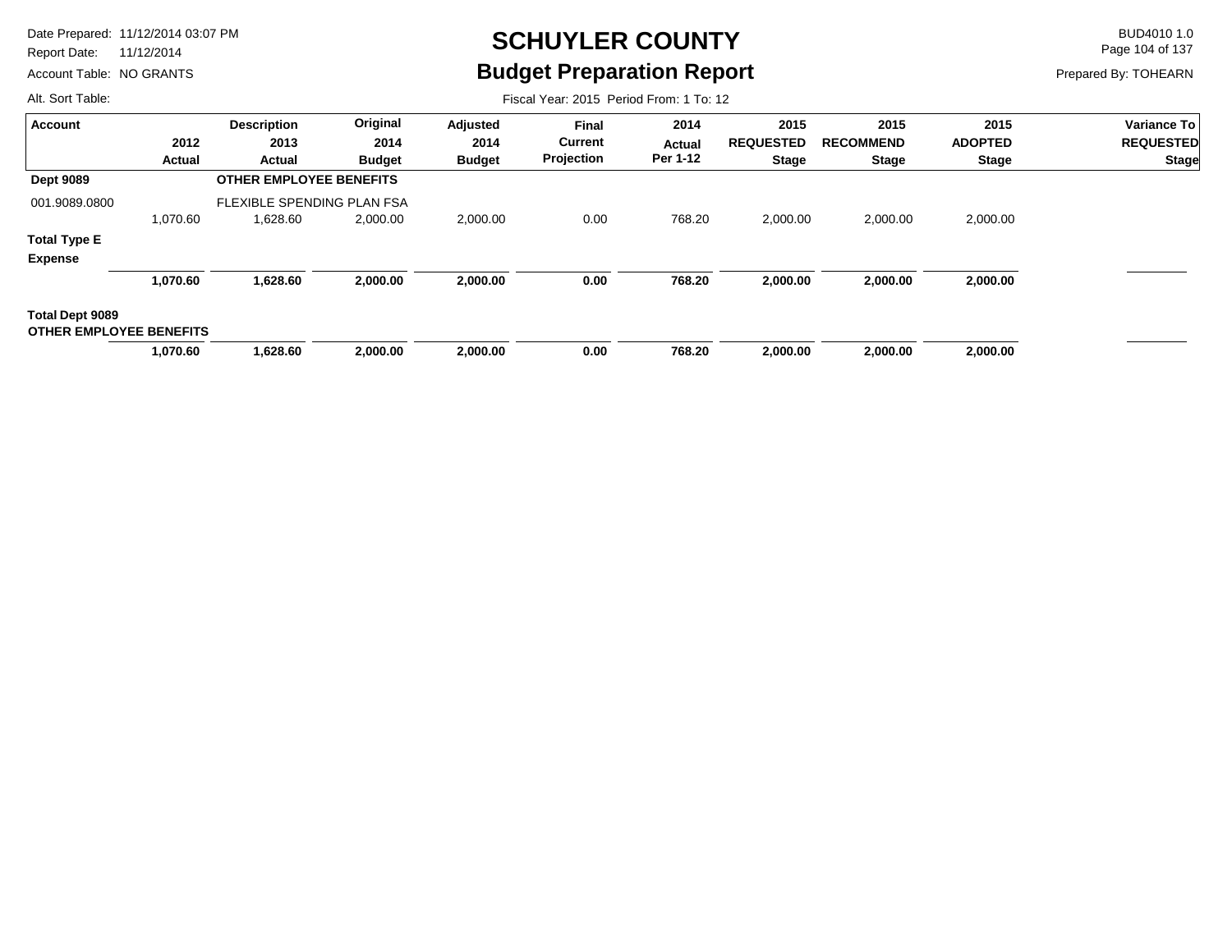# SCHUYLER COUNTY

## Budget Preparation Report

Date Prepared: 11/12/2014 03:07 PM
Report Date: 11/12/2014
Account Table: NO GRANTS
Alt. Sort Table:

BUD4010 1.0
Prepared By: TOHEARN

Fiscal Year: 2015 Period From: 1 To: 12

| Account | 2012 Actual | Description 2013 Actual | Original 2014 Budget | Adjusted 2014 Budget | Final Current Projection | 2014 Actual Per 1-12 | 2015 REQUESTED Stage | 2015 RECOMMEND Stage | 2015 ADOPTED Stage | Variance To REQUESTED Stage |
|---|---|---|---|---|---|---|---|---|---|---|
| **Dept 9089** | | **OTHER EMPLOYEE BENEFITS** | | | | | | | | |
| 001.9089.0800 | | FLEXIBLE SPENDING PLAN FSA | | | | | | | | |
| | 1,070.60 | 1,628.60 | 2,000.00 | 2,000.00 | 0.00 | 768.20 | 2,000.00 | 2,000.00 | 2,000.00 | |
| **Total Type E Expense** | | | | | | | | | | |
| | **1,070.60** | **1,628.60** | **2,000.00** | **2,000.00** | **0.00** | **768.20** | **2,000.00** | **2,000.00** | **2,000.00** | |
| **Total Dept 9089 OTHER EMPLOYEE BENEFITS** | | | | | | | | | | |
| | **1,070.60** | **1,628.60** | **2,000.00** | **2,000.00** | **0.00** | **768.20** | **2,000.00** | **2,000.00** | **2,000.00** | |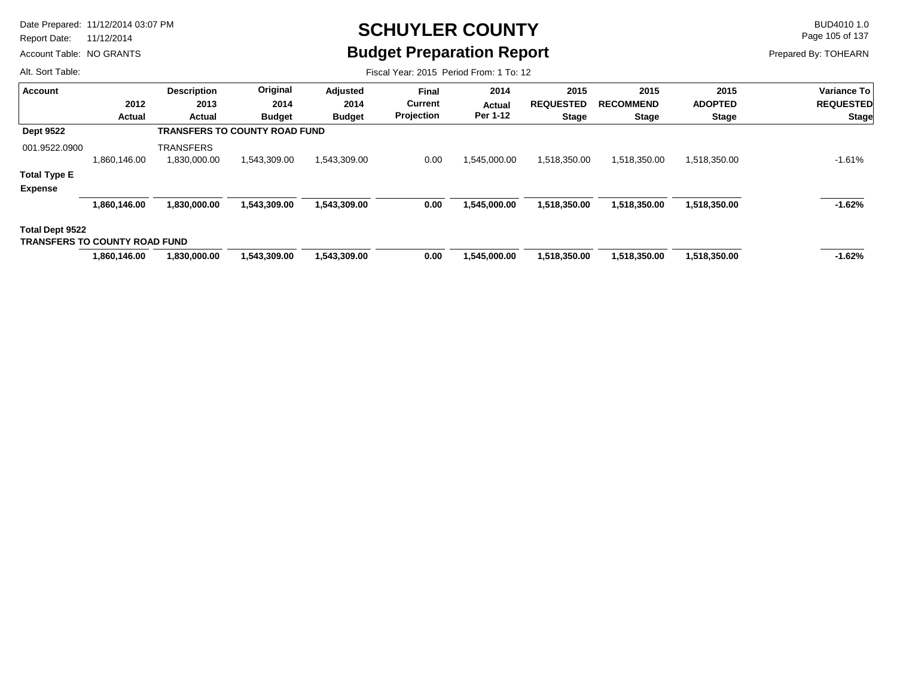# SCHUYLER COUNTY

## Budget Preparation Report

Date Prepared: 11/12/2014 03:07 PM
Report Date: 11/12/2014
Account Table: NO GRANTS
Alt. Sort Table:

BUD4010 1.0
Prepared By: TOHEARN

Fiscal Year: 2015 Period From: 1 To: 12

| Account | 2012 Actual | Description 2013 Actual | Original 2014 Budget | Adjusted 2014 Budget | Final Current Projection | 2014 Actual Per 1-12 | 2015 REQUESTED Stage | 2015 RECOMMEND Stage | 2015 ADOPTED Stage | Variance To REQUESTED Stage |
|---|---|---|---|---|---|---|---|---|---|---|
| **Dept 9522** | | **TRANSFERS TO COUNTY ROAD FUND** | | | | | | | | |
| 001.9522.0900 | | TRANSFERS | | | | | | | | |
| | 1,860,146.00 | 1,830,000.00 | 1,543,309.00 | 1,543,309.00 | 0.00 | 1,545,000.00 | 1,518,350.00 | 1,518,350.00 | 1,518,350.00 | -1.61% |
| **Total Type E Expense** | | | | | | | | | | |
| | **1,860,146.00** | **1,830,000.00** | **1,543,309.00** | **1,543,309.00** | **0.00** | **1,545,000.00** | **1,518,350.00** | **1,518,350.00** | **1,518,350.00** | **-1.62%** |
| **Total Dept 9522 TRANSFERS TO COUNTY ROAD FUND** | | | | | | | | | | |
| | **1,860,146.00** | **1,830,000.00** | **1,543,309.00** | **1,543,309.00** | **0.00** | **1,545,000.00** | **1,518,350.00** | **1,518,350.00** | **1,518,350.00** | **-1.62%** |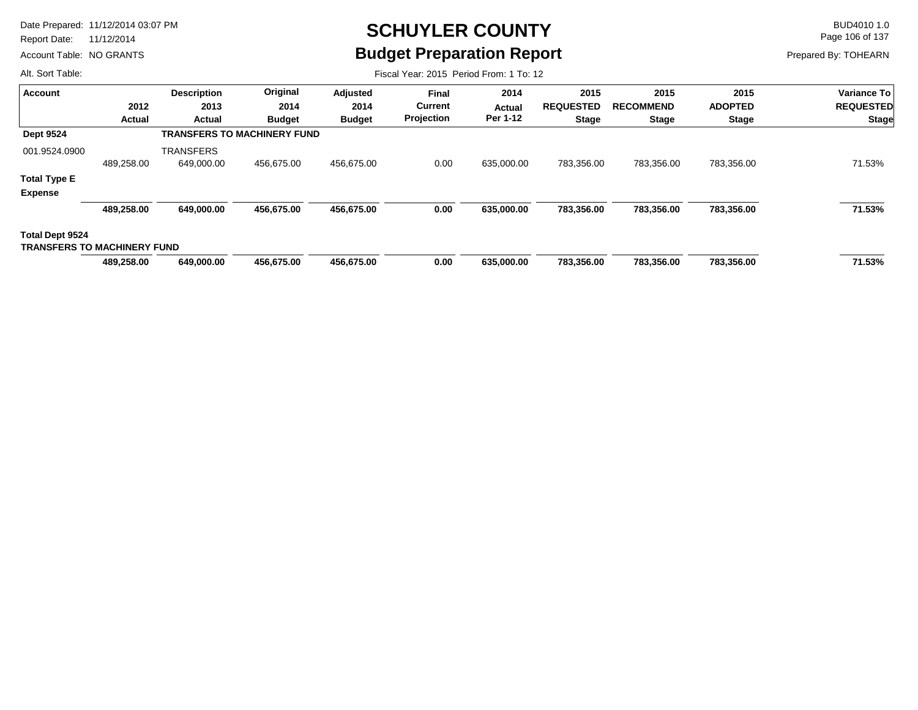# SCHUYLER COUNTY

## Budget Preparation Report

Date Prepared: 11/12/2014 03:07 PM
Report Date: 11/12/2014
Account Table: NO GRANTS
Alt. Sort Table:

BUD4010 1.0
Prepared By: TOHEARN

Fiscal Year: 2015 Period From: 1 To: 12

| Account | 2012 Actual | Description 2013 Actual | Original 2014 Budget | Adjusted 2014 Budget | Final Current Projection | 2014 Actual Per 1-12 | 2015 REQUESTED Stage | 2015 RECOMMEND Stage | 2015 ADOPTED Stage | Variance To REQUESTED Stage |
|---|---|---|---|---|---|---|---|---|---|---|
| **Dept 9524** | | **TRANSFERS TO MACHINERY FUND** | | | | | | | | |
| 001.9524.0900 | | TRANSFERS | | | | | | | | |
| | 489,258.00 | 649,000.00 | 456,675.00 | 456,675.00 | 0.00 | 635,000.00 | 783,356.00 | 783,356.00 | 783,356.00 | 71.53% |
| **Total Type E Expense** | | | | | | | | | | |
| | **489,258.00** | **649,000.00** | **456,675.00** | **456,675.00** | **0.00** | **635,000.00** | **783,356.00** | **783,356.00** | **783,356.00** | **71.53%** |
| **Total Dept 9524 TRANSFERS TO MACHINERY FUND** | | | | | | | | | | |
| | **489,258.00** | **649,000.00** | **456,675.00** | **456,675.00** | **0.00** | **635,000.00** | **783,356.00** | **783,356.00** | **783,356.00** | **71.53%** |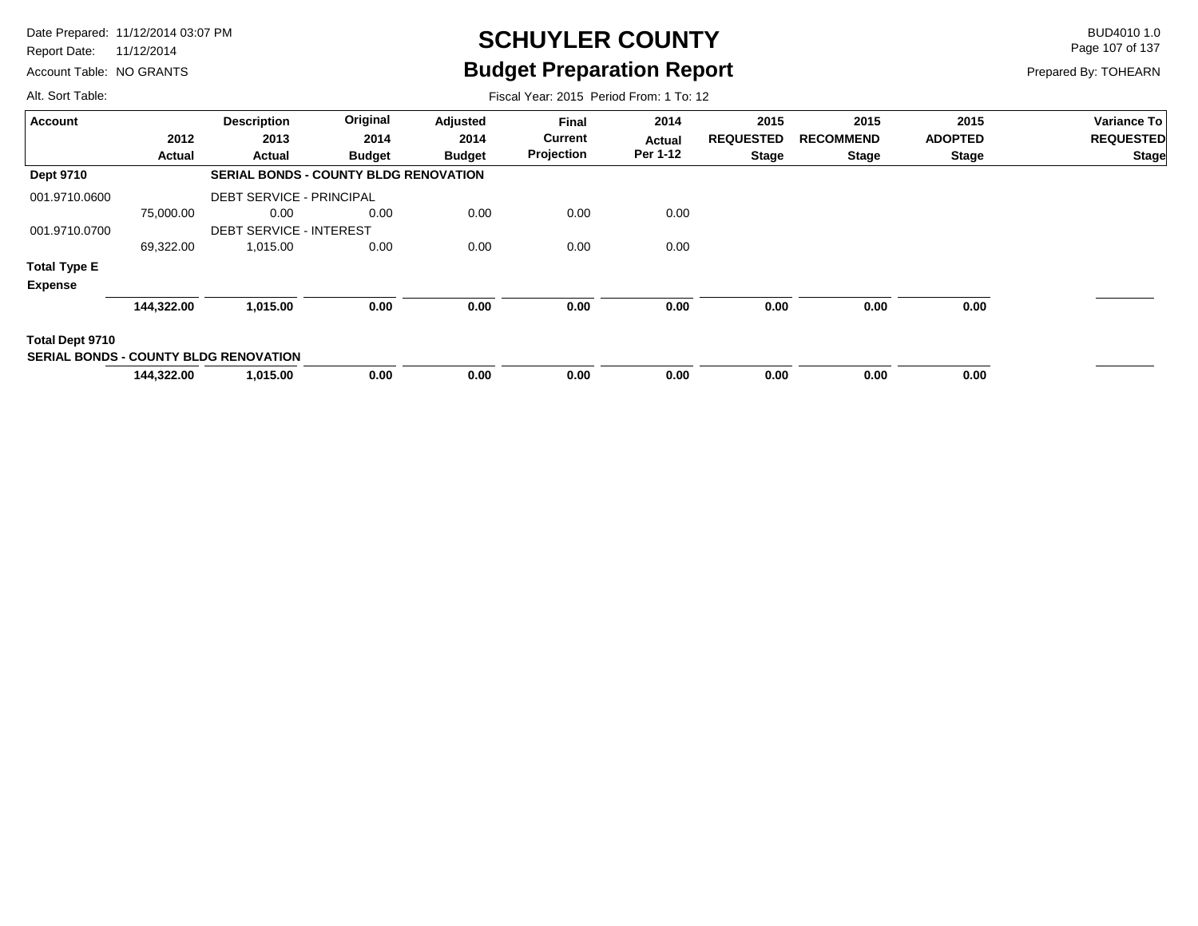# SCHUYLER COUNTY
## Budget Preparation Report

Date Prepared: 11/12/2014 03:07 PM
Report Date: 11/12/2014
Account Table: NO GRANTS
Alt. Sort Table:

BUD4010 1.0
Prepared By: TOHEARN

Fiscal Year: 2015 Period From: 1 To: 12

| Account | 2012 Actual | Description 2013 Actual | Original 2014 Budget | Adjusted 2014 Budget | Final Current Projection | 2014 Actual Per 1-12 | 2015 REQUESTED Stage | 2015 RECOMMEND Stage | 2015 ADOPTED Stage | Variance To REQUESTED Stage |
|---|---|---|---|---|---|---|---|---|---|---|
| **Dept 9710** | | **SERIAL BONDS - COUNTY BLDG RENOVATION** | | | | | | | | |
| 001.9710.0600 | | DEBT SERVICE - PRINCIPAL | | | | | | | | |
| | 75,000.00 | 0.00 | 0.00 | 0.00 | 0.00 | 0.00 | | | | |
| 001.9710.0700 | | DEBT SERVICE - INTEREST | | | | | | | | |
| | 69,322.00 | 1,015.00 | 0.00 | 0.00 | 0.00 | 0.00 | | | | |
| **Total Type E Expense** | | | | | | | | | | |
| | **144,322.00** | **1,015.00** | **0.00** | **0.00** | **0.00** | **0.00** | **0.00** | **0.00** | **0.00** | |
| **Total Dept 9710 SERIAL BONDS - COUNTY BLDG RENOVATION** | | | | | | | | | | |
| | **144,322.00** | **1,015.00** | **0.00** | **0.00** | **0.00** | **0.00** | **0.00** | **0.00** | **0.00** | |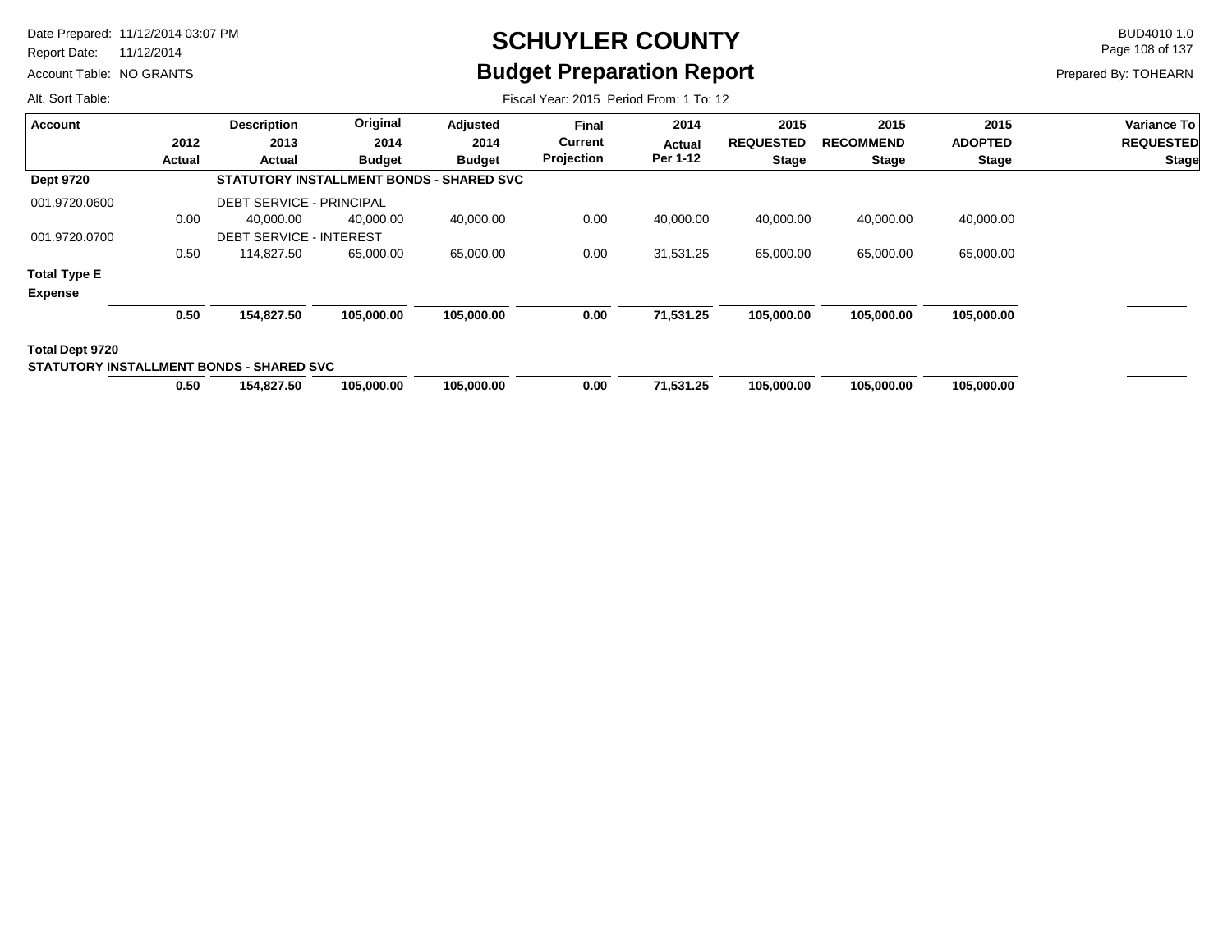# SCHUYLER COUNTY

## Budget Preparation Report

Date Prepared: 11/12/2014 03:07 PM
Report Date: 11/12/2014
Account Table: NO GRANTS
Alt. Sort Table:

BUD4010 1.0
Prepared By: TOHEARN

Fiscal Year: 2015 Period From: 1 To: 12

| Account | 2012 Actual | Description 2013 Actual | Original 2014 Budget | Adjusted 2014 Budget | Final Current Projection | 2014 Actual Per 1-12 | 2015 REQUESTED Stage | 2015 RECOMMEND Stage | 2015 ADOPTED Stage | Variance To REQUESTED Stage |
|---|---|---|---|---|---|---|---|---|---|---|
| **Dept 9720** | | **STATUTORY INSTALLMENT BONDS - SHARED SVC** | | | | | | | | |
| 001.9720.0600 | | DEBT SERVICE - PRINCIPAL | | | | | | | | |
| | 0.00 | 40,000.00 | 40,000.00 | 40,000.00 | 0.00 | 40,000.00 | 40,000.00 | 40,000.00 | 40,000.00 | |
| 001.9720.0700 | | DEBT SERVICE - INTEREST | | | | | | | | |
| | 0.50 | 114,827.50 | 65,000.00 | 65,000.00 | 0.00 | 31,531.25 | 65,000.00 | 65,000.00 | 65,000.00 | |
| **Total Type E Expense** | | | | | | | | | | |
| | **0.50** | **154,827.50** | **105,000.00** | **105,000.00** | **0.00** | **71,531.25** | **105,000.00** | **105,000.00** | **105,000.00** | |
| **Total Dept 9720 STATUTORY INSTALLMENT BONDS - SHARED SVC** | | | | | | | | | | |
| | **0.50** | **154,827.50** | **105,000.00** | **105,000.00** | **0.00** | **71,531.25** | **105,000.00** | **105,000.00** | **105,000.00** | |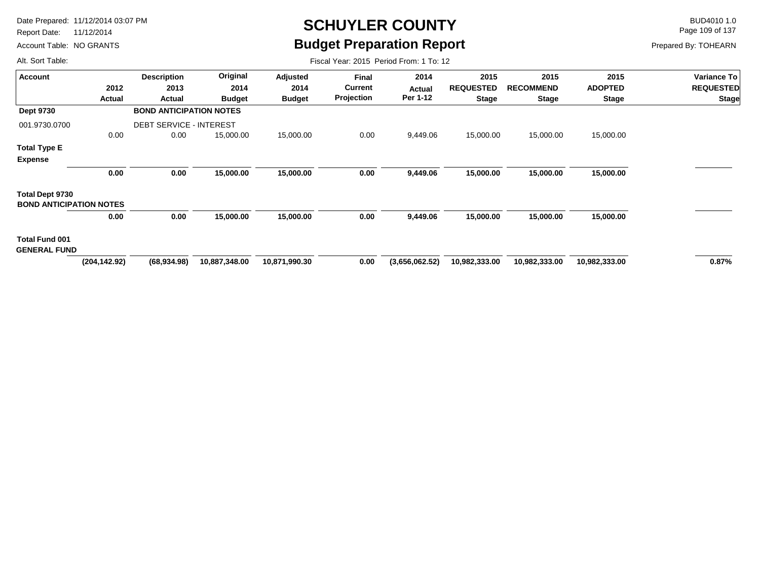# SCHUYLER COUNTY

## Budget Preparation Report

Date Prepared: 11/12/2014 03:07 PM
Report Date: 11/12/2014
Account Table: NO GRANTS
Alt. Sort Table:

BUD4010 1.0
Prepared By: TOHEARN

Fiscal Year: 2015 Period From: 1 To: 12

| Account | 2012 Actual | Description 2013 Actual | Original 2014 Budget | Adjusted 2014 Budget | Final Current Projection | 2014 Actual Per 1-12 | 2015 REQUESTED Stage | 2015 RECOMMEND Stage | 2015 ADOPTED Stage | Variance To REQUESTED Stage |
|---|---|---|---|---|---|---|---|---|---|---|
| **Dept 9730** | | **BOND ANTICIPATION NOTES** | | | | | | | | |
| 001.9730.0700 | | DEBT SERVICE - INTEREST | | | | | | | | |
| | 0.00 | 0.00 | 15,000.00 | 15,000.00 | 0.00 | 9,449.06 | 15,000.00 | 15,000.00 | 15,000.00 | |
| **Total Type E Expense** | | | | | | | | | | |
| | **0.00** | **0.00** | **15,000.00** | **15,000.00** | **0.00** | **9,449.06** | **15,000.00** | **15,000.00** | **15,000.00** | |
| **Total Dept 9730 BOND ANTICIPATION NOTES** | | | | | | | | | | |
| | **0.00** | **0.00** | **15,000.00** | **15,000.00** | **0.00** | **9,449.06** | **15,000.00** | **15,000.00** | **15,000.00** | |
| **Total Fund 001 GENERAL FUND** | | | | | | | | | | |
| | **(204,142.92)** | **(68,934.98)** | **10,887,348.00** | **10,871,990.30** | **0.00** | **(3,656,062.52)** | **10,982,333.00** | **10,982,333.00** | **10,982,333.00** | **0.87%** |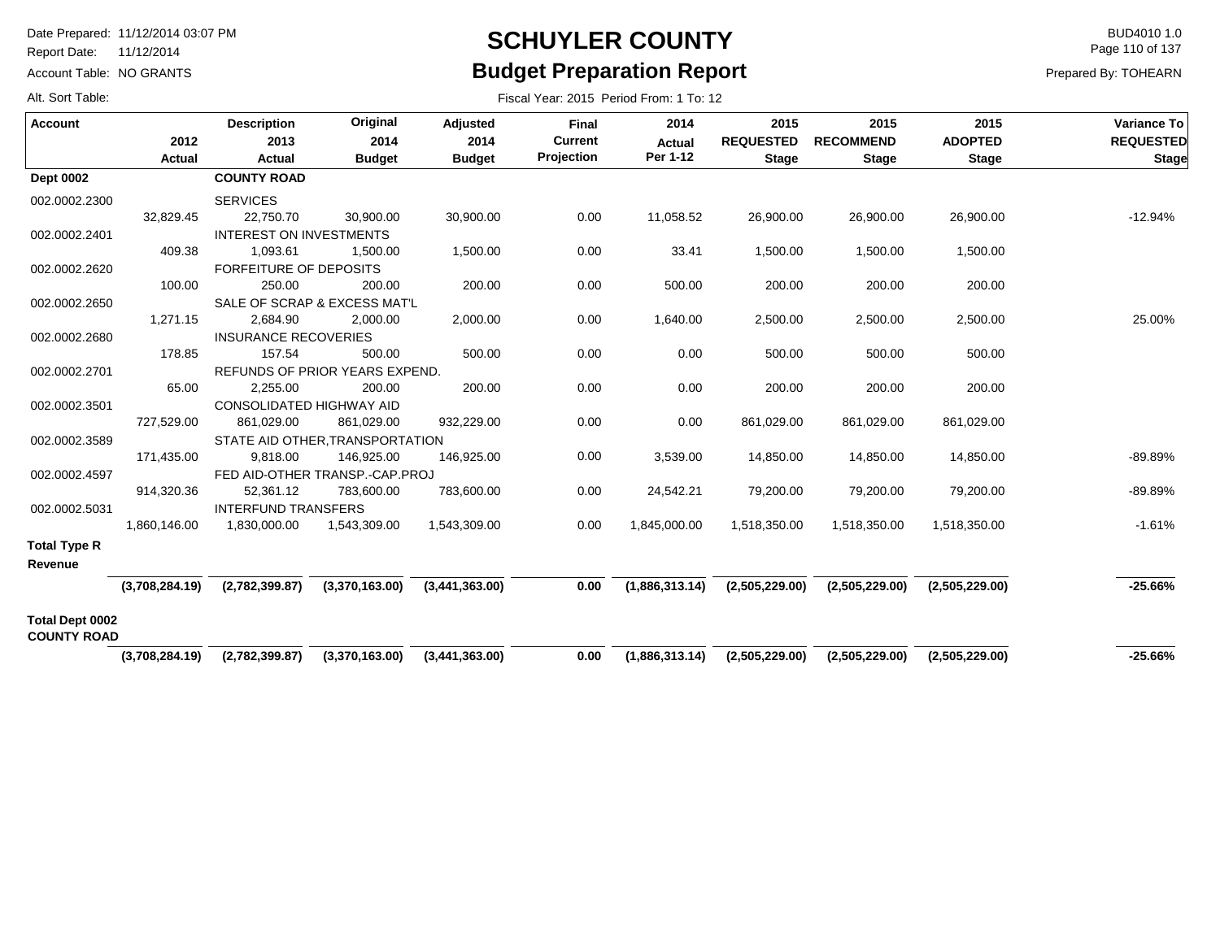# SCHUYLER COUNTY

## Budget Preparation Report

Date Prepared: 11/12/2014 03:07 PM
Report Date: 11/12/2014
Account Table: NO GRANTS
Alt. Sort Table:

BUD4010 1.0
Prepared By: TOHEARN

Fiscal Year: 2015 Period From: 1 To: 12

| Account | 2012 Actual | Description 2013 Actual | Original 2014 Budget | Adjusted 2014 Budget | Final Current Projection | 2014 Actual Per 1-12 | 2015 REQUESTED Stage | 2015 RECOMMEND Stage | 2015 ADOPTED Stage | Variance To REQUESTED Stage |
|---|---|---|---|---|---|---|---|---|---|---|
| **Dept 0002** | | **COUNTY ROAD** | | | | | | | | |
| 002.0002.2300 | | SERVICES | | | | | | | | |
| | 32,829.45 | 22,750.70 | 30,900.00 | 30,900.00 | 0.00 | 11,058.52 | 26,900.00 | 26,900.00 | 26,900.00 | -12.94% |
| 002.0002.2401 | | INTEREST ON INVESTMENTS | | | | | | | | |
| | 409.38 | 1,093.61 | 1,500.00 | 1,500.00 | 0.00 | 33.41 | 1,500.00 | 1,500.00 | 1,500.00 | |
| 002.0002.2620 | | FORFEITURE OF DEPOSITS | | | | | | | | |
| | 100.00 | 250.00 | 200.00 | 200.00 | 0.00 | 500.00 | 200.00 | 200.00 | 200.00 | |
| 002.0002.2650 | | SALE OF SCRAP & EXCESS MAT'L | | | | | | | | |
| | 1,271.15 | 2,684.90 | 2,000.00 | 2,000.00 | 0.00 | 1,640.00 | 2,500.00 | 2,500.00 | 2,500.00 | 25.00% |
| 002.0002.2680 | | INSURANCE RECOVERIES | | | | | | | | |
| | 178.85 | 157.54 | 500.00 | 500.00 | 0.00 | 0.00 | 500.00 | 500.00 | 500.00 | |
| 002.0002.2701 | | REFUNDS OF PRIOR YEARS EXPEND. | | | | | | | | |
| | 65.00 | 2,255.00 | 200.00 | 200.00 | 0.00 | 0.00 | 200.00 | 200.00 | 200.00 | |
| 002.0002.3501 | | CONSOLIDATED HIGHWAY AID | | | | | | | | |
| | 727,529.00 | 861,029.00 | 861,029.00 | 932,229.00 | 0.00 | 0.00 | 861,029.00 | 861,029.00 | 861,029.00 | |
| 002.0002.3589 | | STATE AID OTHER,TRANSPORTATION | | | | | | | | |
| | 171,435.00 | 9,818.00 | 146,925.00 | 146,925.00 | 0.00 | 3,539.00 | 14,850.00 | 14,850.00 | 14,850.00 | -89.89% |
| 002.0002.4597 | | FED AID-OTHER TRANSP.-CAP.PROJ | | | | | | | | |
| | 914,320.36 | 52,361.12 | 783,600.00 | 783,600.00 | 0.00 | 24,542.21 | 79,200.00 | 79,200.00 | 79,200.00 | -89.89% |
| 002.0002.5031 | | INTERFUND TRANSFERS | | | | | | | | |
| | 1,860,146.00 | 1,830,000.00 | 1,543,309.00 | 1,543,309.00 | 0.00 | 1,845,000.00 | 1,518,350.00 | 1,518,350.00 | 1,518,350.00 | -1.61% |
| **Total Type R Revenue** | | | | | | | | | | |
| | **(3,708,284.19)** | **(2,782,399.87)** | **(3,370,163.00)** | **(3,441,363.00)** | **0.00** | **(1,886,313.14)** | **(2,505,229.00)** | **(2,505,229.00)** | **(2,505,229.00)** | **-25.66%** |
| **Total Dept 0002 COUNTY ROAD** | | | | | | | | | | |
| | **(3,708,284.19)** | **(2,782,399.87)** | **(3,370,163.00)** | **(3,441,363.00)** | **0.00** | **(1,886,313.14)** | **(2,505,229.00)** | **(2,505,229.00)** | **(2,505,229.00)** | **-25.66%** |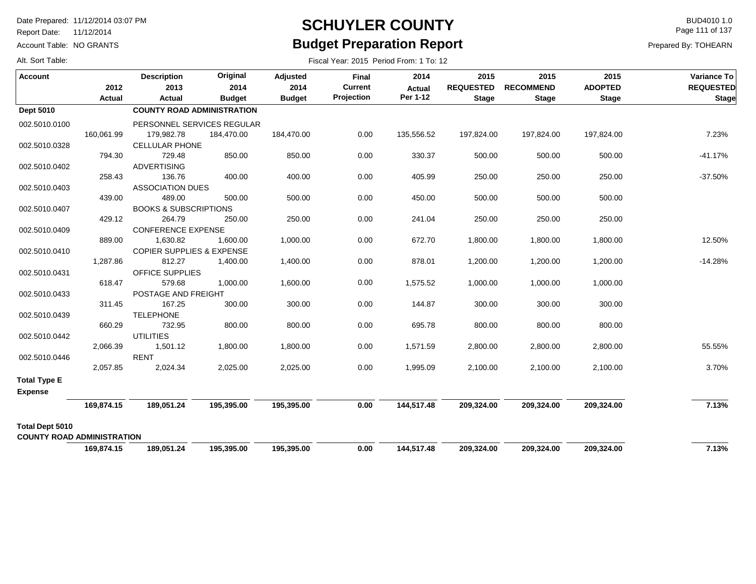# SCHUYLER COUNTY

## Budget Preparation Report

Date Prepared: 11/12/2014 03:07 PM
Report Date: 11/12/2014
Account Table: NO GRANTS
Alt. Sort Table:

BUD4010 1.0
Prepared By: TOHEARN

Fiscal Year: 2015 Period From: 1 To: 12

| Account | 2012 Actual | Description 2013 Actual | Original 2014 Budget | Adjusted 2014 Budget | Final Current Projection | 2014 Actual Per 1-12 | 2015 REQUESTED Stage | 2015 RECOMMEND Stage | 2015 ADOPTED Stage | Variance To REQUESTED Stage |
|---|---|---|---|---|---|---|---|---|---|---|
| **Dept 5010** | | **COUNTY ROAD ADMINISTRATION** | | | | | | | | |
| 002.5010.0100 | | PERSONNEL SERVICES REGULAR | | | | | | | | |
| | 160,061.99 | 179,982.78 | 184,470.00 | 184,470.00 | 0.00 | 135,556.52 | 197,824.00 | 197,824.00 | 197,824.00 | 7.23% |
| 002.5010.0328 | | CELLULAR PHONE | | | | | | | | |
| | 794.30 | 729.48 | 850.00 | 850.00 | 0.00 | 330.37 | 500.00 | 500.00 | 500.00 | -41.17% |
| 002.5010.0402 | | ADVERTISING | | | | | | | | |
| | 258.43 | 136.76 | 400.00 | 400.00 | 0.00 | 405.99 | 250.00 | 250.00 | 250.00 | -37.50% |
| 002.5010.0403 | | ASSOCIATION DUES | | | | | | | | |
| | 439.00 | 489.00 | 500.00 | 500.00 | 0.00 | 450.00 | 500.00 | 500.00 | 500.00 | |
| 002.5010.0407 | | BOOKS & SUBSCRIPTIONS | | | | | | | | |
| | 429.12 | 264.79 | 250.00 | 250.00 | 0.00 | 241.04 | 250.00 | 250.00 | 250.00 | |
| 002.5010.0409 | | CONFERENCE EXPENSE | | | | | | | | |
| | 889.00 | 1,630.82 | 1,600.00 | 1,000.00 | 0.00 | 672.70 | 1,800.00 | 1,800.00 | 1,800.00 | 12.50% |
| 002.5010.0410 | | COPIER SUPPLIES & EXPENSE | | | | | | | | |
| | 1,287.86 | 812.27 | 1,400.00 | 1,400.00 | 0.00 | 878.01 | 1,200.00 | 1,200.00 | 1,200.00 | -14.28% |
| 002.5010.0431 | | OFFICE SUPPLIES | | | | | | | | |
| | 618.47 | 579.68 | 1,000.00 | 1,600.00 | 0.00 | 1,575.52 | 1,000.00 | 1,000.00 | 1,000.00 | |
| 002.5010.0433 | | POSTAGE AND FREIGHT | | | | | | | | |
| | 311.45 | 167.25 | 300.00 | 300.00 | 0.00 | 144.87 | 300.00 | 300.00 | 300.00 | |
| 002.5010.0439 | | TELEPHONE | | | | | | | | |
| | 660.29 | 732.95 | 800.00 | 800.00 | 0.00 | 695.78 | 800.00 | 800.00 | 800.00 | |
| 002.5010.0442 | | UTILITIES | | | | | | | | |
| | 2,066.39 | 1,501.12 | 1,800.00 | 1,800.00 | 0.00 | 1,571.59 | 2,800.00 | 2,800.00 | 2,800.00 | 55.55% |
| 002.5010.0446 | | RENT | | | | | | | | |
| | 2,057.85 | 2,024.34 | 2,025.00 | 2,025.00 | 0.00 | 1,995.09 | 2,100.00 | 2,100.00 | 2,100.00 | 3.70% |
| **Total Type E Expense** | | | | | | | | | | |
| | **169,874.15** | **189,051.24** | **195,395.00** | **195,395.00** | **0.00** | **144,517.48** | **209,324.00** | **209,324.00** | **209,324.00** | **7.13%** |
| **Total Dept 5010 COUNTY ROAD ADMINISTRATION** | | | | | | | | | | |
| | **169,874.15** | **189,051.24** | **195,395.00** | **195,395.00** | **0.00** | **144,517.48** | **209,324.00** | **209,324.00** | **209,324.00** | **7.13%** |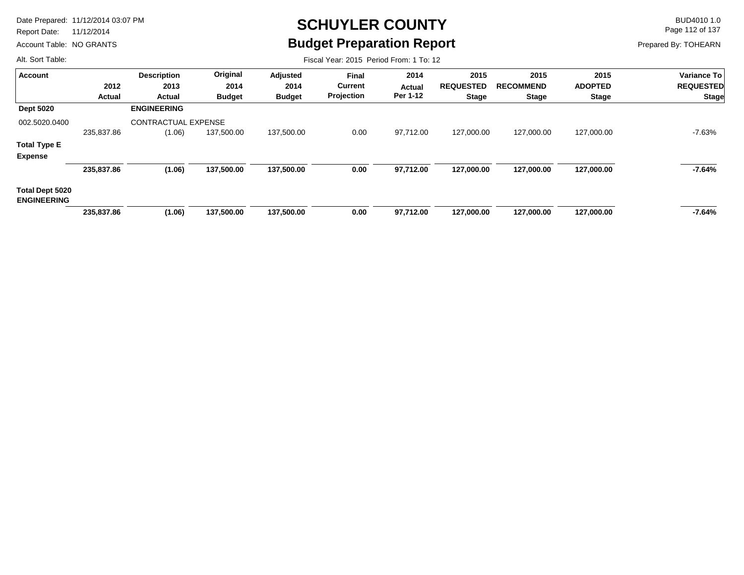# SCHUYLER COUNTY

## Budget Preparation Report

Date Prepared: 11/12/2014 03:07 PM
Report Date: 11/12/2014
Account Table: NO GRANTS
Alt. Sort Table:

BUD4010 1.0
Prepared By: TOHEARN

Fiscal Year: 2015 Period From: 1 To: 12

| Account | 2012 Actual | Description 2013 Actual | Original 2014 Budget | Adjusted 2014 Budget | Final Current Projection | 2014 Actual Per 1-12 | 2015 REQUESTED Stage | 2015 RECOMMEND Stage | 2015 ADOPTED Stage | Variance To REQUESTED Stage |
|---|---|---|---|---|---|---|---|---|---|---|
| **Dept 5020** | | **ENGINEERING** | | | | | | | | |
| 002.5020.0400 | | CONTRACTUAL EXPENSE | | | | | | | | |
| | 235,837.86 | (1.06) | 137,500.00 | 137,500.00 | 0.00 | 97,712.00 | 127,000.00 | 127,000.00 | 127,000.00 | -7.63% |
| **Total Type E Expense** | | | | | | | | | | |
| | **235,837.86** | **(1.06)** | **137,500.00** | **137,500.00** | **0.00** | **97,712.00** | **127,000.00** | **127,000.00** | **127,000.00** | **-7.64%** |
| **Total Dept 5020 ENGINEERING** | | | | | | | | | | |
| | **235,837.86** | **(1.06)** | **137,500.00** | **137,500.00** | **0.00** | **97,712.00** | **127,000.00** | **127,000.00** | **127,000.00** | **-7.64%** |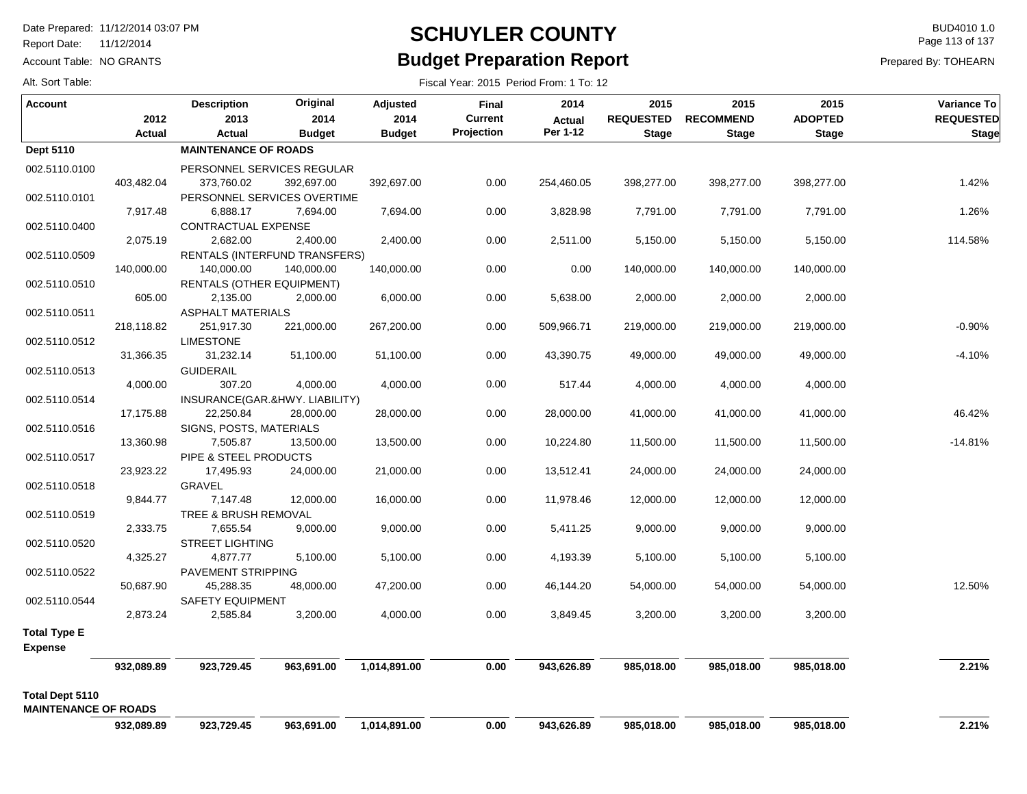# SCHUYLER COUNTY

## Budget Preparation Report

Date Prepared: 11/12/2014 03:07 PM
Report Date: 11/12/2014
Account Table: NO GRANTS
Alt. Sort Table:

BUD4010 1.0
Prepared By: TOHEARN

Fiscal Year: 2015 Period From: 1 To: 12

| Account | 2012 Actual | Description 2013 Actual | Original 2014 Budget | Adjusted 2014 Budget | Final Current Projection | 2014 Actual Per 1-12 | 2015 REQUESTED Stage | 2015 RECOMMEND Stage | 2015 ADOPTED Stage | Variance To REQUESTED Stage |
|---|---|---|---|---|---|---|---|---|---|---|
| **Dept 5110** | | **MAINTENANCE OF ROADS** | | | | | | | | |
| 002.5110.0100 | | PERSONNEL SERVICES REGULAR | | | | | | | | |
| | 403,482.04 | 373,760.02 | 392,697.00 | 392,697.00 | 0.00 | 254,460.05 | 398,277.00 | 398,277.00 | 398,277.00 | 1.42% |
| 002.5110.0101 | | PERSONNEL SERVICES OVERTIME | | | | | | | | |
| | 7,917.48 | 6,888.17 | 7,694.00 | 7,694.00 | 0.00 | 3,828.98 | 7,791.00 | 7,791.00 | 7,791.00 | 1.26% |
| 002.5110.0400 | | CONTRACTUAL EXPENSE | | | | | | | | |
| | 2,075.19 | 2,682.00 | 2,400.00 | 2,400.00 | 0.00 | 2,511.00 | 5,150.00 | 5,150.00 | 5,150.00 | 114.58% |
| 002.5110.0509 | | RENTALS (INTERFUND TRANSFERS) | | | | | | | | |
| | 140,000.00 | 140,000.00 | 140,000.00 | 140,000.00 | 0.00 | 0.00 | 140,000.00 | 140,000.00 | 140,000.00 | |
| 002.5110.0510 | | RENTALS (OTHER EQUIPMENT) | | | | | | | | |
| | 605.00 | 2,135.00 | 2,000.00 | 6,000.00 | 0.00 | 5,638.00 | 2,000.00 | 2,000.00 | 2,000.00 | |
| 002.5110.0511 | | ASPHALT MATERIALS | | | | | | | | |
| | 218,118.82 | 251,917.30 | 221,000.00 | 267,200.00 | 0.00 | 509,966.71 | 219,000.00 | 219,000.00 | 219,000.00 | -0.90% |
| 002.5110.0512 | | LIMESTONE | | | | | | | | |
| | 31,366.35 | 31,232.14 | 51,100.00 | 51,100.00 | 0.00 | 43,390.75 | 49,000.00 | 49,000.00 | 49,000.00 | -4.10% |
| 002.5110.0513 | | GUIDERAIL | | | | | | | | |
| | 4,000.00 | 307.20 | 4,000.00 | 4,000.00 | 0.00 | 517.44 | 4,000.00 | 4,000.00 | 4,000.00 | |
| 002.5110.0514 | | INSURANCE(GAR.&HWY. LIABILITY) | | | | | | | | |
| | 17,175.88 | 22,250.84 | 28,000.00 | 28,000.00 | 0.00 | 28,000.00 | 41,000.00 | 41,000.00 | 41,000.00 | 46.42% |
| 002.5110.0516 | | SIGNS, POSTS, MATERIALS | | | | | | | | |
| | 13,360.98 | 7,505.87 | 13,500.00 | 13,500.00 | 0.00 | 10,224.80 | 11,500.00 | 11,500.00 | 11,500.00 | -14.81% |
| 002.5110.0517 | | PIPE & STEEL PRODUCTS | | | | | | | | |
| | 23,923.22 | 17,495.93 | 24,000.00 | 21,000.00 | 0.00 | 13,512.41 | 24,000.00 | 24,000.00 | 24,000.00 | |
| 002.5110.0518 | | GRAVEL | | | | | | | | |
| | 9,844.77 | 7,147.48 | 12,000.00 | 16,000.00 | 0.00 | 11,978.46 | 12,000.00 | 12,000.00 | 12,000.00 | |
| 002.5110.0519 | | TREE & BRUSH REMOVAL | | | | | | | | |
| | 2,333.75 | 7,655.54 | 9,000.00 | 9,000.00 | 0.00 | 5,411.25 | 9,000.00 | 9,000.00 | 9,000.00 | |
| 002.5110.0520 | | STREET LIGHTING | | | | | | | | |
| | 4,325.27 | 4,877.77 | 5,100.00 | 5,100.00 | 0.00 | 4,193.39 | 5,100.00 | 5,100.00 | 5,100.00 | |
| 002.5110.0522 | | PAVEMENT STRIPPING | | | | | | | | |
| | 50,687.90 | 45,288.35 | 48,000.00 | 47,200.00 | 0.00 | 46,144.20 | 54,000.00 | 54,000.00 | 54,000.00 | 12.50% |
| 002.5110.0544 | | SAFETY EQUIPMENT | | | | | | | | |
| | 2,873.24 | 2,585.84 | 3,200.00 | 4,000.00 | 0.00 | 3,849.45 | 3,200.00 | 3,200.00 | 3,200.00 | |
| **Total Type E Expense** | | | | | | | | | | |
| | **932,089.89** | **923,729.45** | **963,691.00** | **1,014,891.00** | **0.00** | **943,626.89** | **985,018.00** | **985,018.00** | **985,018.00** | **2.21%** |
| **Total Dept 5110 MAINTENANCE OF ROADS** | | | | | | | | | | |
| | **932,089.89** | **923,729.45** | **963,691.00** | **1,014,891.00** | **0.00** | **943,626.89** | **985,018.00** | **985,018.00** | **985,018.00** | **2.21%** |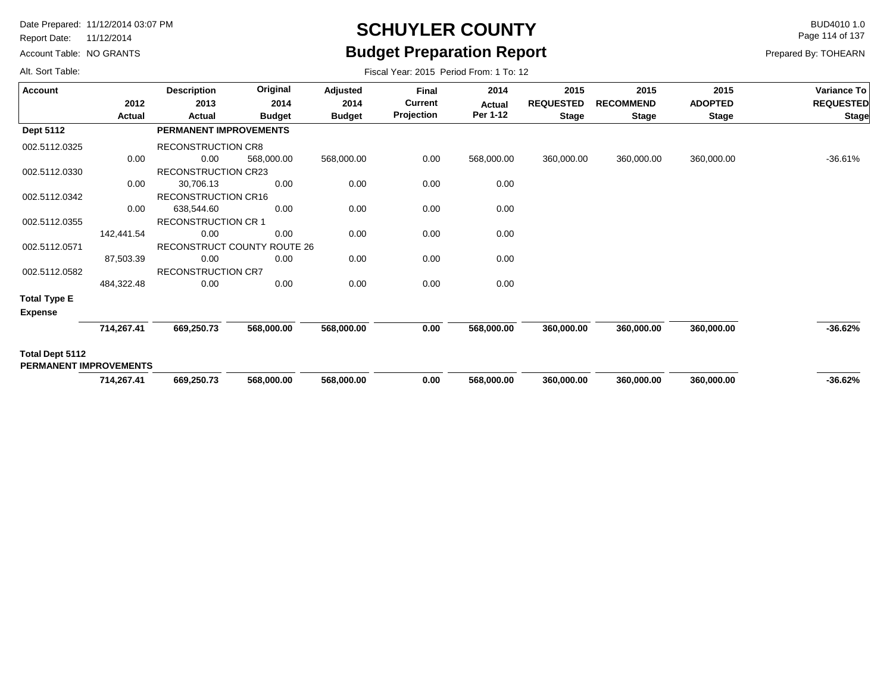# SCHUYLER COUNTY

## Budget Preparation Report

Date Prepared: 11/12/2014 03:07 PM
Report Date: 11/12/2014
Account Table: NO GRANTS
Alt. Sort Table:

BUD4010 1.0
Prepared By: TOHEARN

Fiscal Year: 2015 Period From: 1 To: 12

| Account | 2012 Actual | Description 2013 Actual | Original 2014 Budget | Adjusted 2014 Budget | Final Current Projection | 2014 Actual Per 1-12 | 2015 REQUESTED Stage | 2015 RECOMMEND Stage | 2015 ADOPTED Stage | Variance To REQUESTED Stage |
|---|---|---|---|---|---|---|---|---|---|---|
| **Dept 5112** | | **PERMANENT IMPROVEMENTS** | | | | | | | | |
| 002.5112.0325 | | RECONSTRUCTION CR8 | | | | | | | | |
| | 0.00 | 0.00 | 568,000.00 | 568,000.00 | 0.00 | 568,000.00 | 360,000.00 | 360,000.00 | 360,000.00 | -36.61% |
| 002.5112.0330 | | RECONSTRUCTION CR23 | | | | | | | | |
| | 0.00 | 30,706.13 | 0.00 | 0.00 | 0.00 | 0.00 | | | | |
| 002.5112.0342 | | RECONSTRUCTION CR16 | | | | | | | | |
| | 0.00 | 638,544.60 | 0.00 | 0.00 | 0.00 | 0.00 | | | | |
| 002.5112.0355 | | RECONSTRUCTION CR 1 | | | | | | | | |
| | 142,441.54 | 0.00 | 0.00 | 0.00 | 0.00 | 0.00 | | | | |
| 002.5112.0571 | | RECONSTRUCT COUNTY ROUTE 26 | | | | | | | | |
| | 87,503.39 | 0.00 | 0.00 | 0.00 | 0.00 | 0.00 | | | | |
| 002.5112.0582 | | RECONSTRUCTION CR7 | | | | | | | | |
| | 484,322.48 | 0.00 | 0.00 | 0.00 | 0.00 | 0.00 | | | | |
| **Total Type E Expense** | | | | | | | | | | |
| | **714,267.41** | **669,250.73** | **568,000.00** | **568,000.00** | **0.00** | **568,000.00** | **360,000.00** | **360,000.00** | **360,000.00** | **-36.62%** |
| **Total Dept 5112 PERMANENT IMPROVEMENTS** | | | | | | | | | | |
| | **714,267.41** | **669,250.73** | **568,000.00** | **568,000.00** | **0.00** | **568,000.00** | **360,000.00** | **360,000.00** | **360,000.00** | **-36.62%** |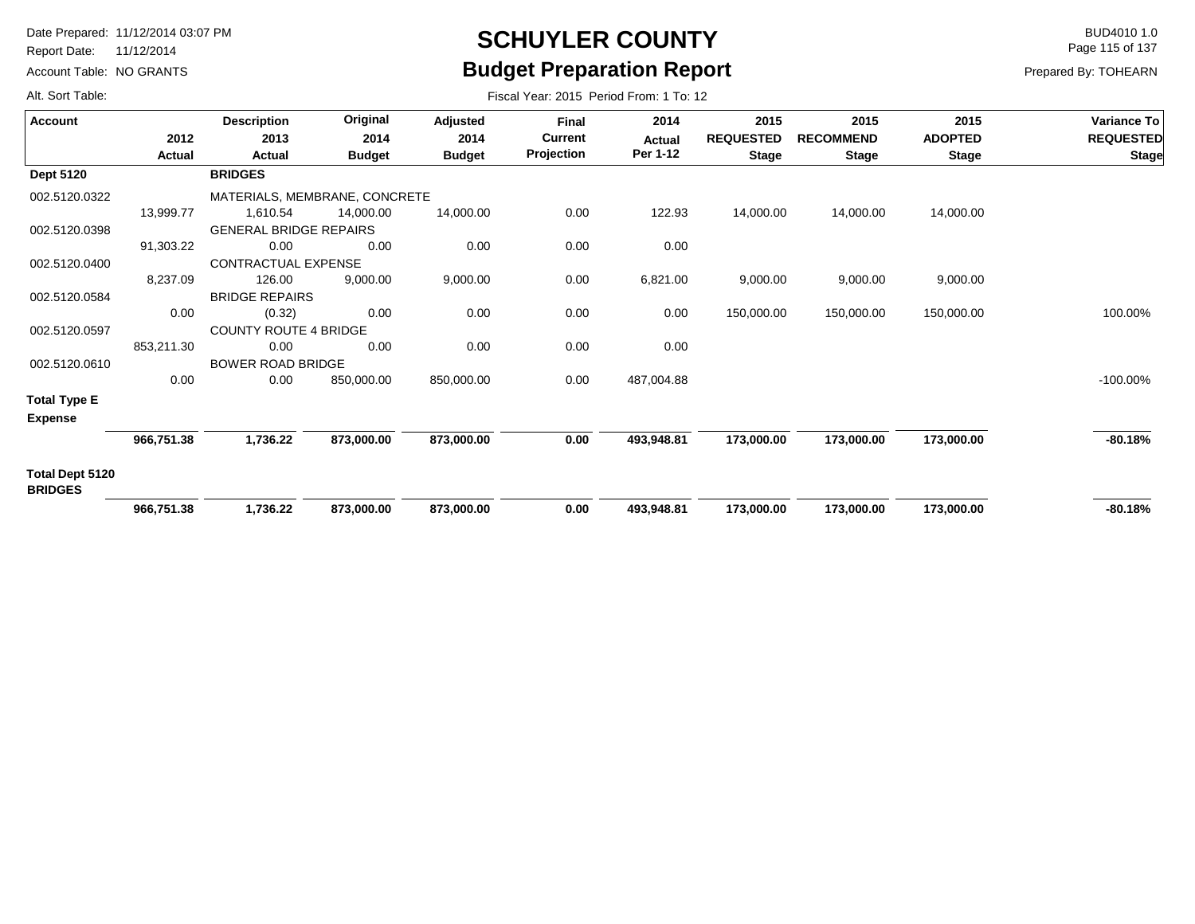# SCHUYLER COUNTY

## Budget Preparation Report

Date Prepared: 11/12/2014 03:07 PM
Report Date: 11/12/2014
Account Table: NO GRANTS
Alt. Sort Table:

BUD4010 1.0
Prepared By: TOHEARN

Fiscal Year: 2015 Period From: 1 To: 12

| Account | 2012 Actual | Description 2013 Actual | Original 2014 Budget | Adjusted 2014 Budget | Final Current Projection | 2014 Actual Per 1-12 | 2015 REQUESTED Stage | 2015 RECOMMEND Stage | 2015 ADOPTED Stage | Variance To REQUESTED Stage |
|---|---|---|---|---|---|---|---|---|---|---|
| **Dept 5120** | | **BRIDGES** | | | | | | | | |
| 002.5120.0322 | | MATERIALS, MEMBRANE, CONCRETE | | | | | | | | |
| | 13,999.77 | 1,610.54 | 14,000.00 | 14,000.00 | 0.00 | 122.93 | 14,000.00 | 14,000.00 | 14,000.00 | |
| 002.5120.0398 | | GENERAL BRIDGE REPAIRS | | | | | | | | |
| | 91,303.22 | 0.00 | 0.00 | 0.00 | 0.00 | 0.00 | | | | |
| 002.5120.0400 | | CONTRACTUAL EXPENSE | | | | | | | | |
| | 8,237.09 | 126.00 | 9,000.00 | 9,000.00 | 0.00 | 6,821.00 | 9,000.00 | 9,000.00 | 9,000.00 | |
| 002.5120.0584 | | BRIDGE REPAIRS | | | | | | | | |
| | 0.00 | (0.32) | 0.00 | 0.00 | 0.00 | 0.00 | 150,000.00 | 150,000.00 | 150,000.00 | 100.00% |
| 002.5120.0597 | | COUNTY ROUTE 4 BRIDGE | | | | | | | | |
| | 853,211.30 | 0.00 | 0.00 | 0.00 | 0.00 | 0.00 | | | | |
| 002.5120.0610 | | BOWER ROAD BRIDGE | | | | | | | | |
| | 0.00 | 0.00 | 850,000.00 | 850,000.00 | 0.00 | 487,004.88 | | | | -100.00% |
| **Total Type E Expense** | **966,751.38** | **1,736.22** | **873,000.00** | **873,000.00** | **0.00** | **493,948.81** | **173,000.00** | **173,000.00** | **173,000.00** | **-80.18%** |
| **Total Dept 5120 BRIDGES** | **966,751.38** | **1,736.22** | **873,000.00** | **873,000.00** | **0.00** | **493,948.81** | **173,000.00** | **173,000.00** | **173,000.00** | **-80.18%** |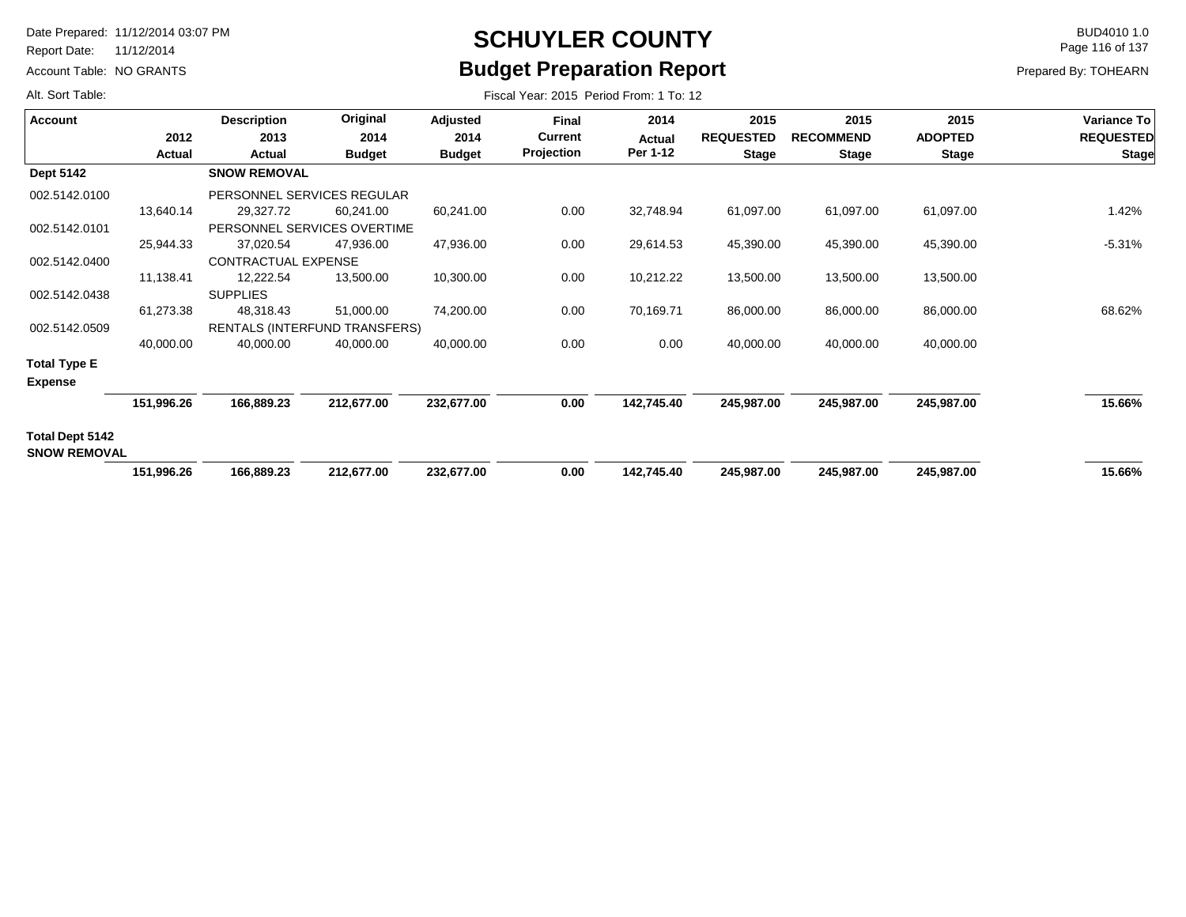# SCHUYLER COUNTY

## Budget Preparation Report

Date Prepared: 11/12/2014 03:07 PM
Report Date: 11/12/2014
Account Table: NO GRANTS
Alt. Sort Table:

BUD4010 1.0
Prepared By: TOHEARN

Fiscal Year: 2015 Period From: 1 To: 12

| Account | 2012 Actual | Description 2013 Actual | Original 2014 Budget | Adjusted 2014 Budget | Final Current Projection | 2014 Actual Per 1-12 | 2015 REQUESTED Stage | 2015 RECOMMEND Stage | 2015 ADOPTED Stage | Variance To REQUESTED Stage |
|---|---|---|---|---|---|---|---|---|---|---|
| **Dept 5142** | | **SNOW REMOVAL** | | | | | | | | |
| 002.5142.0100 | | PERSONNEL SERVICES REGULAR | | | | | | | | |
| | 13,640.14 | 29,327.72 | 60,241.00 | 60,241.00 | 0.00 | 32,748.94 | 61,097.00 | 61,097.00 | 61,097.00 | 1.42% |
| 002.5142.0101 | | PERSONNEL SERVICES OVERTIME | | | | | | | | |
| | 25,944.33 | 37,020.54 | 47,936.00 | 47,936.00 | 0.00 | 29,614.53 | 45,390.00 | 45,390.00 | 45,390.00 | -5.31% |
| 002.5142.0400 | | CONTRACTUAL EXPENSE | | | | | | | | |
| | 11,138.41 | 12,222.54 | 13,500.00 | 10,300.00 | 0.00 | 10,212.22 | 13,500.00 | 13,500.00 | 13,500.00 | |
| 002.5142.0438 | | SUPPLIES | | | | | | | | |
| | 61,273.38 | 48,318.43 | 51,000.00 | 74,200.00 | 0.00 | 70,169.71 | 86,000.00 | 86,000.00 | 86,000.00 | 68.62% |
| 002.5142.0509 | | RENTALS (INTERFUND TRANSFERS) | | | | | | | | |
| | 40,000.00 | 40,000.00 | 40,000.00 | 40,000.00 | 0.00 | 0.00 | 40,000.00 | 40,000.00 | 40,000.00 | |
| **Total Type E Expense** | | | | | | | | | | |
| | **151,996.26** | **166,889.23** | **212,677.00** | **232,677.00** | **0.00** | **142,745.40** | **245,987.00** | **245,987.00** | **245,987.00** | **15.66%** |
| **Total Dept 5142 SNOW REMOVAL** | | | | | | | | | | |
| | **151,996.26** | **166,889.23** | **212,677.00** | **232,677.00** | **0.00** | **142,745.40** | **245,987.00** | **245,987.00** | **245,987.00** | **15.66%** |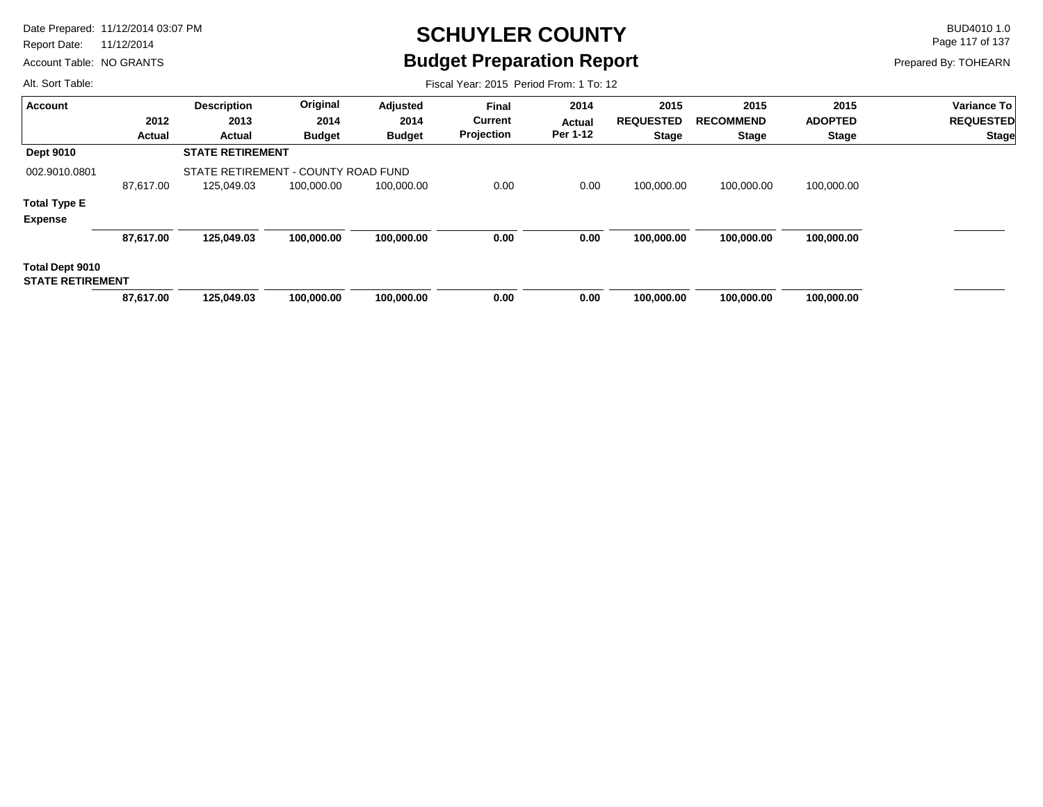# SCHUYLER COUNTY

## Budget Preparation Report

Date Prepared: 11/12/2014 03:07 PM
Report Date: 11/12/2014
Account Table: NO GRANTS
Alt. Sort Table:

BUD4010 1.0
Prepared By: TOHEARN

Fiscal Year: 2015 Period From: 1 To: 12

| Account | 2012 Actual | Description 2013 Actual | Original 2014 Budget | Adjusted 2014 Budget | Final Current Projection | 2014 Actual Per 1-12 | 2015 REQUESTED Stage | 2015 RECOMMEND Stage | 2015 ADOPTED Stage | Variance To REQUESTED Stage |
|---|---|---|---|---|---|---|---|---|---|---|
| **Dept 9010** | | **STATE RETIREMENT** | | | | | | | | |
| 002.9010.0801 | | STATE RETIREMENT - COUNTY ROAD FUND | | | | | | | | |
| | 87,617.00 | 125,049.03 | 100,000.00 | 100,000.00 | 0.00 | 0.00 | 100,000.00 | 100,000.00 | 100,000.00 | |
| **Total Type E Expense** | | | | | | | | | | |
| | **87,617.00** | **125,049.03** | **100,000.00** | **100,000.00** | **0.00** | **0.00** | **100,000.00** | **100,000.00** | **100,000.00** | |
| **Total Dept 9010 STATE RETIREMENT** | | | | | | | | | | |
| | **87,617.00** | **125,049.03** | **100,000.00** | **100,000.00** | **0.00** | **0.00** | **100,000.00** | **100,000.00** | **100,000.00** | |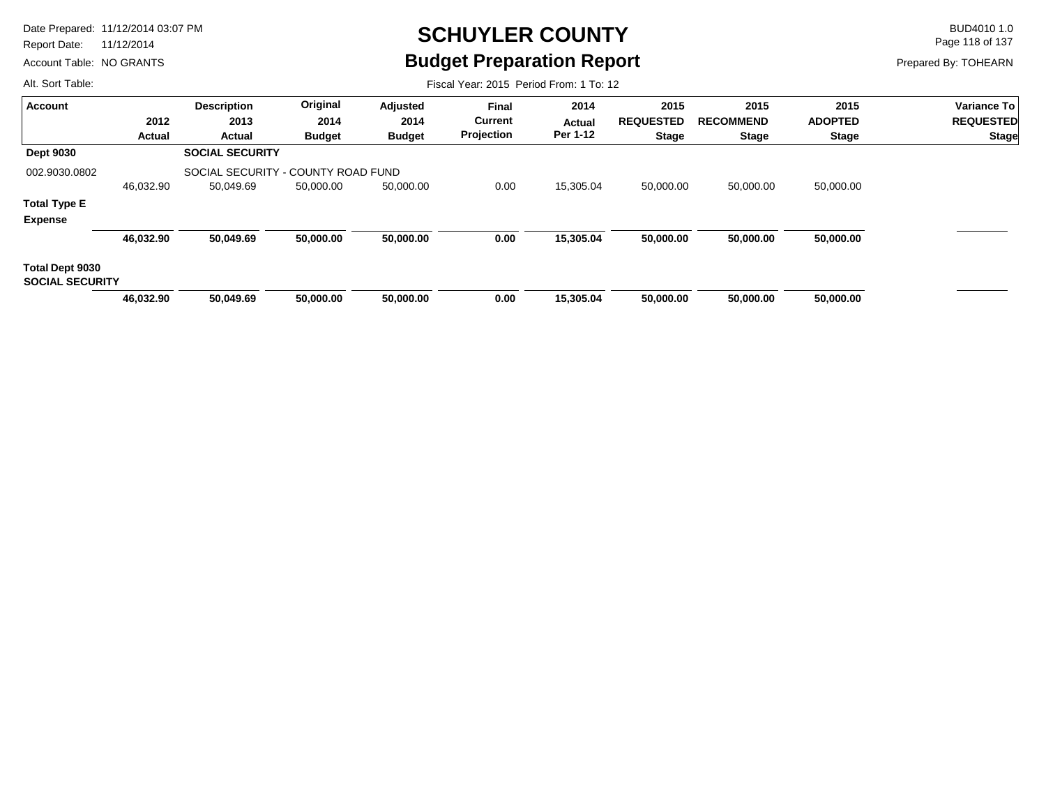# SCHUYLER COUNTY

## Budget Preparation Report

Date Prepared: 11/12/2014 03:07 PM
Report Date: 11/12/2014
Account Table: NO GRANTS
Alt. Sort Table:

BUD4010 1.0
Prepared By: TOHEARN

Fiscal Year: 2015 Period From: 1 To: 12

| Account | 2012 Actual | Description 2013 Actual | Original 2014 Budget | Adjusted 2014 Budget | Final Current Projection | 2014 Actual Per 1-12 | 2015 REQUESTED Stage | 2015 RECOMMEND Stage | 2015 ADOPTED Stage | Variance To REQUESTED Stage |
|---|---|---|---|---|---|---|---|---|---|---|
| **Dept 9030** | | **SOCIAL SECURITY** | | | | | | | | |
| 002.9030.0802 | | SOCIAL SECURITY - COUNTY ROAD FUND | | | | | | | | |
| | 46,032.90 | 50,049.69 | 50,000.00 | 50,000.00 | 0.00 | 15,305.04 | 50,000.00 | 50,000.00 | 50,000.00 | |
| **Total Type E Expense** | | | | | | | | | | |
| | **46,032.90** | **50,049.69** | **50,000.00** | **50,000.00** | **0.00** | **15,305.04** | **50,000.00** | **50,000.00** | **50,000.00** | |
| **Total Dept 9030 SOCIAL SECURITY** | | | | | | | | | | |
| | **46,032.90** | **50,049.69** | **50,000.00** | **50,000.00** | **0.00** | **15,305.04** | **50,000.00** | **50,000.00** | **50,000.00** | |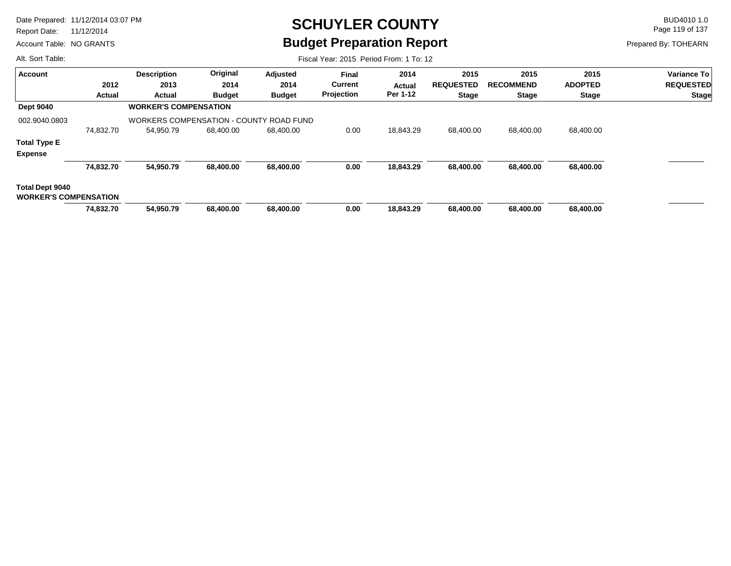# SCHUYLER COUNTY

## Budget Preparation Report

Date Prepared: 11/12/2014 03:07 PM
Report Date: 11/12/2014
Account Table: NO GRANTS
Alt. Sort Table:

BUD4010 1.0
Prepared By: TOHEARN

Fiscal Year: 2015 Period From: 1 To: 12

| Account | 2012 Actual | Description 2013 Actual | Original 2014 Budget | Adjusted 2014 Budget | Final Current Projection | 2014 Actual Per 1-12 | 2015 REQUESTED Stage | 2015 RECOMMEND Stage | 2015 ADOPTED Stage | Variance To REQUESTED Stage |
|---|---|---|---|---|---|---|---|---|---|---|
| **Dept 9040** | | **WORKER'S COMPENSATION** | | | | | | | | |
| 002.9040.0803 | | WORKERS COMPENSATION - COUNTY ROAD FUND | | | | | | | | |
| | 74,832.70 | 54,950.79 | 68,400.00 | 68,400.00 | 0.00 | 18,843.29 | 68,400.00 | 68,400.00 | 68,400.00 | |
| **Total Type E Expense** | | | | | | | | | | |
| | **74,832.70** | **54,950.79** | **68,400.00** | **68,400.00** | **0.00** | **18,843.29** | **68,400.00** | **68,400.00** | **68,400.00** | |
| **Total Dept 9040 WORKER'S COMPENSATION** | | | | | | | | | | |
| | **74,832.70** | **54,950.79** | **68,400.00** | **68,400.00** | **0.00** | **18,843.29** | **68,400.00** | **68,400.00** | **68,400.00** | |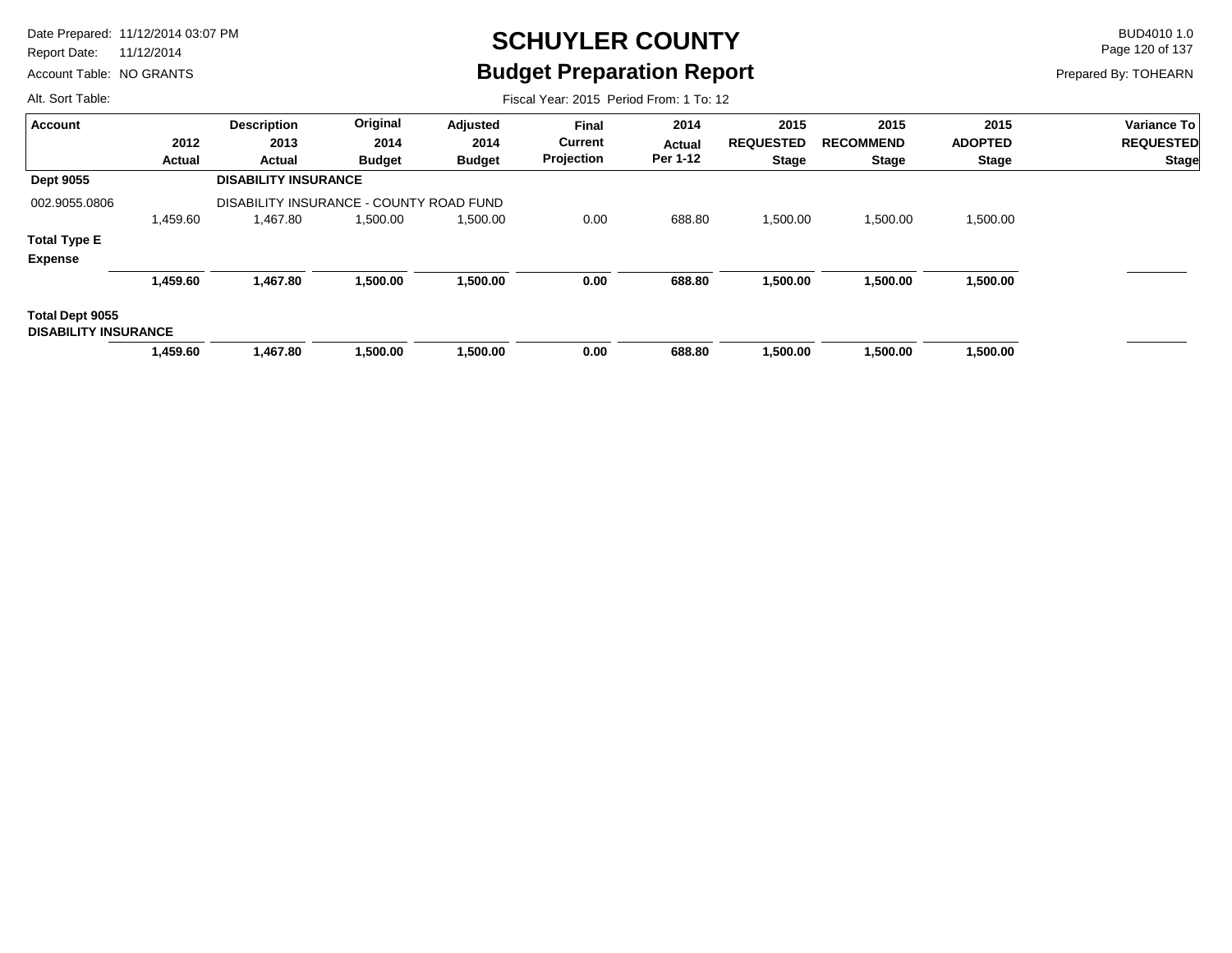# SCHUYLER COUNTY

## Budget Preparation Report

Date Prepared: 11/12/2014 03:07 PM
Report Date: 11/12/2014
Account Table: NO GRANTS
Alt. Sort Table:

BUD4010 1.0
Prepared By: TOHEARN

Fiscal Year: 2015 Period From: 1 To: 12

| Account | 2012 Actual | Description 2013 Actual | Original 2014 Budget | Adjusted 2014 Budget | Final Current Projection | 2014 Actual Per 1-12 | 2015 REQUESTED Stage | 2015 RECOMMEND Stage | 2015 ADOPTED Stage | Variance To REQUESTED Stage |
|---|---|---|---|---|---|---|---|---|---|---|
| **Dept 9055** | | **DISABILITY INSURANCE** | | | | | | | | |
| 002.9055.0806 | | DISABILITY INSURANCE - COUNTY ROAD FUND | | | | | | | | |
| | 1,459.60 | 1,467.80 | 1,500.00 | 1,500.00 | 0.00 | 688.80 | 1,500.00 | 1,500.00 | 1,500.00 | |
| **Total Type E Expense** | | | | | | | | | | |
| | **1,459.60** | **1,467.80** | **1,500.00** | **1,500.00** | **0.00** | **688.80** | **1,500.00** | **1,500.00** | **1,500.00** | |
| **Total Dept 9055 DISABILITY INSURANCE** | | | | | | | | | | |
| | **1,459.60** | **1,467.80** | **1,500.00** | **1,500.00** | **0.00** | **688.80** | **1,500.00** | **1,500.00** | **1,500.00** | |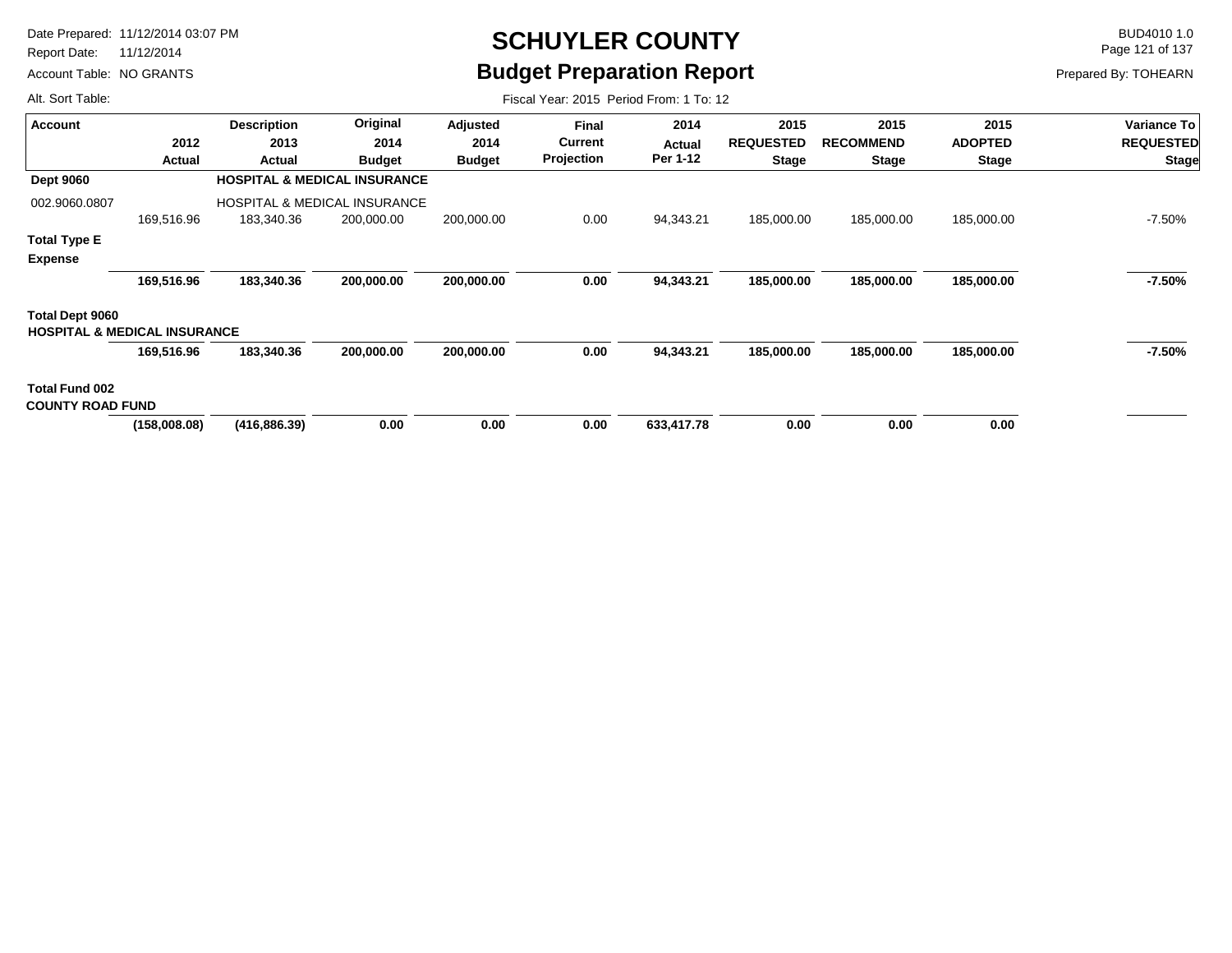# SCHUYLER COUNTY

## Budget Preparation Report

Date Prepared: 11/12/2014 03:07 PM
Report Date: 11/12/2014
Account Table: NO GRANTS
Alt. Sort Table:

BUD4010 1.0
Prepared By: TOHEARN

Fiscal Year: 2015 Period From: 1 To: 12

| Account | 2012 Actual | Description 2013 Actual | Original 2014 Budget | Adjusted 2014 Budget | Final Current Projection | 2014 Actual Per 1-12 | 2015 REQUESTED Stage | 2015 RECOMMEND Stage | 2015 ADOPTED Stage | Variance To REQUESTED Stage |
|---|---|---|---|---|---|---|---|---|---|---|
| **Dept 9060** | | **HOSPITAL & MEDICAL INSURANCE** | | | | | | | | |
| 002.9060.0807 | | HOSPITAL & MEDICAL INSURANCE | | | | | | | | |
| | 169,516.96 | 183,340.36 | 200,000.00 | 200,000.00 | 0.00 | 94,343.21 | 185,000.00 | 185,000.00 | 185,000.00 | -7.50% |
| **Total Type E Expense** | | | | | | | | | | |
| | **169,516.96** | **183,340.36** | **200,000.00** | **200,000.00** | **0.00** | **94,343.21** | **185,000.00** | **185,000.00** | **185,000.00** | **-7.50%** |
| **Total Dept 9060 HOSPITAL & MEDICAL INSURANCE** | | | | | | | | | | |
| | **169,516.96** | **183,340.36** | **200,000.00** | **200,000.00** | **0.00** | **94,343.21** | **185,000.00** | **185,000.00** | **185,000.00** | **-7.50%** |
| **Total Fund 002 COUNTY ROAD FUND** | | | | | | | | | | |
| | **(158,008.08)** | **(416,886.39)** | **0.00** | **0.00** | **0.00** | **633,417.78** | **0.00** | **0.00** | **0.00** | |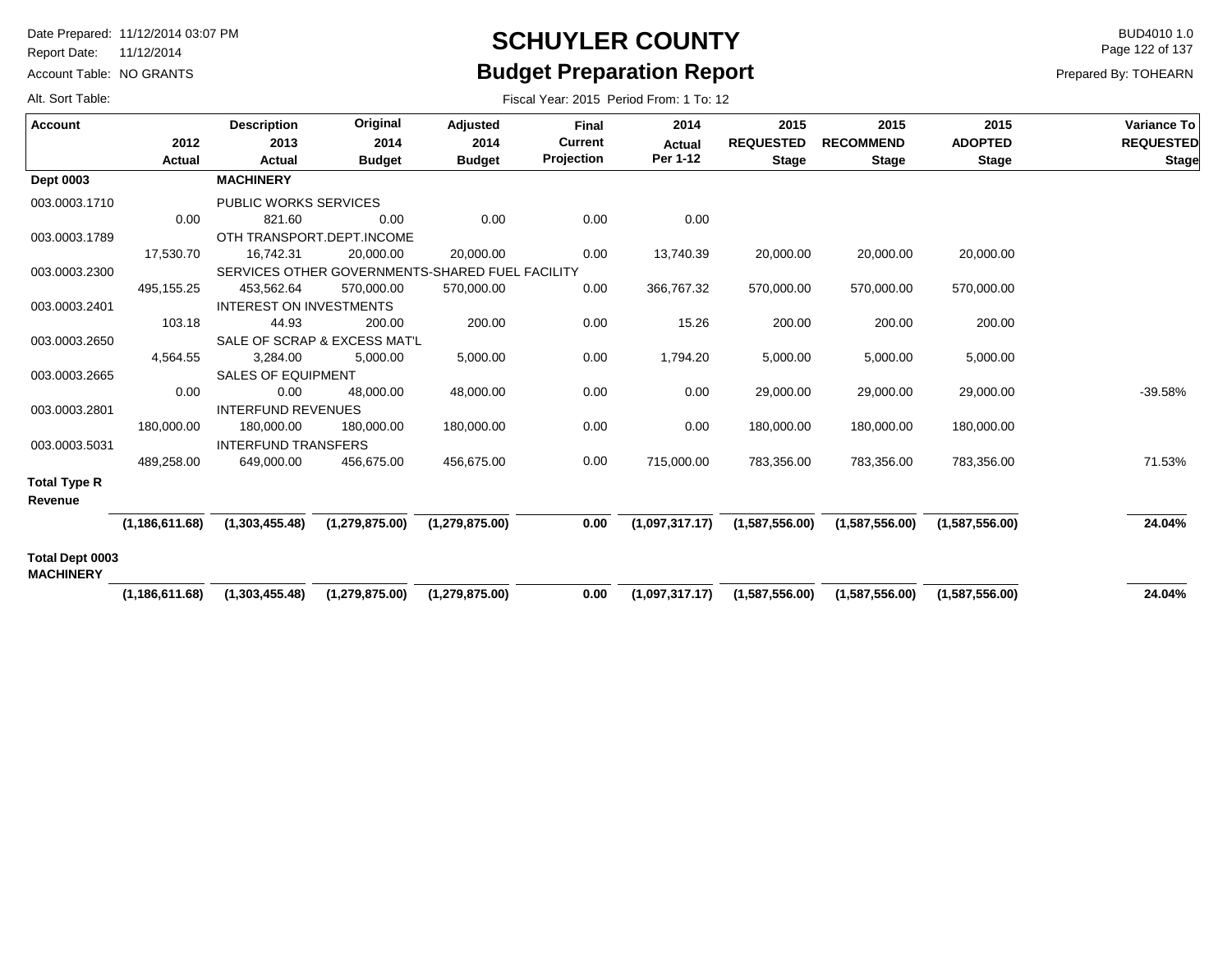# SCHUYLER COUNTY

## Budget Preparation Report

Date Prepared: 11/12/2014 03:07 PM
Report Date: 11/12/2014
Account Table: NO GRANTS
Alt. Sort Table:

BUD4010 1.0
Prepared By: TOHEARN

Fiscal Year: 2015 Period From: 1 To: 12

| Account | 2012 Actual | Description 2013 Actual | Original 2014 Budget | Adjusted 2014 Budget | Final Current Projection | 2014 Actual Per 1-12 | 2015 REQUESTED Stage | 2015 RECOMMEND Stage | 2015 ADOPTED Stage | Variance To REQUESTED Stage |
|---|---|---|---|---|---|---|---|---|---|---|
| **Dept 0003** | | **MACHINERY** | | | | | | | | |
| 003.0003.1710 | | PUBLIC WORKS SERVICES | | | | | | | | |
| | 0.00 | 821.60 | 0.00 | 0.00 | 0.00 | 0.00 | | | | |
| 003.0003.1789 | | OTH TRANSPORT.DEPT.INCOME | | | | | | | | |
| | 17,530.70 | 16,742.31 | 20,000.00 | 20,000.00 | 0.00 | 13,740.39 | 20,000.00 | 20,000.00 | 20,000.00 | |
| 003.0003.2300 | | SERVICES OTHER GOVERNMENTS-SHARED FUEL FACILITY | | | | | | | | |
| | 495,155.25 | 453,562.64 | 570,000.00 | 570,000.00 | 0.00 | 366,767.32 | 570,000.00 | 570,000.00 | 570,000.00 | |
| 003.0003.2401 | | INTEREST ON INVESTMENTS | | | | | | | | |
| | 103.18 | 44.93 | 200.00 | 200.00 | 0.00 | 15.26 | 200.00 | 200.00 | 200.00 | |
| 003.0003.2650 | | SALE OF SCRAP & EXCESS MAT'L | | | | | | | | |
| | 4,564.55 | 3,284.00 | 5,000.00 | 5,000.00 | 0.00 | 1,794.20 | 5,000.00 | 5,000.00 | 5,000.00 | |
| 003.0003.2665 | | SALES OF EQUIPMENT | | | | | | | | |
| | 0.00 | 0.00 | 48,000.00 | 48,000.00 | 0.00 | 0.00 | 29,000.00 | 29,000.00 | 29,000.00 | -39.58% |
| 003.0003.2801 | | INTERFUND REVENUES | | | | | | | | |
| | 180,000.00 | 180,000.00 | 180,000.00 | 180,000.00 | 0.00 | 0.00 | 180,000.00 | 180,000.00 | 180,000.00 | |
| 003.0003.5031 | | INTERFUND TRANSFERS | | | | | | | | |
| | 489,258.00 | 649,000.00 | 456,675.00 | 456,675.00 | 0.00 | 715,000.00 | 783,356.00 | 783,356.00 | 783,356.00 | 71.53% |
| **Total Type R Revenue** | **(1,186,611.68)** | **(1,303,455.48)** | **(1,279,875.00)** | **(1,279,875.00)** | **0.00** | **(1,097,317.17)** | **(1,587,556.00)** | **(1,587,556.00)** | **(1,587,556.00)** | **24.04%** |
| **Total Dept 0003 MACHINERY** | **(1,186,611.68)** | **(1,303,455.48)** | **(1,279,875.00)** | **(1,279,875.00)** | **0.00** | **(1,097,317.17)** | **(1,587,556.00)** | **(1,587,556.00)** | **(1,587,556.00)** | **24.04%** |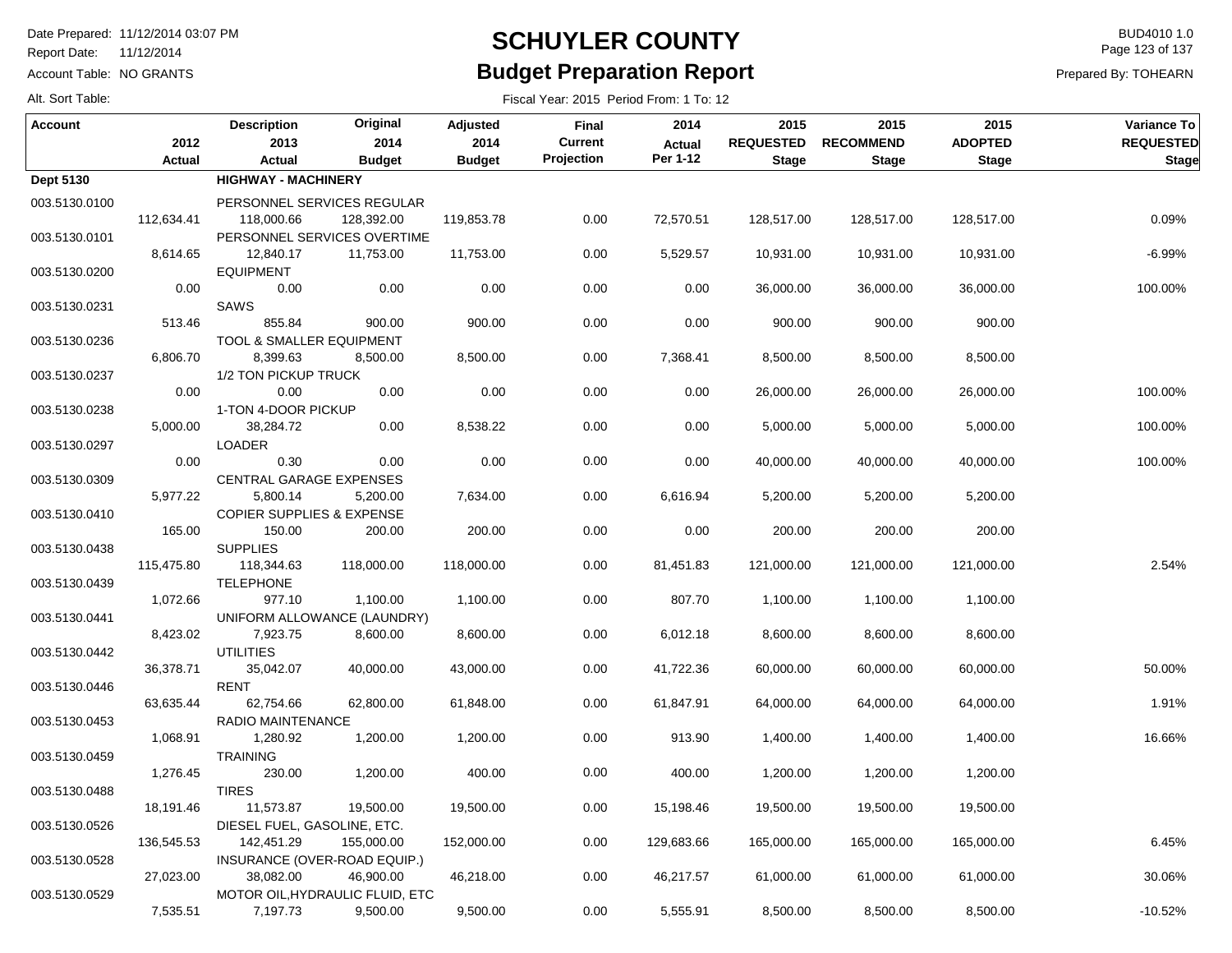# SCHUYLER COUNTY

## Budget Preparation Report

Date Prepared: 11/12/2014 03:07 PM
Report Date: 11/12/2014
Account Table: NO GRANTS
Alt. Sort Table:

BUD4010 1.0
Prepared By: TOHEARN

Fiscal Year: 2015 Period From: 1 To: 12

| Account | 2012 Actual | Description 2013 Actual | Original 2014 Budget | Adjusted 2014 Budget | Final Current Projection | 2014 Actual Per 1-12 | 2015 REQUESTED Stage | 2015 RECOMMEND Stage | 2015 ADOPTED Stage | Variance To REQUESTED Stage |
|---|---|---|---|---|---|---|---|---|---|---|
| **Dept 5130** | | **HIGHWAY - MACHINERY** | | | | | | | | |
| 003.5130.0100 | | PERSONNEL SERVICES REGULAR | | | | | | | | |
| | 112,634.41 | 118,000.66 | 128,392.00 | 119,853.78 | 0.00 | 72,570.51 | 128,517.00 | 128,517.00 | 128,517.00 | 0.09% |
| 003.5130.0101 | | PERSONNEL SERVICES OVERTIME | | | | | | | | |
| | 8,614.65 | 12,840.17 | 11,753.00 | 11,753.00 | 0.00 | 5,529.57 | 10,931.00 | 10,931.00 | 10,931.00 | -6.99% |
| 003.5130.0200 | | EQUIPMENT | | | | | | | | |
| | 0.00 | 0.00 | 0.00 | 0.00 | 0.00 | 0.00 | 36,000.00 | 36,000.00 | 36,000.00 | 100.00% |
| 003.5130.0231 | | SAWS | | | | | | | | |
| | 513.46 | 855.84 | 900.00 | 900.00 | 0.00 | 0.00 | 900.00 | 900.00 | 900.00 | |
| 003.5130.0236 | | TOOL & SMALLER EQUIPMENT | | | | | | | | |
| | 6,806.70 | 8,399.63 | 8,500.00 | 8,500.00 | 0.00 | 7,368.41 | 8,500.00 | 8,500.00 | 8,500.00 | |
| 003.5130.0237 | | 1/2 TON PICKUP TRUCK | | | | | | | | |
| | 0.00 | 0.00 | 0.00 | 0.00 | 0.00 | 0.00 | 26,000.00 | 26,000.00 | 26,000.00 | 100.00% |
| 003.5130.0238 | | 1-TON 4-DOOR PICKUP | | | | | | | | |
| | 5,000.00 | 38,284.72 | 0.00 | 8,538.22 | 0.00 | 0.00 | 5,000.00 | 5,000.00 | 5,000.00 | 100.00% |
| 003.5130.0297 | | LOADER | | | | | | | | |
| | 0.00 | 0.30 | 0.00 | 0.00 | 0.00 | 0.00 | 40,000.00 | 40,000.00 | 40,000.00 | 100.00% |
| 003.5130.0309 | | CENTRAL GARAGE EXPENSES | | | | | | | | |
| | 5,977.22 | 5,800.14 | 5,200.00 | 7,634.00 | 0.00 | 6,616.94 | 5,200.00 | 5,200.00 | 5,200.00 | |
| 003.5130.0410 | | COPIER SUPPLIES & EXPENSE | | | | | | | | |
| | 165.00 | 150.00 | 200.00 | 200.00 | 0.00 | 0.00 | 200.00 | 200.00 | 200.00 | |
| 003.5130.0438 | | SUPPLIES | | | | | | | | |
| | 115,475.80 | 118,344.63 | 118,000.00 | 118,000.00 | 0.00 | 81,451.83 | 121,000.00 | 121,000.00 | 121,000.00 | 2.54% |
| 003.5130.0439 | | TELEPHONE | | | | | | | | |
| | 1,072.66 | 977.10 | 1,100.00 | 1,100.00 | 0.00 | 807.70 | 1,100.00 | 1,100.00 | 1,100.00 | |
| 003.5130.0441 | | UNIFORM ALLOWANCE (LAUNDRY) | | | | | | | | |
| | 8,423.02 | 7,923.75 | 8,600.00 | 8,600.00 | 0.00 | 6,012.18 | 8,600.00 | 8,600.00 | 8,600.00 | |
| 003.5130.0442 | | UTILITIES | | | | | | | | |
| | 36,378.71 | 35,042.07 | 40,000.00 | 43,000.00 | 0.00 | 41,722.36 | 60,000.00 | 60,000.00 | 60,000.00 | 50.00% |
| 003.5130.0446 | | RENT | | | | | | | | |
| | 63,635.44 | 62,754.66 | 62,800.00 | 61,848.00 | 0.00 | 61,847.91 | 64,000.00 | 64,000.00 | 64,000.00 | 1.91% |
| 003.5130.0453 | | RADIO MAINTENANCE | | | | | | | | |
| | 1,068.91 | 1,280.92 | 1,200.00 | 1,200.00 | 0.00 | 913.90 | 1,400.00 | 1,400.00 | 1,400.00 | 16.66% |
| 003.5130.0459 | | TRAINING | | | | | | | | |
| | 1,276.45 | 230.00 | 1,200.00 | 400.00 | 0.00 | 400.00 | 1,200.00 | 1,200.00 | 1,200.00 | |
| 003.5130.0488 | | TIRES | | | | | | | | |
| | 18,191.46 | 11,573.87 | 19,500.00 | 19,500.00 | 0.00 | 15,198.46 | 19,500.00 | 19,500.00 | 19,500.00 | |
| 003.5130.0526 | | DIESEL FUEL, GASOLINE, ETC. | | | | | | | | |
| | 136,545.53 | 142,451.29 | 155,000.00 | 152,000.00 | 0.00 | 129,683.66 | 165,000.00 | 165,000.00 | 165,000.00 | 6.45% |
| 003.5130.0528 | | INSURANCE (OVER-ROAD EQUIP.) | | | | | | | | |
| | 27,023.00 | 38,082.00 | 46,900.00 | 46,218.00 | 0.00 | 46,217.57 | 61,000.00 | 61,000.00 | 61,000.00 | 30.06% |
| 003.5130.0529 | | MOTOR OIL,HYDRAULIC FLUID, ETC | | | | | | | | |
| | 7,535.51 | 7,197.73 | 9,500.00 | 9,500.00 | 0.00 | 5,555.91 | 8,500.00 | 8,500.00 | 8,500.00 | -10.52% |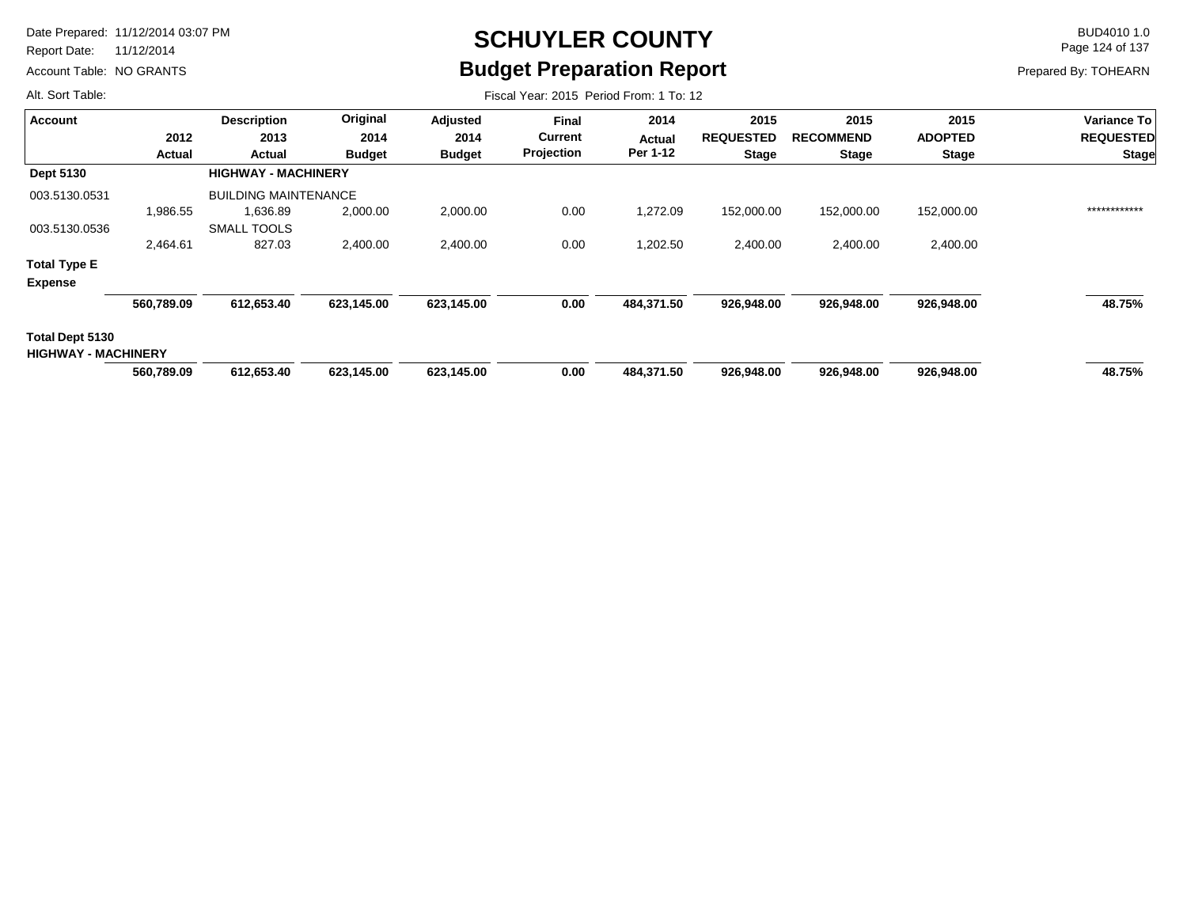# SCHUYLER COUNTY

## Budget Preparation Report

Date Prepared: 11/12/2014 03:07 PM
Report Date: 11/12/2014
Account Table: NO GRANTS
Alt. Sort Table:

BUD4010 1.0
Prepared By: TOHEARN

Fiscal Year: 2015 Period From: 1 To: 12

| Account | 2012 Actual | Description 2013 Actual | Original 2014 Budget | Adjusted 2014 Budget | Final Current Projection | 2014 Actual Per 1-12 | 2015 REQUESTED Stage | 2015 RECOMMEND Stage | 2015 ADOPTED Stage | Variance To REQUESTED Stage |
|---|---|---|---|---|---|---|---|---|---|---|
| **Dept 5130** | | **HIGHWAY - MACHINERY** | | | | | | | | |
| 003.5130.0531 | | BUILDING MAINTENANCE | | | | | | | | |
| | 1,986.55 | 1,636.89 | 2,000.00 | 2,000.00 | 0.00 | 1,272.09 | 152,000.00 | 152,000.00 | 152,000.00 | ************ |
| 003.5130.0536 | | SMALL TOOLS | | | | | | | | |
| | 2,464.61 | 827.03 | 2,400.00 | 2,400.00 | 0.00 | 1,202.50 | 2,400.00 | 2,400.00 | 2,400.00 | |
| **Total Type E Expense** | | | | | | | | | | |
| | **560,789.09** | **612,653.40** | **623,145.00** | **623,145.00** | **0.00** | **484,371.50** | **926,948.00** | **926,948.00** | **926,948.00** | **48.75%** |
| **Total Dept 5130 HIGHWAY - MACHINERY** | | | | | | | | | | |
| | **560,789.09** | **612,653.40** | **623,145.00** | **623,145.00** | **0.00** | **484,371.50** | **926,948.00** | **926,948.00** | **926,948.00** | **48.75%** |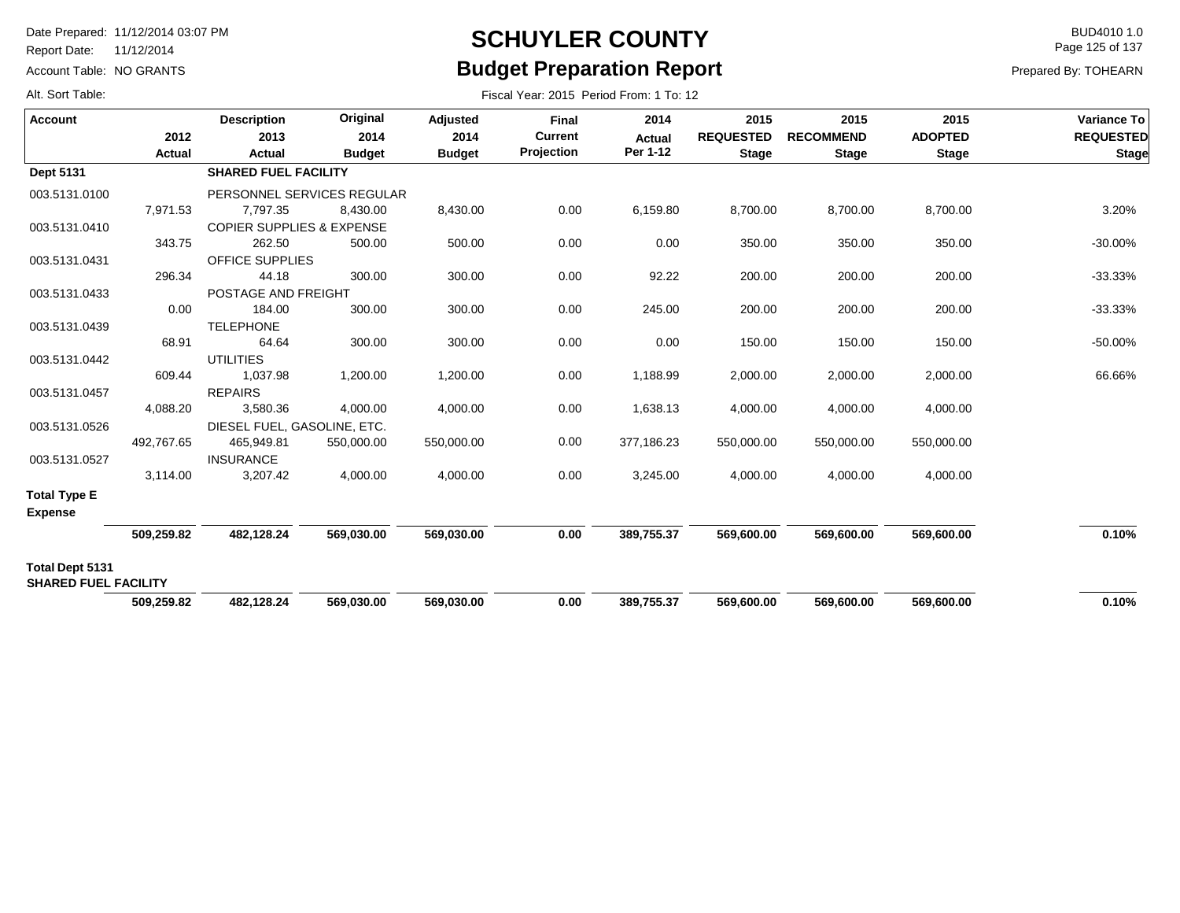# SCHUYLER COUNTY
## Budget Preparation Report

Date Prepared: 11/12/2014 03:07 PM
Report Date: 11/12/2014
Account Table: NO GRANTS
Alt. Sort Table:

BUD4010 1.0
Prepared By: TOHEARN

Fiscal Year: 2015 Period From: 1 To: 12

| Account | 2012 Actual | Description 2013 Actual | Original 2014 Budget | Adjusted 2014 Budget | Final Current Projection | 2014 Actual Per 1-12 | 2015 REQUESTED Stage | 2015 RECOMMEND Stage | 2015 ADOPTED Stage | Variance To REQUESTED Stage |
|---|---|---|---|---|---|---|---|---|---|---|
| **Dept 5131** | | **SHARED FUEL FACILITY** | | | | | | | | |
| 003.5131.0100 | | PERSONNEL SERVICES REGULAR | | | | | | | | |
| | 7,971.53 | 7,797.35 | 8,430.00 | 8,430.00 | 0.00 | 6,159.80 | 8,700.00 | 8,700.00 | 8,700.00 | 3.20% |
| 003.5131.0410 | | COPIER SUPPLIES & EXPENSE | | | | | | | | |
| | 343.75 | 262.50 | 500.00 | 500.00 | 0.00 | 0.00 | 350.00 | 350.00 | 350.00 | -30.00% |
| 003.5131.0431 | | OFFICE SUPPLIES | | | | | | | | |
| | 296.34 | 44.18 | 300.00 | 300.00 | 0.00 | 92.22 | 200.00 | 200.00 | 200.00 | -33.33% |
| 003.5131.0433 | | POSTAGE AND FREIGHT | | | | | | | | |
| | 0.00 | 184.00 | 300.00 | 300.00 | 0.00 | 245.00 | 200.00 | 200.00 | 200.00 | -33.33% |
| 003.5131.0439 | | TELEPHONE | | | | | | | | |
| | 68.91 | 64.64 | 300.00 | 300.00 | 0.00 | 0.00 | 150.00 | 150.00 | 150.00 | -50.00% |
| 003.5131.0442 | | UTILITIES | | | | | | | | |
| | 609.44 | 1,037.98 | 1,200.00 | 1,200.00 | 0.00 | 1,188.99 | 2,000.00 | 2,000.00 | 2,000.00 | 66.66% |
| 003.5131.0457 | | REPAIRS | | | | | | | | |
| | 4,088.20 | 3,580.36 | 4,000.00 | 4,000.00 | 0.00 | 1,638.13 | 4,000.00 | 4,000.00 | 4,000.00 | |
| 003.5131.0526 | | DIESEL FUEL, GASOLINE, ETC. | | | | | | | | |
| | 492,767.65 | 465,949.81 | 550,000.00 | 550,000.00 | 0.00 | 377,186.23 | 550,000.00 | 550,000.00 | 550,000.00 | |
| 003.5131.0527 | | INSURANCE | | | | | | | | |
| | 3,114.00 | 3,207.42 | 4,000.00 | 4,000.00 | 0.00 | 3,245.00 | 4,000.00 | 4,000.00 | 4,000.00 | |
| **Total Type E Expense** | | | | | | | | | | |
| | **509,259.82** | **482,128.24** | **569,030.00** | **569,030.00** | **0.00** | **389,755.37** | **569,600.00** | **569,600.00** | **569,600.00** | **0.10%** |
| **Total Dept 5131 SHARED FUEL FACILITY** | | | | | | | | | | |
| | **509,259.82** | **482,128.24** | **569,030.00** | **569,030.00** | **0.00** | **389,755.37** | **569,600.00** | **569,600.00** | **569,600.00** | **0.10%** |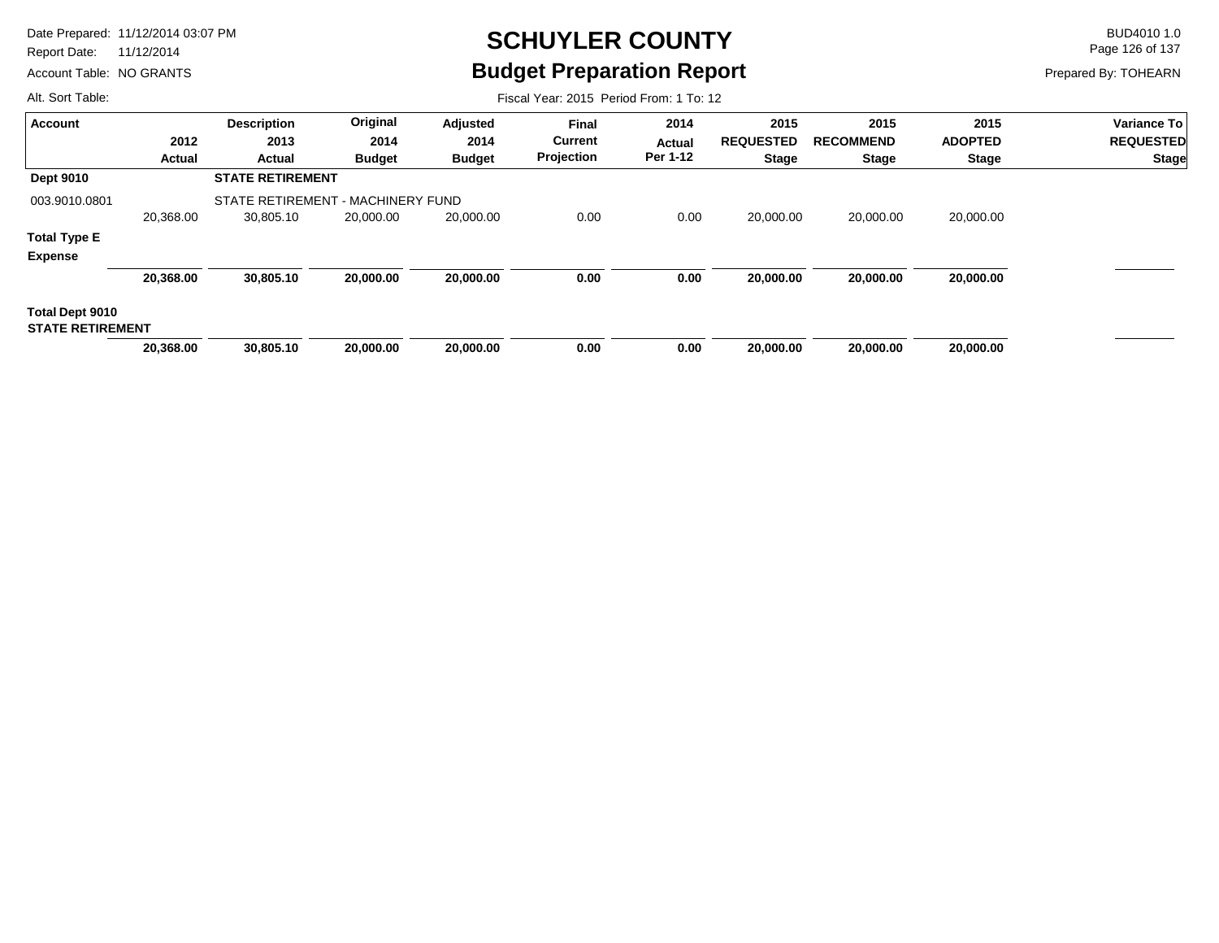# SCHUYLER COUNTY

## Budget Preparation Report

Date Prepared: 11/12/2014 03:07 PM
Report Date: 11/12/2014
Account Table: NO GRANTS
Alt. Sort Table:

BUD4010 1.0
Prepared By: TOHEARN

Fiscal Year: 2015 Period From: 1 To: 12

| Account | 2012 Actual | Description 2013 Actual | Original 2014 Budget | Adjusted 2014 Budget | Final Current Projection | 2014 Actual Per 1-12 | 2015 REQUESTED Stage | 2015 RECOMMEND Stage | 2015 ADOPTED Stage | Variance To REQUESTED Stage |
|---|---|---|---|---|---|---|---|---|---|---|
| **Dept 9010** | | **STATE RETIREMENT** | | | | | | | | |
| 003.9010.0801 | | STATE RETIREMENT - MACHINERY FUND | | | | | | | | |
| | 20,368.00 | 30,805.10 | 20,000.00 | 20,000.00 | 0.00 | 0.00 | 20,000.00 | 20,000.00 | 20,000.00 | |
| **Total Type E Expense** | | | | | | | | | | |
| | **20,368.00** | **30,805.10** | **20,000.00** | **20,000.00** | **0.00** | **0.00** | **20,000.00** | **20,000.00** | **20,000.00** | |
| **Total Dept 9010 STATE RETIREMENT** | | | | | | | | | | |
| | **20,368.00** | **30,805.10** | **20,000.00** | **20,000.00** | **0.00** | **0.00** | **20,000.00** | **20,000.00** | **20,000.00** | |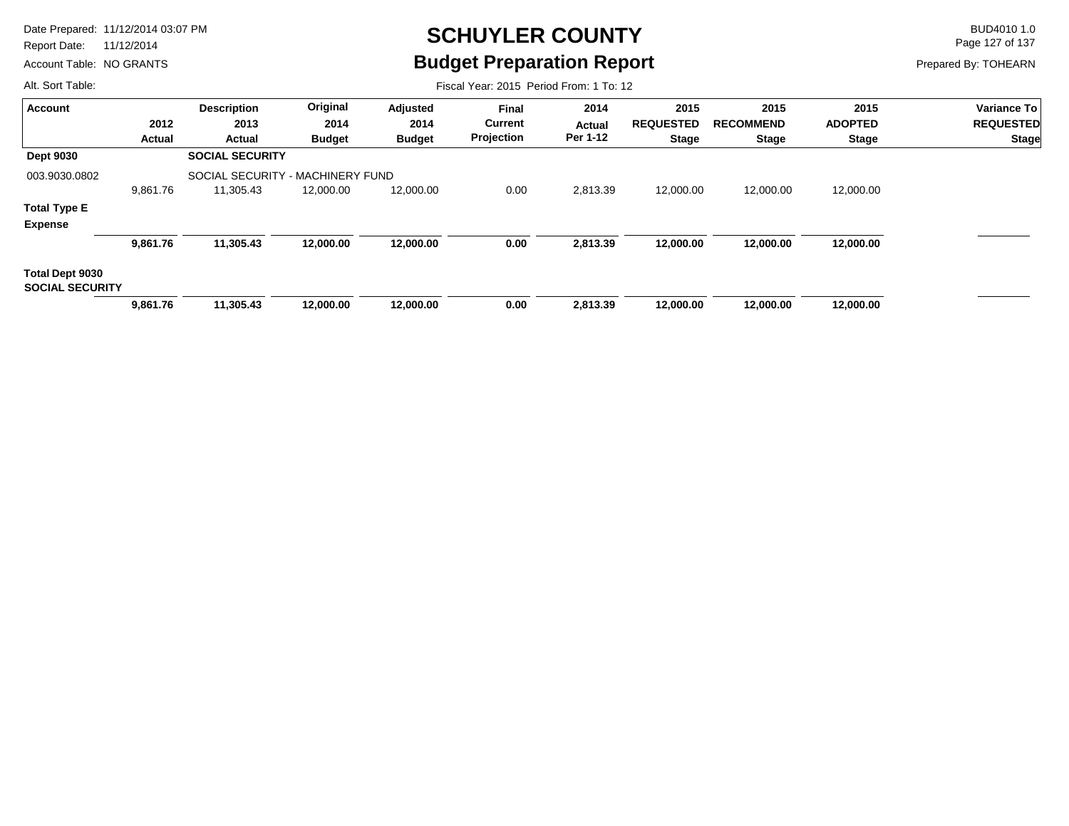# SCHUYLER COUNTY

## Budget Preparation Report

Date Prepared: 11/12/2014 03:07 PM
Report Date: 11/12/2014
Account Table: NO GRANTS
Alt. Sort Table:

BUD4010 1.0
Prepared By: TOHEARN

Fiscal Year: 2015 Period From: 1 To: 12

| Account | 2012 Actual | Description 2013 Actual | Original 2014 Budget | Adjusted 2014 Budget | Final Current Projection | 2014 Actual Per 1-12 | 2015 REQUESTED Stage | 2015 RECOMMEND Stage | 2015 ADOPTED Stage | Variance To REQUESTED Stage |
|---|---|---|---|---|---|---|---|---|---|---|
| **Dept 9030** | | **SOCIAL SECURITY** | | | | | | | | |
| 003.9030.0802 | | SOCIAL SECURITY - MACHINERY FUND | | | | | | | | |
| | 9,861.76 | 11,305.43 | 12,000.00 | 12,000.00 | 0.00 | 2,813.39 | 12,000.00 | 12,000.00 | 12,000.00 | |
| **Total Type E Expense** | | | | | | | | | | |
| | **9,861.76** | **11,305.43** | **12,000.00** | **12,000.00** | **0.00** | **2,813.39** | **12,000.00** | **12,000.00** | **12,000.00** | |
| **Total Dept 9030 SOCIAL SECURITY** | | | | | | | | | | |
| | **9,861.76** | **11,305.43** | **12,000.00** | **12,000.00** | **0.00** | **2,813.39** | **12,000.00** | **12,000.00** | **12,000.00** | |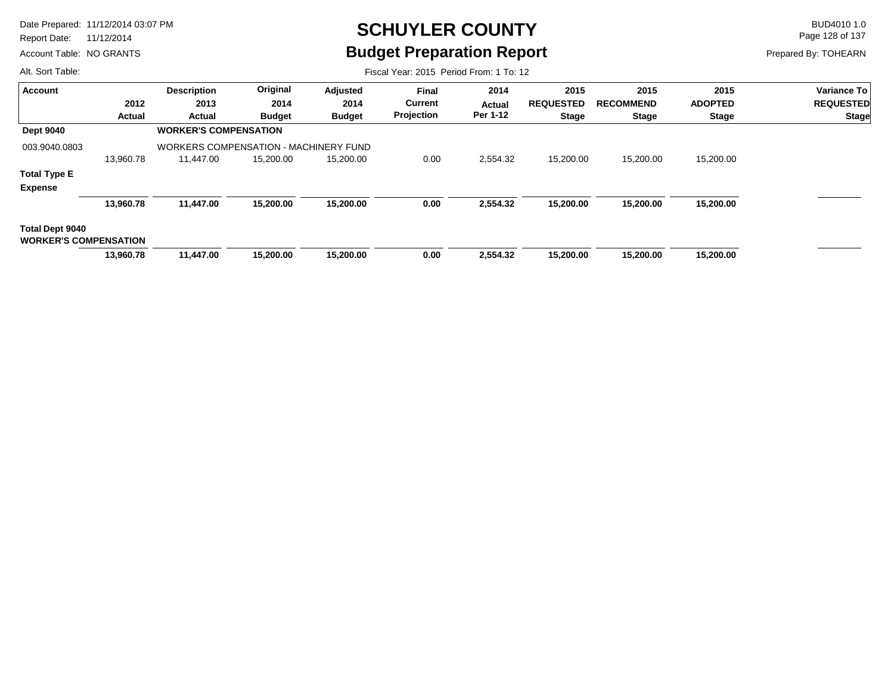# SCHUYLER COUNTY

## Budget Preparation Report

Date Prepared: 11/12/2014 03:07 PM
Report Date: 11/12/2014
Account Table: NO GRANTS
Alt. Sort Table:

BUD4010 1.0
Prepared By: TOHEARN

Fiscal Year: 2015 Period From: 1 To: 12

| Account | 2012 Actual | Description 2013 Actual | Original 2014 Budget | Adjusted 2014 Budget | Final Current Projection | 2014 Actual Per 1-12 | 2015 REQUESTED Stage | 2015 RECOMMEND Stage | 2015 ADOPTED Stage | Variance To REQUESTED Stage |
|---|---|---|---|---|---|---|---|---|---|---|
| **Dept 9040** | | **WORKER'S COMPENSATION** | | | | | | | | |
| 003.9040.0803 | | WORKERS COMPENSATION - MACHINERY FUND | | | | | | | | |
| | 13,960.78 | 11,447.00 | 15,200.00 | 15,200.00 | 0.00 | 2,554.32 | 15,200.00 | 15,200.00 | 15,200.00 | |
| **Total Type E Expense** | **13,960.78** | **11,447.00** | **15,200.00** | **15,200.00** | **0.00** | **2,554.32** | **15,200.00** | **15,200.00** | **15,200.00** | |
| **Total Dept 9040 WORKER'S COMPENSATION** | **13,960.78** | **11,447.00** | **15,200.00** | **15,200.00** | **0.00** | **2,554.32** | **15,200.00** | **15,200.00** | **15,200.00** | |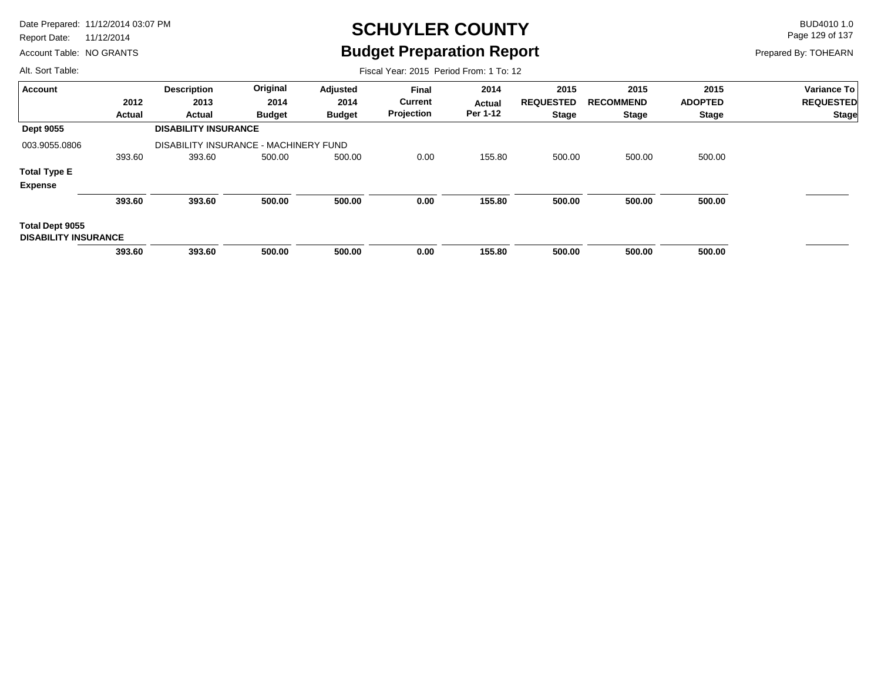# SCHUYLER COUNTY

## Budget Preparation Report

Date Prepared: 11/12/2014 03:07 PM
Report Date: 11/12/2014
Account Table: NO GRANTS
Alt. Sort Table:

BUD4010 1.0
Prepared By: TOHEARN

Fiscal Year: 2015 Period From: 1 To: 12

| Account | 2012 Actual | Description 2013 Actual | Original 2014 Budget | Adjusted 2014 Budget | Final Current Projection | 2014 Actual Per 1-12 | 2015 REQUESTED Stage | 2015 RECOMMEND Stage | 2015 ADOPTED Stage | Variance To REQUESTED Stage |
|---|---|---|---|---|---|---|---|---|---|---|
| **Dept 9055** | | **DISABILITY INSURANCE** | | | | | | | | |
| 003.9055.0806 | | DISABILITY INSURANCE - MACHINERY FUND | | | | | | | | |
| | 393.60 | 393.60 | 500.00 | 500.00 | 0.00 | 155.80 | 500.00 | 500.00 | 500.00 | |
| **Total Type E Expense** | | | | | | | | | | |
| | **393.60** | **393.60** | **500.00** | **500.00** | **0.00** | **155.80** | **500.00** | **500.00** | **500.00** | |
| **Total Dept 9055 DISABILITY INSURANCE** | | | | | | | | | | |
| | **393.60** | **393.60** | **500.00** | **500.00** | **0.00** | **155.80** | **500.00** | **500.00** | **500.00** | |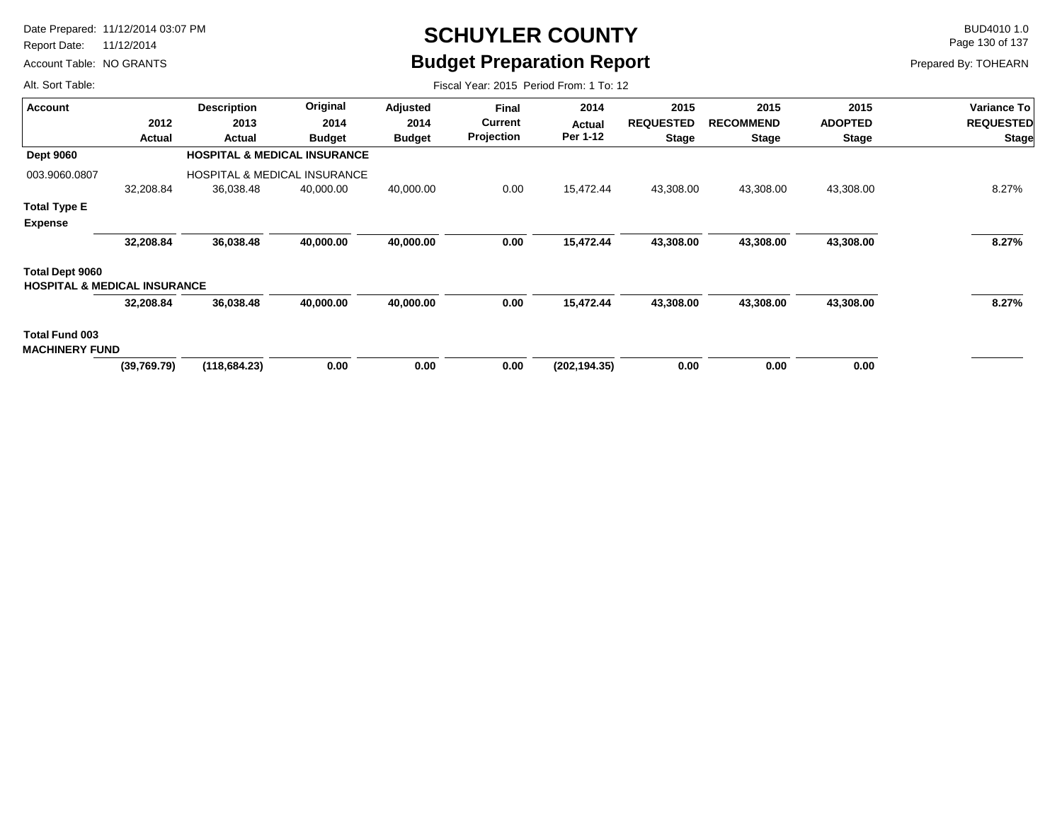# SCHUYLER COUNTY

## Budget Preparation Report

Date Prepared: 11/12/2014 03:07 PM
Report Date: 11/12/2014
Account Table: NO GRANTS
Alt. Sort Table:

BUD4010 1.0
Prepared By: TOHEARN

Fiscal Year: 2015 Period From: 1 To: 12

| Account | 2012 Actual | Description 2013 Actual | Original 2014 Budget | Adjusted 2014 Budget | Final Current Projection | 2014 Actual Per 1-12 | 2015 REQUESTED Stage | 2015 RECOMMEND Stage | 2015 ADOPTED Stage | Variance To REQUESTED Stage |
|---|---|---|---|---|---|---|---|---|---|---|
| **Dept 9060** | | **HOSPITAL & MEDICAL INSURANCE** | | | | | | | | |
| 003.9060.0807 | | HOSPITAL & MEDICAL INSURANCE | | | | | | | | |
| | 32,208.84 | 36,038.48 | 40,000.00 | 40,000.00 | 0.00 | 15,472.44 | 43,308.00 | 43,308.00 | 43,308.00 | 8.27% |
| **Total Type E Expense** | **32,208.84** | **36,038.48** | **40,000.00** | **40,000.00** | **0.00** | **15,472.44** | **43,308.00** | **43,308.00** | **43,308.00** | **8.27%** |
| **Total Dept 9060 HOSPITAL & MEDICAL INSURANCE** | **32,208.84** | **36,038.48** | **40,000.00** | **40,000.00** | **0.00** | **15,472.44** | **43,308.00** | **43,308.00** | **43,308.00** | **8.27%** |
| **Total Fund 003 MACHINERY FUND** | **(39,769.79)** | **(118,684.23)** | **0.00** | **0.00** | **0.00** | **(202,194.35)** | **0.00** | **0.00** | **0.00** | |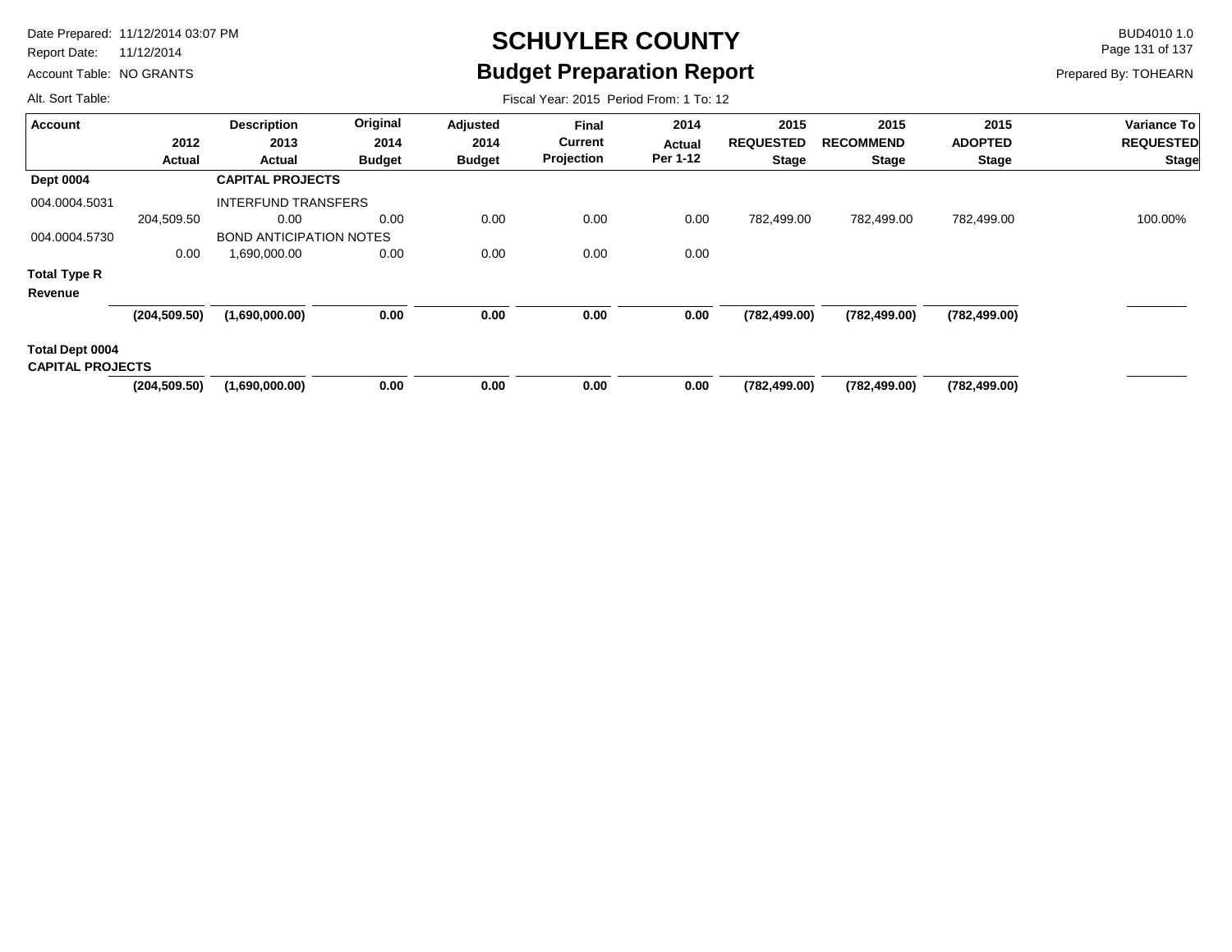# SCHUYLER COUNTY

## Budget Preparation Report

Date Prepared: 11/12/2014 03:07 PM
Report Date: 11/12/2014
Account Table: NO GRANTS
Alt. Sort Table:

BUD4010 1.0
Prepared By: TOHEARN

Fiscal Year: 2015 Period From: 1 To: 12

| Account | 2012 Actual | Description 2013 Actual | Original 2014 Budget | Adjusted 2014 Budget | Final Current Projection | 2014 Actual Per 1-12 | 2015 REQUESTED Stage | 2015 RECOMMEND Stage | 2015 ADOPTED Stage | Variance To REQUESTED Stage |
|---|---|---|---|---|---|---|---|---|---|---|
| **Dept 0004** | | **CAPITAL PROJECTS** | | | | | | | | |
| 004.0004.5031 | | INTERFUND TRANSFERS | | | | | | | | |
| | 204,509.50 | 0.00 | 0.00 | 0.00 | 0.00 | 0.00 | 782,499.00 | 782,499.00 | 782,499.00 | 100.00% |
| 004.0004.5730 | | BOND ANTICIPATION NOTES | | | | | | | | |
| | 0.00 | 1,690,000.00 | 0.00 | 0.00 | 0.00 | 0.00 | | | | |
| **Total Type R Revenue** | | | | | | | | | | |
| | **(204,509.50)** | **(1,690,000.00)** | **0.00** | **0.00** | **0.00** | **0.00** | **(782,499.00)** | **(782,499.00)** | **(782,499.00)** | |
| **Total Dept 0004 CAPITAL PROJECTS** | | | | | | | | | | |
| | **(204,509.50)** | **(1,690,000.00)** | **0.00** | **0.00** | **0.00** | **0.00** | **(782,499.00)** | **(782,499.00)** | **(782,499.00)** | |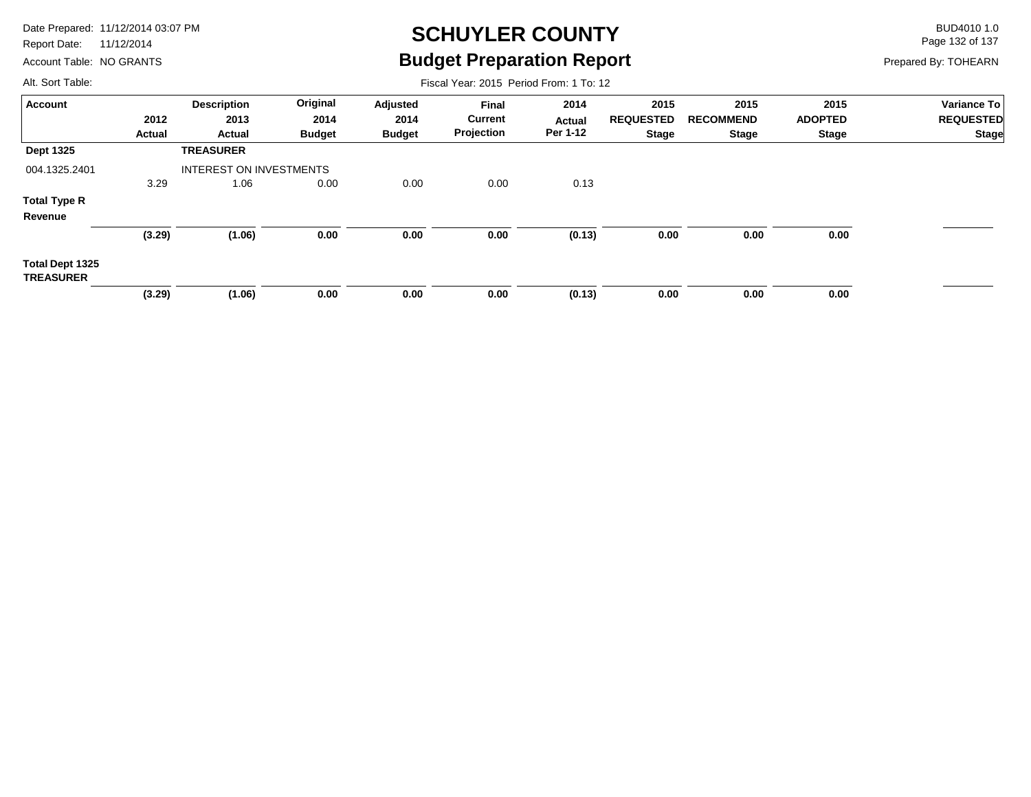# SCHUYLER COUNTY

## Budget Preparation Report

Date Prepared: 11/12/2014 03:07 PM
Report Date: 11/12/2014
Account Table: NO GRANTS
Alt. Sort Table:

BUD4010 1.0
Prepared By: TOHEARN

Fiscal Year: 2015 Period From: 1 To: 12

| Account | 2012 Actual | Description 2013 Actual | Original 2014 Budget | Adjusted 2014 Budget | Final Current Projection | 2014 Actual Per 1-12 | 2015 REQUESTED Stage | 2015 RECOMMEND Stage | 2015 ADOPTED Stage | Variance To REQUESTED Stage |
|---|---|---|---|---|---|---|---|---|---|---|
| **Dept 1325** | | **TREASURER** | | | | | | | | |
| 004.1325.2401 | | INTEREST ON INVESTMENTS | | | | | | | | |
| | 3.29 | 1.06 | 0.00 | 0.00 | 0.00 | 0.13 | | | | |
| **Total Type R Revenue** | | | | | | | | | | |
| | **(3.29)** | **(1.06)** | **0.00** | **0.00** | **0.00** | **(0.13)** | **0.00** | **0.00** | **0.00** | |
| **Total Dept 1325 TREASURER** | | | | | | | | | | |
| | **(3.29)** | **(1.06)** | **0.00** | **0.00** | **0.00** | **(0.13)** | **0.00** | **0.00** | **0.00** | |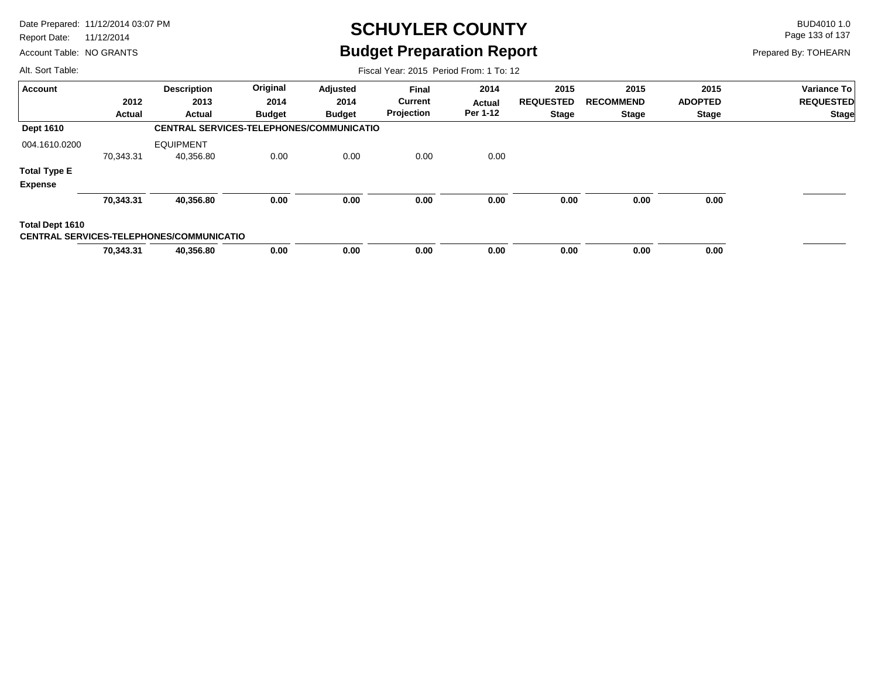# SCHUYLER COUNTY

## Budget Preparation Report

Date Prepared: 11/12/2014 03:07 PM
Report Date: 11/12/2014
Account Table: NO GRANTS
Alt. Sort Table:

BUD4010 1.0
Prepared By: TOHEARN

Fiscal Year: 2015 Period From: 1 To: 12

| Account | 2012 Actual | Description 2013 Actual | Original 2014 Budget | Adjusted 2014 Budget | Final Current Projection | 2014 Actual Per 1-12 | 2015 REQUESTED Stage | 2015 RECOMMEND Stage | 2015 ADOPTED Stage | Variance To REQUESTED Stage |
|---|---|---|---|---|---|---|---|---|---|---|
| **Dept 1610** | | **CENTRAL SERVICES-TELEPHONES/COMMUNICATIO** | | | | | | | | |
| 004.1610.0200 | | EQUIPMENT | | | | | | | | |
| | 70,343.31 | 40,356.80 | 0.00 | 0.00 | 0.00 | 0.00 | | | | |
| **Total Type E Expense** | | | | | | | | | | |
| | **70,343.31** | **40,356.80** | **0.00** | **0.00** | **0.00** | **0.00** | **0.00** | **0.00** | **0.00** | |
| **Total Dept 1610 CENTRAL SERVICES-TELEPHONES/COMMUNICATIO** | | | | | | | | | | |
| | **70,343.31** | **40,356.80** | **0.00** | **0.00** | **0.00** | **0.00** | **0.00** | **0.00** | **0.00** | |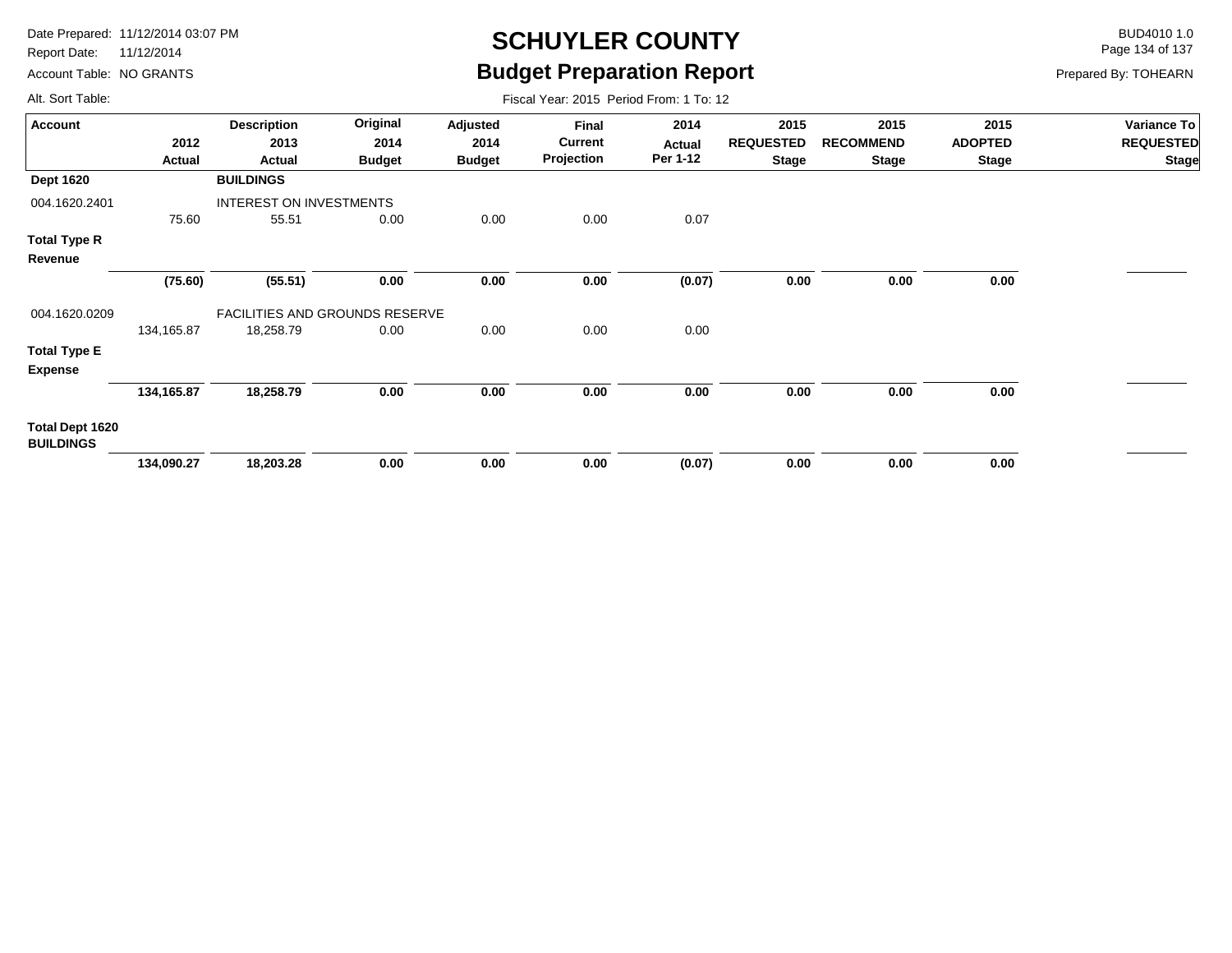# SCHUYLER COUNTY

## Budget Preparation Report

Date Prepared: 11/12/2014 03:07 PM
Report Date: 11/12/2014
Account Table: NO GRANTS
Alt. Sort Table:

BUD4010 1.0
Prepared By: TOHEARN

Fiscal Year: 2015 Period From: 1 To: 12

| Account | 2012 Actual | Description 2013 Actual | Original 2014 Budget | Adjusted 2014 Budget | Final Current Projection | 2014 Actual Per 1-12 | 2015 REQUESTED Stage | 2015 RECOMMEND Stage | 2015 ADOPTED Stage | Variance To REQUESTED Stage |
|---|---|---|---|---|---|---|---|---|---|---|
| **Dept 1620** | | **BUILDINGS** | | | | | | | | |
| 004.1620.2401 | | INTEREST ON INVESTMENTS | | | | | | | | |
| | 75.60 | 55.51 | 0.00 | 0.00 | 0.00 | 0.07 | | | | |
| **Total Type R Revenue** | | | | | | | | | | |
| | **(75.60)** | **(55.51)** | **0.00** | **0.00** | **0.00** | **(0.07)** | **0.00** | **0.00** | **0.00** | |
| 004.1620.0209 | | FACILITIES AND GROUNDS RESERVE | | | | | | | | |
| | 134,165.87 | 18,258.79 | 0.00 | 0.00 | 0.00 | 0.00 | | | | |
| **Total Type E Expense** | | | | | | | | | | |
| | **134,165.87** | **18,258.79** | **0.00** | **0.00** | **0.00** | **0.00** | **0.00** | **0.00** | **0.00** | |
| **Total Dept 1620 BUILDINGS** | | | | | | | | | | |
| | **134,090.27** | **18,203.28** | **0.00** | **0.00** | **0.00** | **(0.07)** | **0.00** | **0.00** | **0.00** | |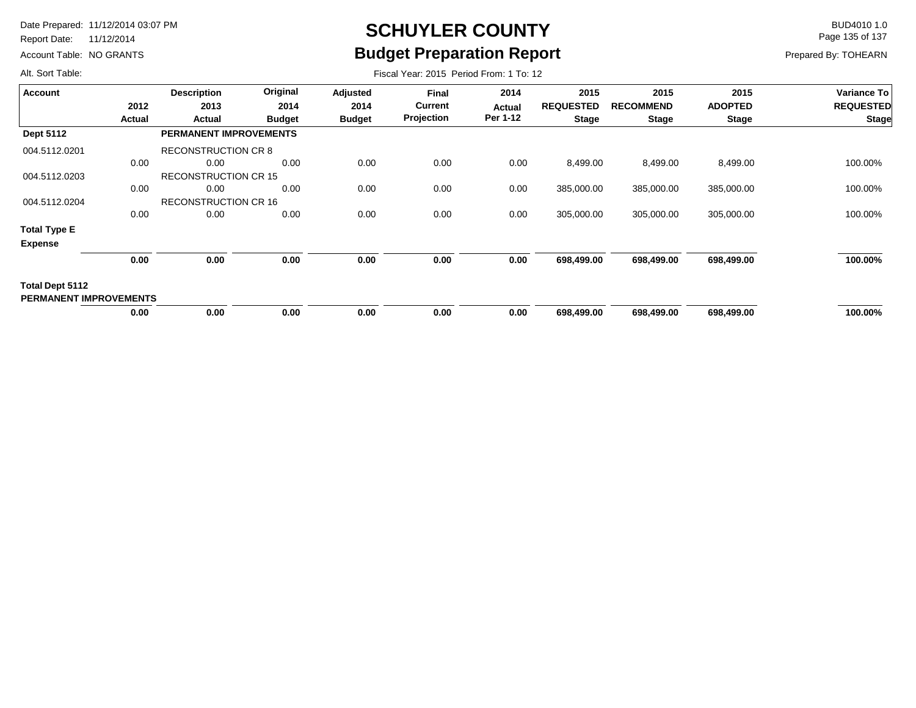# SCHUYLER COUNTY

## Budget Preparation Report

Date Prepared: 11/12/2014 03:07 PM
Report Date: 11/12/2014
Account Table: NO GRANTS
Alt. Sort Table:

BUD4010 1.0
Prepared By: TOHEARN

Fiscal Year: 2015 Period From: 1 To: 12

| Account | 2012 Actual | Description 2013 Actual | Original 2014 Budget | Adjusted 2014 Budget | Final Current Projection | 2014 Actual Per 1-12 | 2015 REQUESTED Stage | 2015 RECOMMEND Stage | 2015 ADOPTED Stage | Variance To REQUESTED Stage |
|---|---|---|---|---|---|---|---|---|---|---|
| **Dept 5112** | | **PERMANENT IMPROVEMENTS** | | | | | | | | |
| 004.5112.0201 | | RECONSTRUCTION CR 8 | | | | | | | | |
| | 0.00 | 0.00 | 0.00 | 0.00 | 0.00 | 0.00 | 8,499.00 | 8,499.00 | 8,499.00 | 100.00% |
| 004.5112.0203 | | RECONSTRUCTION CR 15 | | | | | | | | |
| | 0.00 | 0.00 | 0.00 | 0.00 | 0.00 | 0.00 | 385,000.00 | 385,000.00 | 385,000.00 | 100.00% |
| 004.5112.0204 | | RECONSTRUCTION CR 16 | | | | | | | | |
| | 0.00 | 0.00 | 0.00 | 0.00 | 0.00 | 0.00 | 305,000.00 | 305,000.00 | 305,000.00 | 100.00% |
| **Total Type E Expense** | | | | | | | | | | |
| | **0.00** | **0.00** | **0.00** | **0.00** | **0.00** | **0.00** | **698,499.00** | **698,499.00** | **698,499.00** | **100.00%** |
| **Total Dept 5112 PERMANENT IMPROVEMENTS** | | | | | | | | | | |
| | **0.00** | **0.00** | **0.00** | **0.00** | **0.00** | **0.00** | **698,499.00** | **698,499.00** | **698,499.00** | **100.00%** |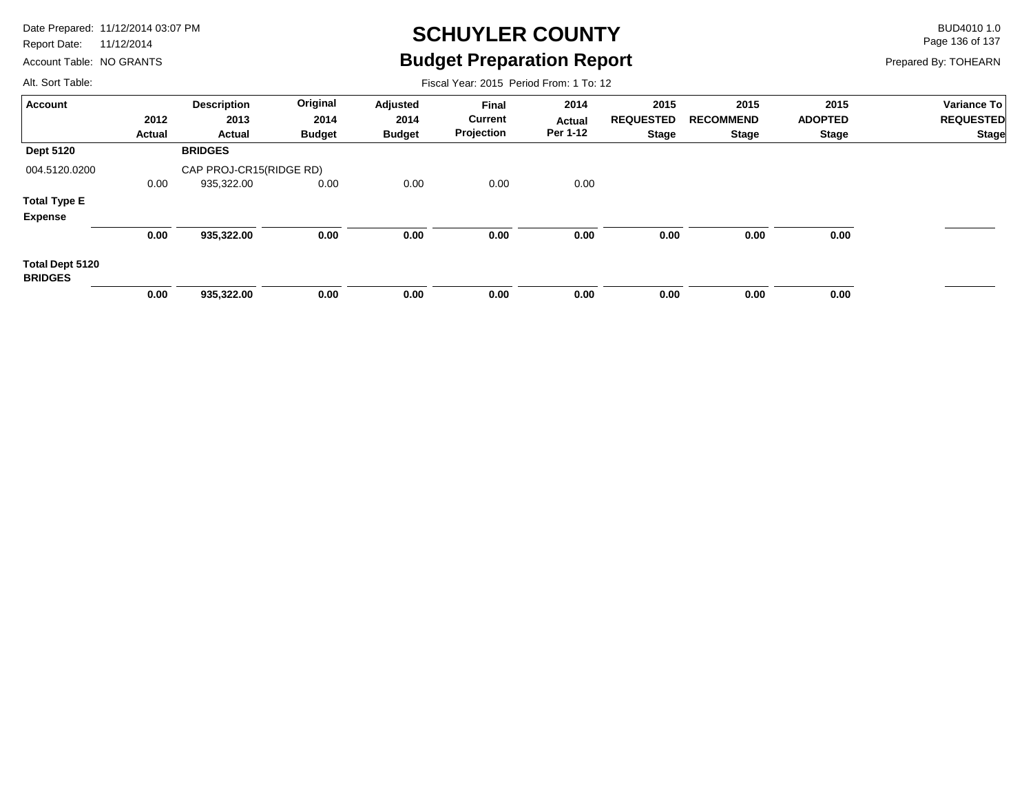# SCHUYLER COUNTY

## Budget Preparation Report

Date Prepared: 11/12/2014 03:07 PM
Report Date: 11/12/2014
Account Table: NO GRANTS
Alt. Sort Table:

BUD4010 1.0
Prepared By: TOHEARN

Fiscal Year: 2015 Period From: 1 To: 12

| Account | 2012 Actual | Description 2013 Actual | Original 2014 Budget | Adjusted 2014 Budget | Final Current Projection | 2014 Actual Per 1-12 | 2015 REQUESTED Stage | 2015 RECOMMEND Stage | 2015 ADOPTED Stage | Variance To REQUESTED Stage |
|---|---|---|---|---|---|---|---|---|---|---|
| **Dept 5120** | | **BRIDGES** | | | | | | | | |
| 004.5120.0200 | | CAP PROJ-CR15(RIDGE RD) | | | | | | | | |
| | 0.00 | 935,322.00 | 0.00 | 0.00 | 0.00 | 0.00 | | | | |
| **Total Type E Expense** | **0.00** | **935,322.00** | **0.00** | **0.00** | **0.00** | **0.00** | **0.00** | **0.00** | **0.00** | |
| **Total Dept 5120 BRIDGES** | **0.00** | **935,322.00** | **0.00** | **0.00** | **0.00** | **0.00** | **0.00** | **0.00** | **0.00** | |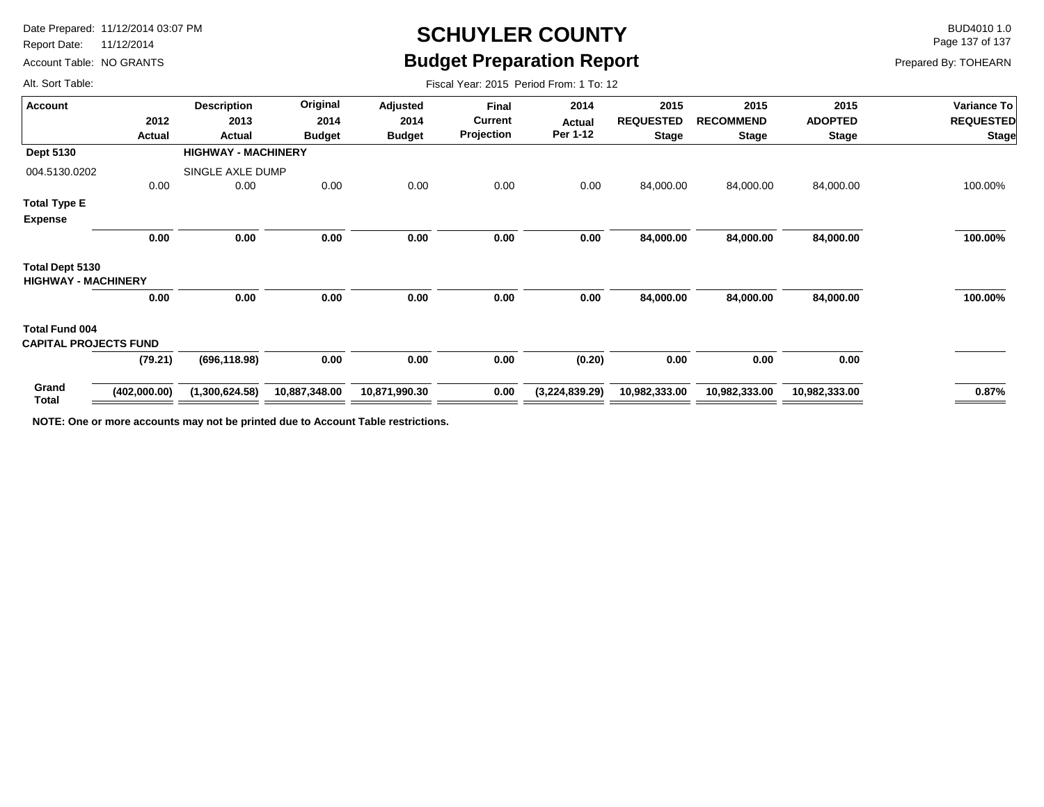# SCHUYLER COUNTY

## Budget Preparation Report

Date Prepared: 11/12/2014 03:07 PM
Report Date: 11/12/2014
Account Table: NO GRANTS
Alt. Sort Table:

BUD4010 1.0
Prepared By: TOHEARN

Fiscal Year: 2015 Period From: 1 To: 12

| Account | 2012 Actual | Description 2013 Actual | Original 2014 Budget | Adjusted 2014 Budget | Final Current Projection | 2014 Actual Per 1-12 | 2015 REQUESTED Stage | 2015 RECOMMEND Stage | 2015 ADOPTED Stage | Variance To REQUESTED Stage |
|---|---|---|---|---|---|---|---|---|---|---|
| **Dept 5130** | | **HIGHWAY - MACHINERY** | | | | | | | | |
| 004.5130.0202 | | SINGLE AXLE DUMP | | | | | | | | |
| | 0.00 | 0.00 | 0.00 | 0.00 | 0.00 | 0.00 | 84,000.00 | 84,000.00 | 84,000.00 | 100.00% |
| **Total Type E Expense** | **0.00** | **0.00** | **0.00** | **0.00** | **0.00** | **0.00** | **84,000.00** | **84,000.00** | **84,000.00** | **100.00%** |
| **Total Dept 5130 HIGHWAY - MACHINERY** | **0.00** | **0.00** | **0.00** | **0.00** | **0.00** | **0.00** | **84,000.00** | **84,000.00** | **84,000.00** | **100.00%** |
| **Total Fund 004 CAPITAL PROJECTS FUND** | **(79.21)** | **(696,118.98)** | **0.00** | **0.00** | **0.00** | **(0.20)** | **0.00** | **0.00** | **0.00** | |
| **Grand Total** | **(402,000.00)** | **(1,300,624.58)** | **10,887,348.00** | **10,871,990.30** | **0.00** | **(3,224,839.29)** | **10,982,333.00** | **10,982,333.00** | **10,982,333.00** | **0.87%** |

**NOTE: One or more accounts may not be printed due to Account Table restrictions.**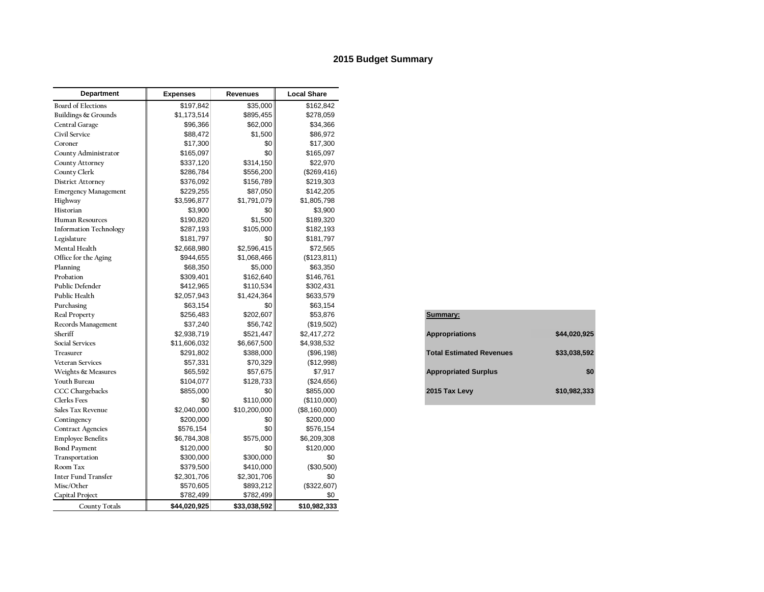# 2015 Budget Summary

| Department | Expenses | Revenues | Local Share |
|---|---|---|---|
| Board of Elections | $197,842 | $35,000 | $162,842 |
| Buildings & Grounds | $1,173,514 | $895,455 | $278,059 |
| Central Garage | $96,366 | $62,000 | $34,366 |
| Civil Service | $88,472 | $1,500 | $86,972 |
| Coroner | $17,300 | $0 | $17,300 |
| County Administrator | $165,097 | $0 | $165,097 |
| County Attorney | $337,120 | $314,150 | $22,970 |
| County Clerk | $286,784 | $556,200 | ($269,416) |
| District Attorney | $376,092 | $156,789 | $219,303 |
| Emergency Management | $229,255 | $87,050 | $142,205 |
| Highway | $3,596,877 | $1,791,079 | $1,805,798 |
| Historian | $3,900 | $0 | $3,900 |
| Human Resources | $190,820 | $1,500 | $189,320 |
| Information Technology | $287,193 | $105,000 | $182,193 |
| Legislature | $181,797 | $0 | $181,797 |
| Mental Health | $2,668,980 | $2,596,415 | $72,565 |
| Office for the Aging | $944,655 | $1,068,466 | ($123,811) |
| Planning | $68,350 | $5,000 | $63,350 |
| Probation | $309,401 | $162,640 | $146,761 |
| Public Defender | $412,965 | $110,534 | $302,431 |
| Public Health | $2,057,943 | $1,424,364 | $633,579 |
| Purchasing | $63,154 | $0 | $63,154 |
| Real Property | $256,483 | $202,607 | $53,876 |
| Records Management | $37,240 | $56,742 | ($19,502) |
| Sheriff | $2,938,719 | $521,447 | $2,417,272 |
| Social Services | $11,606,032 | $6,667,500 | $4,938,532 |
| Treasurer | $291,802 | $388,000 | ($96,198) |
| Veteran Services | $57,331 | $70,329 | ($12,998) |
| Weights & Measures | $65,592 | $57,675 | $7,917 |
| Youth Bureau | $104,077 | $128,733 | ($24,656) |
| CCC Chargebacks | $855,000 | $0 | $855,000 |
| Clerks Fees | $0 | $110,000 | ($110,000) |
| Sales Tax Revenue | $2,040,000 | $10,200,000 | ($8,160,000) |
| Contingency | $200,000 | $0 | $200,000 |
| Contract Agencies | $576,154 | $0 | $576,154 |
| Employee Benefits | $6,784,308 | $575,000 | $6,209,308 |
| Bond Payment | $120,000 | $0 | $120,000 |
| Transportation | $300,000 | $300,000 | $0 |
| Room Tax | $379,500 | $410,000 | ($30,500) |
| Inter Fund Transfer | $2,301,706 | $2,301,706 | $0 |
| Misc/Other | $570,605 | $893,212 | ($322,607) |
| Capital Project | $782,499 | $782,499 | $0 |
| County Totals | **$44,020,925** | **$33,038,592** | **$10,982,333** |

| **Summary:** | |
|---|---|
| **Appropriations** | **$44,020,925** |
| **Total Estimated Revenues** | **$33,038,592** |
| **Appropriated Surplus** | **$0** |
| **2015 Tax Levy** | **$10,982,333** |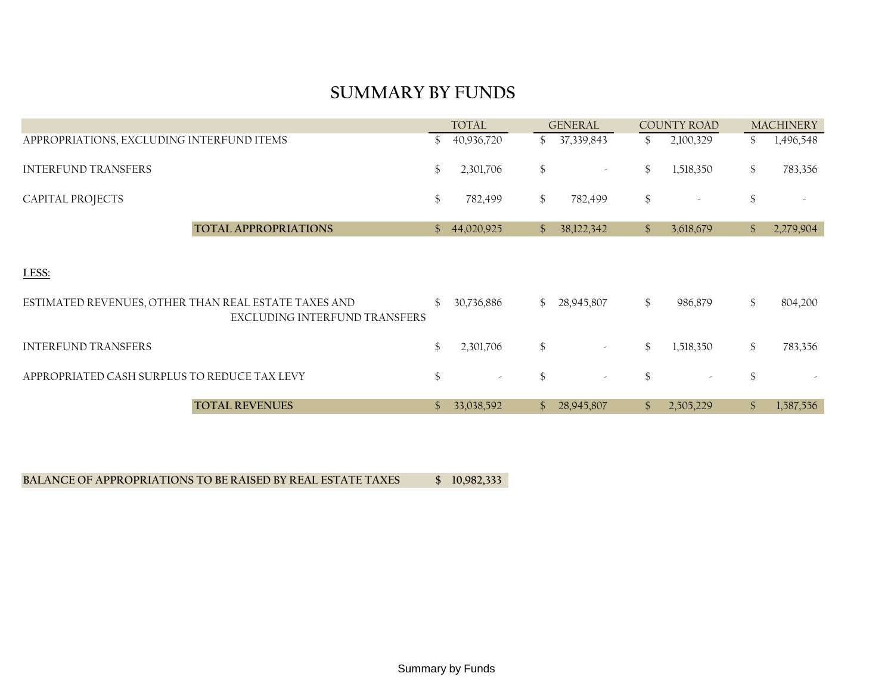# SUMMARY BY FUNDS

| | TOTAL | GENERAL | COUNTY ROAD | MACHINERY |
|---|---|---|---|---|
| APPROPRIATIONS, EXCLUDING INTERFUND ITEMS | $ 40,936,720 | $ 37,339,843 | $ 2,100,329 | $ 1,496,548 |
| INTERFUND TRANSFERS | $ 2,301,706 | $ - | $ 1,518,350 | $ 783,356 |
| CAPITAL PROJECTS | $ 782,499 | $ 782,499 | $ - | $ - |
| **TOTAL APPROPRIATIONS** | $ 44,020,925 | $ 38,122,342 | $ 3,618,679 | $ 2,279,904 |
| **LESS:** | | | | |
| ESTIMATED REVENUES, OTHER THAN REAL ESTATE TAXES AND EXCLUDING INTERFUND TRANSFERS | $ 30,736,886 | $ 28,945,807 | $ 986,879 | $ 804,200 |
| INTERFUND TRANSFERS | $ 2,301,706 | $ - | $ 1,518,350 | $ 783,356 |
| APPROPRIATED CASH SURPLUS TO REDUCE TAX LEVY | $ - | $ - | $ - | $ - |
| **TOTAL REVENUES** | $ 33,038,592 | $ 28,945,807 | $ 2,505,229 | $ 1,587,556 |

| | |
|---|---|
| **BALANCE OF APPROPRIATIONS TO BE RAISED BY REAL ESTATE TAXES** | **$ 10,982,333** |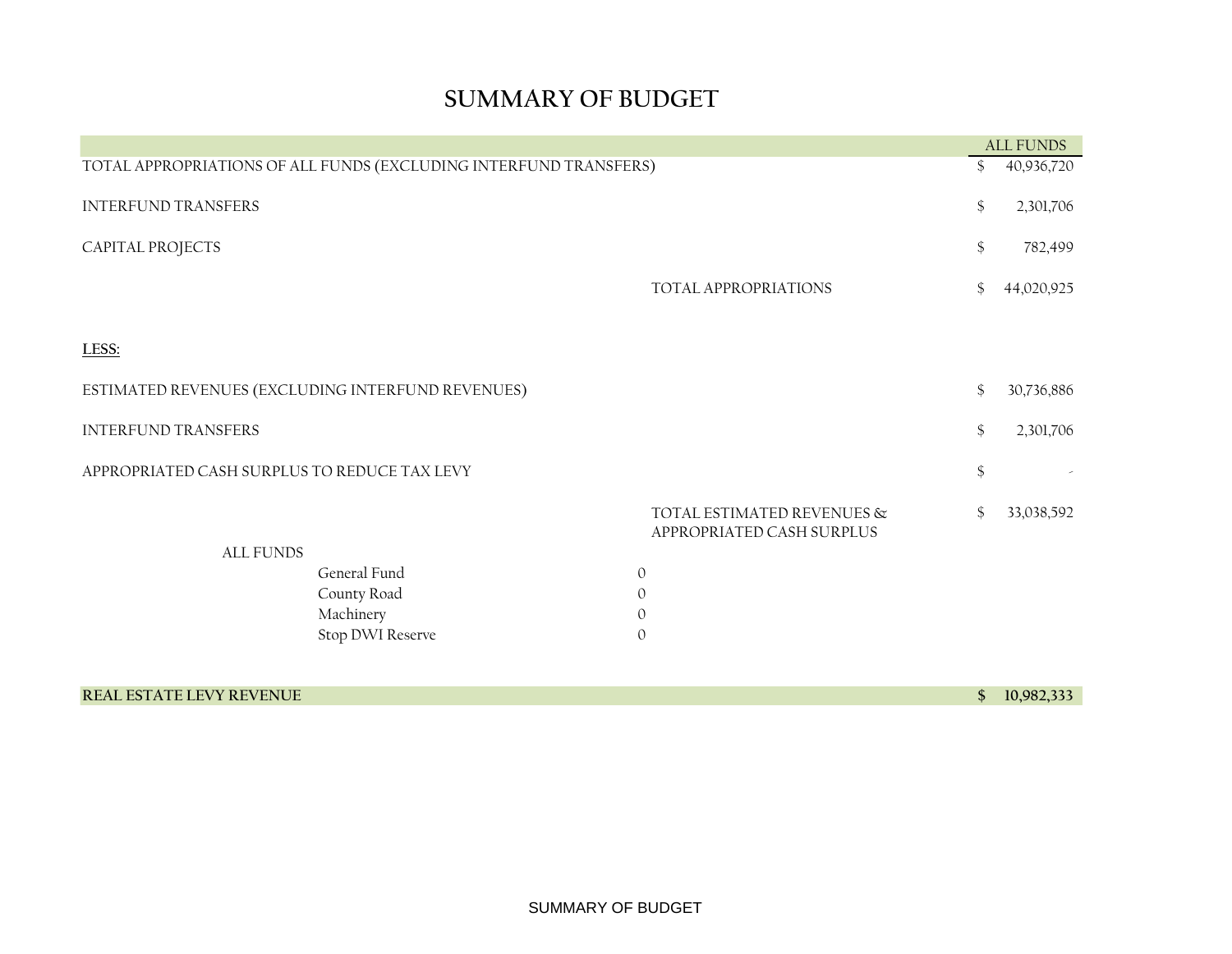# SUMMARY OF BUDGET

| | | ALL FUNDS |
|---|---|---|
| TOTAL APPROPRIATIONS OF ALL FUNDS (EXCLUDING INTERFUND TRANSFERS) | | $ 40,936,720 |
| INTERFUND TRANSFERS | | $ 2,301,706 |
| CAPITAL PROJECTS | | $ 782,499 |
| | TOTAL APPROPRIATIONS | $ 44,020,925 |
| **LESS:** | | |
| ESTIMATED REVENUES (EXCLUDING INTERFUND REVENUES) | | $ 30,736,886 |
| INTERFUND TRANSFERS | | $ 2,301,706 |
| APPROPRIATED CASH SURPLUS TO REDUCE TAX LEVY | | $ - |
| | TOTAL ESTIMATED REVENUES & APPROPRIATED CASH SURPLUS | $ 33,038,592 |

ALL FUNDS

| | |
|---|---|
| General Fund | 0 |
| County Road | 0 |
| Machinery | 0 |
| Stop DWI Reserve | 0 |

| | |
|---|---|
| **REAL ESTATE LEVY REVENUE** | **$ 10,982,333** |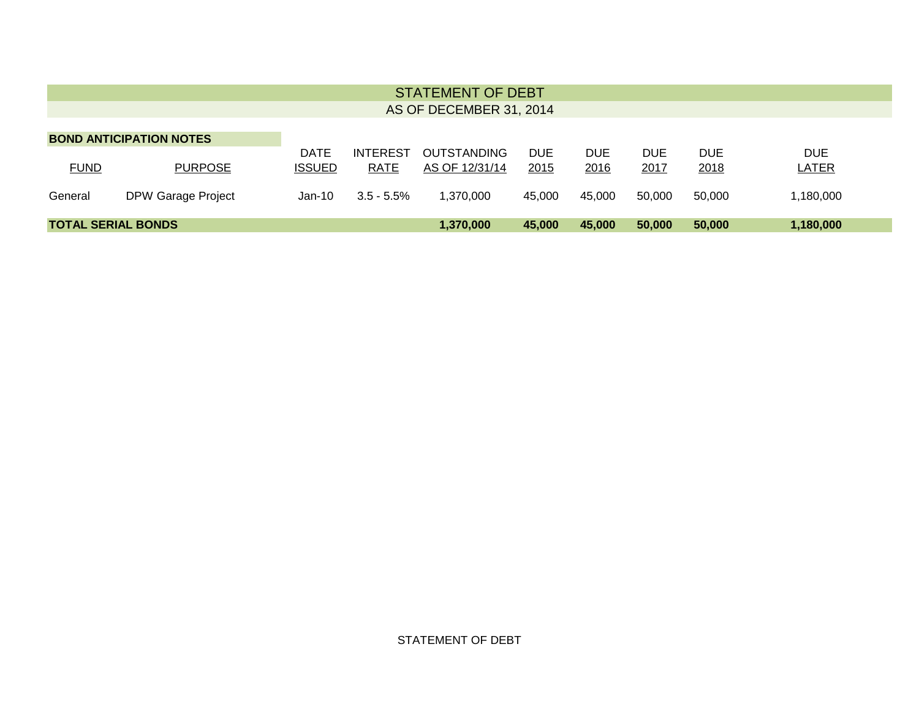# STATEMENT OF DEBT

## AS OF DECEMBER 31, 2014

**BOND ANTICIPATION NOTES**

| FUND | PURPOSE | DATE ISSUED | INTEREST RATE | OUTSTANDING AS OF 12/31/14 | DUE 2015 | DUE 2016 | DUE 2017 | DUE 2018 | DUE LATER |
|---|---|---|---|---|---|---|---|---|---|
| General | DPW Garage Project | Jan-10 | 3.5 - 5.5% | 1,370,000 | 45,000 | 45,000 | 50,000 | 50,000 | 1,180,000 |
| **TOTAL SERIAL BONDS** | | | | **1,370,000** | **45,000** | **45,000** | **50,000** | **50,000** | **1,180,000** |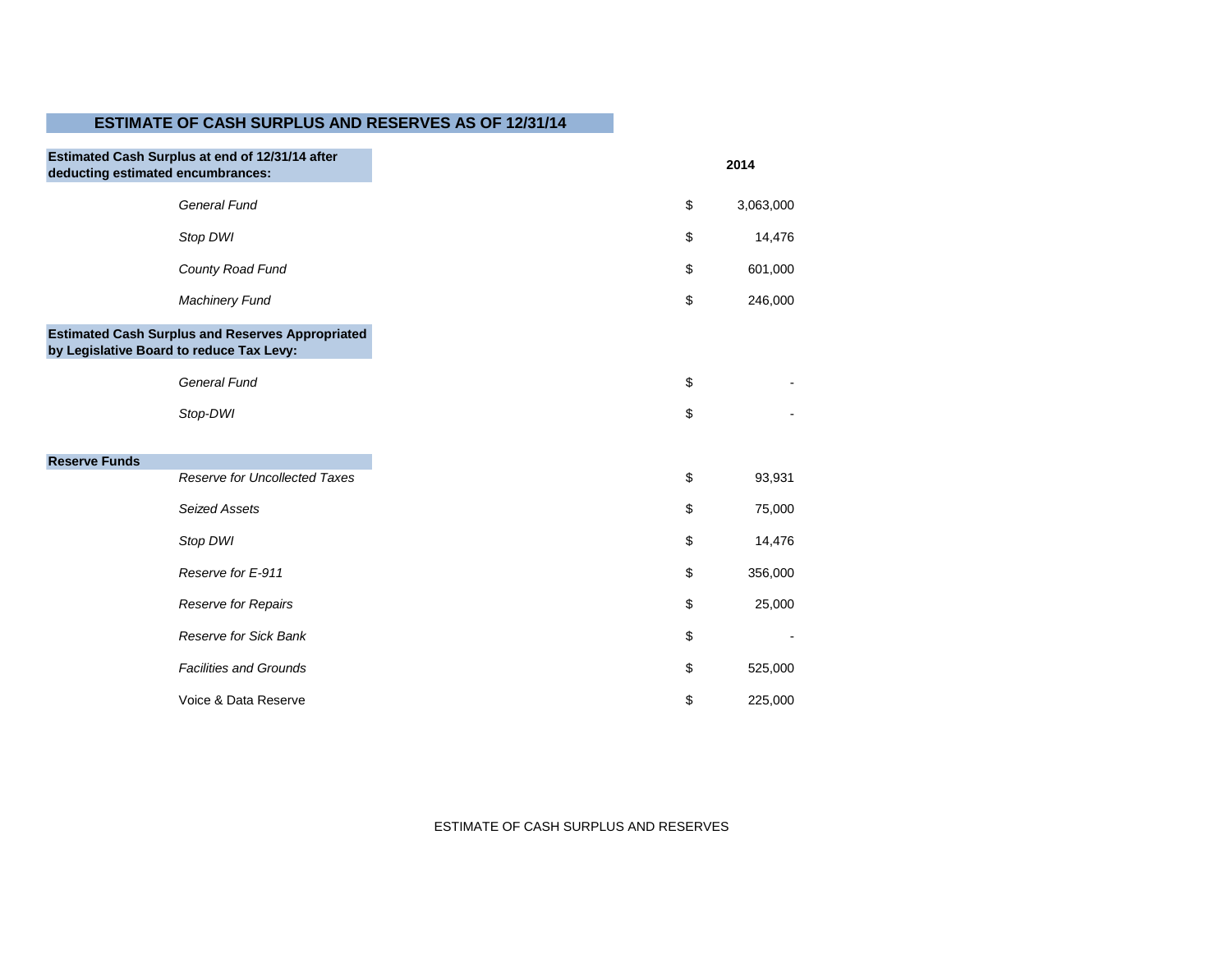## ESTIMATE OF CASH SURPLUS AND RESERVES AS OF 12/31/14

| | | 2014 |
|---|---|---|
| **Estimated Cash Surplus at end of 12/31/14 after deducting estimated encumbrances:** | | |
| *General Fund* | $ | 3,063,000 |
| *Stop DWI* | $ | 14,476 |
| *County Road Fund* | $ | 601,000 |
| *Machinery Fund* | $ | 246,000 |
| **Estimated Cash Surplus and Reserves Appropriated by Legislative Board to reduce Tax Levy:** | | |
| *General Fund* | $ | - |
| *Stop-DWI* | $ | - |
| **Reserve Funds** | | |
| *Reserve for Uncollected Taxes* | $ | 93,931 |
| *Seized Assets* | $ | 75,000 |
| *Stop DWI* | $ | 14,476 |
| *Reserve for E-911* | $ | 356,000 |
| *Reserve for Repairs* | $ | 25,000 |
| *Reserve for Sick Bank* | $ | - |
| *Facilities and Grounds* | $ | 525,000 |
| Voice & Data Reserve | $ | 225,000 |

ESTIMATE OF CASH SURPLUS AND RESERVES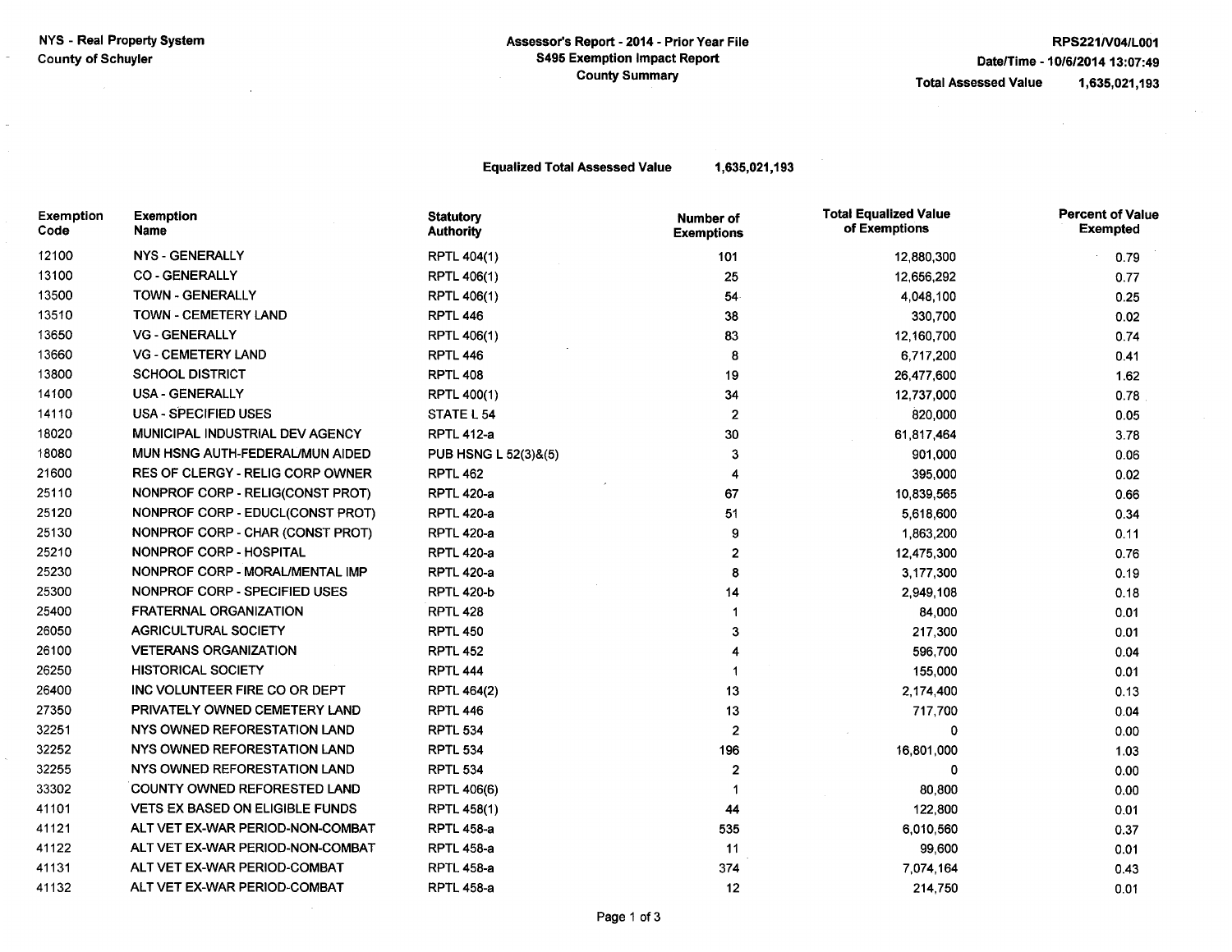NYS - Real Property System
County of Schuyler

Assessor's Report - 2014 - Prior Year File
S495 Exemption Impact Report
County Summary

RPS221/V04/L001
Date/Time - 10/6/2014 13:07:49
Total Assessed Value 1,635,021,193

**Equalized Total Assessed Value 1,635,021,193**

| Exemption Code | Exemption Name | Statutory Authority | Number of Exemptions | Total Equalized Value of Exemptions | Percent of Value Exempted |
|---|---|---|---|---|---|
| 12100 | NYS - GENERALLY | RPTL 404(1) | 101 | 12,880,300 | 0.79 |
| 13100 | CO - GENERALLY | RPTL 406(1) | 25 | 12,656,292 | 0.77 |
| 13500 | TOWN - GENERALLY | RPTL 406(1) | 54 | 4,048,100 | 0.25 |
| 13510 | TOWN - CEMETERY LAND | RPTL 446 | 38 | 330,700 | 0.02 |
| 13650 | VG - GENERALLY | RPTL 406(1) | 83 | 12,160,700 | 0.74 |
| 13660 | VG - CEMETERY LAND | RPTL 446 | 8 | 6,717,200 | 0.41 |
| 13800 | SCHOOL DISTRICT | RPTL 408 | 19 | 26,477,600 | 1.62 |
| 14100 | USA - GENERALLY | RPTL 400(1) | 34 | 12,737,000 | 0.78 |
| 14110 | USA - SPECIFIED USES | STATE L 54 | 2 | 820,000 | 0.05 |
| 18020 | MUNICIPAL INDUSTRIAL DEV AGENCY | RPTL 412-a | 30 | 61,817,464 | 3.78 |
| 18080 | MUN HSNG AUTH-FEDERAL/MUN AIDED | PUB HSNG L 52(3)&(5) | 3 | 901,000 | 0.06 |
| 21600 | RES OF CLERGY - RELIG CORP OWNER | RPTL 462 | 4 | 395,000 | 0.02 |
| 25110 | NONPROF CORP - RELIG(CONST PROT) | RPTL 420-a | 67 | 10,839,565 | 0.66 |
| 25120 | NONPROF CORP - EDUCL(CONST PROT) | RPTL 420-a | 51 | 5,618,600 | 0.34 |
| 25130 | NONPROF CORP - CHAR (CONST PROT) | RPTL 420-a | 9 | 1,863,200 | 0.11 |
| 25210 | NONPROF CORP - HOSPITAL | RPTL 420-a | 2 | 12,475,300 | 0.76 |
| 25230 | NONPROF CORP - MORAL/MENTAL IMP | RPTL 420-a | 8 | 3,177,300 | 0.19 |
| 25300 | NONPROF CORP - SPECIFIED USES | RPTL 420-b | 14 | 2,949,108 | 0.18 |
| 25400 | FRATERNAL ORGANIZATION | RPTL 428 | 1 | 84,000 | 0.01 |
| 26050 | AGRICULTURAL SOCIETY | RPTL 450 | 3 | 217,300 | 0.01 |
| 26100 | VETERANS ORGANIZATION | RPTL 452 | 4 | 596,700 | 0.04 |
| 26250 | HISTORICAL SOCIETY | RPTL 444 | 1 | 155,000 | 0.01 |
| 26400 | INC VOLUNTEER FIRE CO OR DEPT | RPTL 464(2) | 13 | 2,174,400 | 0.13 |
| 27350 | PRIVATELY OWNED CEMETERY LAND | RPTL 446 | 13 | 717,700 | 0.04 |
| 32251 | NYS OWNED REFORESTATION LAND | RPTL 534 | 2 | 0 | 0.00 |
| 32252 | NYS OWNED REFORESTATION LAND | RPTL 534 | 196 | 16,801,000 | 1.03 |
| 32255 | NYS OWNED REFORESTATION LAND | RPTL 534 | 2 | 0 | 0.00 |
| 33302 | COUNTY OWNED REFORESTED LAND | RPTL 406(6) | 1 | 80,800 | 0.00 |
| 41101 | VETS EX BASED ON ELIGIBLE FUNDS | RPTL 458(1) | 44 | 122,800 | 0.01 |
| 41121 | ALT VET EX-WAR PERIOD-NON-COMBAT | RPTL 458-a | 535 | 6,010,560 | 0.37 |
| 41122 | ALT VET EX-WAR PERIOD-NON-COMBAT | RPTL 458-a | 11 | 99,600 | 0.01 |
| 41131 | ALT VET EX-WAR PERIOD-COMBAT | RPTL 458-a | 374 | 7,074,164 | 0.43 |
| 41132 | ALT VET EX-WAR PERIOD-COMBAT | RPTL 458-a | 12 | 214,750 | 0.01 |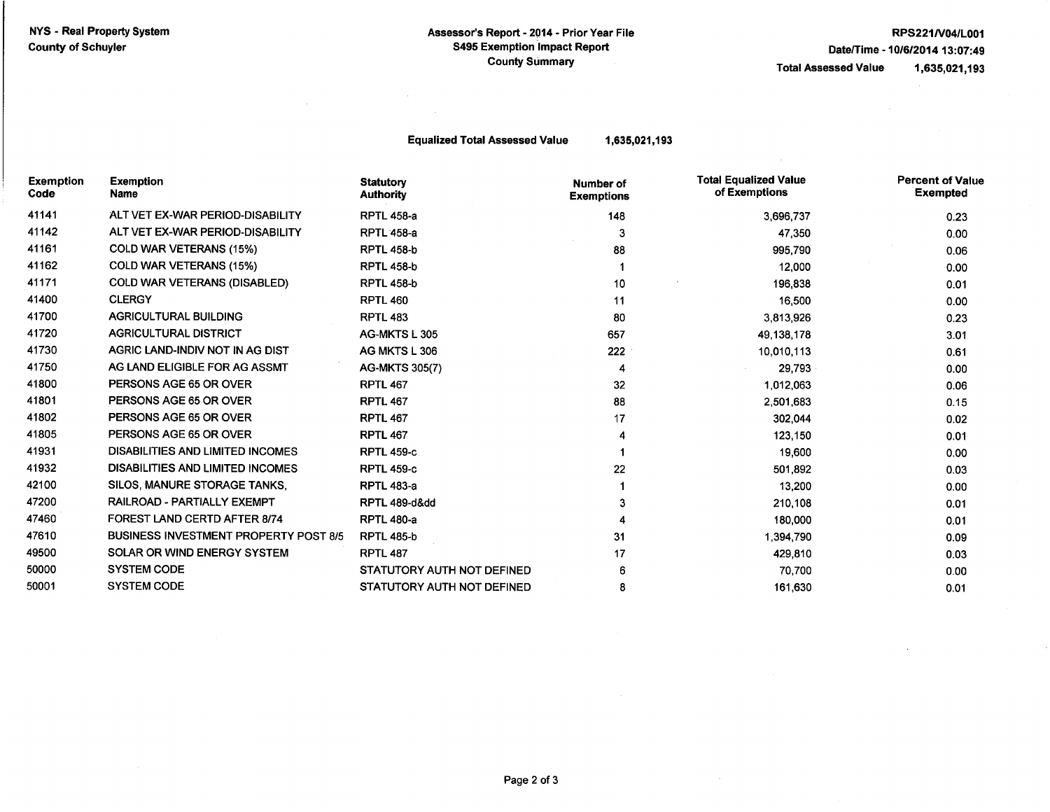NYS - Real Property System
County of Schuyler

**Assessor's Report - 2014 - Prior Year File**
**S495 Exemption Impact Report**
**County Summary**

RPS221/V04/L001
Date/Time - 10/6/2014 13:07:49
Total Assessed Value 1,635,021,193

**Equalized Total Assessed Value 1,635,021,193**

| Exemption Code | Exemption Name | Statutory Authority | Number of Exemptions | Total Equalized Value of Exemptions | Percent of Value Exempted |
|---|---|---|---|---|---|
| 41141 | ALT VET EX-WAR PERIOD-DISABILITY | RPTL 458-a | 148 | 3,696,737 | 0.23 |
| 41142 | ALT VET EX-WAR PERIOD-DISABILITY | RPTL 458-a | 3 | 47,350 | 0.00 |
| 41161 | COLD WAR VETERANS (15%) | RPTL 458-b | 88 | 995,790 | 0.06 |
| 41162 | COLD WAR VETERANS (15%) | RPTL 458-b | 1 | 12,000 | 0.00 |
| 41171 | COLD WAR VETERANS (DISABLED) | RPTL 458-b | 10 | 196,838 | 0.01 |
| 41400 | CLERGY | RPTL 460 | 11 | 16,500 | 0.00 |
| 41700 | AGRICULTURAL BUILDING | RPTL 483 | 80 | 3,813,926 | 0.23 |
| 41720 | AGRICULTURAL DISTRICT | AG-MKTS L 305 | 657 | 49,138,178 | 3.01 |
| 41730 | AGRIC LAND-INDIV NOT IN AG DIST | AG MKTS L 306 | 222 | 10,010,113 | 0.61 |
| 41750 | AG LAND ELIGIBLE FOR AG ASSMT | AG-MKTS 305(7) | 4 | 29,793 | 0.00 |
| 41800 | PERSONS AGE 65 OR OVER | RPTL 467 | 32 | 1,012,063 | 0.06 |
| 41801 | PERSONS AGE 65 OR OVER | RPTL 467 | 88 | 2,501,683 | 0.15 |
| 41802 | PERSONS AGE 65 OR OVER | RPTL 467 | 17 | 302,044 | 0.02 |
| 41805 | PERSONS AGE 65 OR OVER | RPTL 467 | 4 | 123,150 | 0.01 |
| 41931 | DISABILITIES AND LIMITED INCOMES | RPTL 459-c | 1 | 19,600 | 0.00 |
| 41932 | DISABILITIES AND LIMITED INCOMES | RPTL 459-c | 22 | 501,892 | 0.03 |
| 42100 | SILOS, MANURE STORAGE TANKS, | RPTL 483-a | 1 | 13,200 | 0.00 |
| 47200 | RAILROAD - PARTIALLY EXEMPT | RPTL 489-d&dd | 3 | 210,108 | 0.01 |
| 47460 | FOREST LAND CERTD AFTER 8/74 | RPTL 480-a | 4 | 180,000 | 0.01 |
| 47610 | BUSINESS INVESTMENT PROPERTY POST 8/5 | RPTL 485-b | 31 | 1,394,790 | 0.09 |
| 49500 | SOLAR OR WIND ENERGY SYSTEM | RPTL 487 | 17 | 429,810 | 0.03 |
| 50000 | SYSTEM CODE | STATUTORY AUTH NOT DEFINED | 6 | 70,700 | 0.00 |
| 50001 | SYSTEM CODE | STATUTORY AUTH NOT DEFINED | 8 | 161,630 | 0.01 |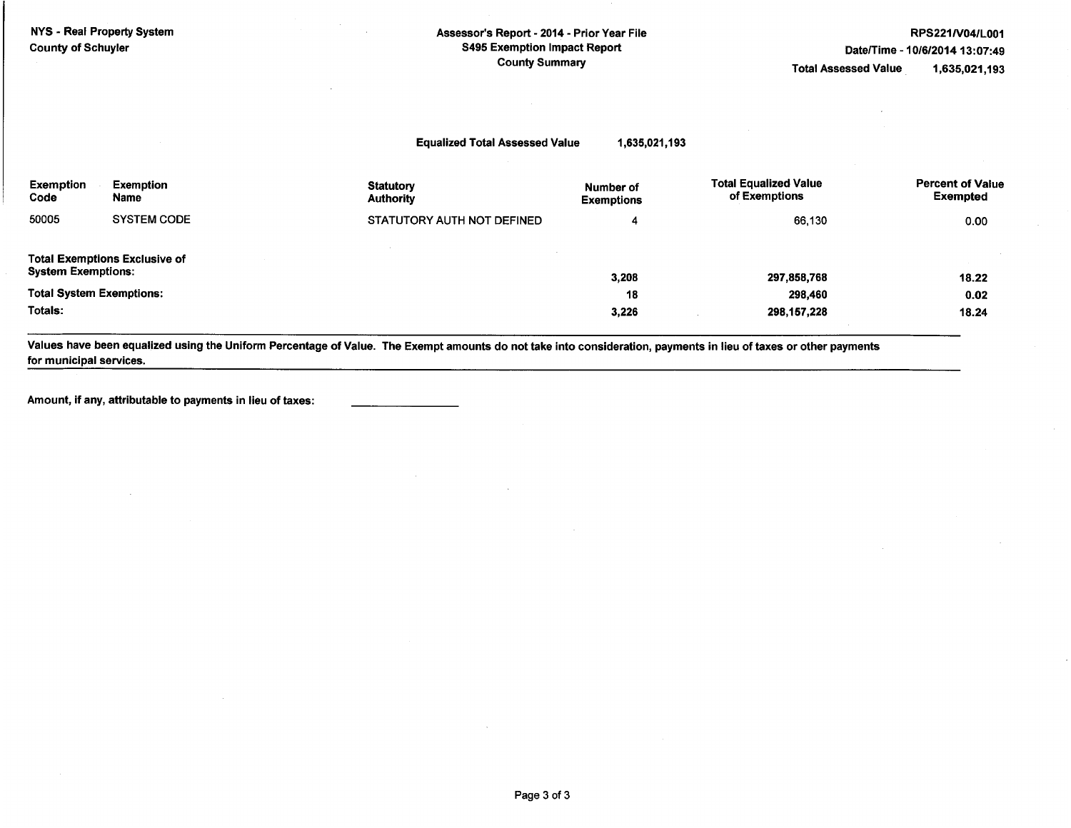NYS - Real Property System
County of Schuyler

Assessor's Report - 2014 - Prior Year File
S495 Exemption Impact Report
County Summary

RPS221/V04/L001
Date/Time - 10/6/2014 13:07:49
Total Assessed Value 1,635,021,193

Equalized Total Assessed Value 1,635,021,193

| Exemption Code | Exemption Name | Statutory Authority | Number of Exemptions | Total Equalized Value of Exemptions | Percent of Value Exempted |
|---|---|---|---|---|---|
| 50005 | SYSTEM CODE | STATUTORY AUTH NOT DEFINED | 4 | 66,130 | 0.00 |
| **Total Exemptions Exclusive of System Exemptions:** | | | **3,208** | **297,858,768** | **18.22** |
| **Total System Exemptions:** | | | **18** | **298,460** | **0.02** |
| **Totals:** | | | **3,226** | **298,157,228** | **18.24** |

**Values have been equalized using the Uniform Percentage of Value. The Exempt amounts do not take into consideration, payments in lieu of taxes or other payments for municipal services.**

**Amount, if any, attributable to payments in lieu of taxes:** ______________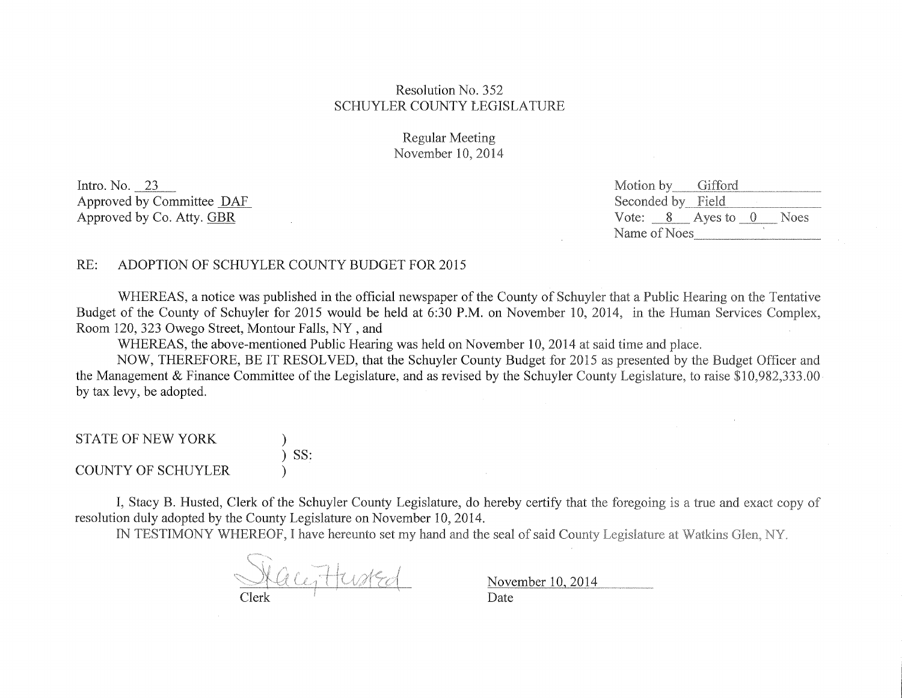Resolution No. 352
SCHUYLER COUNTY LEGISLATURE

Regular Meeting
November 10, 2014

Intro. No. 23
Approved by Committee DAF
Approved by Co. Atty. GBR

Motion by Gifford
Seconded by Field
Vote: 8 Ayes to 0 Noes
Name of Noes ______

RE: ADOPTION OF SCHUYLER COUNTY BUDGET FOR 2015

WHEREAS, a notice was published in the official newspaper of the County of Schuyler that a Public Hearing on the Tentative Budget of the County of Schuyler for 2015 would be held at 6:30 P.M. on November 10, 2014, in the Human Services Complex, Room 120, 323 Owego Street, Montour Falls, NY , and

WHEREAS, the above-mentioned Public Hearing was held on November 10, 2014 at said time and place.

NOW, THEREFORE, BE IT RESOLVED, that the Schuyler County Budget for 2015 as presented by the Budget Officer and the Management & Finance Committee of the Legislature, and as revised by the Schuyler County Legislature, to raise $10,982,333.00 by tax levy, be adopted.

STATE OF NEW YORK )
) SS:
COUNTY OF SCHUYLER )

I, Stacy B. Husted, Clerk of the Schuyler County Legislature, do hereby certify that the foregoing is a true and exact copy of resolution duly adopted by the County Legislature on November 10, 2014.

IN TESTIMONY WHEREOF, I have hereunto set my hand and the seal of said County Legislature at Watkins Glen, NY.

Stacy Husted
Clerk

November 10, 2014
Date